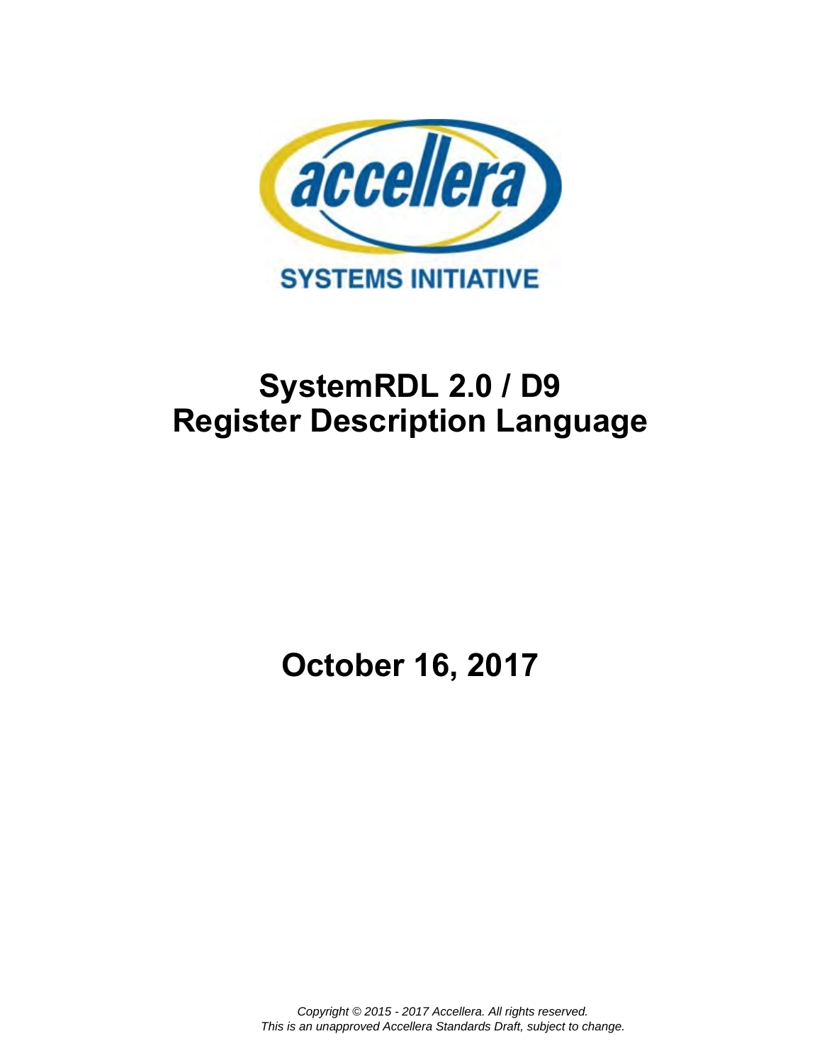accellera

SYSTEMS INITIATIVE

# SystemRDL 2.0 / D9
# Register Description Language

## October 16, 2017

*Copyright © 2015 - 2017 Accellera. All rights reserved.*
*This is an unapproved Accellera Standards Draft, subject to change.*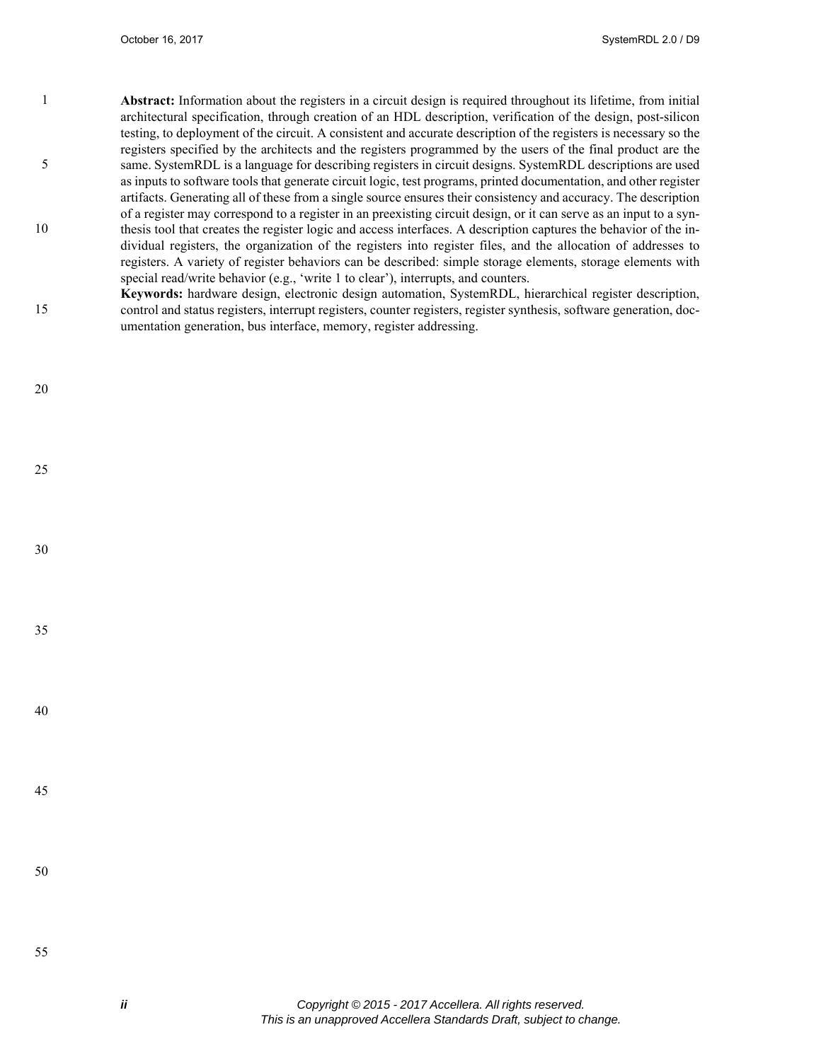**Abstract:** Information about the registers in a circuit design is required throughout its lifetime, from initial architectural specification, through creation of an HDL description, verification of the design, post-silicon testing, to deployment of the circuit. A consistent and accurate description of the registers is necessary so the registers specified by the architects and the registers programmed by the users of the final product are the same. SystemRDL is a language for describing registers in circuit designs. SystemRDL descriptions are used as inputs to software tools that generate circuit logic, test programs, printed documentation, and other register artifacts. Generating all of these from a single source ensures their consistency and accuracy. The description of a register may correspond to a register in an preexisting circuit design, or it can serve as an input to a synthesis tool that creates the register logic and access interfaces. A description captures the behavior of the individual registers, the organization of the registers into register files, and the allocation of addresses to registers. A variety of register behaviors can be described: simple storage elements, storage elements with special read/write behavior (e.g., 'write 1 to clear'), interrupts, and counters.

**Keywords:** hardware design, electronic design automation, SystemRDL, hierarchical register description, control and status registers, interrupt registers, counter registers, register synthesis, software generation, documentation generation, bus interface, memory, register addressing.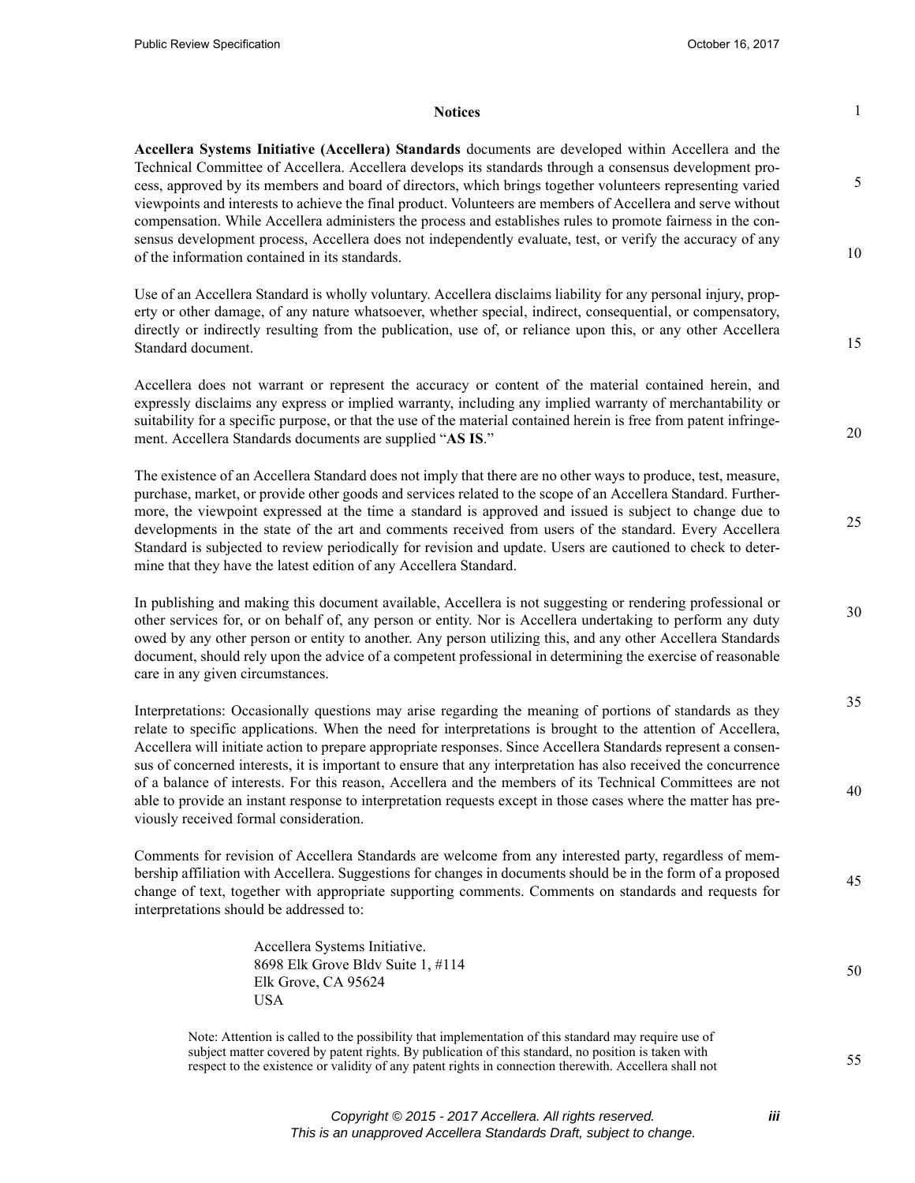## Notices

**Accellera Systems Initiative (Accellera) Standards** documents are developed within Accellera and the Technical Committee of Accellera. Accellera develops its standards through a consensus development process, approved by its members and board of directors, which brings together volunteers representing varied viewpoints and interests to achieve the final product. Volunteers are members of Accellera and serve without compensation. While Accellera administers the process and establishes rules to promote fairness in the consensus development process, Accellera does not independently evaluate, test, or verify the accuracy of any of the information contained in its standards.

Use of an Accellera Standard is wholly voluntary. Accellera disclaims liability for any personal injury, property or other damage, of any nature whatsoever, whether special, indirect, consequential, or compensatory, directly or indirectly resulting from the publication, use of, or reliance upon this, or any other Accellera Standard document.

Accellera does not warrant or represent the accuracy or content of the material contained herein, and expressly disclaims any express or implied warranty, including any implied warranty of merchantability or suitability for a specific purpose, or that the use of the material contained herein is free from patent infringement. Accellera Standards documents are supplied "**AS IS**."

The existence of an Accellera Standard does not imply that there are no other ways to produce, test, measure, purchase, market, or provide other goods and services related to the scope of an Accellera Standard. Furthermore, the viewpoint expressed at the time a standard is approved and issued is subject to change due to developments in the state of the art and comments received from users of the standard. Every Accellera Standard is subjected to review periodically for revision and update. Users are cautioned to check to determine that they have the latest edition of any Accellera Standard.

In publishing and making this document available, Accellera is not suggesting or rendering professional or other services for, or on behalf of, any person or entity. Nor is Accellera undertaking to perform any duty owed by any other person or entity to another. Any person utilizing this, and any other Accellera Standards document, should rely upon the advice of a competent professional in determining the exercise of reasonable care in any given circumstances.

Interpretations: Occasionally questions may arise regarding the meaning of portions of standards as they relate to specific applications. When the need for interpretations is brought to the attention of Accellera, Accellera will initiate action to prepare appropriate responses. Since Accellera Standards represent a consensus of concerned interests, it is important to ensure that any interpretation has also received the concurrence of a balance of interests. For this reason, Accellera and the members of its Technical Committees are not able to provide an instant response to interpretation requests except in those cases where the matter has previously received formal consideration.

Comments for revision of Accellera Standards are welcome from any interested party, regardless of membership affiliation with Accellera. Suggestions for changes in documents should be in the form of a proposed change of text, together with appropriate supporting comments. Comments on standards and requests for interpretations should be addressed to:

> Accellera Systems Initiative.
> 8698 Elk Grove Bldv Suite 1, #114
> Elk Grove, CA 95624
> USA

Note: Attention is called to the possibility that implementation of this standard may require use of subject matter covered by patent rights. By publication of this standard, no position is taken with respect to the existence or validity of any patent rights in connection therewith. Accellera shall not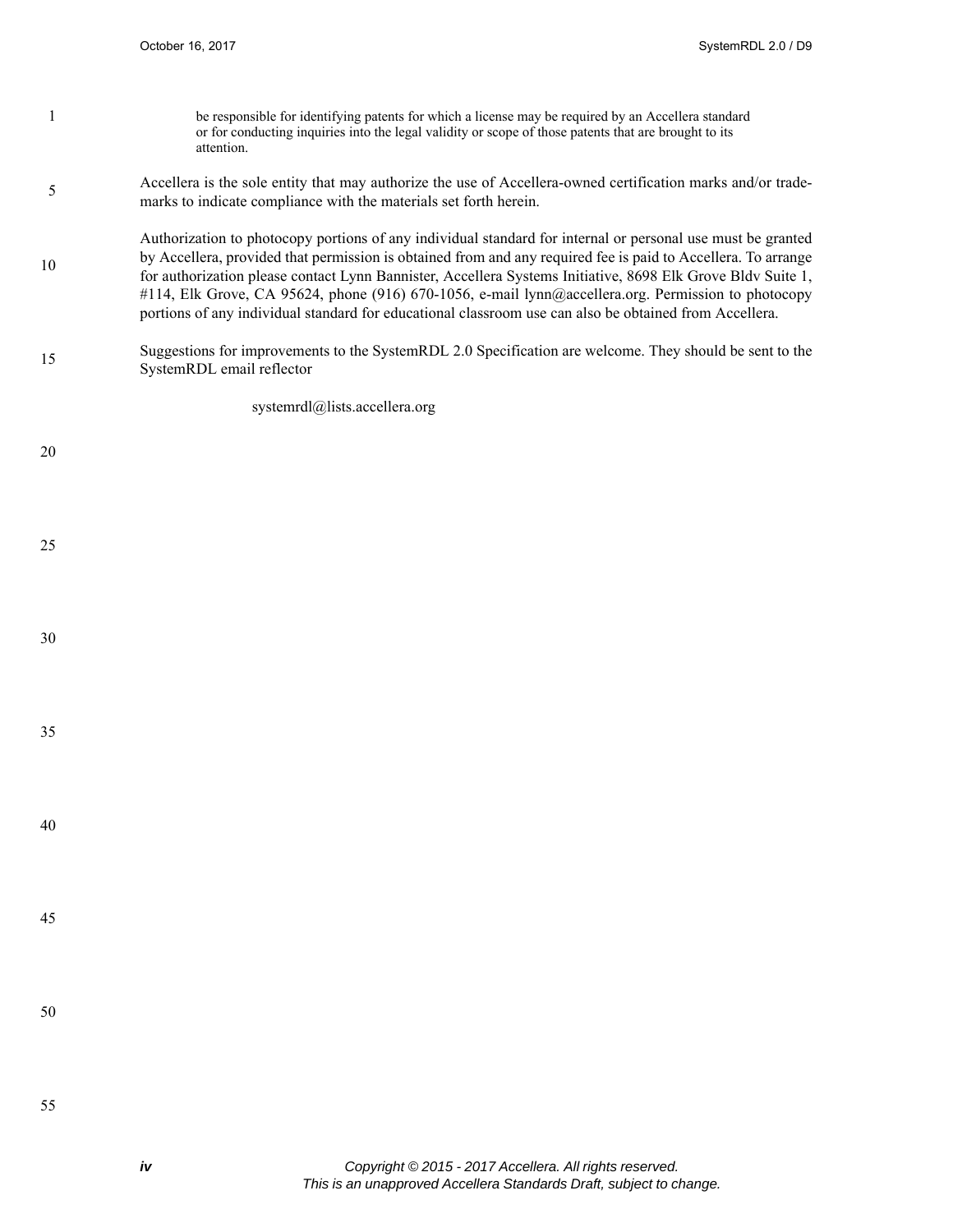be responsible for identifying patents for which a license may be required by an Accellera standard or for conducting inquiries into the legal validity or scope of those patents that are brought to its attention.

Accellera is the sole entity that may authorize the use of Accellera-owned certification marks and/or trademarks to indicate compliance with the materials set forth herein.

Authorization to photocopy portions of any individual standard for internal or personal use must be granted by Accellera, provided that permission is obtained from and any required fee is paid to Accellera. To arrange for authorization please contact Lynn Bannister, Accellera Systems Initiative, 8698 Elk Grove Bldv Suite 1, #114, Elk Grove, CA 95624, phone (916) 670-1056, e-mail lynn@accellera.org. Permission to photocopy portions of any individual standard for educational classroom use can also be obtained from Accellera.

Suggestions for improvements to the SystemRDL 2.0 Specification are welcome. They should be sent to the SystemRDL email reflector

systemrdl@lists.accellera.org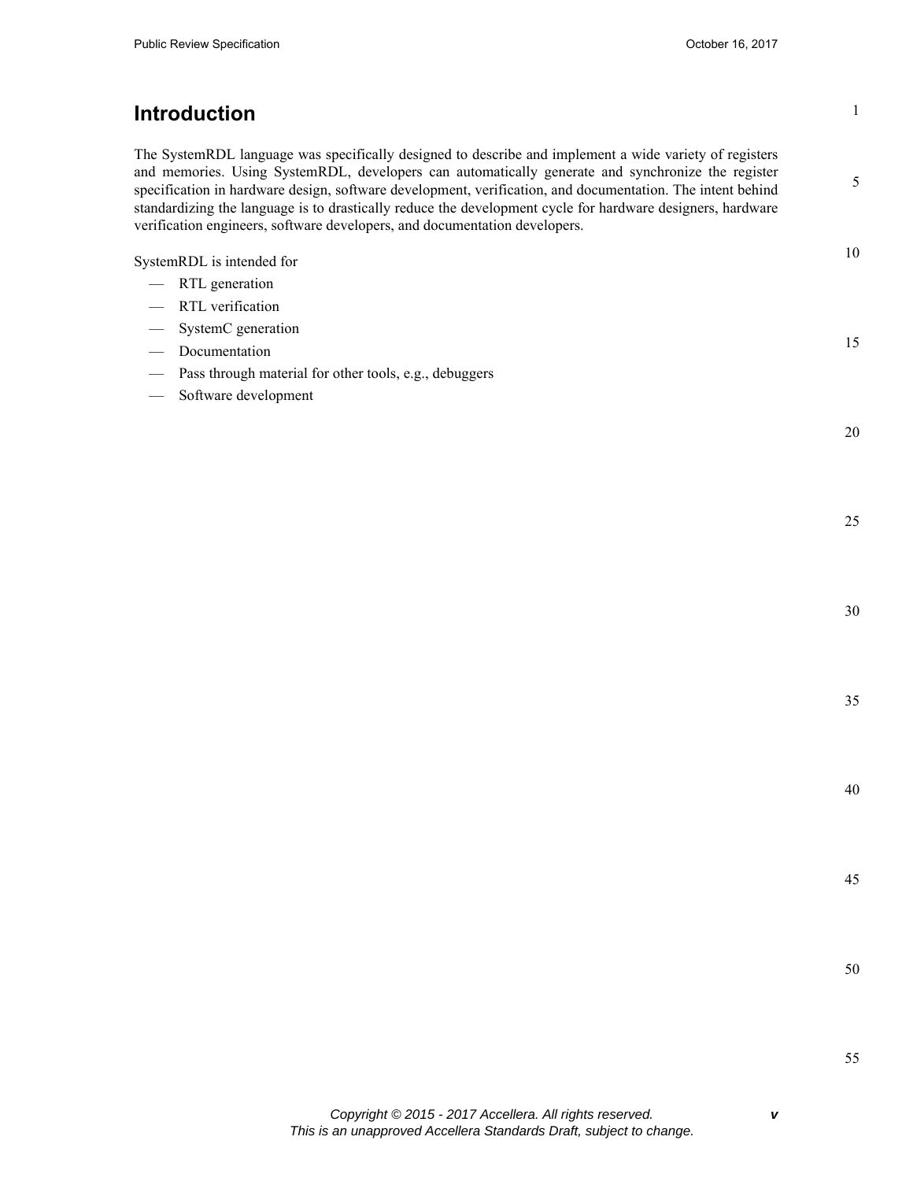# Introduction

The SystemRDL language was specifically designed to describe and implement a wide variety of registers and memories. Using SystemRDL, developers can automatically generate and synchronize the register specification in hardware design, software development, verification, and documentation. The intent behind standardizing the language is to drastically reduce the development cycle for hardware designers, hardware verification engineers, software developers, and documentation developers.

SystemRDL is intended for

- RTL generation
- RTL verification
- SystemC generation
- Documentation
- Pass through material for other tools, e.g., debuggers
- Software development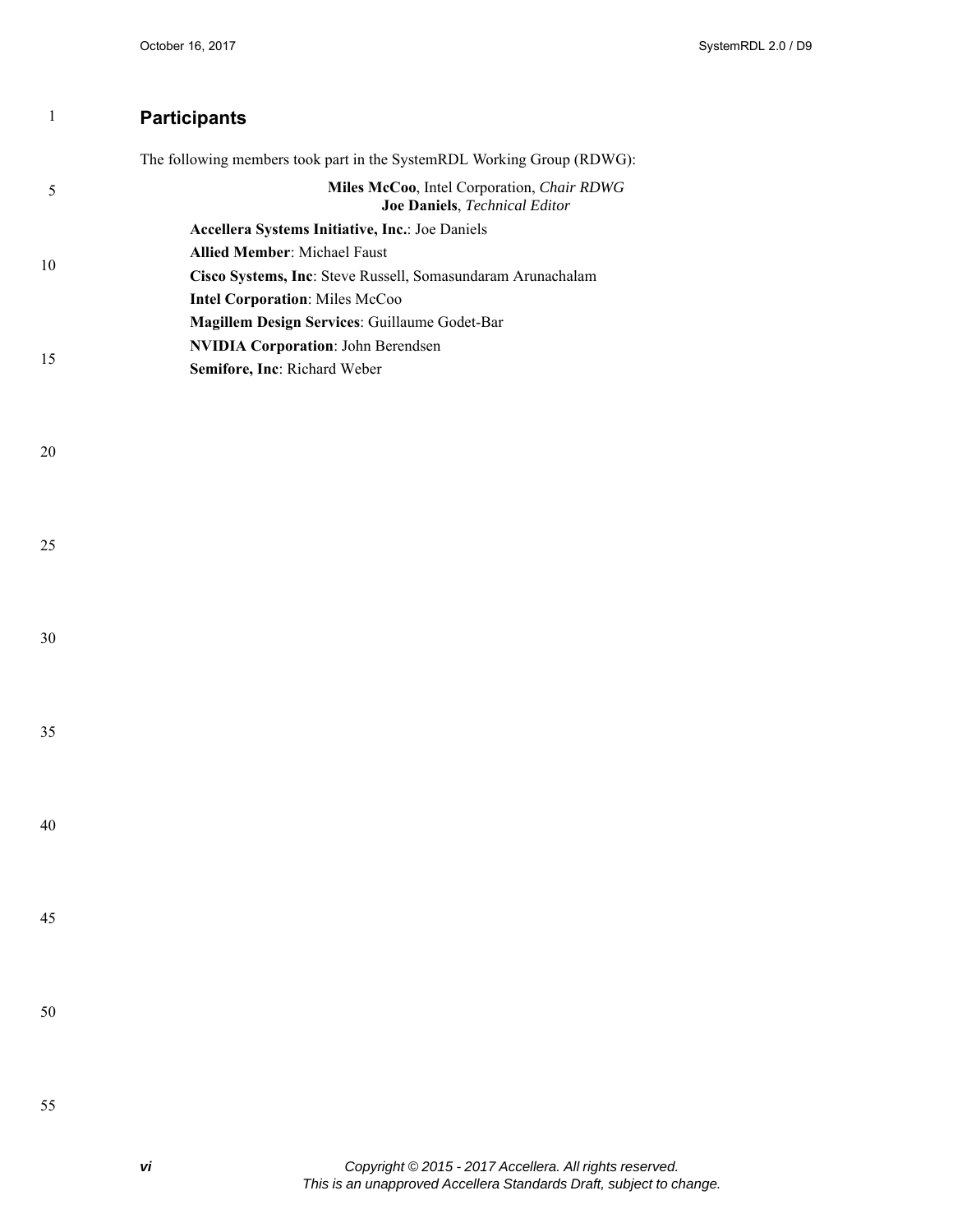## Participants

The following members took part in the SystemRDL Working Group (RDWG):

**Miles McCoo**, Intel Corporation, *Chair RDWG*
**Joe Daniels**, *Technical Editor*

**Accellera Systems Initiative, Inc.**: Joe Daniels
**Allied Member**: Michael Faust
**Cisco Systems, Inc**: Steve Russell, Somasundaram Arunachalam
**Intel Corporation**: Miles McCoo
**Magillem Design Services**: Guillaume Godet-Bar
**NVIDIA Corporation**: John Berendsen
**Semifore, Inc**: Richard Weber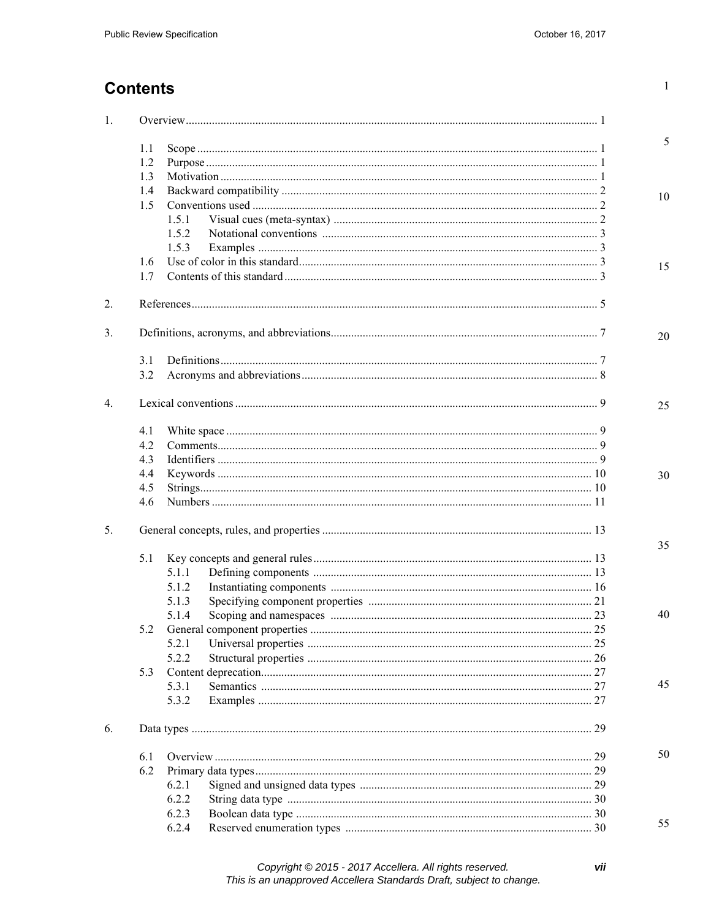# Contents

1. Overview ........................................................................................................................................ 1

   1.1 Scope ........................................................................................................................ 1
   1.2 Purpose ..................................................................................................................... 1
   1.3 Motivation ................................................................................................................ 1
   1.4 Backward compatibility ............................................................................................ 2
   1.5 Conventions used ...................................................................................................... 2
      1.5.1 Visual cues (meta-syntax) ............................................................................ 2
      1.5.2 Notational conventions ............................................................................... 3
      1.5.3 Examples .................................................................................................... 3
   1.6 Use of color in this standard ...................................................................................... 3
   1.7 Contents of this standard ........................................................................................... 3

2. References ...................................................................................................................................... 5

3. Definitions, acronyms, and abbreviations ........................................................................................ 7

   3.1 Definitions ................................................................................................................ 7
   3.2 Acronyms and abbreviations ..................................................................................... 8

4. Lexical conventions ........................................................................................................................ 9

   4.1 White space .............................................................................................................. 9
   4.2 Comments ................................................................................................................. 9
   4.3 Identifiers ................................................................................................................. 9
   4.4 Keywords ............................................................................................................... 10
   4.5 Strings ..................................................................................................................... 10
   4.6 Numbers ................................................................................................................. 11

5. General concepts, rules, and properties ......................................................................................... 13

   5.1 Key concepts and general rules ............................................................................... 13
      5.1.1 Defining components ................................................................................ 13
      5.1.2 Instantiating components .......................................................................... 16
      5.1.3 Specifying component properties ............................................................. 21
      5.1.4 Scoping and namespaces .......................................................................... 23
   5.2 General component properties ................................................................................ 25
      5.2.1 Universal properties ................................................................................. 25
      5.2.2 Structural properties ................................................................................. 26
   5.3 Content deprecation ................................................................................................ 27
      5.3.1 Semantics ................................................................................................. 27
      5.3.2 Examples .................................................................................................. 27

6. Data types ..................................................................................................................................... 29

   6.1 Overview ................................................................................................................ 29
   6.2 Primary data types ................................................................................................... 29
      6.2.1 Signed and unsigned data types ................................................................ 29
      6.2.2 String data type ........................................................................................ 30
      6.2.3 Boolean data type ..................................................................................... 30
      6.2.4 Reserved enumeration types ..................................................................... 30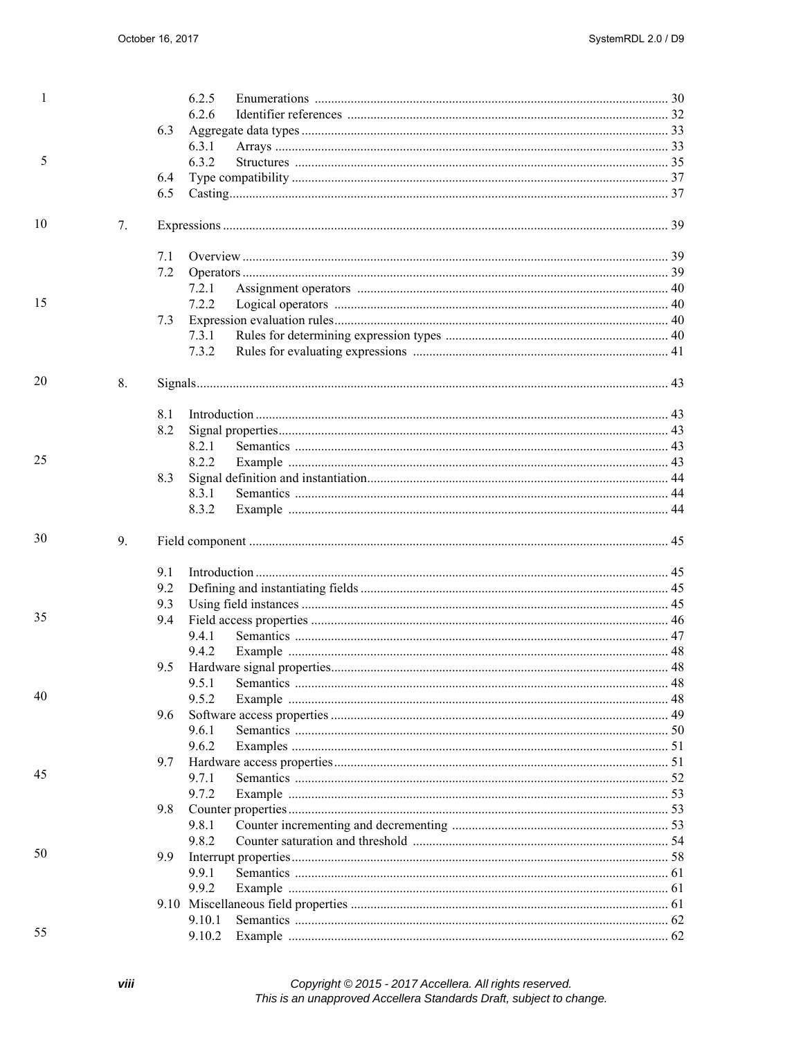6.2.5 Enumerations ........................................................................................................... 30
6.2.6 Identifier references .................................................................................................. 32
6.3 Aggregate data types ................................................................................................................ 33
6.3.1 Arrays ........................................................................................................................ 33
6.3.2 Structures .................................................................................................................. 35
6.4 Type compatibility .................................................................................................................... 37
6.5 Casting....................................................................................................................................... 37

7. Expressions ........................................................................................................................................ 39

7.1 Overview .................................................................................................................................. 39
7.2 Operators .................................................................................................................................. 39
7.2.1 Assignment operators ............................................................................................... 40
7.2.2 Logical operators ...................................................................................................... 40
7.3 Expression evaluation rules ...................................................................................................... 40
7.3.1 Rules for determining expression types .................................................................... 40
7.3.2 Rules for evaluating expressions .............................................................................. 41

8. Signals ................................................................................................................................................ 43

8.1 Introduction .............................................................................................................................. 43
8.2 Signal properties ....................................................................................................................... 43
8.2.1 Semantics .................................................................................................................. 43
8.2.2 Example .................................................................................................................... 43
8.3 Signal definition and instantiation ............................................................................................ 44
8.3.1 Semantics .................................................................................................................. 44
8.3.2 Example .................................................................................................................... 44

9. Field component ................................................................................................................................ 45

9.1 Introduction .............................................................................................................................. 45
9.2 Defining and instantiating fields .............................................................................................. 45
9.3 Using field instances ................................................................................................................ 45
9.4 Field access properties ............................................................................................................. 46
9.4.1 Semantics .................................................................................................................. 47
9.4.2 Example .................................................................................................................... 48
9.5 Hardware signal properties ....................................................................................................... 48
9.5.1 Semantics .................................................................................................................. 48
9.5.2 Example .................................................................................................................... 48
9.6 Software access properties ....................................................................................................... 49
9.6.1 Semantics .................................................................................................................. 50
9.6.2 Examples ................................................................................................................... 51
9.7 Hardware access properties ...................................................................................................... 51
9.7.1 Semantics .................................................................................................................. 52
9.7.2 Example .................................................................................................................... 53
9.8 Counter properties .................................................................................................................... 53
9.8.1 Counter incrementing and decrementing .................................................................. 53
9.8.2 Counter saturation and threshold .............................................................................. 54
9.9 Interrupt properties ................................................................................................................... 58
9.9.1 Semantics .................................................................................................................. 61
9.9.2 Example .................................................................................................................... 61
9.10 Miscellaneous field properties ................................................................................................. 61
9.10.1 Semantics .................................................................................................................. 62
9.10.2 Example .................................................................................................................... 62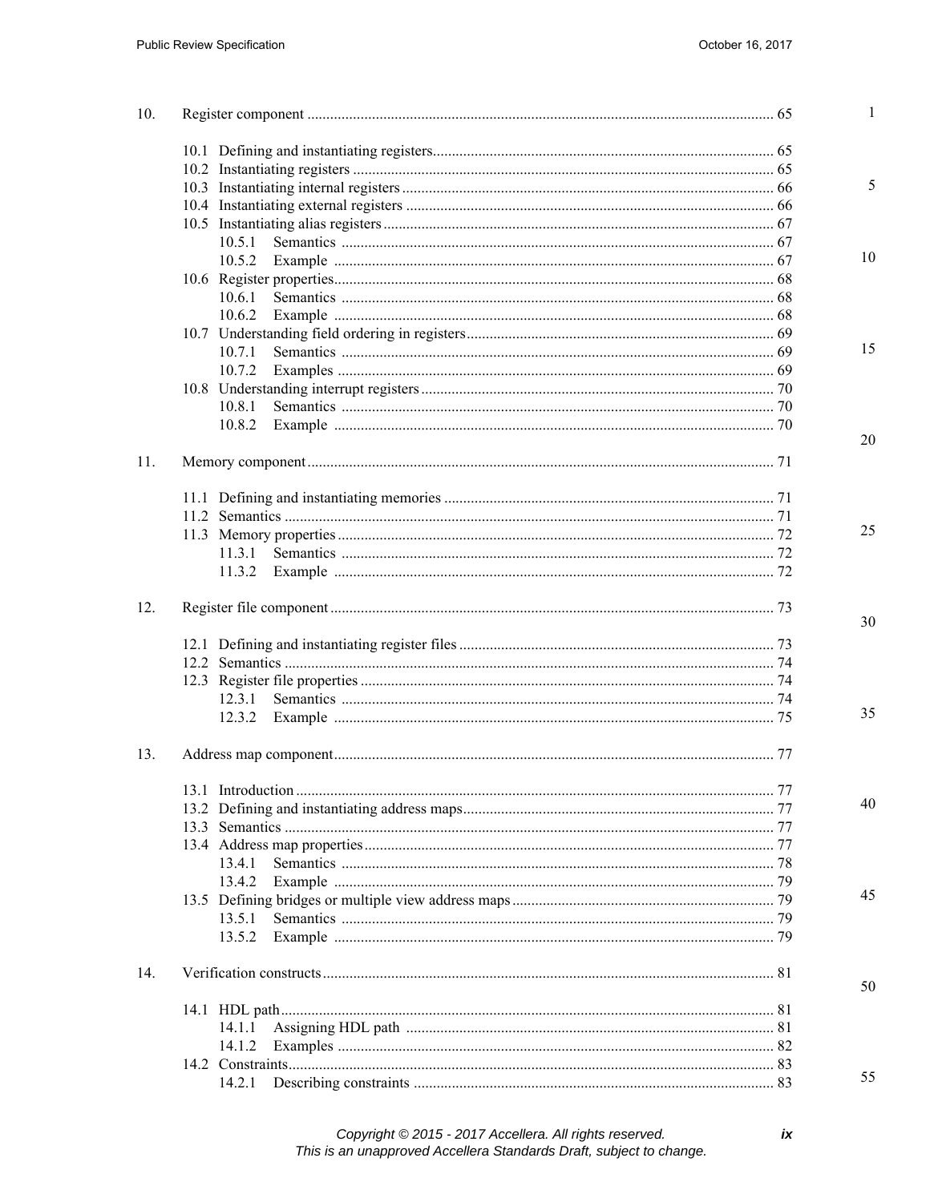10. Register component ........................................................................................................... 65

10.1 Defining and instantiating registers........................................................................................... 65
10.2 Instantiating registers ............................................................................................................... 65
10.3 Instantiating internal registers ................................................................................................... 66
10.4 Instantiating external registers .................................................................................................. 66
10.5 Instantiating alias registers ........................................................................................................ 67
10.5.1 Semantics ............................................................................................................ 67
10.5.2 Example .............................................................................................................. 67
10.6 Register properties.................................................................................................................... 68
10.6.1 Semantics ............................................................................................................ 68
10.6.2 Example .............................................................................................................. 68
10.7 Understanding field ordering in registers.................................................................................. 69
10.7.1 Semantics ............................................................................................................ 69
10.7.2 Examples ............................................................................................................. 69
10.8 Understanding interrupt registers .............................................................................................. 70
10.8.1 Semantics ............................................................................................................ 70
10.8.2 Example .............................................................................................................. 70

11. Memory component ............................................................................................................. 71

11.1 Defining and instantiating memories ........................................................................................ 71
11.2 Semantics .................................................................................................................................. 71
11.3 Memory properties .................................................................................................................... 72
11.3.1 Semantics ............................................................................................................ 72
11.3.2 Example .............................................................................................................. 72

12. Register file component ....................................................................................................... 73

12.1 Defining and instantiating register files .................................................................................... 73
12.2 Semantics .................................................................................................................................. 74
12.3 Register file properties .............................................................................................................. 74
12.3.1 Semantics ............................................................................................................ 74
12.3.2 Example .............................................................................................................. 75

13. Address map component ..................................................................................................... 77

13.1 Introduction ............................................................................................................................... 77
13.2 Defining and instantiating address maps................................................................................... 77
13.3 Semantics .................................................................................................................................. 77
13.4 Address map properties ............................................................................................................ 77
13.4.1 Semantics ............................................................................................................ 78
13.4.2 Example .............................................................................................................. 79
13.5 Defining bridges or multiple view address maps ...................................................................... 79
13.5.1 Semantics ............................................................................................................ 79
13.5.2 Example .............................................................................................................. 79

14. Verification constructs ......................................................................................................... 81

14.1 HDL path................................................................................................................................... 81
14.1.1 Assigning HDL path ........................................................................................... 81
14.1.2 Examples ............................................................................................................. 82
14.2 Constraints................................................................................................................................. 83
14.2.1 Describing constraints ......................................................................................... 83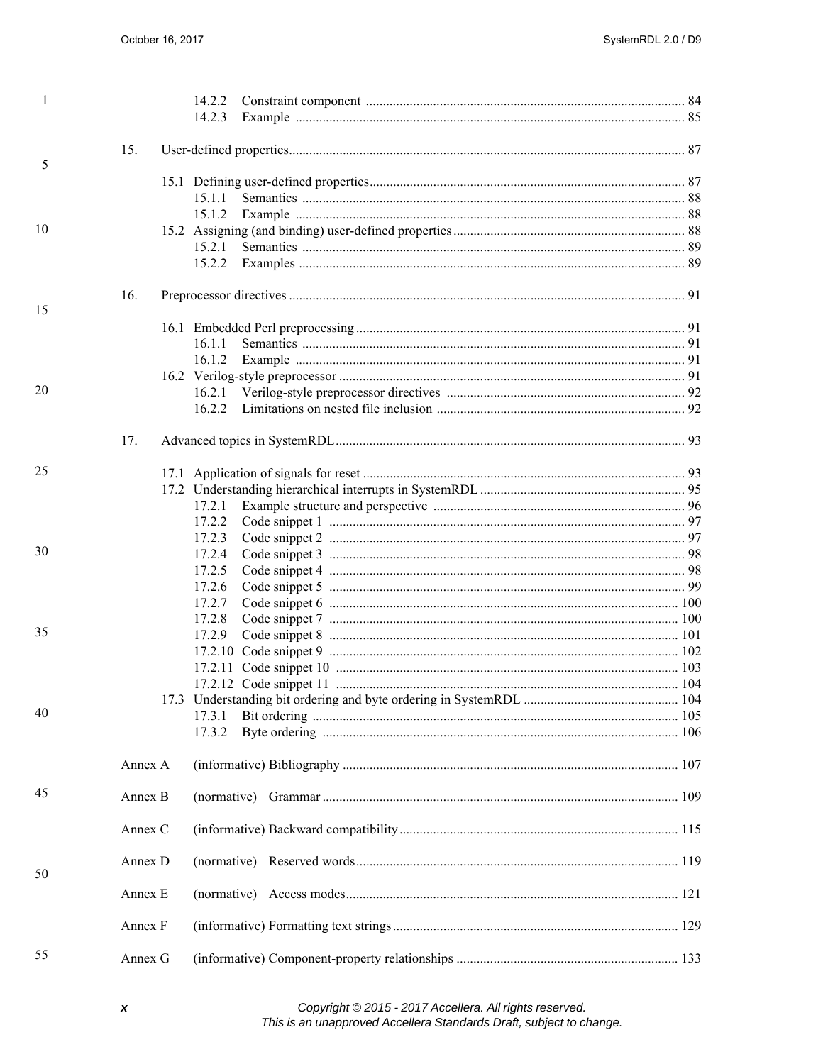14.2.2 Constraint component ..... 84
14.2.3 Example ..... 85

15. User-defined properties ..... 87

15.1 Defining user-defined properties ..... 87
15.1.1 Semantics ..... 88
15.1.2 Example ..... 88
15.2 Assigning (and binding) user-defined properties ..... 88
15.2.1 Semantics ..... 89
15.2.2 Examples ..... 89

16. Preprocessor directives ..... 91

16.1 Embedded Perl preprocessing ..... 91
16.1.1 Semantics ..... 91
16.1.2 Example ..... 91
16.2 Verilog-style preprocessor ..... 91
16.2.1 Verilog-style preprocessor directives ..... 92
16.2.2 Limitations on nested file inclusion ..... 92

17. Advanced topics in SystemRDL ..... 93

17.1 Application of signals for reset ..... 93
17.2 Understanding hierarchical interrupts in SystemRDL ..... 95
17.2.1 Example structure and perspective ..... 96
17.2.2 Code snippet 1 ..... 97
17.2.3 Code snippet 2 ..... 97
17.2.4 Code snippet 3 ..... 98
17.2.5 Code snippet 4 ..... 98
17.2.6 Code snippet 5 ..... 99
17.2.7 Code snippet 6 ..... 100
17.2.8 Code snippet 7 ..... 100
17.2.9 Code snippet 8 ..... 101
17.2.10 Code snippet 9 ..... 102
17.2.11 Code snippet 10 ..... 103
17.2.12 Code snippet 11 ..... 104
17.3 Understanding bit ordering and byte ordering in SystemRDL ..... 104
17.3.1 Bit ordering ..... 105
17.3.2 Byte ordering ..... 106

Annex A (informative) Bibliography ..... 107

Annex B (normative) Grammar ..... 109

Annex C (informative) Backward compatibility ..... 115

Annex D (normative) Reserved words ..... 119

Annex E (normative) Access modes ..... 121

Annex F (informative) Formatting text strings ..... 129

Annex G (informative) Component-property relationships ..... 133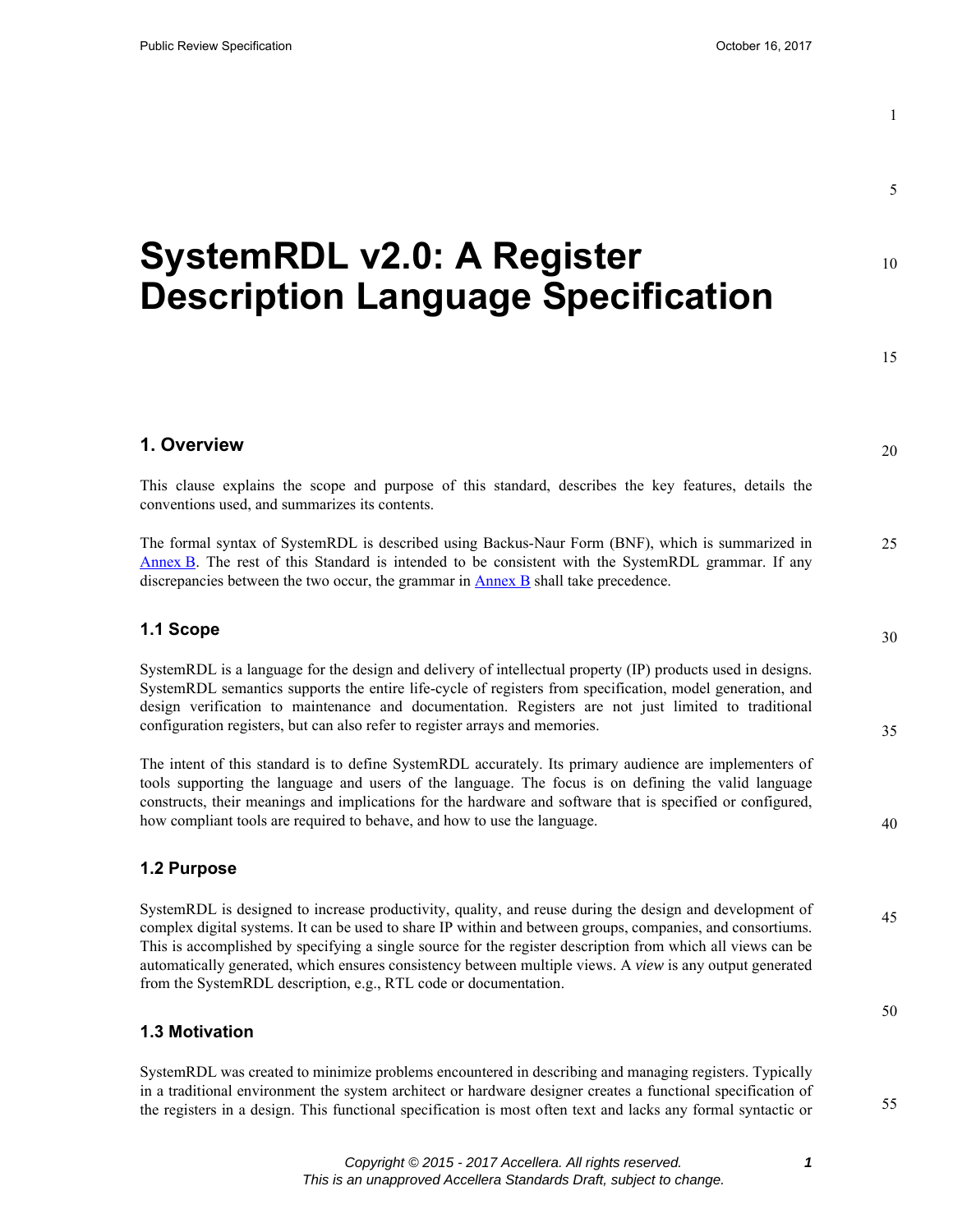# SystemRDL v2.0: A Register Description Language Specification

## 1. Overview

This clause explains the scope and purpose of this standard, describes the key features, details the conventions used, and summarizes its contents.

The formal syntax of SystemRDL is described using Backus-Naur Form (BNF), which is summarized in Annex B. The rest of this Standard is intended to be consistent with the SystemRDL grammar. If any discrepancies between the two occur, the grammar in Annex B shall take precedence.

### 1.1 Scope

SystemRDL is a language for the design and delivery of intellectual property (IP) products used in designs. SystemRDL semantics supports the entire life-cycle of registers from specification, model generation, and design verification to maintenance and documentation. Registers are not just limited to traditional configuration registers, but can also refer to register arrays and memories.

The intent of this standard is to define SystemRDL accurately. Its primary audience are implementers of tools supporting the language and users of the language. The focus is on defining the valid language constructs, their meanings and implications for the hardware and software that is specified or configured, how compliant tools are required to behave, and how to use the language.

### 1.2 Purpose

SystemRDL is designed to increase productivity, quality, and reuse during the design and development of complex digital systems. It can be used to share IP within and between groups, companies, and consortiums. This is accomplished by specifying a single source for the register description from which all views can be automatically generated, which ensures consistency between multiple views. A *view* is any output generated from the SystemRDL description, e.g., RTL code or documentation.

### 1.3 Motivation

SystemRDL was created to minimize problems encountered in describing and managing registers. Typically in a traditional environment the system architect or hardware designer creates a functional specification of the registers in a design. This functional specification is most often text and lacks any formal syntactic or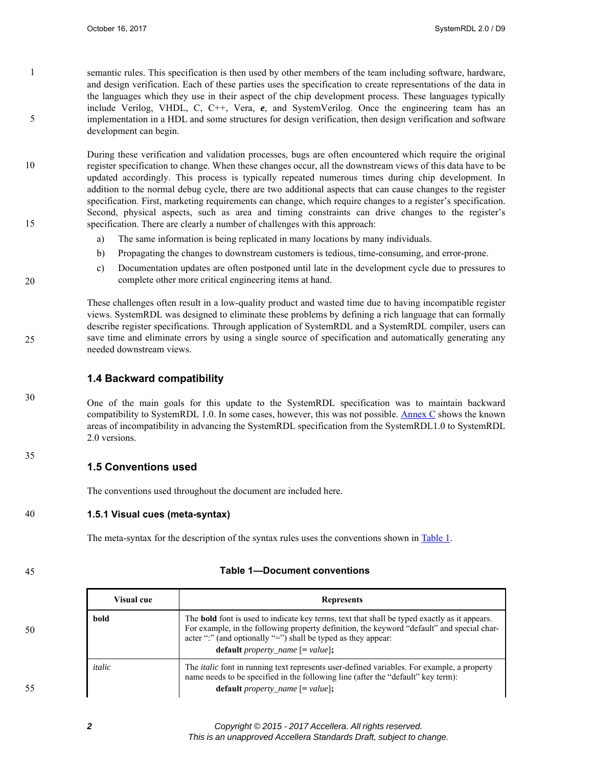semantic rules. This specification is then used by other members of the team including software, hardware, and design verification. Each of these parties uses the specification to create representations of the data in the languages which they use in their aspect of the chip development process. These languages typically include Verilog, VHDL, C, C++, Vera, ***e***, and SystemVerilog. Once the engineering team has an implementation in a HDL and some structures for design verification, then design verification and software development can begin.

During these verification and validation processes, bugs are often encountered which require the original register specification to change. When these changes occur, all the downstream views of this data have to be updated accordingly. This process is typically repeated numerous times during chip development. In addition to the normal debug cycle, there are two additional aspects that can cause changes to the register specification. First, marketing requirements can change, which require changes to a register's specification. Second, physical aspects, such as area and timing constraints can drive changes to the register's specification. There are clearly a number of challenges with this approach:

a) The same information is being replicated in many locations by many individuals.

b) Propagating the changes to downstream customers is tedious, time-consuming, and error-prone.

c) Documentation updates are often postponed until late in the development cycle due to pressures to complete other more critical engineering items at hand.

These challenges often result in a low-quality product and wasted time due to having incompatible register views. SystemRDL was designed to eliminate these problems by defining a rich language that can formally describe register specifications. Through application of SystemRDL and a SystemRDL compiler, users can save time and eliminate errors by using a single source of specification and automatically generating any needed downstream views.

## 1.4 Backward compatibility

One of the main goals for this update to the SystemRDL specification was to maintain backward compatibility to SystemRDL 1.0. In some cases, however, this was not possible. Annex C shows the known areas of incompatibility in advancing the SystemRDL specification from the SystemRDL1.0 to SystemRDL 2.0 versions.

## 1.5 Conventions used

The conventions used throughout the document are included here.

### 1.5.1 Visual cues (meta-syntax)

The meta-syntax for the description of the syntax rules uses the conventions shown in Table 1.

**Table 1—Document conventions**

| Visual cue | Represents |
|---|---|
| **bold** | The **bold** font is used to indicate key terms, text that shall be typed exactly as it appears. For example, in the following property definition, the keyword "default" and special character ":" (and optionally "=") shall be typed as they appear:<br>**default** *property_name* [**=** *value*]**;** |
| *italic* | The *italic* font in running text represents user-defined variables. For example, a property name needs to be specified in the following line (after the "default" key term):<br>**default** *property_name* [**=** *value*]**;** |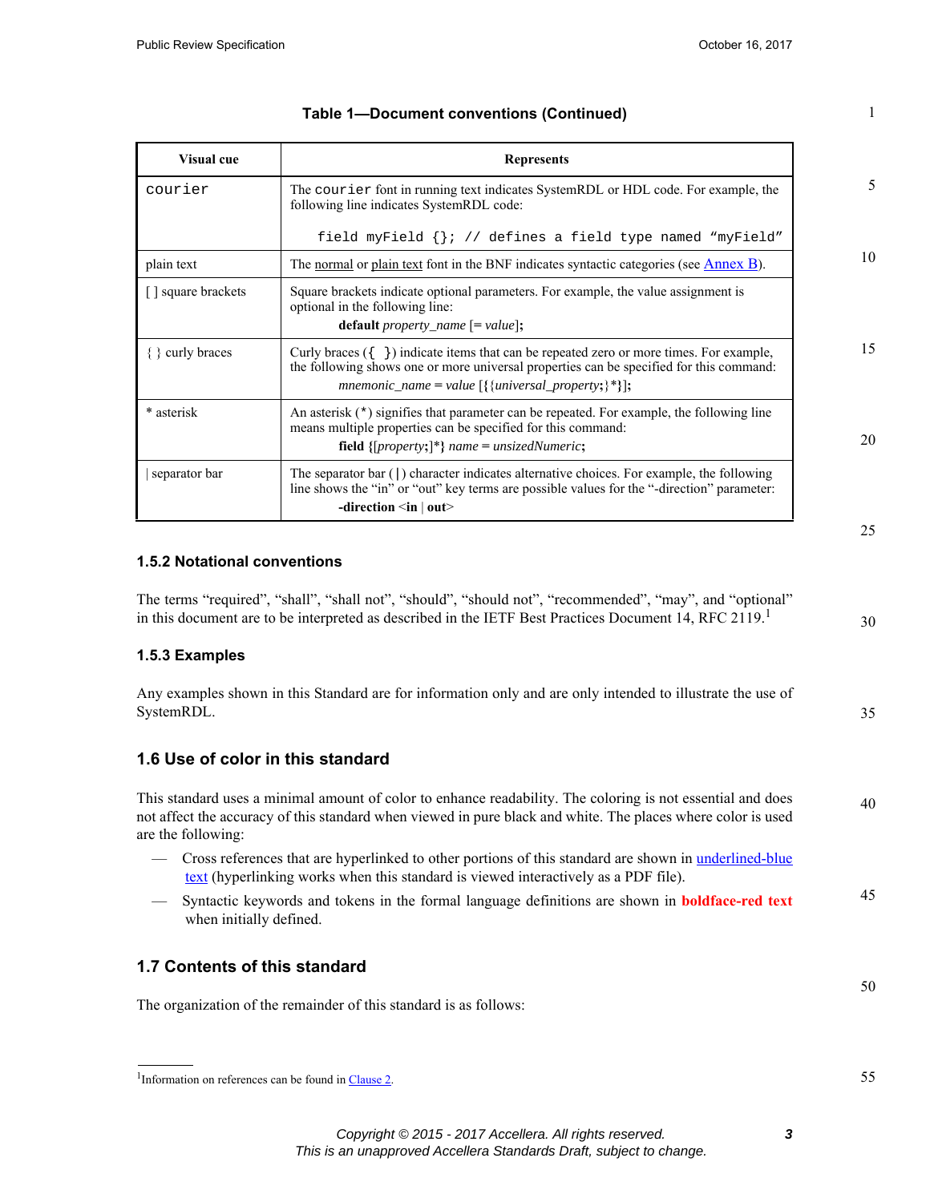**Table 1—Document conventions (Continued)**

| Visual cue | Represents |
|---|---|
| `courier` | The `courier` font in running text indicates SystemRDL or HDL code. For example, the following line indicates SystemRDL code: `field myField {}; // defines a field type named "myField"` |
| plain text | The normal or plain text font in the BNF indicates syntactic categories (see Annex B). |
| [ ] square brackets | Square brackets indicate optional parameters. For example, the value assignment is optional in the following line: **default** *property_name* [= *value*]**;** |
| { } curly braces | Curly braces (`{ }`) indicate items that can be repeated zero or more times. For example, the following shows one or more universal properties can be specified for this command: *mnemonic_name* = *value* [{{*universal_property*;}*}]**;** |
| * asterisk | An asterisk (`*`) signifies that parameter can be repeated. For example, the following line means multiple properties can be specified for this command: **field** **{**[*property*;]*} *name* = *unsizedNumeric***;** |
| \| separator bar | The separator bar (`|`) character indicates alternative choices. For example, the following line shows the "in" or "out" key terms are possible values for the "-direction" parameter: **-direction** <**in** \| **out**> |

### 1.5.2 Notational conventions

The terms "required", "shall", "shall not", "should", "should not", "recommended", "may", and "optional" in this document are to be interpreted as described in the IETF Best Practices Document 14, RFC 2119.[1]

### 1.5.3 Examples

Any examples shown in this Standard are for information only and are only intended to illustrate the use of SystemRDL.

## 1.6 Use of color in this standard

This standard uses a minimal amount of color to enhance readability. The coloring is not essential and does not affect the accuracy of this standard when viewed in pure black and white. The places where color is used are the following:

— Cross references that are hyperlinked to other portions of this standard are shown in underlined-blue text (hyperlinking works when this standard is viewed interactively as a PDF file).

— Syntactic keywords and tokens in the formal language definitions are shown in **boldface-red text** when initially defined.

## 1.7 Contents of this standard

The organization of the remainder of this standard is as follows:

[1]Information on references can be found in Clause 2.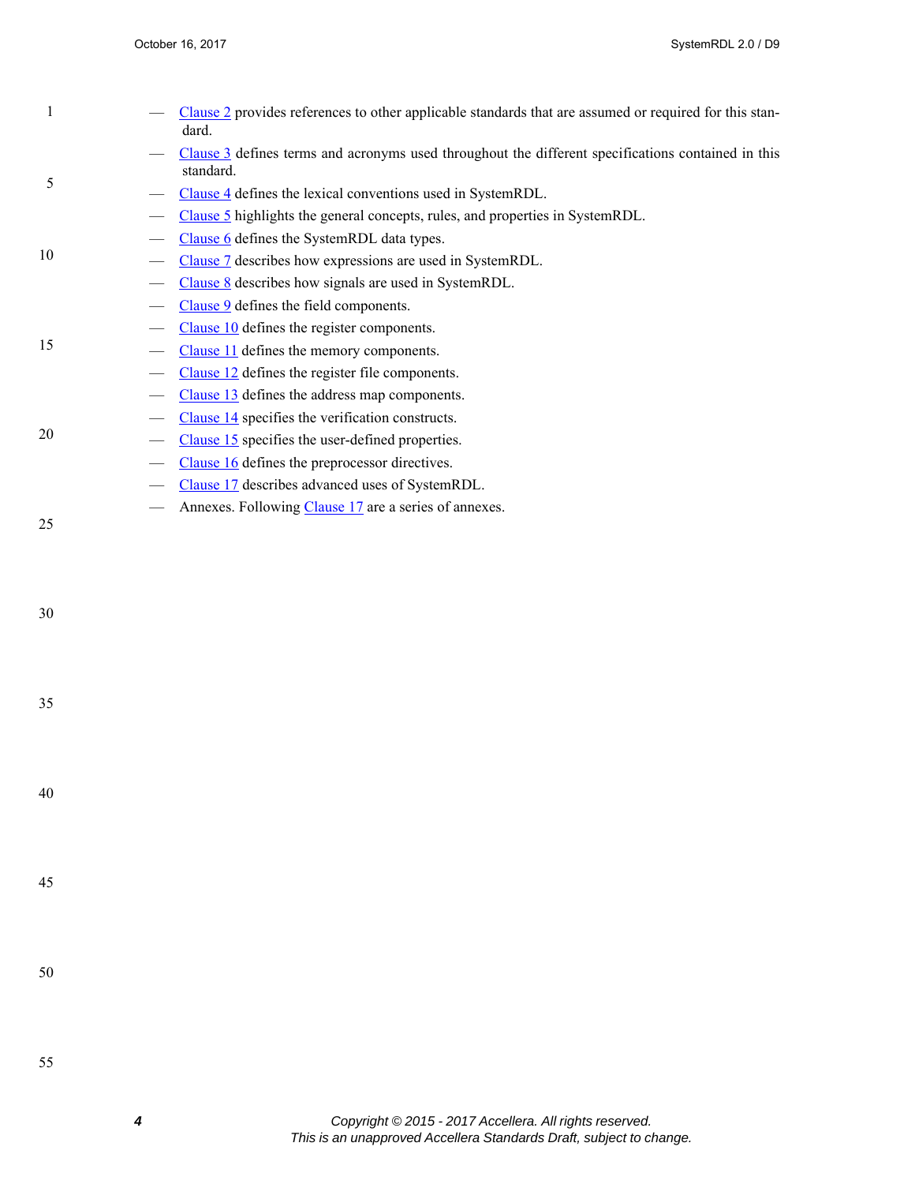- Clause 2 provides references to other applicable standards that are assumed or required for this standard.
- Clause 3 defines terms and acronyms used throughout the different specifications contained in this standard.
- Clause 4 defines the lexical conventions used in SystemRDL.
- Clause 5 highlights the general concepts, rules, and properties in SystemRDL.
- Clause 6 defines the SystemRDL data types.
- Clause 7 describes how expressions are used in SystemRDL.
- Clause 8 describes how signals are used in SystemRDL.
- Clause 9 defines the field components.
- Clause 10 defines the register components.
- Clause 11 defines the memory components.
- Clause 12 defines the register file components.
- Clause 13 defines the address map components.
- Clause 14 specifies the verification constructs.
- Clause 15 specifies the user-defined properties.
- Clause 16 defines the preprocessor directives.
- Clause 17 describes advanced uses of SystemRDL.
- Annexes. Following Clause 17 are a series of annexes.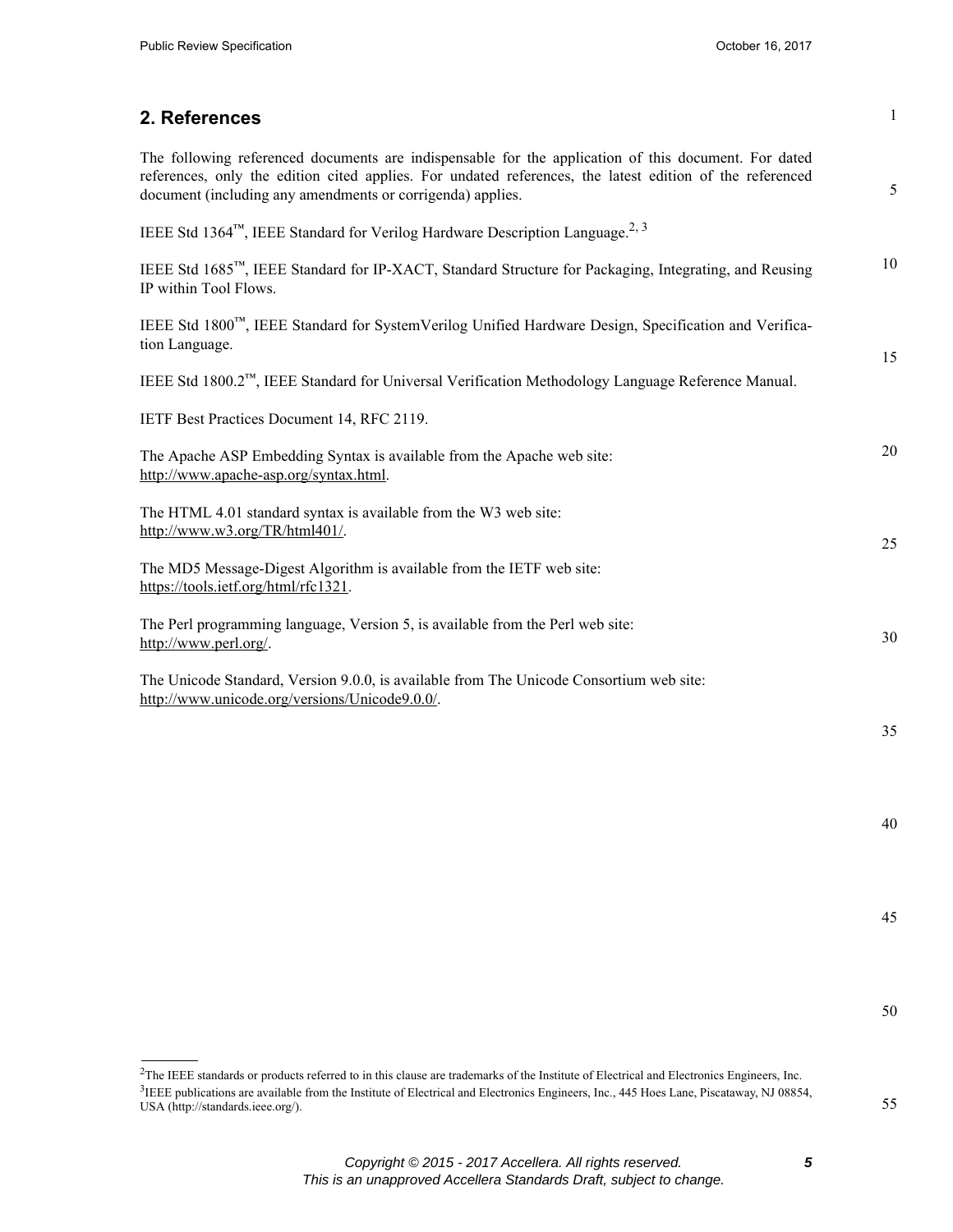## 2. References

The following referenced documents are indispensable for the application of this document. For dated references, only the edition cited applies. For undated references, the latest edition of the referenced document (including any amendments or corrigenda) applies.

IEEE Std 1364™, IEEE Standard for Verilog Hardware Description Language.[2, 3]

IEEE Std 1685™, IEEE Standard for IP-XACT, Standard Structure for Packaging, Integrating, and Reusing IP within Tool Flows.

IEEE Std 1800™, IEEE Standard for SystemVerilog Unified Hardware Design, Specification and Verification Language.

IEEE Std 1800.2™, IEEE Standard for Universal Verification Methodology Language Reference Manual.

IETF Best Practices Document 14, RFC 2119.

The Apache ASP Embedding Syntax is available from the Apache web site: http://www.apache-asp.org/syntax.html.

The HTML 4.01 standard syntax is available from the W3 web site: http://www.w3.org/TR/html401/.

The MD5 Message-Digest Algorithm is available from the IETF web site: https://tools.ietf.org/html/rfc1321.

The Perl programming language, Version 5, is available from the Perl web site: http://www.perl.org/.

The Unicode Standard, Version 9.0.0, is available from The Unicode Consortium web site: http://www.unicode.org/versions/Unicode9.0.0/.

---

[2]The IEEE standards or products referred to in this clause are trademarks of the Institute of Electrical and Electronics Engineers, Inc.

[3]IEEE publications are available from the Institute of Electrical and Electronics Engineers, Inc., 445 Hoes Lane, Piscataway, NJ 08854, USA (http://standards.ieee.org/).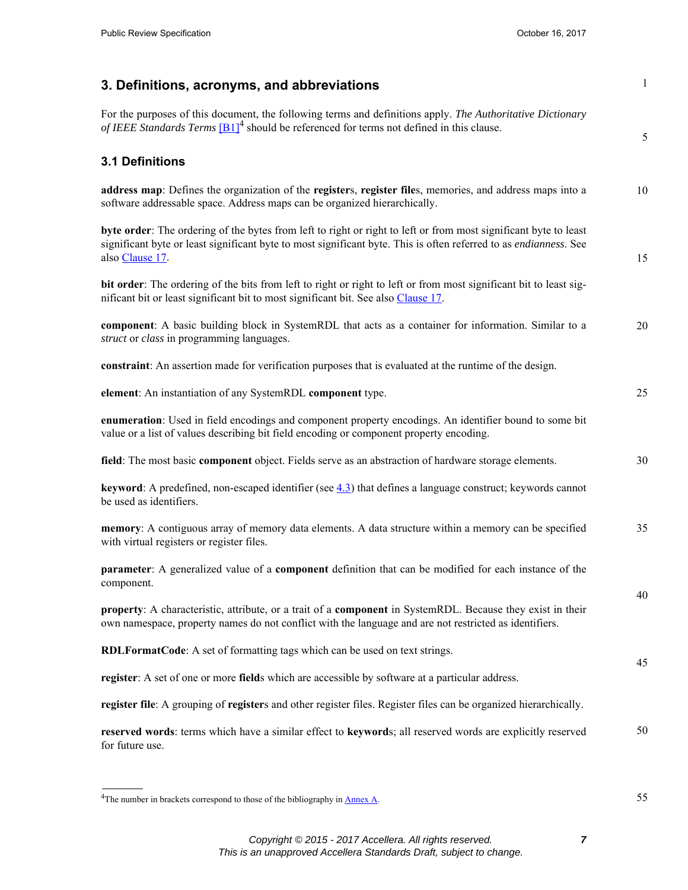# 3. Definitions, acronyms, and abbreviations

For the purposes of this document, the following terms and definitions apply. *The Authoritative Dictionary of IEEE Standards Terms* [B1][4] should be referenced for terms not defined in this clause.

## 3.1 Definitions

**address map**: Defines the organization of the **register**s, **register file**s, memories, and address maps into a software addressable space. Address maps can be organized hierarchically.

**byte order**: The ordering of the bytes from left to right or right to left or from most significant byte to least significant byte or least significant byte to most significant byte. This is often referred to as *endianness*. See also Clause 17.

**bit order**: The ordering of the bits from left to right or right to left or from most significant bit to least significant bit or least significant bit to most significant bit. See also Clause 17.

**component**: A basic building block in SystemRDL that acts as a container for information. Similar to a *struct* or *class* in programming languages.

**constraint**: An assertion made for verification purposes that is evaluated at the runtime of the design.

**element**: An instantiation of any SystemRDL **component** type.

**enumeration**: Used in field encodings and component property encodings. An identifier bound to some bit value or a list of values describing bit field encoding or component property encoding.

**field**: The most basic **component** object. Fields serve as an abstraction of hardware storage elements.

**keyword**: A predefined, non-escaped identifier (see 4.3) that defines a language construct; keywords cannot be used as identifiers.

**memory**: A contiguous array of memory data elements. A data structure within a memory can be specified with virtual registers or register files.

**parameter**: A generalized value of a **component** definition that can be modified for each instance of the component.

**property**: A characteristic, attribute, or a trait of a **component** in SystemRDL. Because they exist in their own namespace, property names do not conflict with the language and are not restricted as identifiers.

**RDLFormatCode**: A set of formatting tags which can be used on text strings.

**register**: A set of one or more **field**s which are accessible by software at a particular address.

**register file**: A grouping of **register**s and other register files. Register files can be organized hierarchically.

**reserved words**: terms which have a similar effect to **keyword**s; all reserved words are explicitly reserved for future use.

---

[4]The number in brackets correspond to those of the bibliography in Annex A.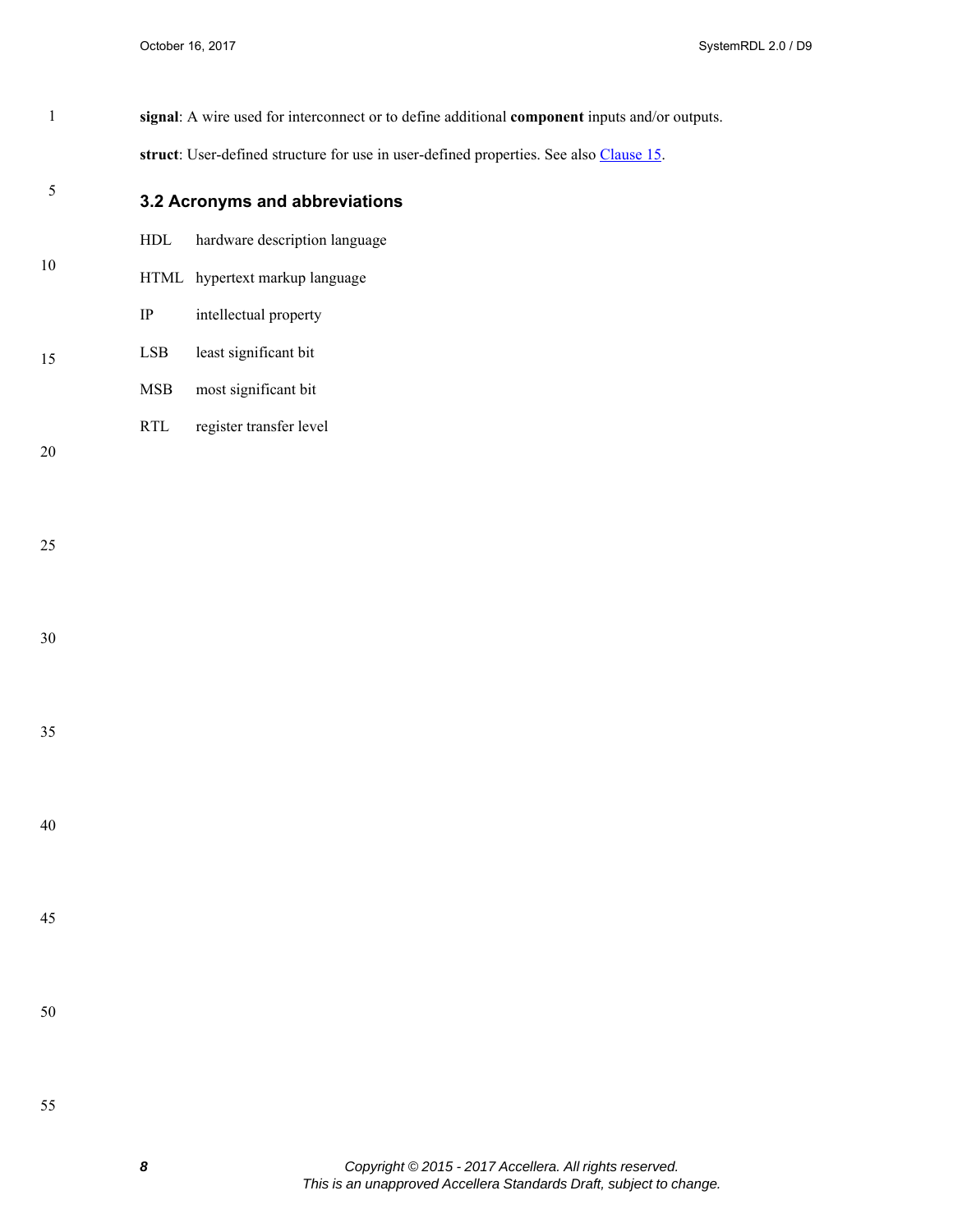**signal**: A wire used for interconnect or to define additional **component** inputs and/or outputs.

**struct**: User-defined structure for use in user-defined properties. See also Clause 15.

## 3.2 Acronyms and abbreviations

HDL hardware description language

HTML hypertext markup language

IP intellectual property

LSB least significant bit

MSB most significant bit

RTL register transfer level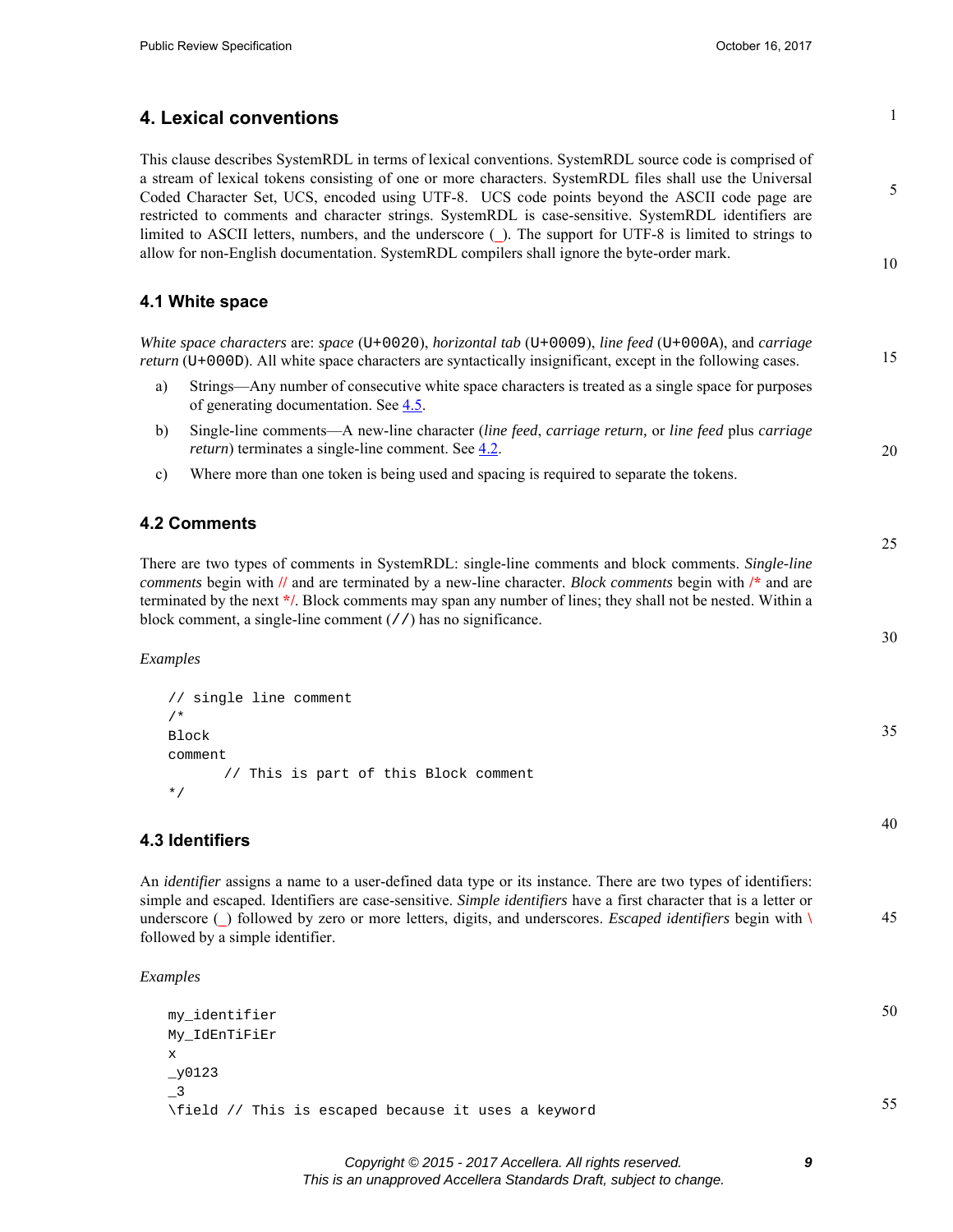# 4. Lexical conventions

This clause describes SystemRDL in terms of lexical conventions. SystemRDL source code is comprised of a stream of lexical tokens consisting of one or more characters. SystemRDL files shall use the Universal Coded Character Set, UCS, encoded using UTF-8. UCS code points beyond the ASCII code page are restricted to comments and character strings. SystemRDL is case-sensitive. SystemRDL identifiers are limited to ASCII letters, numbers, and the underscore (_). The support for UTF-8 is limited to strings to allow for non-English documentation. SystemRDL compilers shall ignore the byte-order mark.

## 4.1 White space

*White space characters* are: *space* (U+0020), *horizontal tab* (U+0009), *line feed* (U+000A), and *carriage return* (U+000D). All white space characters are syntactically insignificant, except in the following cases.

a) Strings—Any number of consecutive white space characters is treated as a single space for purposes of generating documentation. See 4.5.

b) Single-line comments—A new-line character (*line feed*, *carriage return,* or *line feed* plus *carriage return*) terminates a single-line comment. See 4.2.

c) Where more than one token is being used and spacing is required to separate the tokens.

## 4.2 Comments

There are two types of comments in SystemRDL: single-line comments and block comments. *Single-line comments* begin with // and are terminated by a new-line character. *Block comments* begin with /* and are terminated by the next */. Block comments may span any number of lines; they shall not be nested. Within a block comment, a single-line comment (//) has no significance.

*Examples*

```
// single line comment
/*
Block
comment
       // This is part of this Block comment
*/
```

## 4.3 Identifiers

An *identifier* assigns a name to a user-defined data type or its instance. There are two types of identifiers: simple and escaped. Identifiers are case-sensitive. *Simple identifiers* have a first character that is a letter or underscore (_) followed by zero or more letters, digits, and underscores. *Escaped identifiers* begin with \ followed by a simple identifier.

*Examples*

```
my_identifier
My_IdEnTiFiEr
x
_y0123
_3
\field // This is escaped because it uses a keyword
```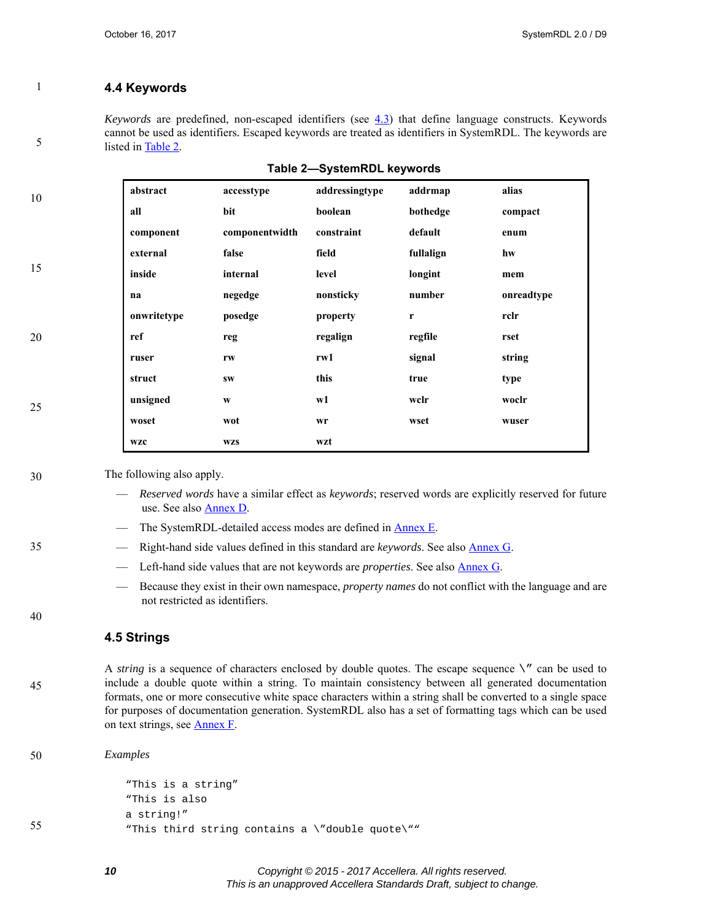## 4.4 Keywords

*Keywords* are predefined, non-escaped identifiers (see 4.3) that define language constructs. Keywords cannot be used as identifiers. Escaped keywords are treated as identifiers in SystemRDL. The keywords are listed in Table 2.

**Table 2—SystemRDL keywords**

| | | | | |
|---|---|---|---|---|
| **abstract** | **accesstype** | **addressingtype** | **addrmap** | **alias** |
| **all** | **bit** | **boolean** | **bothedge** | **compact** |
| **component** | **componentwidth** | **constraint** | **default** | **enum** |
| **external** | **false** | **field** | **fullalign** | **hw** |
| **inside** | **internal** | **level** | **longint** | **mem** |
| **na** | **negedge** | **nonsticky** | **number** | **onreadtype** |
| **onwritetype** | **posedge** | **property** | **r** | **rclr** |
| **ref** | **reg** | **regalign** | **regfile** | **rset** |
| **ruser** | **rw** | **rw1** | **signal** | **string** |
| **struct** | **sw** | **this** | **true** | **type** |
| **unsigned** | **w** | **w1** | **wclr** | **woclr** |
| **woset** | **wot** | **wr** | **wset** | **wuser** |
| **wzc** | **wzs** | **wzt** | | |

The following also apply.

— *Reserved words* have a similar effect as *keywords*; reserved words are explicitly reserved for future use. See also Annex D.

— The SystemRDL-detailed access modes are defined in Annex E.

— Right-hand side values defined in this standard are *keywords*. See also Annex G.

— Left-hand side values that are not keywords are *properties*. See also Annex G.

— Because they exist in their own namespace, *property names* do not conflict with the language and are not restricted as identifiers.

## 4.5 Strings

A *string* is a sequence of characters enclosed by double quotes. The escape sequence `\"` can be used to include a double quote within a string. To maintain consistency between all generated documentation formats, one or more consecutive white space characters within a string shall be converted to a single space for purposes of documentation generation. SystemRDL also has a set of formatting tags which can be used on text strings, see Annex F.

*Examples*

```
"This is a string"
"This is also
a string!"
"This third string contains a \"double quote\""
```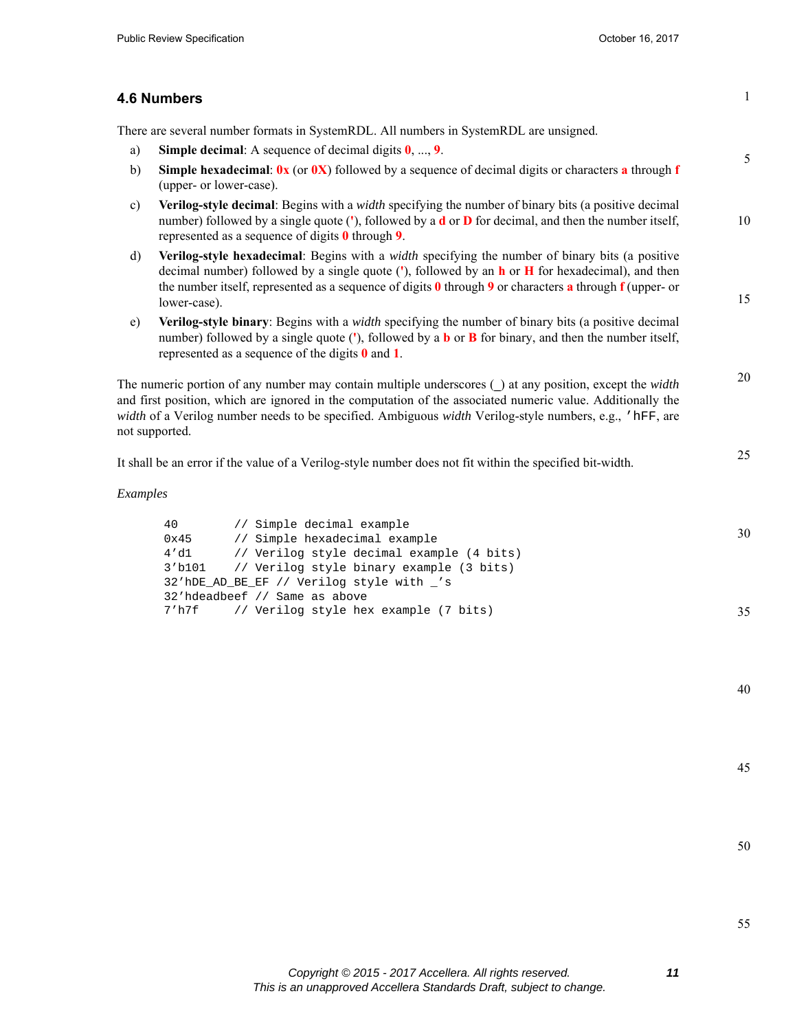## 4.6 Numbers

There are several number formats in SystemRDL. All numbers in SystemRDL are unsigned.

a) **Simple decimal**: A sequence of decimal digits **0**, ..., **9**.

b) **Simple hexadecimal**: **0x** (or **0X**) followed by a sequence of decimal digits or characters **a** through **f** (upper- or lower-case).

c) **Verilog-style decimal**: Begins with a *width* specifying the number of binary bits (a positive decimal number) followed by a single quote (**'**), followed by a **d** or **D** for decimal, and then the number itself, represented as a sequence of digits **0** through **9**.

d) **Verilog-style hexadecimal**: Begins with a *width* specifying the number of binary bits (a positive decimal number) followed by a single quote (**'**), followed by an **h** or **H** for hexadecimal), and then the number itself, represented as a sequence of digits **0** through **9** or characters **a** through **f** (upper- or lower-case).

e) **Verilog-style binary**: Begins with a *width* specifying the number of binary bits (a positive decimal number) followed by a single quote (**'**), followed by a **b** or **B** for binary, and then the number itself, represented as a sequence of the digits **0** and **1**.

The numeric portion of any number may contain multiple underscores (_) at any position, except the *width* and first position, which are ignored in the computation of the associated numeric value. Additionally the *width* of a Verilog number needs to be specified. Ambiguous *width* Verilog-style numbers, e.g., `'hFF`, are not supported.

It shall be an error if the value of a Verilog-style number does not fit within the specified bit-width.

*Examples*

```
40         // Simple decimal example
0x45       // Simple hexadecimal example
4'd1       // Verilog style decimal example (4 bits)
3'b101     // Verilog style binary example (3 bits)
32'hDE_AD_BE_EF // Verilog style with _'s
32'hdeadbeef // Same as above
7'h7f      // Verilog style hex example (7 bits)
```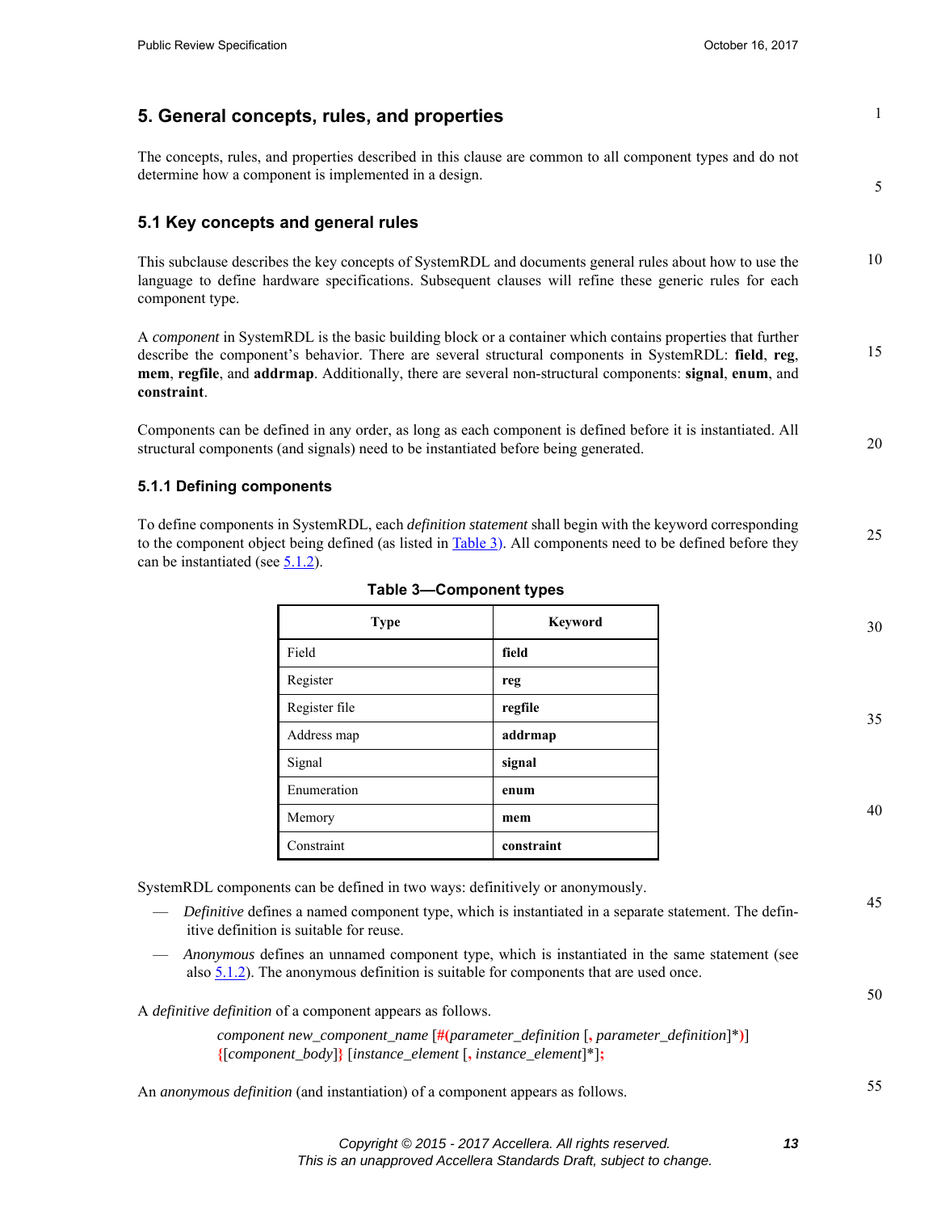# 5. General concepts, rules, and properties

The concepts, rules, and properties described in this clause are common to all component types and do not determine how a component is implemented in a design.

## 5.1 Key concepts and general rules

This subclause describes the key concepts of SystemRDL and documents general rules about how to use the language to define hardware specifications. Subsequent clauses will refine these generic rules for each component type.

A *component* in SystemRDL is the basic building block or a container which contains properties that further describe the component's behavior. There are several structural components in SystemRDL: **field**, **reg**, **mem**, **regfile**, and **addrmap**. Additionally, there are several non-structural components: **signal**, **enum**, and **constraint**.

Components can be defined in any order, as long as each component is defined before it is instantiated. All structural components (and signals) need to be instantiated before being generated.

### 5.1.1 Defining components

To define components in SystemRDL, each *definition statement* shall begin with the keyword corresponding to the component object being defined (as listed in Table 3). All components need to be defined before they can be instantiated (see 5.1.2).

**Table 3—Component types**

| Type | Keyword |
| --- | --- |
| Field | **field** |
| Register | **reg** |
| Register file | **regfile** |
| Address map | **addrmap** |
| Signal | **signal** |
| Enumeration | **enum** |
| Memory | **mem** |
| Constraint | **constraint** |

SystemRDL components can be defined in two ways: definitively or anonymously.

- *Definitive* defines a named component type, which is instantiated in a separate statement. The definitive definition is suitable for reuse.
- *Anonymous* defines an unnamed component type, which is instantiated in the same statement (see also 5.1.2). The anonymous definition is suitable for components that are used once.

A *definitive definition* of a component appears as follows.

> *component new_component_name* [**#(***parameter_definition* [**,** *parameter_definition*]*****)**]
> **{**[*component_body*]**}** [*instance_element* [**,** *instance_element*]*]**;**

An *anonymous definition* (and instantiation) of a component appears as follows.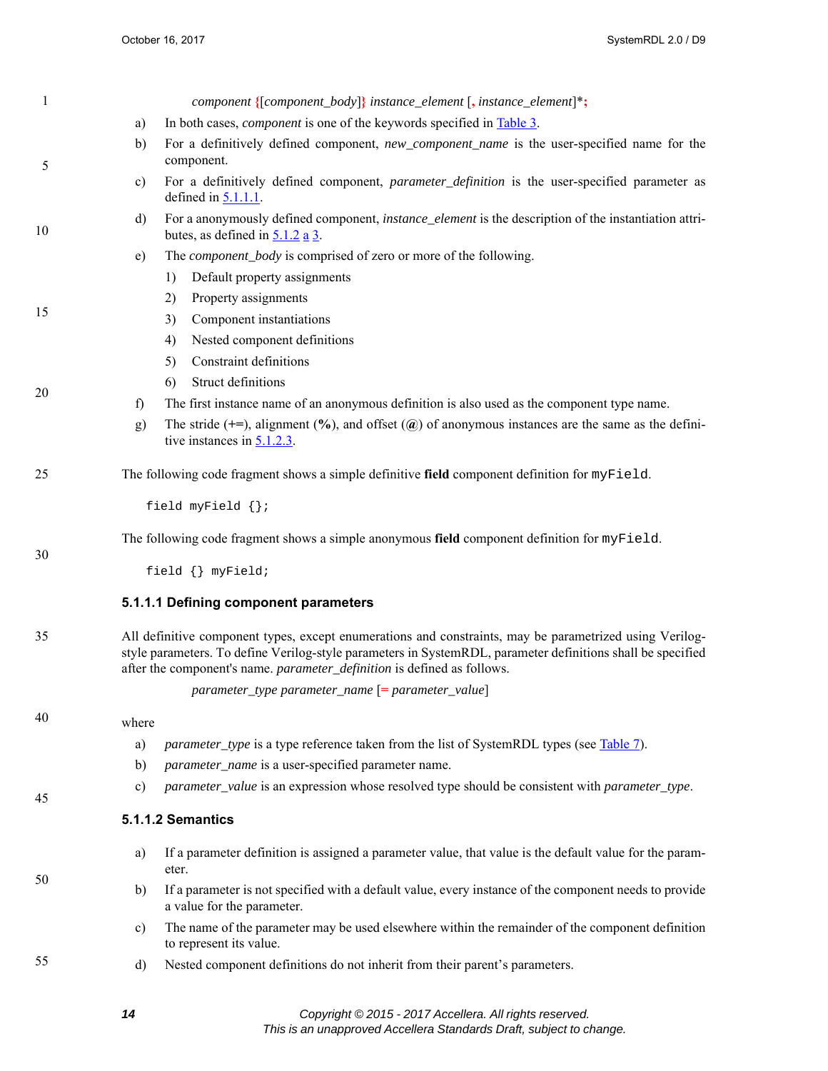*component* **{**[*component_body*]**}** *instance_element* [**,** *instance_element*]\***;**

a) In both cases, *component* is one of the keywords specified in Table 3.

b) For a definitively defined component, *new_component_name* is the user-specified name for the component.

c) For a definitively defined component, *parameter_definition* is the user-specified parameter as defined in 5.1.1.1.

d) For a anonymously defined component, *instance_element* is the description of the instantiation attributes, as defined in 5.1.2 a 3.

e) The *component_body* is comprised of zero or more of the following.

1) Default property assignments
2) Property assignments
3) Component instantiations
4) Nested component definitions
5) Constraint definitions
6) Struct definitions

f) The first instance name of an anonymous definition is also used as the component type name.

g) The stride (**+=**), alignment (**%**), and offset (**@**) of anonymous instances are the same as the definitive instances in 5.1.2.3.

The following code fragment shows a simple definitive **field** component definition for `myField`.

```
field myField {};
```

The following code fragment shows a simple anonymous **field** component definition for `myField`.

```
field {} myField;
```

#### 5.1.1.1 Defining component parameters

All definitive component types, except enumerations and constraints, may be parametrized using Verilog-style parameters. To define Verilog-style parameters in SystemRDL, parameter definitions shall be specified after the component's name. *parameter_definition* is defined as follows.

*parameter_type parameter_name* [**=** *parameter_value*]

where

a) *parameter_type* is a type reference taken from the list of SystemRDL types (see Table 7).

b) *parameter_name* is a user-specified parameter name.

c) *parameter_value* is an expression whose resolved type should be consistent with *parameter_type*.

#### 5.1.1.2 Semantics

a) If a parameter definition is assigned a parameter value, that value is the default value for the parameter.

b) If a parameter is not specified with a default value, every instance of the component needs to provide a value for the parameter.

c) The name of the parameter may be used elsewhere within the remainder of the component definition to represent its value.

d) Nested component definitions do not inherit from their parent's parameters.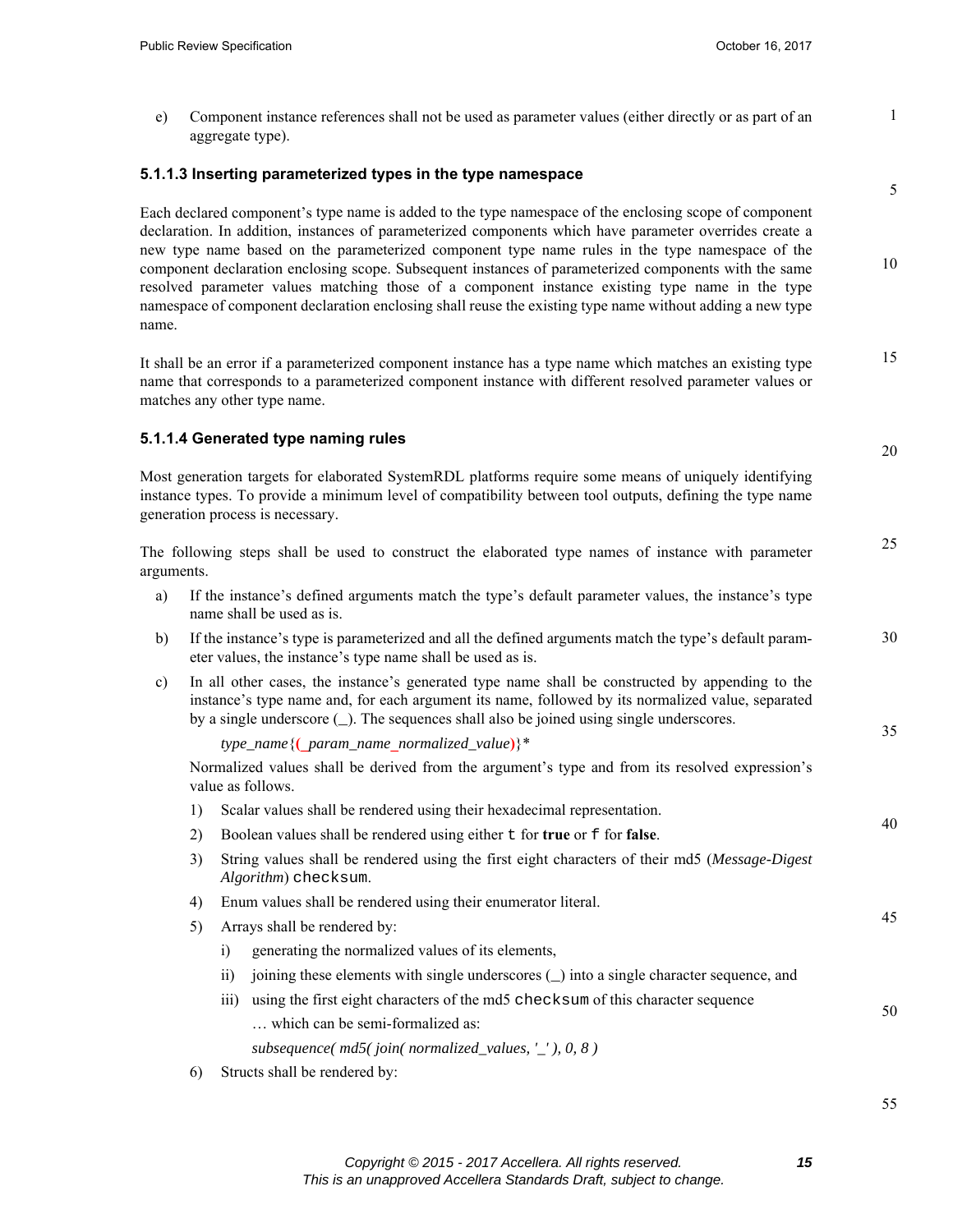e) Component instance references shall not be used as parameter values (either directly or as part of an aggregate type).

### 5.1.1.3 Inserting parameterized types in the type namespace

Each declared component's type name is added to the type namespace of the enclosing scope of component declaration. In addition, instances of parameterized components which have parameter overrides create a new type name based on the parameterized component type name rules in the type namespace of the component declaration enclosing scope. Subsequent instances of parameterized components with the same resolved parameter values matching those of a component instance existing type name in the type namespace of component declaration enclosing shall reuse the existing type name without adding a new type name.

It shall be an error if a parameterized component instance has a type name which matches an existing type name that corresponds to a parameterized component instance with different resolved parameter values or matches any other type name.

### 5.1.1.4 Generated type naming rules

Most generation targets for elaborated SystemRDL platforms require some means of uniquely identifying instance types. To provide a minimum level of compatibility between tool outputs, defining the type name generation process is necessary.

The following steps shall be used to construct the elaborated type names of instance with parameter arguments.

a) If the instance's defined arguments match the type's default parameter values, the instance's type name shall be used as is.

b) If the instance's type is parameterized and all the defined arguments match the type's default parameter values, the instance's type name shall be used as is.

c) In all other cases, the instance's generated type name shall be constructed by appending to the instance's type name and, for each argument its name, followed by its normalized value, separated by a single underscore (_). The sequences shall also be joined using single underscores.

   *type_name*{**(**_*param_name*_*normalized_value***)**}*

   Normalized values shall be derived from the argument's type and from its resolved expression's value as follows.

   1) Scalar values shall be rendered using their hexadecimal representation.
   2) Boolean values shall be rendered using either `t` for **true** or `f` for **false**.
   3) String values shall be rendered using the first eight characters of their md5 (*Message-Digest Algorithm*) `checksum`.
   4) Enum values shall be rendered using their enumerator literal.
   5) Arrays shall be rendered by:
      i) generating the normalized values of its elements,
      ii) joining these elements with single underscores (_) into a single character sequence, and
      iii) using the first eight characters of the md5 `checksum` of this character sequence

         … which can be semi-formalized as:

         *subsequence( md5( join( normalized_values, '_' ), 0, 8 )*
   6) Structs shall be rendered by: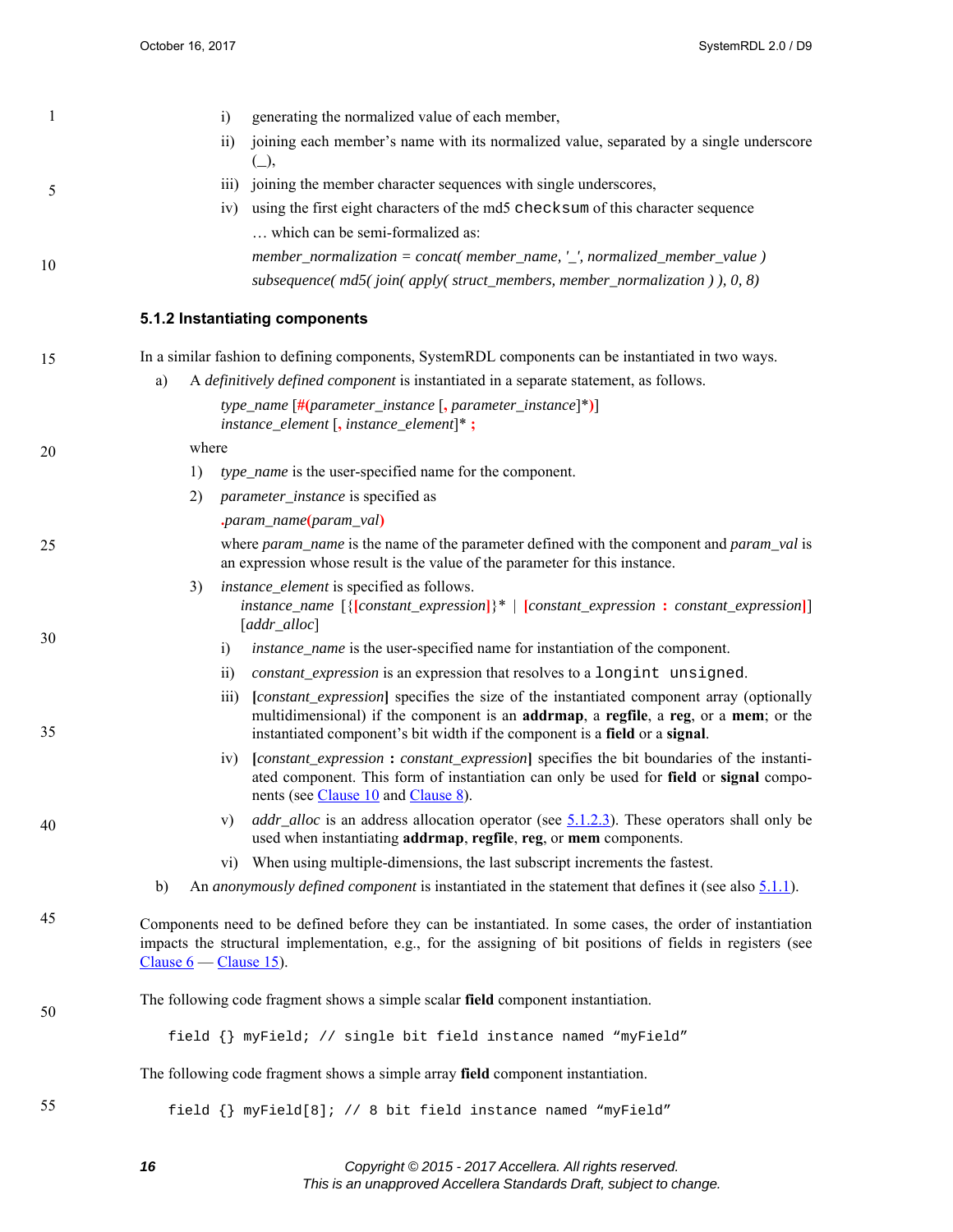i) generating the normalized value of each member,

ii) joining each member's name with its normalized value, separated by a single underscore (_),

iii) joining the member character sequences with single underscores,

iv) using the first eight characters of the md5 `checksum` of this character sequence

… which can be semi-formalized as:

*member_normalization = concat( member_name, '_', normalized_member_value )*

*subsequence( md5( join( apply( struct_members, member_normalization ) ), 0, 8)*

### 5.1.2 Instantiating components

In a similar fashion to defining components, SystemRDL components can be instantiated in two ways.

a) A *definitively defined component* is instantiated in a separate statement, as follows.

*type_name* [**#(***parameter_instance* [**,** *parameter_instance*]***)**]
*instance_element* [**,** *instance_element*]* **;**

where

1) *type_name* is the user-specified name for the component.

2) *parameter_instance* is specified as

**.***param_name***(***param_val***)**

where *param_name* is the name of the parameter defined with the component and *param_val* is an expression whose result is the value of the parameter for this instance.

3) *instance_element* is specified as follows.

*instance_name* [{**[***constant_expression***]**}* | **[***constant_expression* **:** *constant_expression***]**] [*addr_alloc*]

i) *instance_name* is the user-specified name for instantiation of the component.

ii) *constant_expression* is an expression that resolves to a `longint unsigned`.

iii) **[***constant_expression***]** specifies the size of the instantiated component array (optionally multidimensional) if the component is an **addrmap**, a **regfile**, a **reg**, or a **mem**; or the instantiated component's bit width if the component is a **field** or a **signal**.

iv) **[***constant_expression* **:** *constant_expression***]** specifies the bit boundaries of the instantiated component. This form of instantiation can only be used for **field** or **signal** components (see Clause 10 and Clause 8).

v) *addr_alloc* is an address allocation operator (see 5.1.2.3). These operators shall only be used when instantiating **addrmap**, **regfile**, **reg**, or **mem** components.

vi) When using multiple-dimensions, the last subscript increments the fastest.

b) An *anonymously defined component* is instantiated in the statement that defines it (see also 5.1.1).

Components need to be defined before they can be instantiated. In some cases, the order of instantiation impacts the structural implementation, e.g., for the assigning of bit positions of fields in registers (see Clause 6 — Clause 15).

The following code fragment shows a simple scalar **field** component instantiation.

```
field {} myField; // single bit field instance named "myField"
```

The following code fragment shows a simple array **field** component instantiation.

```
field {} myField[8]; // 8 bit field instance named "myField"
```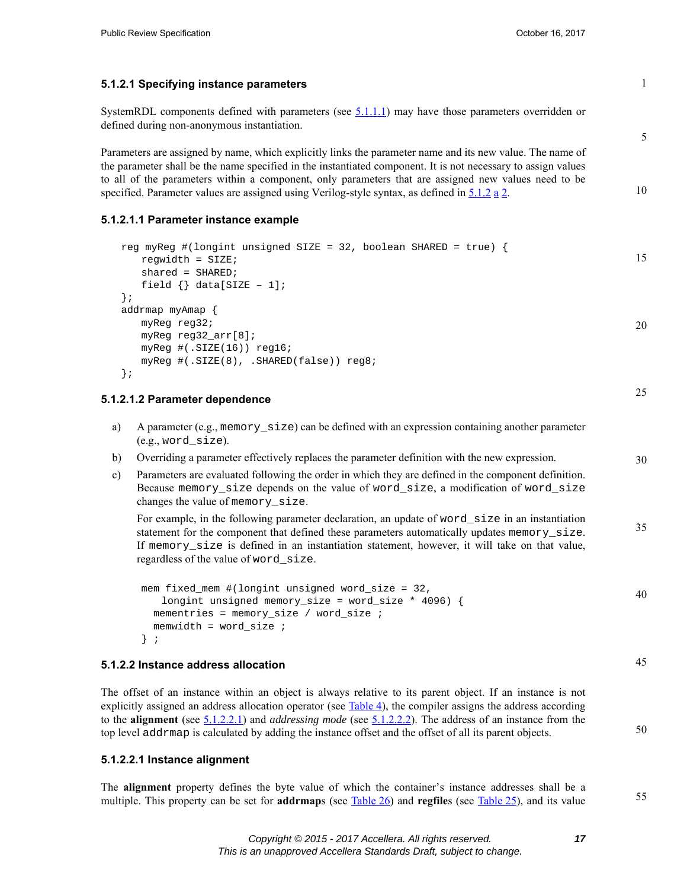#### 5.1.2.1 Specifying instance parameters

SystemRDL components defined with parameters (see 5.1.1.1) may have those parameters overridden or defined during non-anonymous instantiation.

Parameters are assigned by name, which explicitly links the parameter name and its new value. The name of the parameter shall be the name specified in the instantiated component. It is not necessary to assign values to all of the parameters within a component, only parameters that are assigned new values need to be specified. Parameter values are assigned using Verilog-style syntax, as defined in 5.1.2 a 2.

##### 5.1.2.1.1 Parameter instance example

```
reg myReg #(longint unsigned SIZE = 32, boolean SHARED = true) {
   regwidth = SIZE;
   shared = SHARED;
   field {} data[SIZE – 1];
};
addrmap myAmap {
   myReg reg32;
   myReg reg32_arr[8];
   myReg #(.SIZE(16)) reg16;
   myReg #(.SIZE(8), .SHARED(false)) reg8;
};
```

##### 5.1.2.1.2 Parameter dependence

a) A parameter (e.g., `memory_size`) can be defined with an expression containing another parameter (e.g., `word_size`).

b) Overriding a parameter effectively replaces the parameter definition with the new expression.

c) Parameters are evaluated following the order in which they are defined in the component definition. Because `memory_size` depends on the value of `word_size`, a modification of `word_size` changes the value of `memory_size`.

   For example, in the following parameter declaration, an update of `word_size` in an instantiation statement for the component that defined these parameters automatically updates `memory_size`. If `memory_size` is defined in an instantiation statement, however, it will take on that value, regardless of the value of `word_size`.

```
mem fixed_mem #(longint unsigned word_size = 32,
   longint unsigned memory_size = word_size * 4096) {
  mementries = memory_size / word_size ;
  memwidth = word_size ;
} ;
```

#### 5.1.2.2 Instance address allocation

The offset of an instance within an object is always relative to its parent object. If an instance is not explicitly assigned an address allocation operator (see Table 4), the compiler assigns the address according to the **alignment** (see 5.1.2.2.1) and *addressing mode* (see 5.1.2.2.2). The address of an instance from the top level `addrmap` is calculated by adding the instance offset and the offset of all its parent objects.

##### 5.1.2.2.1 Instance alignment

The **alignment** property defines the byte value of which the container's instance addresses shall be a multiple. This property can be set for **addrmap**s (see Table 26) and **regfile**s (see Table 25), and its value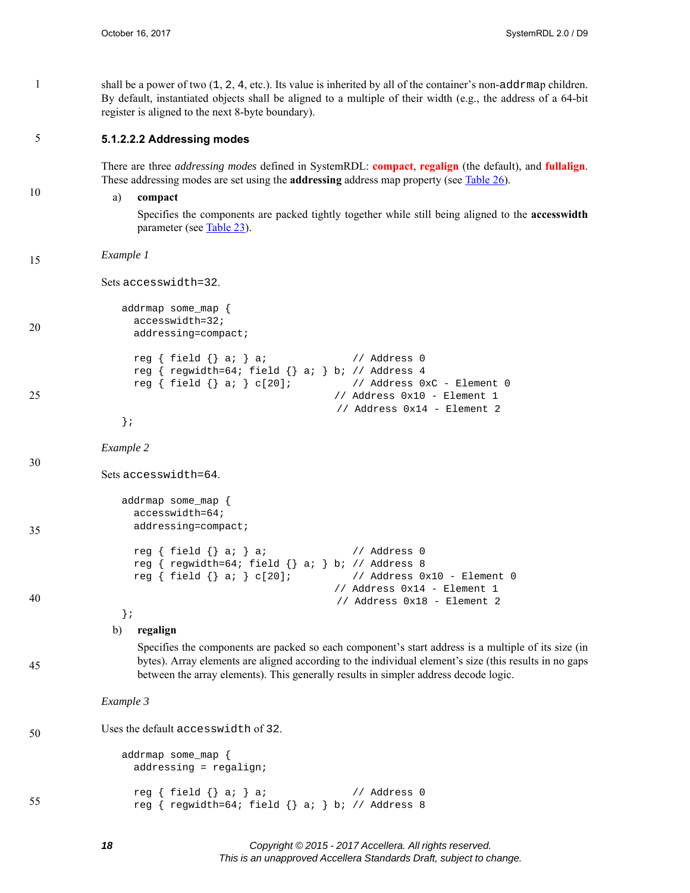shall be a power of two (1, 2, 4, etc.). Its value is inherited by all of the container's non-addrmap children. By default, instantiated objects shall be aligned to a multiple of their width (e.g., the address of a 64-bit register is aligned to the next 8-byte boundary).

##### 5.1.2.2.2 Addressing modes

There are three *addressing modes* defined in SystemRDL: **compact**, **regalign** (the default), and **fullalign**. These addressing modes are set using the **addressing** address map property (see Table 26).

a) **compact**

Specifies the components are packed tightly together while still being aligned to the **accesswidth** parameter (see Table 23).

*Example 1*

Sets accesswidth=32.

```
addrmap some_map {
  accesswidth=32;
  addressing=compact;

  reg { field {} a; } a;              // Address 0
  reg { regwidth=64; field {} a; } b; // Address 4
  reg { field {} a; } c[20];          // Address 0xC - Element 0
                                   // Address 0x10 - Element 1
                                   // Address 0x14 - Element 2
};
```

*Example 2*

Sets accesswidth=64.

```
addrmap some_map {
  accesswidth=64;
  addressing=compact;

  reg { field {} a; } a;              // Address 0
  reg { regwidth=64; field {} a; } b; // Address 8
  reg { field {} a; } c[20];          // Address 0x10 - Element 0
                                   // Address 0x14 - Element 1
                                   // Address 0x18 - Element 2
};
```

b) **regalign**

Specifies the components are packed so each component's start address is a multiple of its size (in bytes). Array elements are aligned according to the individual element's size (this results in no gaps between the array elements). This generally results in simpler address decode logic.

*Example 3*

Uses the default accesswidth of 32.

```
addrmap some_map {
  addressing = regalign;

  reg { field {} a; } a;              // Address 0
  reg { regwidth=64; field {} a; } b; // Address 8
```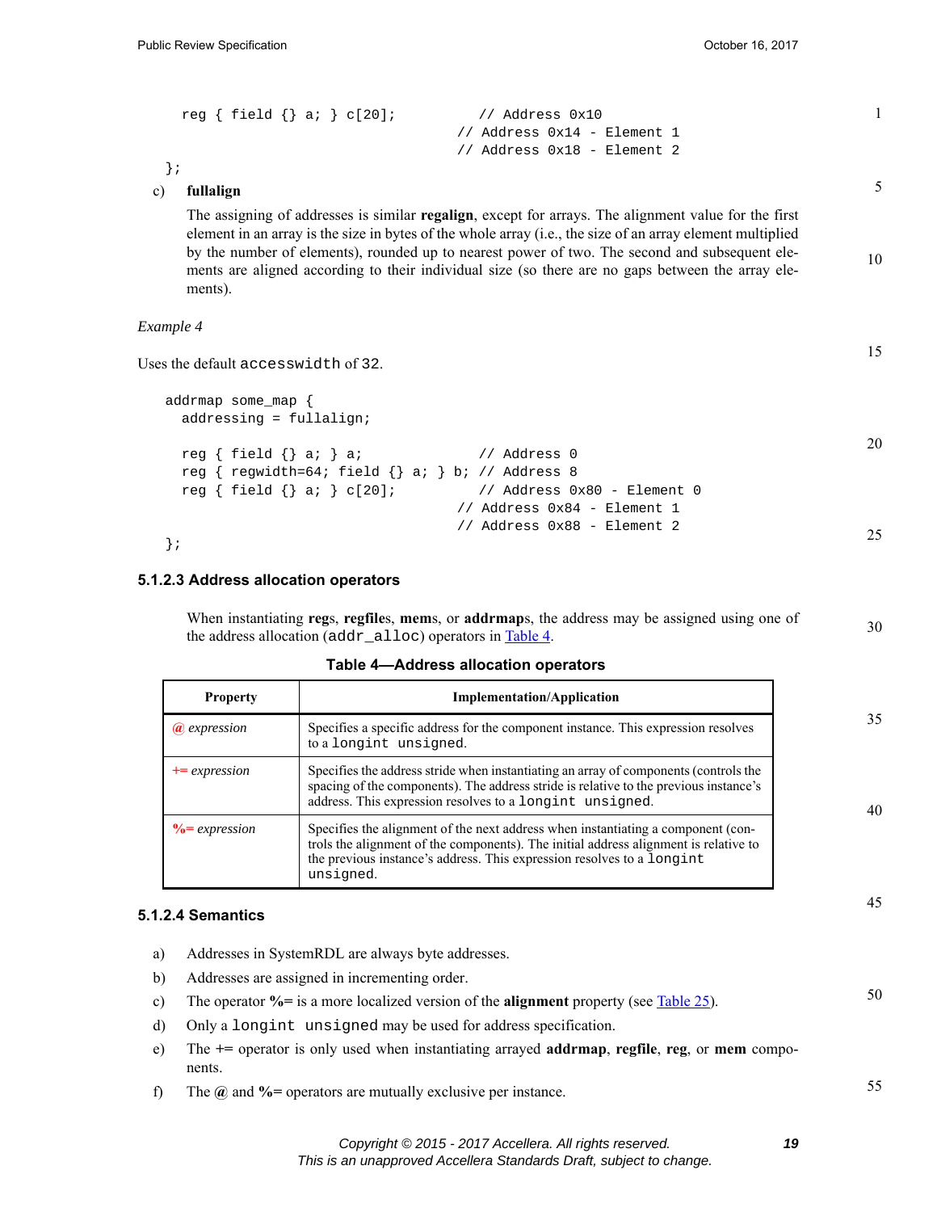```
  reg { field {} a; } c[20];          // Address 0x10
                                    // Address 0x14 - Element 1
                                    // Address 0x18 - Element 2
};
```

c) **fullalign**

The assigning of addresses is similar **regalign**, except for arrays. The alignment value for the first element in an array is the size in bytes of the whole array (i.e., the size of an array element multiplied by the number of elements), rounded up to nearest power of two. The second and subsequent elements are aligned according to their individual size (so there are no gaps between the array elements).

*Example 4*

Uses the default `accesswidth` of 32.

```
addrmap some_map {
  addressing = fullalign;

  reg { field {} a; } a;              // Address 0
  reg { regwidth=64; field {} a; } b; // Address 8
  reg { field {} a; } c[20];          // Address 0x80 - Element 0
                                    // Address 0x84 - Element 1
                                    // Address 0x88 - Element 2
};
```

### 5.1.2.3 Address allocation operators

When instantiating **reg**s, **regfile**s, **mem**s, or **addrmap**s, the address may be assigned using one of the address allocation (`addr_alloc`) operators in Table 4.

**Table 4—Address allocation operators**

| Property | Implementation/Application |
|---|---|
| **@** *expression* | Specifies a specific address for the component instance. This expression resolves to a `longint unsigned`. |
| **+=** *expression* | Specifies the address stride when instantiating an array of components (controls the spacing of the components). The address stride is relative to the previous instance's address. This expression resolves to a `longint unsigned`. |
| **%=** *expression* | Specifies the alignment of the next address when instantiating a component (controls the alignment of the components). The initial address alignment is relative to the previous instance's address. This expression resolves to a `longint unsigned`. |

### 5.1.2.4 Semantics

a) Addresses in SystemRDL are always byte addresses.

b) Addresses are assigned in incrementing order.

c) The operator **%=** is a more localized version of the **alignment** property (see Table 25).

d) Only a `longint unsigned` may be used for address specification.

e) The += operator is only used when instantiating arrayed **addrmap**, **regfile**, **reg**, or **mem** components.

f) The **@** and **%=** operators are mutually exclusive per instance.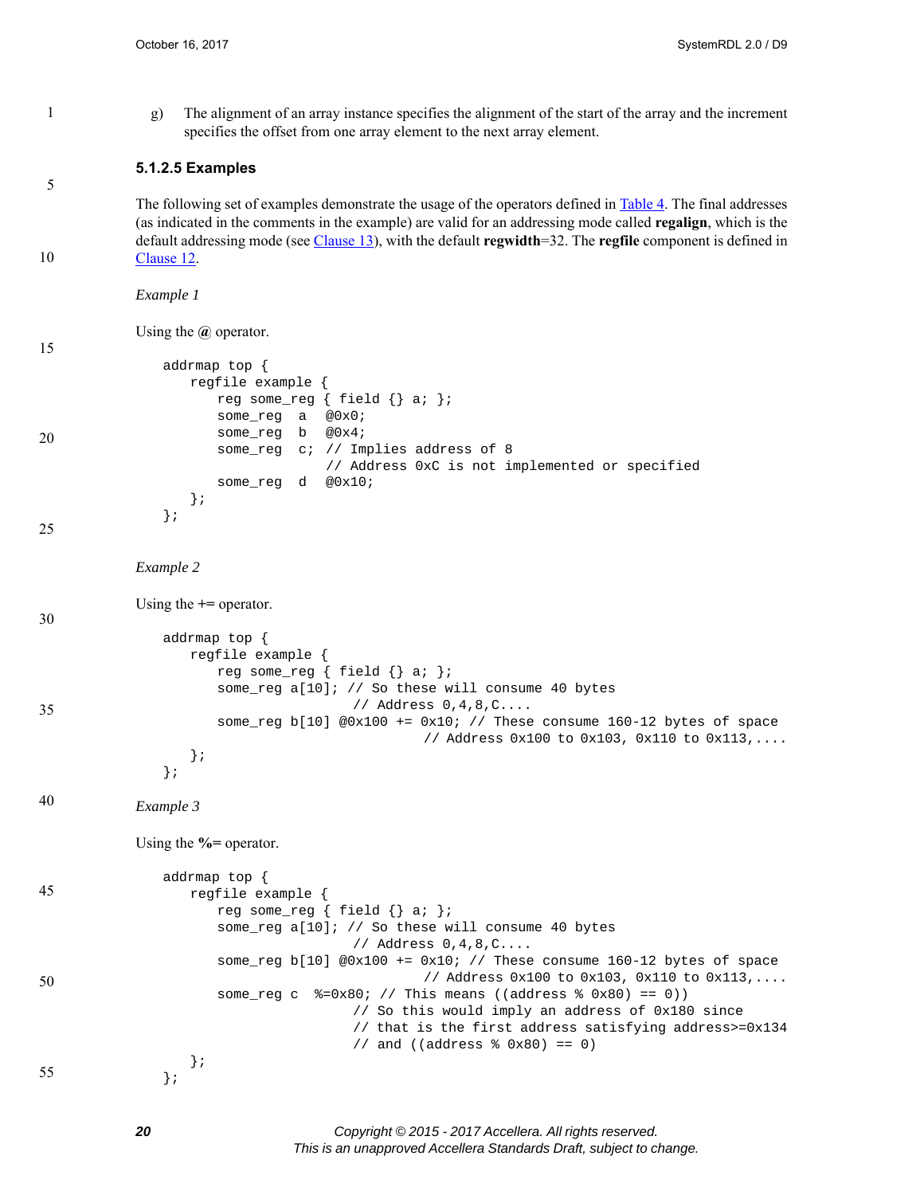g) The alignment of an array instance specifies the alignment of the start of the array and the increment specifies the offset from one array element to the next array element.

#### 5.1.2.5 Examples

The following set of examples demonstrate the usage of the operators defined in Table 4. The final addresses (as indicated in the comments in the example) are valid for an addressing mode called **regalign**, which is the default addressing mode (see Clause 13), with the default **regwidth**=32. The **regfile** component is defined in Clause 12.

*Example 1*

Using the **@** operator.

```
addrmap top {
   regfile example {
      reg some_reg { field {} a; };
      some_reg  a  @0x0;
      some_reg  b  @0x4;
      some_reg  c; // Implies address of 8
                   // Address 0xC is not implemented or specified
      some_reg  d  @0x10;
   };
};
```

*Example 2*

Using the **+=** operator.

```
addrmap top {
   regfile example {
      reg some_reg { field {} a; };
      some_reg a[10]; // So these will consume 40 bytes
                      // Address 0,4,8,C....
      some_reg b[10] @0x100 += 0x10; // These consume 160-12 bytes of space
                                     // Address 0x100 to 0x103, 0x110 to 0x113,....
   };
};
```

*Example 3*

Using the **%=** operator.

```
addrmap top {
   regfile example {
      reg some_reg { field {} a; };
      some_reg a[10]; // So these will consume 40 bytes
                      // Address 0,4,8,C....
      some_reg b[10] @0x100 += 0x10; // These consume 160-12 bytes of space
                                     // Address 0x100 to 0x103, 0x110 to 0x113,....
      some_reg c  %=0x80; // This means ((address % 0x80) == 0))
                      // So this would imply an address of 0x180 since
                      // that is the first address satisfying address>=0x134
                      // and ((address % 0x80) == 0)
   };
};
```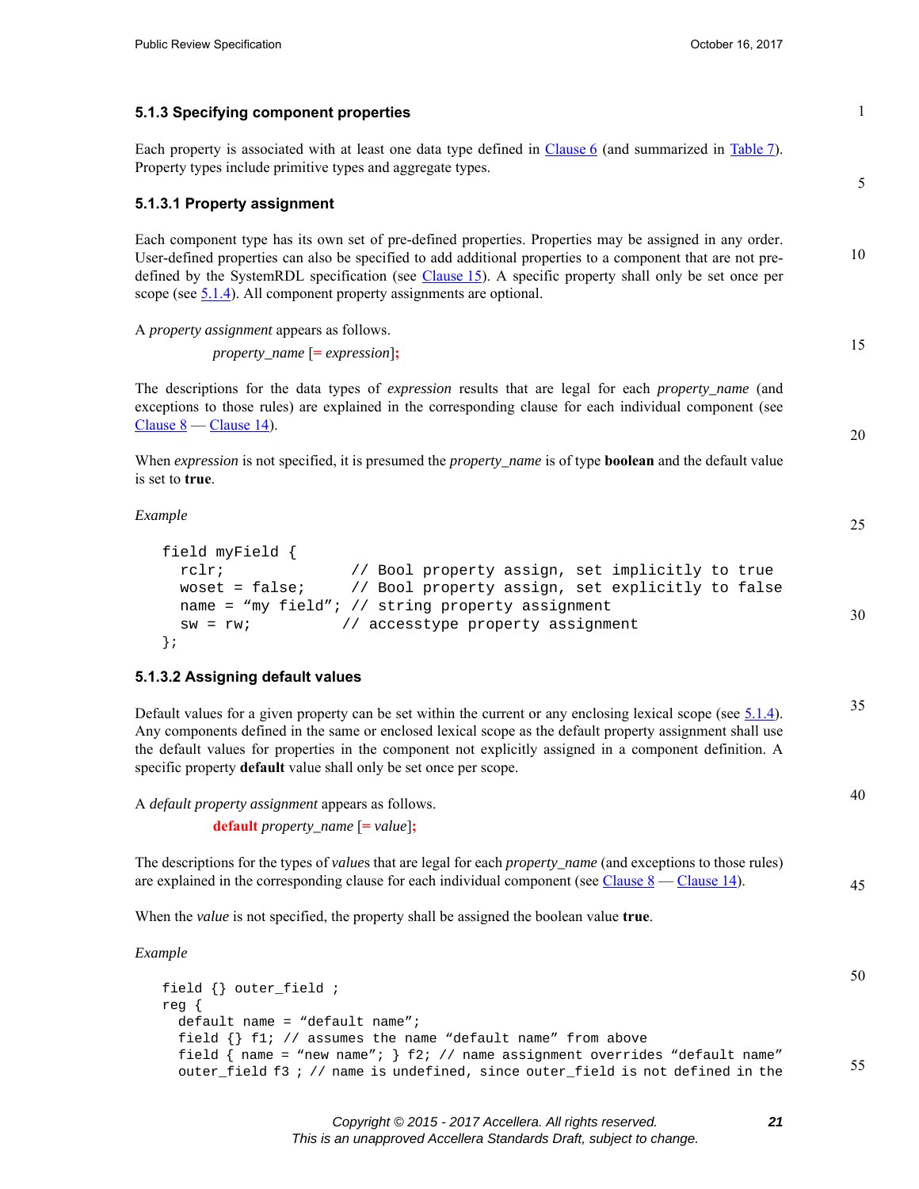### 5.1.3 Specifying component properties

Each property is associated with at least one data type defined in Clause 6 (and summarized in Table 7). Property types include primitive types and aggregate types.

#### 5.1.3.1 Property assignment

Each component type has its own set of pre-defined properties. Properties may be assigned in any order. User-defined properties can also be specified to add additional properties to a component that are not pre-defined by the SystemRDL specification (see Clause 15). A specific property shall only be set once per scope (see 5.1.4). All component property assignments are optional.

A *property assignment* appears as follows.

*property_name* [**=** *expression*]**;**

The descriptions for the data types of *expression* results that are legal for each *property_name* (and exceptions to those rules) are explained in the corresponding clause for each individual component (see Clause 8 — Clause 14).

When *expression* is not specified, it is presumed the *property_name* is of type **boolean** and the default value is set to **true**.

*Example*

```
field myField {
  rclr;              // Bool property assign, set implicitly to true
  woset = false;     // Bool property assign, set explicitly to false
  name = “my field”; // string property assignment
  sw = rw;          // accesstype property assignment
};
```

#### 5.1.3.2 Assigning default values

Default values for a given property can be set within the current or any enclosing lexical scope (see 5.1.4). Any components defined in the same or enclosed lexical scope as the default property assignment shall use the default values for properties in the component not explicitly assigned in a component definition. A specific property **default** value shall only be set once per scope.

A *default property assignment* appears as follows.

**default** *property_name* [**=** *value*]**;**

The descriptions for the types of *value*s that are legal for each *property_name* (and exceptions to those rules) are explained in the corresponding clause for each individual component (see Clause 8 — Clause 14).

When the *value* is not specified, the property shall be assigned the boolean value **true**.

*Example*

```
field {} outer_field ;
reg {
  default name = “default name”;
  field {} f1; // assumes the name “default name” from above
  field { name = “new name”; } f2; // name assignment overrides “default name”
  outer_field f3 ; // name is undefined, since outer_field is not defined in the
```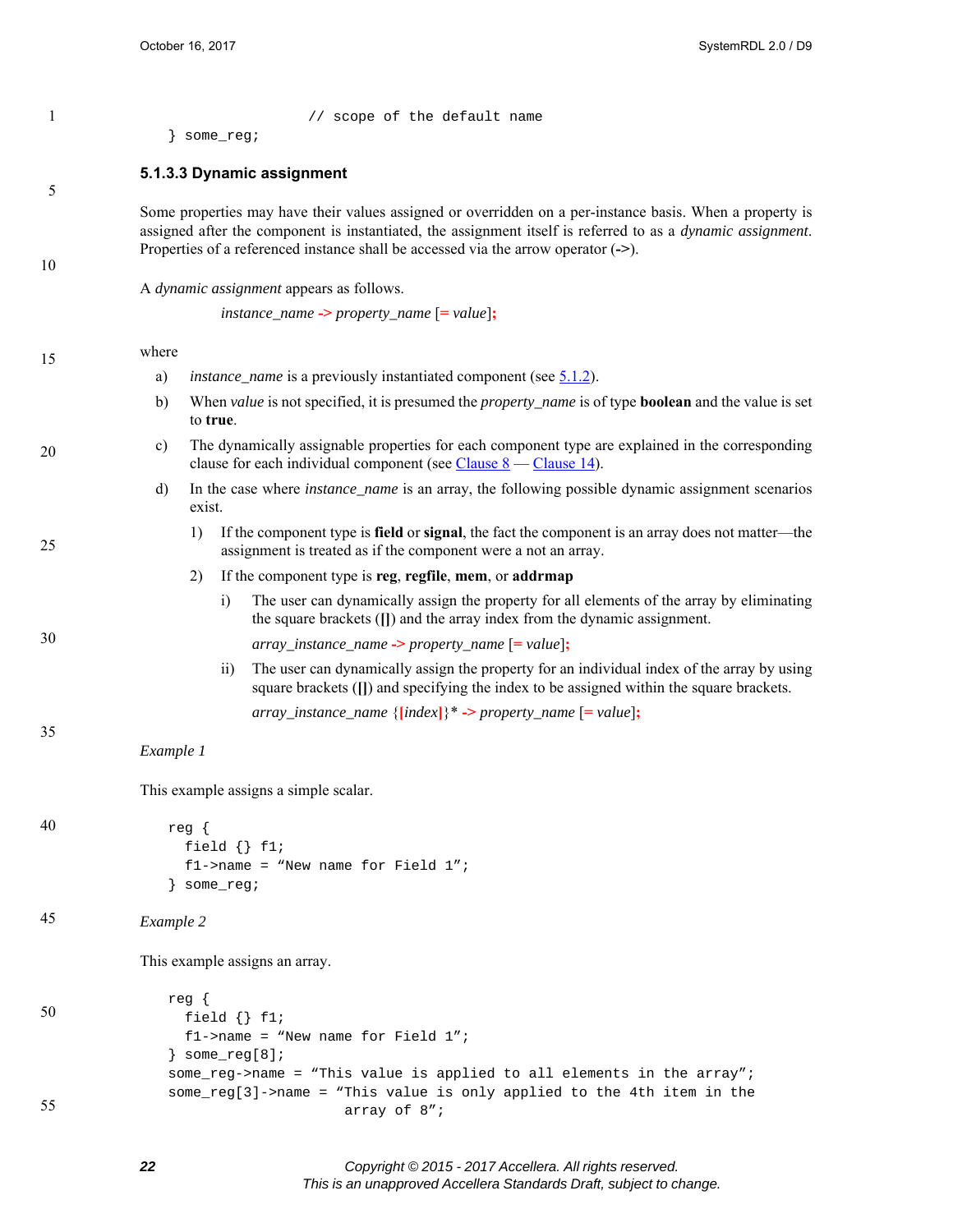```
                    // scope of the default name
} some_reg;
```

#### 5.1.3.3 Dynamic assignment

Some properties may have their values assigned or overridden on a per-instance basis. When a property is assigned after the component is instantiated, the assignment itself is referred to as a *dynamic assignment*. Properties of a referenced instance shall be accessed via the arrow operator (**->**).

A *dynamic assignment* appears as follows.

*instance_name* **->** *property_name* [**=** *value*]**;**

where

a) *instance_name* is a previously instantiated component (see 5.1.2).

b) When *value* is not specified, it is presumed the *property_name* is of type **boolean** and the value is set to **true**.

c) The dynamically assignable properties for each component type are explained in the corresponding clause for each individual component (see Clause 8 — Clause 14).

d) In the case where *instance_name* is an array, the following possible dynamic assignment scenarios exist.

   1) If the component type is **field** or **signal**, the fact the component is an array does not matter—the assignment is treated as if the component were a not an array.

   2) If the component type is **reg**, **regfile**, **mem**, or **addrmap**

      i) The user can dynamically assign the property for all elements of the array by eliminating the square brackets (**[]**) and the array index from the dynamic assignment.

      *array_instance_name* **->** *property_name* [**=** *value*]**;**

      ii) The user can dynamically assign the property for an individual index of the array by using square brackets (**[]**) and specifying the index to be assigned within the square brackets.

      *array_instance_name* {**[***index***]**}* **->** *property_name* [**=** *value*]**;**

*Example 1*

This example assigns a simple scalar.

```
reg {
  field {} f1;
  f1->name = “New name for Field 1”;
} some_reg;
```

*Example 2*

This example assigns an array.

```
reg {
  field {} f1;
  f1->name = “New name for Field 1”;
} some_reg[8];
some_reg->name = “This value is applied to all elements in the array”;
some_reg[3]->name = “This value is only applied to the 4th item in the
                     array of 8”;
```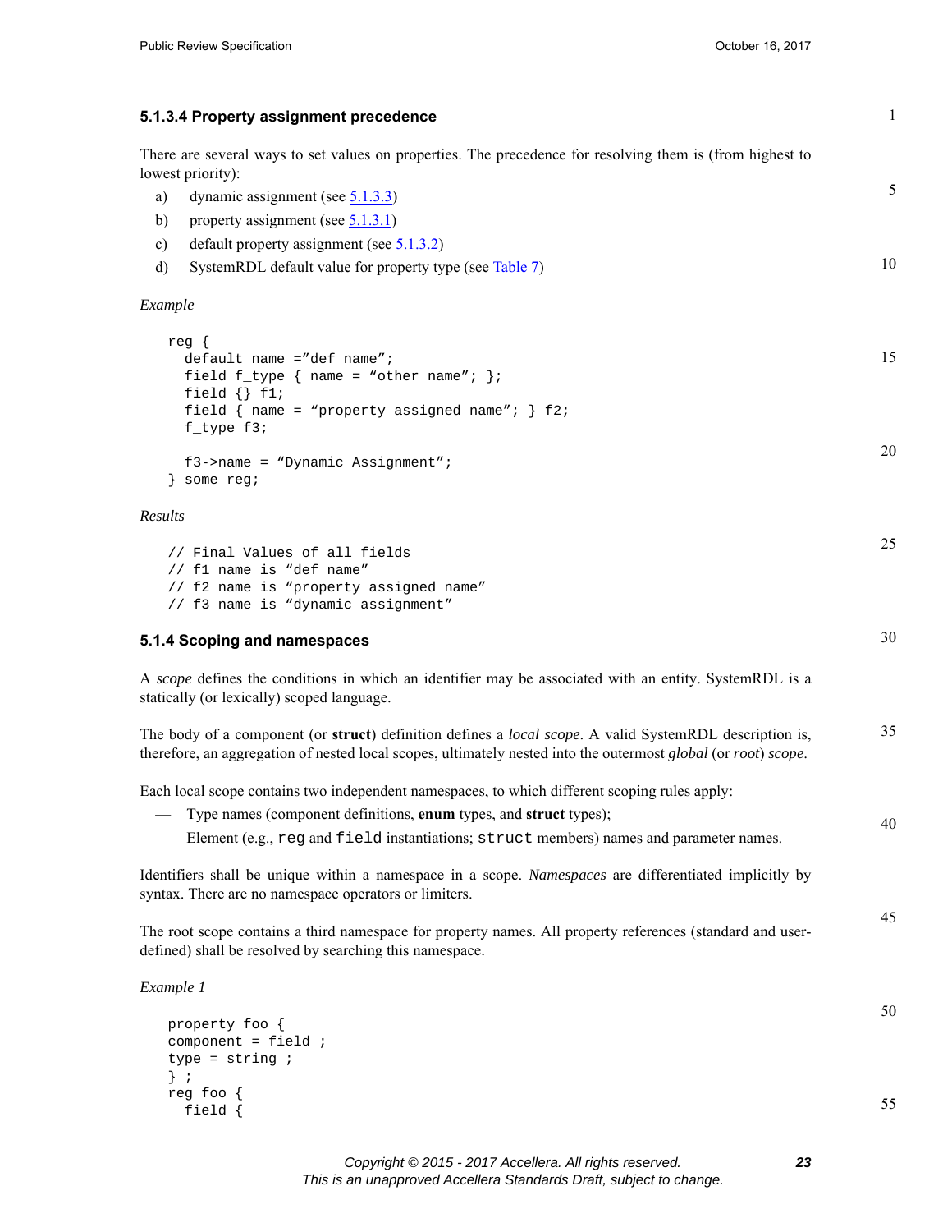#### 5.1.3.4 Property assignment precedence

There are several ways to set values on properties. The precedence for resolving them is (from highest to lowest priority):

a) dynamic assignment (see 5.1.3.3)

b) property assignment (see 5.1.3.1)

c) default property assignment (see 5.1.3.2)

d) SystemRDL default value for property type (see Table 7)

*Example*

```
reg {
  default name =”def name”;
  field f_type { name = “other name”; };
  field {} f1;
  field { name = “property assigned name”; } f2;
  f_type f3;

  f3->name = “Dynamic Assignment”;
} some_reg;
```

*Results*

```
// Final Values of all fields
// f1 name is “def name”
// f2 name is “property assigned name”
// f3 name is “dynamic assignment”
```

### 5.1.4 Scoping and namespaces

A *scope* defines the conditions in which an identifier may be associated with an entity. SystemRDL is a statically (or lexically) scoped language.

The body of a component (or **struct**) definition defines a *local scope*. A valid SystemRDL description is, therefore, an aggregation of nested local scopes, ultimately nested into the outermost *global* (or *root*) *scope*.

Each local scope contains two independent namespaces, to which different scoping rules apply:

— Type names (component definitions, **enum** types, and **struct** types);

— Element (e.g., `reg` and `field` instantiations; `struct` members) names and parameter names.

Identifiers shall be unique within a namespace in a scope. *Namespaces* are differentiated implicitly by syntax. There are no namespace operators or limiters.

The root scope contains a third namespace for property names. All property references (standard and user-defined) shall be resolved by searching this namespace.

*Example 1*

```
property foo {
component = field ;
type = string ;
} ;
reg foo {
  field {
```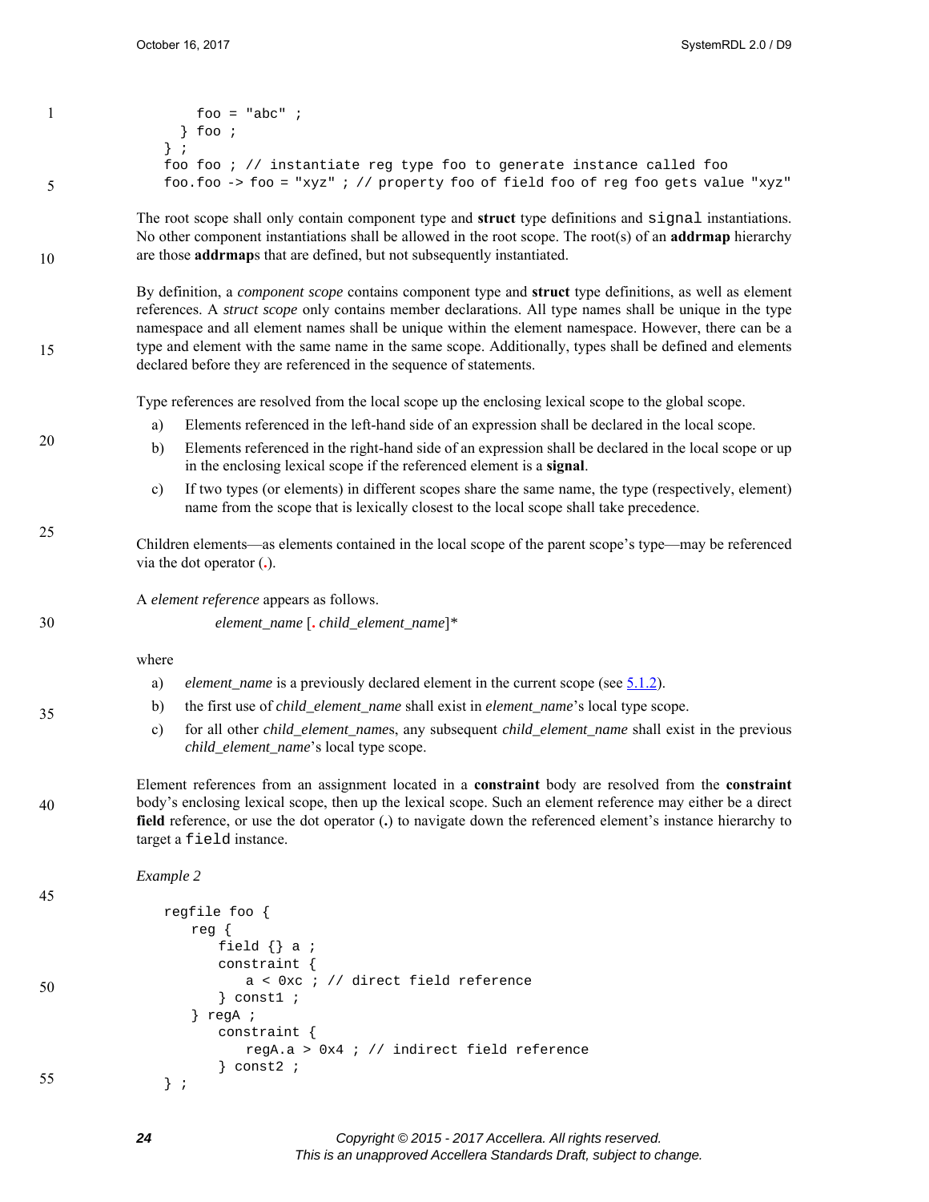```
      foo = "abc" ;
    } foo ;
  } ;
  foo foo ; // instantiate reg type foo to generate instance called foo
  foo.foo -> foo = "xyz" ; // property foo of field foo of reg foo gets value "xyz"
```

The root scope shall only contain component type and **struct** type definitions and `signal` instantiations. No other component instantiations shall be allowed in the root scope. The root(s) of an **addrmap** hierarchy are those **addrmap**s that are defined, but not subsequently instantiated.

By definition, a *component scope* contains component type and **struct** type definitions, as well as element references. A *struct scope* only contains member declarations. All type names shall be unique in the type namespace and all element names shall be unique within the element namespace. However, there can be a type and element with the same name in the same scope. Additionally, types shall be defined and elements declared before they are referenced in the sequence of statements.

Type references are resolved from the local scope up the enclosing lexical scope to the global scope.

a) Elements referenced in the left-hand side of an expression shall be declared in the local scope.

b) Elements referenced in the right-hand side of an expression shall be declared in the local scope or up in the enclosing lexical scope if the referenced element is a **signal**.

c) If two types (or elements) in different scopes share the same name, the type (respectively, element) name from the scope that is lexically closest to the local scope shall take precedence.

Children elements—as elements contained in the local scope of the parent scope's type—may be referenced via the dot operator (**.**).

A *element reference* appears as follows.

*element_name* [**.** *child_element_name*]*

where

a) *element_name* is a previously declared element in the current scope (see 5.1.2).

b) the first use of *child_element_name* shall exist in *element_name*'s local type scope.

c) for all other *child_element_name*s, any subsequent *child_element_name* shall exist in the previous *child_element_name*'s local type scope.

Element references from an assignment located in a **constraint** body are resolved from the **constraint** body's enclosing lexical scope, then up the lexical scope. Such an element reference may either be a direct **field** reference, or use the dot operator (**.**) to navigate down the referenced element's instance hierarchy to target a `field` instance.

*Example 2*

```
regfile foo {
   reg {
      field {} a ;
      constraint {
         a < 0xc ; // direct field reference
      } const1 ;
   } regA ;
      constraint {
         regA.a > 0x4 ; // indirect field reference
      } const2 ;
} ;
```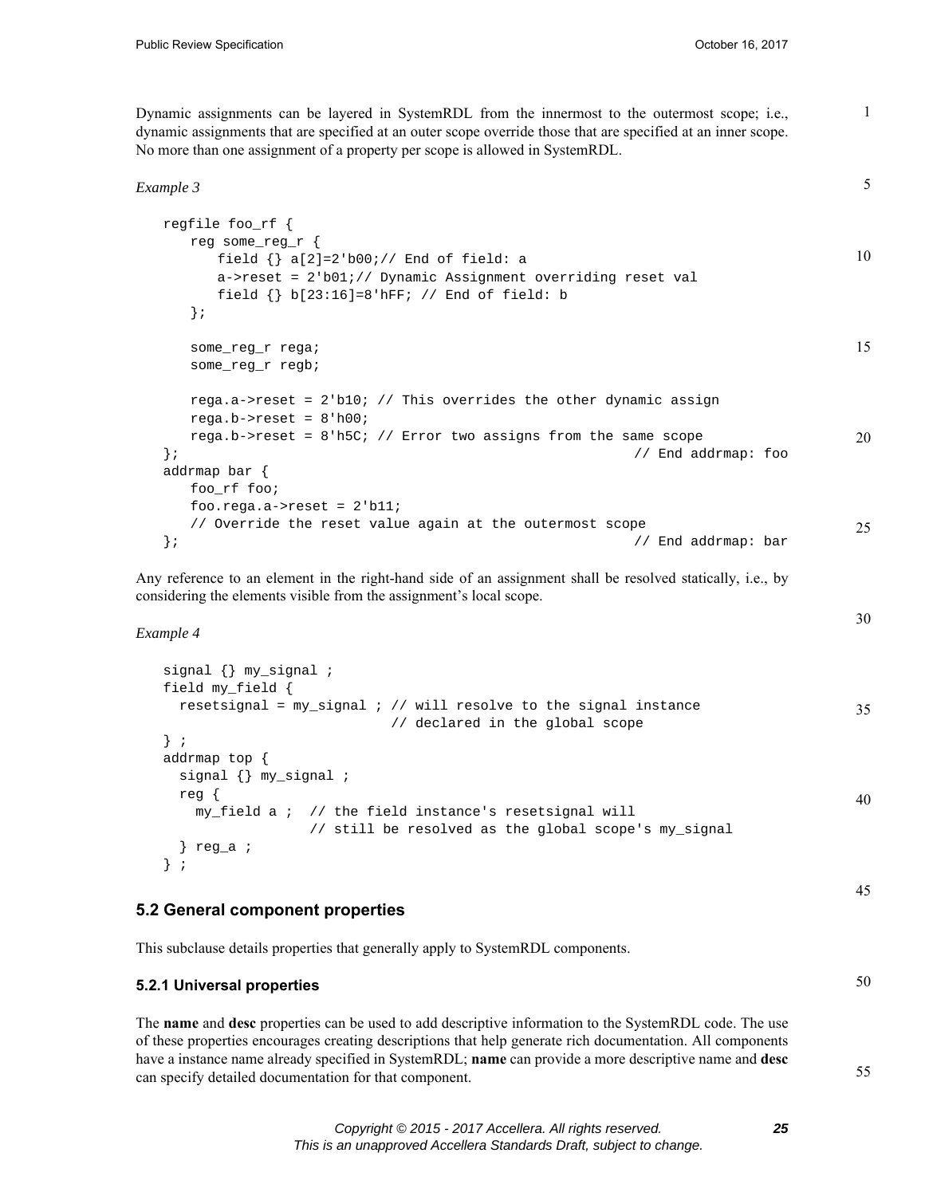Dynamic assignments can be layered in SystemRDL from the innermost to the outermost scope; i.e., dynamic assignments that are specified at an outer scope override those that are specified at an inner scope. No more than one assignment of a property per scope is allowed in SystemRDL.

*Example 3*

```
regfile foo_rf {
   reg some_reg_r {
      field {} a[2]=2'b00;// End of field: a
      a->reset = 2'b01;// Dynamic Assignment overriding reset val
      field {} b[23:16]=8'hFF; // End of field: b
   };

   some_reg_r rega;
   some_reg_r regb;

   rega.a->reset = 2'b10; // This overrides the other dynamic assign
   rega.b->reset = 8'h00;
   rega.b->reset = 8'h5C; // Error two assigns from the same scope
};                                                    // End addrmap: foo
addrmap bar {
   foo_rf foo;
   foo.rega.a->reset = 2'b11;
   // Override the reset value again at the outermost scope
};                                                    // End addrmap: bar
```

Any reference to an element in the right-hand side of an assignment shall be resolved statically, i.e., by considering the elements visible from the assignment's local scope.

*Example 4*

```
signal {} my_signal ;
field my_field {
  resetsignal = my_signal ; // will resolve to the signal instance
                            // declared in the global scope
} ;
addrmap top {
  signal {} my_signal ;
  reg {
    my_field a ;  // the field instance's resetsignal will
                  // still be resolved as the global scope's my_signal
  } reg_a ;
} ;
```

## 5.2 General component properties

This subclause details properties that generally apply to SystemRDL components.

### 5.2.1 Universal properties

The **name** and **desc** properties can be used to add descriptive information to the SystemRDL code. The use of these properties encourages creating descriptions that help generate rich documentation. All components have a instance name already specified in SystemRDL; **name** can provide a more descriptive name and **desc** can specify detailed documentation for that component.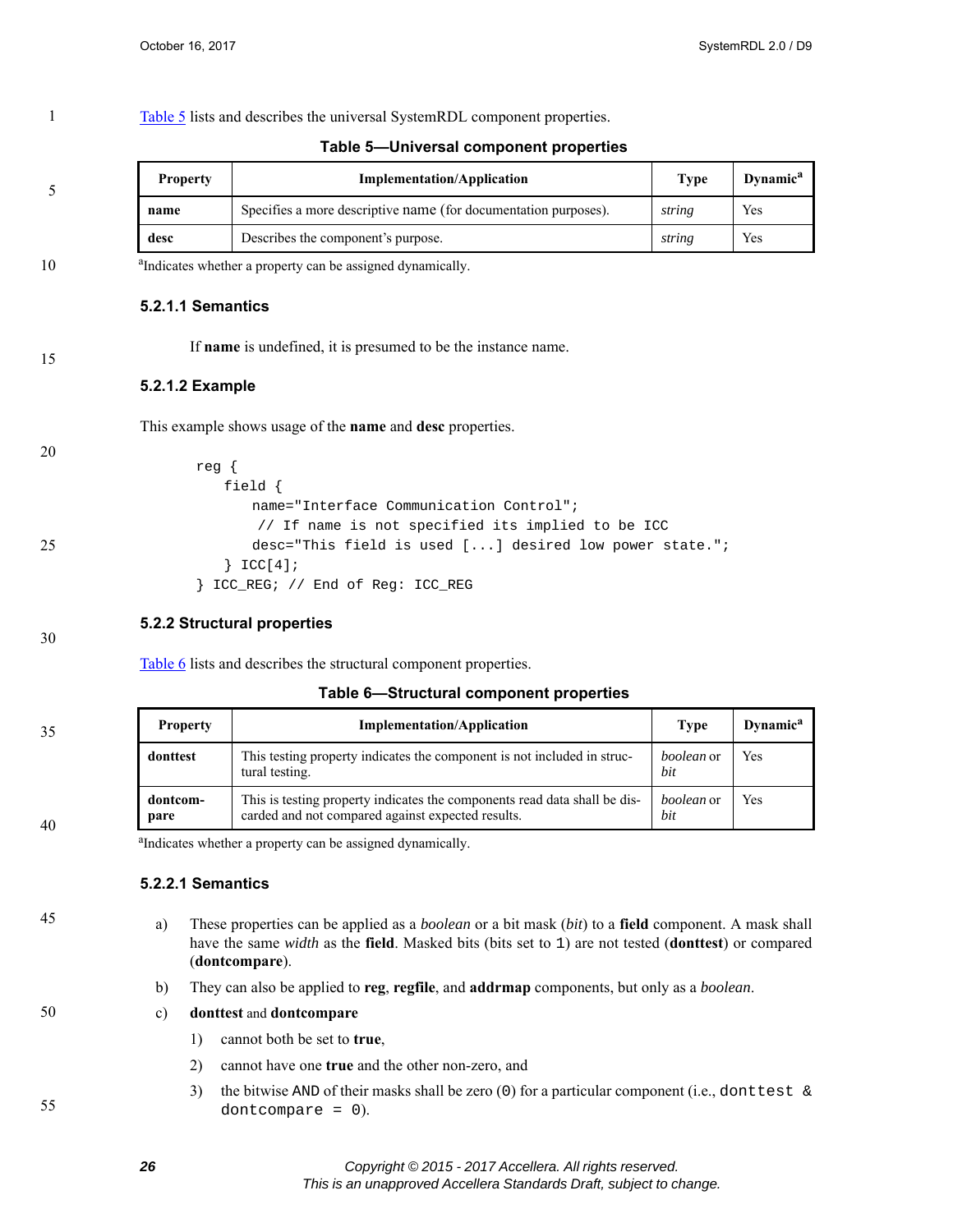Table 5 lists and describes the universal SystemRDL component properties.

**Table 5—Universal component properties**

| Property | Implementation/Application | Type | Dynamic[a] |
|---|---|---|---|
| **name** | Specifies a more descriptive name (for documentation purposes). | *string* | Yes |
| **desc** | Describes the component's purpose. | *string* | Yes |

[a]Indicates whether a property can be assigned dynamically.

#### 5.2.1.1 Semantics

If **name** is undefined, it is presumed to be the instance name.

#### 5.2.1.2 Example

This example shows usage of the **name** and **desc** properties.

```
reg {
   field {
      name="Interface Communication Control";
       // If name is not specified its implied to be ICC
      desc="This field is used [...] desired low power state.";
   } ICC[4];
} ICC_REG; // End of Reg: ICC_REG
```

### 5.2.2 Structural properties

Table 6 lists and describes the structural component properties.

**Table 6—Structural component properties**

| Property | Implementation/Application | Type | Dynamic[a] |
|---|---|---|---|
| **donttest** | This testing property indicates the component is not included in structural testing. | *boolean* or *bit* | Yes |
| **dontcompare** | This is testing property indicates the components read data shall be discarded and not compared against expected results. | *boolean* or *bit* | Yes |

[a]Indicates whether a property can be assigned dynamically.

#### 5.2.2.1 Semantics

a) These properties can be applied as a *boolean* or a bit mask (*bit*) to a **field** component. A mask shall have the same *width* as the **field**. Masked bits (bits set to 1) are not tested (**donttest**) or compared (**dontcompare**).

b) They can also be applied to **reg**, **regfile**, and **addrmap** components, but only as a *boolean*.

c) **donttest** and **dontcompare**

   1) cannot both be set to **true**,

   2) cannot have one **true** and the other non-zero, and

   3) the bitwise AND of their masks shall be zero (0) for a particular component (i.e., `donttest & dontcompare = 0`).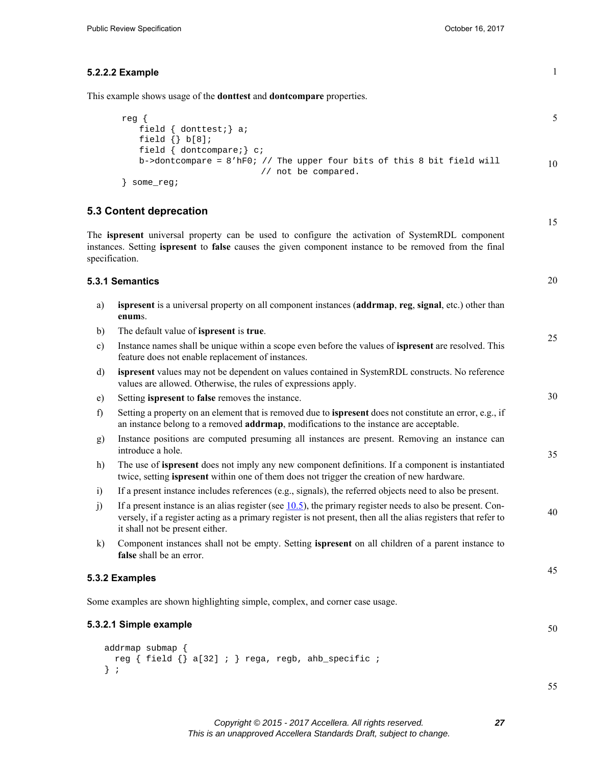#### 5.2.2.2 Example

This example shows usage of the **donttest** and **dontcompare** properties.

```
reg {
   field { donttest;} a;
   field {} b[8];
   field { dontcompare;} c;
   b->dontcompare = 8'hF0; // The upper four bits of this 8 bit field will
                           // not be compared.
} some_reg;
```

## 5.3 Content deprecation

The **ispresent** universal property can be used to configure the activation of SystemRDL component instances. Setting **ispresent** to **false** causes the given component instance to be removed from the final specification.

### 5.3.1 Semantics

a) **ispresent** is a universal property on all component instances (**addrmap**, **reg**, **signal**, etc.) other than **enum**s.

b) The default value of **ispresent** is **true**.

c) Instance names shall be unique within a scope even before the values of **ispresent** are resolved. This feature does not enable replacement of instances.

d) **ispresent** values may not be dependent on values contained in SystemRDL constructs. No reference values are allowed. Otherwise, the rules of expressions apply.

e) Setting **ispresent** to **false** removes the instance.

f) Setting a property on an element that is removed due to **ispresent** does not constitute an error, e.g., if an instance belong to a removed **addrmap**, modifications to the instance are acceptable.

g) Instance positions are computed presuming all instances are present. Removing an instance can introduce a hole.

h) The use of **ispresent** does not imply any new component definitions. If a component is instantiated twice, setting **ispresent** within one of them does not trigger the creation of new hardware.

i) If a present instance includes references (e.g., signals), the referred objects need to also be present.

j) If a present instance is an alias register (see 10.5), the primary register needs to also be present. Conversely, if a register acting as a primary register is not present, then all the alias registers that refer to it shall not be present either.

k) Component instances shall not be empty. Setting **ispresent** on all children of a parent instance to **false** shall be an error.

### 5.3.2 Examples

Some examples are shown highlighting simple, complex, and corner case usage.

#### 5.3.2.1 Simple example

```
addrmap submap {
  reg { field {} a[32] ; } rega, regb, ahb_specific ;
} ;
```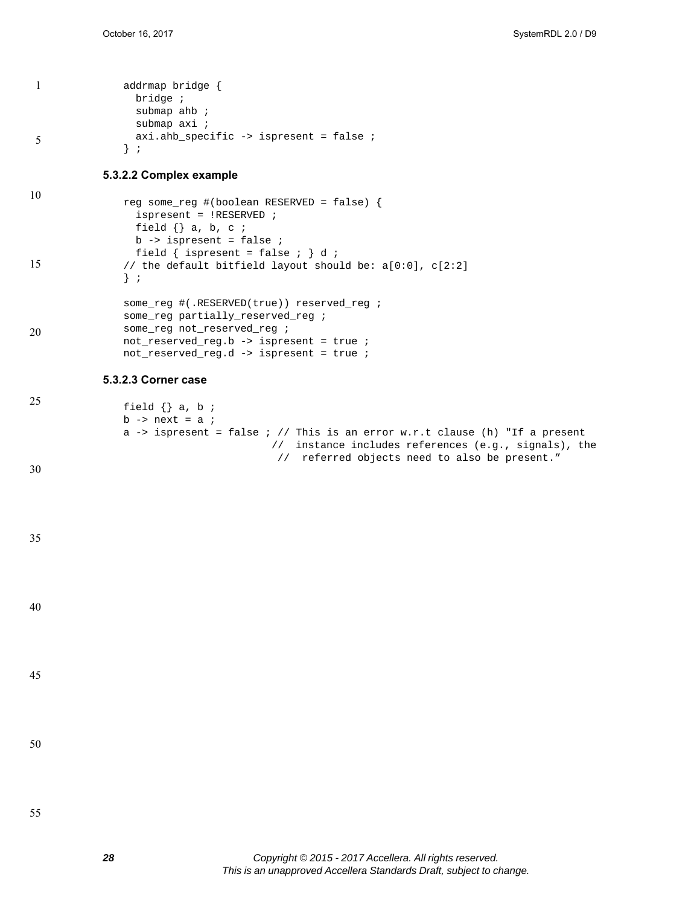```
addrmap bridge {
  bridge ;
  submap ahb ;
  submap axi ;
  axi.ahb_specific -> ispresent = false ;
} ;
```

#### 5.3.2.2 Complex example

```
reg some_reg #(boolean RESERVED = false) {
  ispresent = !RESERVED ;
  field {} a, b, c ;
  b -> ispresent = false ;
  field { ispresent = false ; } d ;
// the default bitfield layout should be: a[0:0], c[2:2]
} ;

some_reg #(.RESERVED(true)) reserved_reg ;
some_reg partially_reserved_reg ;
some_reg not_reserved_reg ;
not_reserved_reg.b -> ispresent = true ;
not_reserved_reg.d -> ispresent = true ;
```

#### 5.3.2.3 Corner case

```
field {} a, b ;
b -> next = a ;
a -> ispresent = false ; // This is an error w.r.t clause (h) "If a present
                        //  instance includes references (e.g., signals), the
                         //  referred objects need to also be present."
```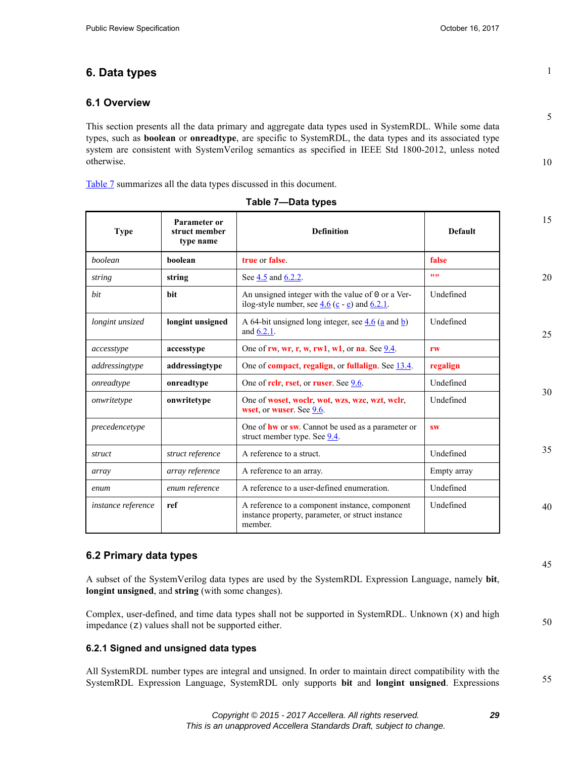# 6. Data types

## 6.1 Overview

This section presents all the data primary and aggregate data types used in SystemRDL. While some data types, such as **boolean** or **onreadtype**, are specific to SystemRDL, the data types and its associated type system are consistent with SystemVerilog semantics as specified in IEEE Std 1800-2012, unless noted otherwise.

Table 7 summarizes all the data types discussed in this document.

**Table 7—Data types**

| Type | Parameter or struct member type name | Definition | Default |
|---|---|---|---|
| *boolean* | **boolean** | **true** or **false**. | **false** |
| *string* | **string** | See 4.5 and 6.2.2. | **""** |
| *bit* | **bit** | An unsigned integer with the value of `0` or a Verilog-style number, see 4.6 (c - e) and 6.2.1. | Undefined |
| *longint unsized* | **longint unsigned** | A 64-bit unsigned long integer, see 4.6 (a and b) and 6.2.1. | Undefined |
| *accesstype* | **accesstype** | One of **rw**, **wr**, **r**, **w**, **rw1**, **w1**, or **na**. See 9.4. | **rw** |
| *addressingtype* | **addressingtype** | One of **compact**, **regalign**, or **fullalign**. See 13.4. | **regalign** |
| *onreadtype* | **onreadtype** | One of **rclr**, **rset**, or **ruser**. See 9.6. | Undefined |
| *onwritetype* | **onwritetype** | One of **woset**, **woclr**, **wot**, **wzs**, **wzc**, **wzt**, **wclr**, **wset**, or **wuser**. See 9.6. | Undefined |
| *precedencetype* | | One of **hw** or **sw**. Cannot be used as a parameter or struct member type. See 9.4. | **sw** |
| *struct* | *struct reference* | A reference to a struct. | Undefined |
| *array* | *array reference* | A reference to an array. | Empty array |
| *enum* | *enum reference* | A reference to a user-defined enumeration. | Undefined |
| *instance reference* | **ref** | A reference to a component instance, component instance property, parameter, or struct instance member. | Undefined |

## 6.2 Primary data types

A subset of the SystemVerilog data types are used by the SystemRDL Expression Language, namely **bit**, **longint unsigned**, and **string** (with some changes).

Complex, user-defined, and time data types shall not be supported in SystemRDL. Unknown (`x`) and high impedance (`z`) values shall not be supported either.

### 6.2.1 Signed and unsigned data types

All SystemRDL number types are integral and unsigned. In order to maintain direct compatibility with the SystemRDL Expression Language, SystemRDL only supports **bit** and **longint unsigned**. Expressions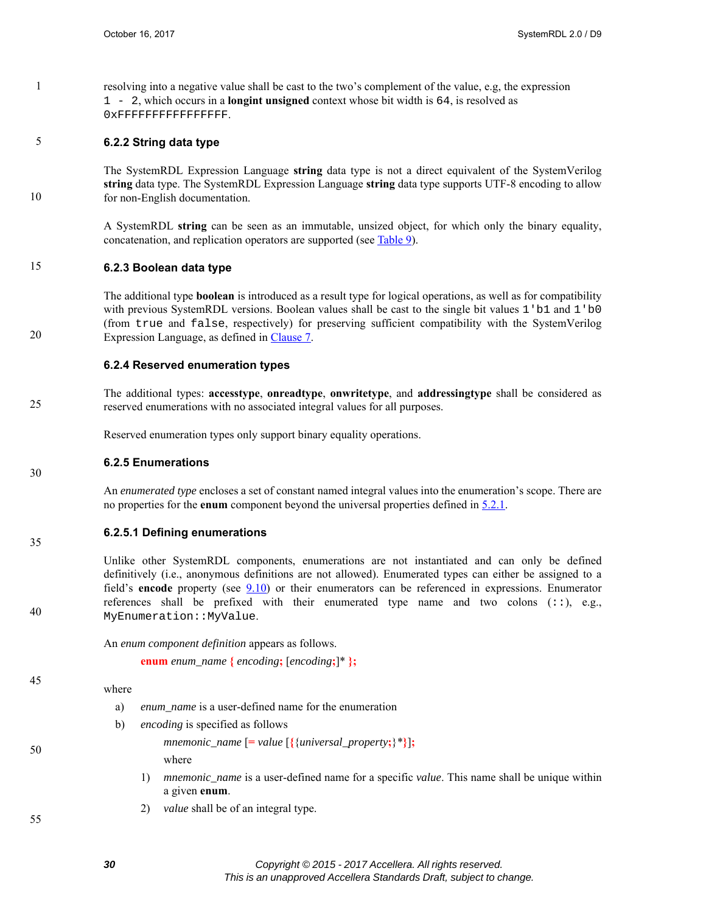resolving into a negative value shall be cast to the two's complement of the value, e.g, the expression `1 - 2`, which occurs in a **longint unsigned** context whose bit width is `64`, is resolved as `0xFFFFFFFFFFFFFFFF`.

### 6.2.2 String data type

The SystemRDL Expression Language **string** data type is not a direct equivalent of the SystemVerilog **string** data type. The SystemRDL Expression Language **string** data type supports UTF-8 encoding to allow for non-English documentation.

A SystemRDL **string** can be seen as an immutable, unsized object, for which only the binary equality, concatenation, and replication operators are supported (see Table 9).

### 6.2.3 Boolean data type

The additional type **boolean** is introduced as a result type for logical operations, as well as for compatibility with previous SystemRDL versions. Boolean values shall be cast to the single bit values `1'b1` and `1'b0` (from `true` and `false`, respectively) for preserving sufficient compatibility with the SystemVerilog Expression Language, as defined in Clause 7.

### 6.2.4 Reserved enumeration types

The additional types: **accesstype**, **onreadtype**, **onwritetype**, and **addressingtype** shall be considered as reserved enumerations with no associated integral values for all purposes.

Reserved enumeration types only support binary equality operations.

### 6.2.5 Enumerations

An *enumerated type* encloses a set of constant named integral values into the enumeration's scope. There are no properties for the **enum** component beyond the universal properties defined in 5.2.1.

#### 6.2.5.1 Defining enumerations

Unlike other SystemRDL components, enumerations are not instantiated and can only be defined definitively (i.e., anonymous definitions are not allowed). Enumerated types can either be assigned to a field's **encode** property (see 9.10) or their enumerators can be referenced in expressions. Enumerator references shall be prefixed with their enumerated type name and two colons (`::`), e.g., `MyEnumeration::MyValue`.

An *enum component definition* appears as follows.

> **enum** *enum_name* **{** *encoding***;** [*encoding***;**]* **};**

where

a) *enum_name* is a user-defined name for the enumeration

b) *encoding* is specified as follows

> *mnemonic_name* [**=** *value* [**{**{*universal_property***;**}*****}**]**;**
>
> where
>
> 1) *mnemonic_name* is a user-defined name for a specific *value*. This name shall be unique within a given **enum**.
>
> 2) *value* shall be of an integral type.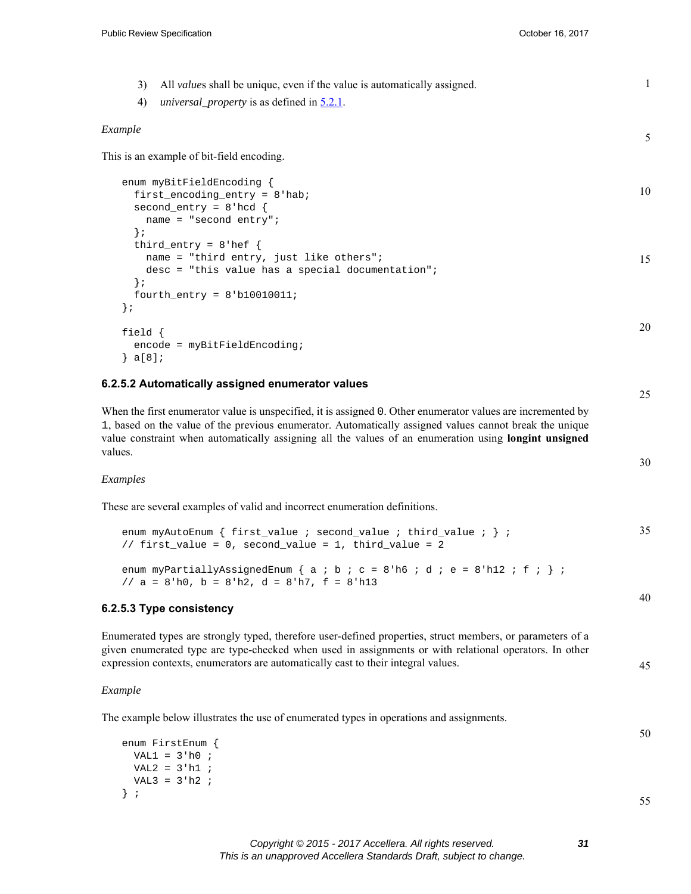3) All *value*s shall be unique, even if the value is automatically assigned.

4) *universal_property* is as defined in 5.2.1.

*Example*

This is an example of bit-field encoding.

```
enum myBitFieldEncoding {
  first_encoding_entry = 8'hab;
  second_entry = 8'hcd {
    name = "second entry";
  };
  third_entry = 8'hef {
    name = "third entry, just like others";
    desc = "this value has a special documentation";
  };
  fourth_entry = 8'b10010011;
};

field {
  encode = myBitFieldEncoding;
} a[8];
```

### 6.2.5.2 Automatically assigned enumerator values

When the first enumerator value is unspecified, it is assigned `0`. Other enumerator values are incremented by `1`, based on the value of the previous enumerator. Automatically assigned values cannot break the unique value constraint when automatically assigning all the values of an enumeration using **longint unsigned** values.

*Examples*

These are several examples of valid and incorrect enumeration definitions.

```
enum myAutoEnum { first_value ; second_value ; third_value ; } ;
// first_value = 0, second_value = 1, third_value = 2

enum myPartiallyAssignedEnum { a ; b ; c = 8'h6 ; d ; e = 8'h12 ; f ; } ;
// a = 8'h0, b = 8'h2, d = 8'h7, f = 8'h13
```

### 6.2.5.3 Type consistency

Enumerated types are strongly typed, therefore user-defined properties, struct members, or parameters of a given enumerated type are type-checked when used in assignments or with relational operators. In other expression contexts, enumerators are automatically cast to their integral values.

*Example*

The example below illustrates the use of enumerated types in operations and assignments.

```
enum FirstEnum {
  VAL1 = 3'h0 ;
  VAL2 = 3'h1 ;
  VAL3 = 3'h2 ;
} ;
```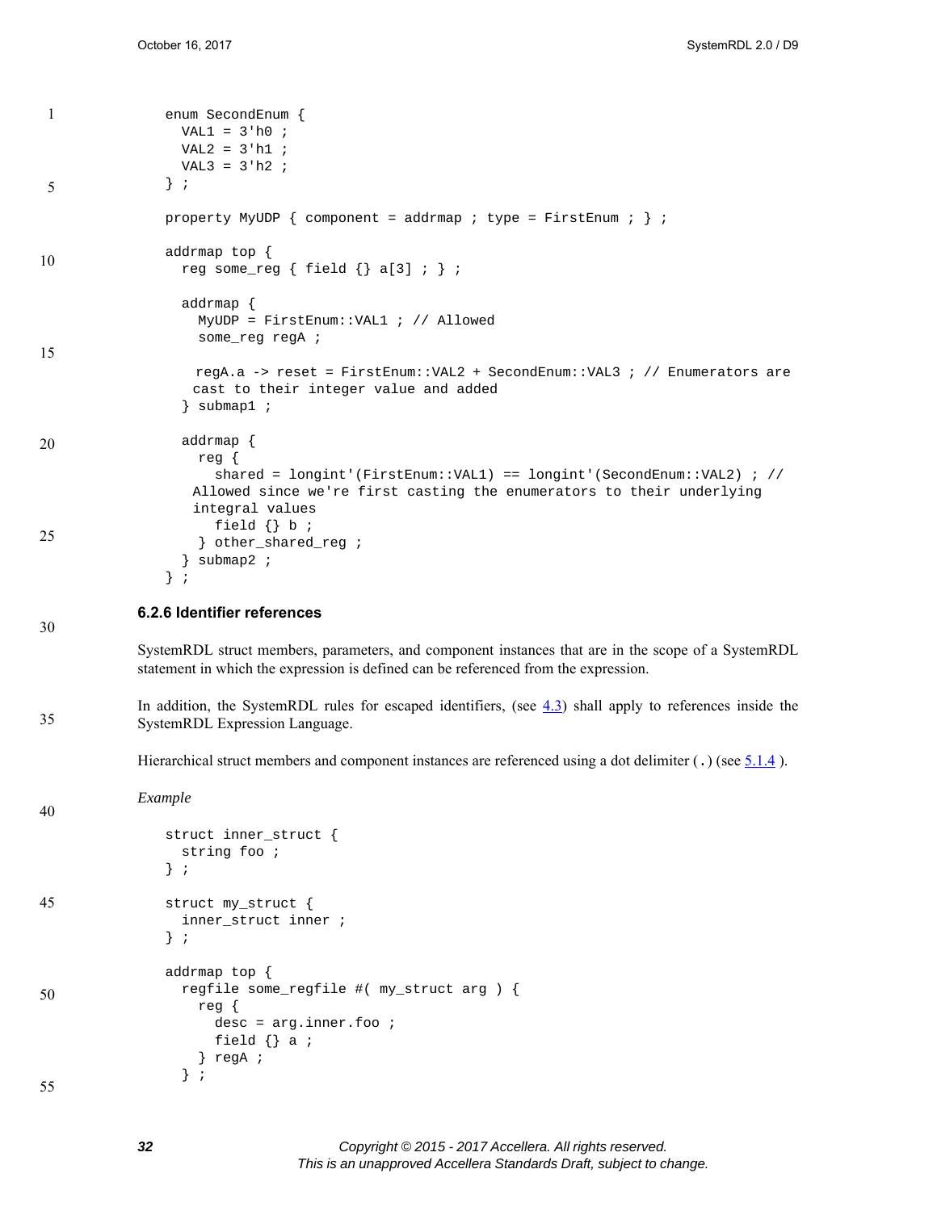```
enum SecondEnum {
  VAL1 = 3'h0 ;
  VAL2 = 3'h1 ;
  VAL3 = 3'h2 ;
} ;

property MyUDP { component = addrmap ; type = FirstEnum ; } ;

addrmap top {
  reg some_reg { field {} a[3] ; } ;

  addrmap {
    MyUDP = FirstEnum::VAL1 ; // Allowed
    some_reg regA ;

    regA.a -> reset = FirstEnum::VAL2 + SecondEnum::VAL3 ; // Enumerators are
   cast to their integer value and added
  } submap1 ;

  addrmap {
    reg {
      shared = longint'(FirstEnum::VAL1) == longint'(SecondEnum::VAL2) ; //
   Allowed since we're first casting the enumerators to their underlying
   integral values
      field {} b ;
    } other_shared_reg ;
  } submap2 ;
} ;
```

### 6.2.6 Identifier references

SystemRDL struct members, parameters, and component instances that are in the scope of a SystemRDL statement in which the expression is defined can be referenced from the expression.

In addition, the SystemRDL rules for escaped identifiers, (see 4.3) shall apply to references inside the SystemRDL Expression Language.

Hierarchical struct members and component instances are referenced using a dot delimiter (`.`) (see 5.1.4 ).

*Example*

```
struct inner_struct {
  string foo ;
} ;

struct my_struct {
  inner_struct inner ;
} ;

addrmap top {
  regfile some_regfile #( my_struct arg ) {
    reg {
      desc = arg.inner.foo ;
      field {} a ;
    } regA ;
  } ;
```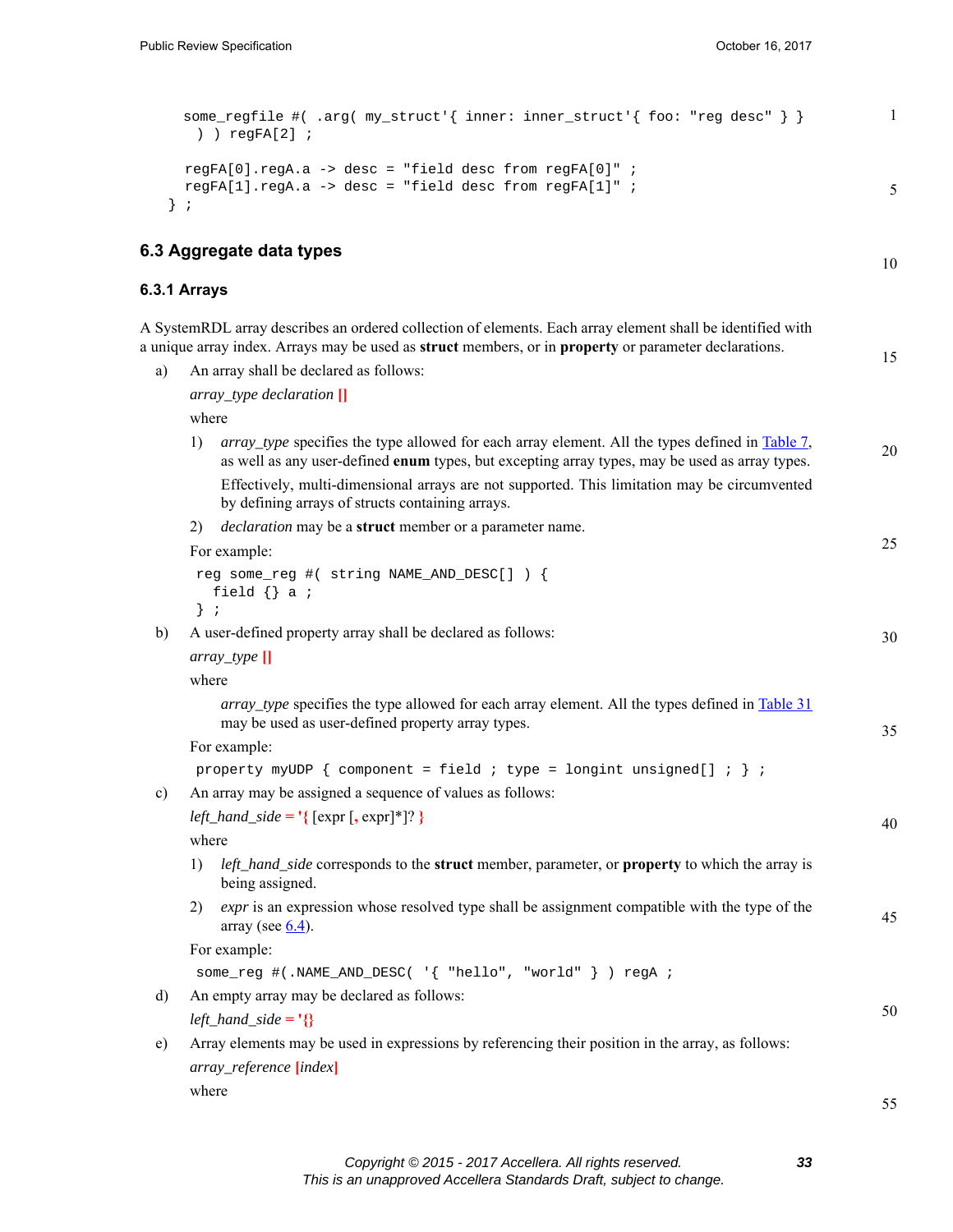```
  some_regfile #( .arg( my_struct'{ inner: inner_struct'{ foo: "reg desc" } }
    ) ) regFA[2] ;

  regFA[0].regA.a -> desc = "field desc from regFA[0]" ;
  regFA[1].regA.a -> desc = "field desc from regFA[1]" ;
} ;
```

## 6.3 Aggregate data types

### 6.3.1 Arrays

A SystemRDL array describes an ordered collection of elements. Each array element shall be identified with a unique array index. Arrays may be used as **struct** members, or in **property** or parameter declarations.

a) An array shall be declared as follows:

   *array_type declaration* **[]**

   where

   1) *array_type* specifies the type allowed for each array element. All the types defined in Table 7, as well as any user-defined **enum** types, but excepting array types, may be used as array types.

      Effectively, multi-dimensional arrays are not supported. This limitation may be circumvented by defining arrays of structs containing arrays.

   2) *declaration* may be a **struct** member or a parameter name.

   For example:

   ```
   reg some_reg #( string NAME_AND_DESC[] ) {
     field {} a ;
   } ;
   ```

b) A user-defined property array shall be declared as follows:

   *array_type* **[]**

   where

   *array_type* specifies the type allowed for each array element. All the types defined in Table 31 may be used as user-defined property array types.

   For example:

   ```
   property myUDP { component = field ; type = longint unsigned[] ; } ;
   ```

c) An array may be assigned a sequence of values as follows:

   *left_hand_side* **= '{** [expr [**,** expr]*]? **}**

   where

   1) *left_hand_side* corresponds to the **struct** member, parameter, or **property** to which the array is being assigned.

   2) *expr* is an expression whose resolved type shall be assignment compatible with the type of the array (see 6.4).

   For example:

   ```
   some_reg #(.NAME_AND_DESC( '{ "hello", "world" } ) regA ;
   ```

d) An empty array may be declared as follows:

   *left_hand_side* **= '{}**

e) Array elements may be used in expressions by referencing their position in the array, as follows:

   *array_reference* **[***index***]**

   where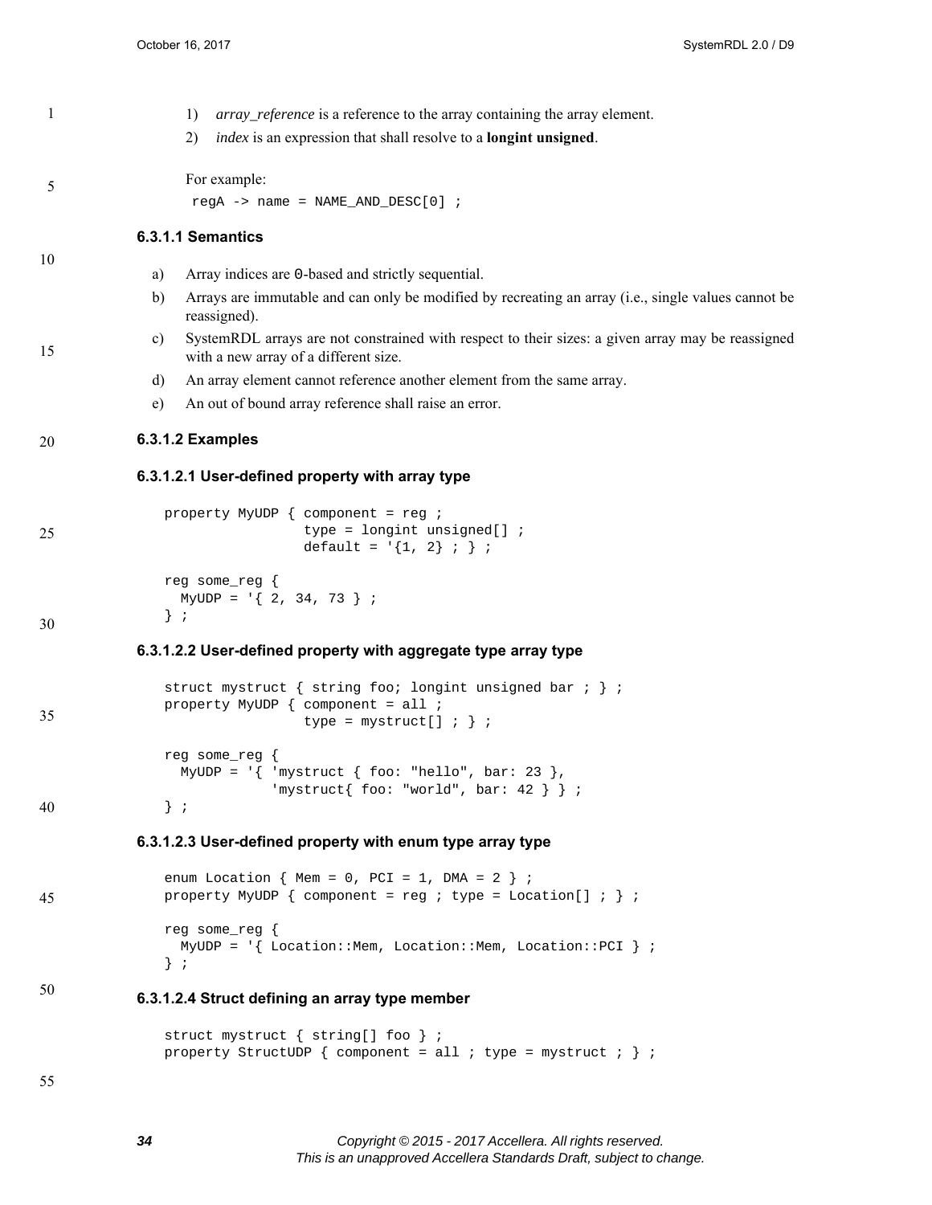1) *array_reference* is a reference to the array containing the array element.
2) *index* is an expression that shall resolve to a **longint unsigned**.

For example:

```
regA -> name = NAME_AND_DESC[0] ;
```

#### 6.3.1.1 Semantics

a) Array indices are 0-based and strictly sequential.

b) Arrays are immutable and can only be modified by recreating an array (i.e., single values cannot be reassigned).

c) SystemRDL arrays are not constrained with respect to their sizes: a given array may be reassigned with a new array of a different size.

d) An array element cannot reference another element from the same array.

e) An out of bound array reference shall raise an error.

#### 6.3.1.2 Examples

##### 6.3.1.2.1 User-defined property with array type

```
property MyUDP { component = reg ;
                 type = longint unsigned[] ;
                 default = '{1, 2} ; } ;

reg some_reg {
  MyUDP = '{ 2, 34, 73 } ;
} ;
```

##### 6.3.1.2.2 User-defined property with aggregate type array type

```
struct mystruct { string foo; longint unsigned bar ; } ;
property MyUDP { component = all ;
                 type = mystruct[] ; } ;

reg some_reg {
  MyUDP = '{ 'mystruct { foo: "hello", bar: 23 },
             'mystruct{ foo: "world", bar: 42 } } ;
} ;
```

##### 6.3.1.2.3 User-defined property with enum type array type

```
enum Location { Mem = 0, PCI = 1, DMA = 2 } ;
property MyUDP { component = reg ; type = Location[] ; } ;

reg some_reg {
  MyUDP = '{ Location::Mem, Location::Mem, Location::PCI } ;
} ;
```

##### 6.3.1.2.4 Struct defining an array type member

```
struct mystruct { string[] foo } ;
property StructUDP { component = all ; type = mystruct ; } ;
```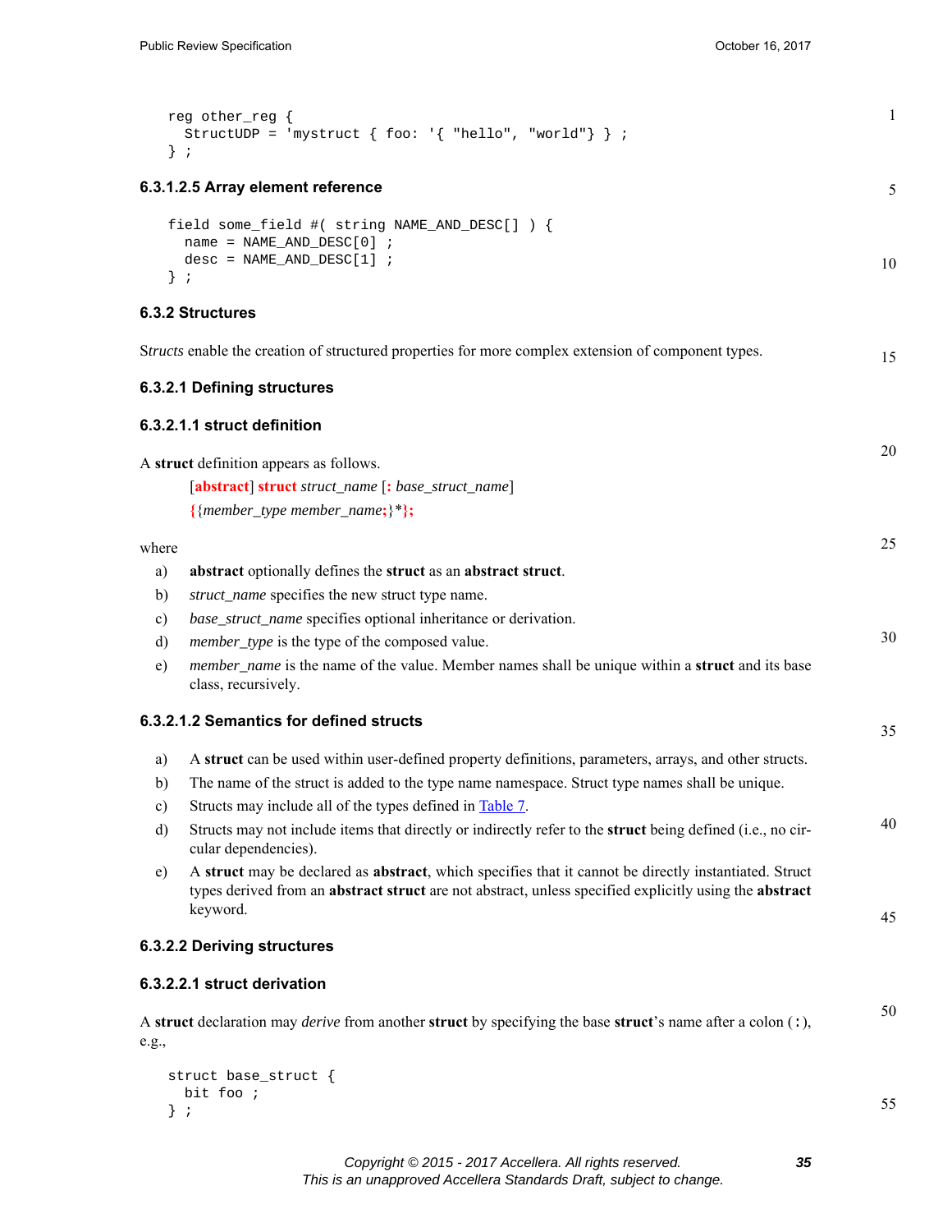```
reg other_reg {
  StructUDP = 'mystruct { foo: '{ "hello", "world"} } ;
} ;
```

#### 6.3.1.2.5 Array element reference

```
field some_field #( string NAME_AND_DESC[] ) {
  name = NAME_AND_DESC[0] ;
  desc = NAME_AND_DESC[1] ;
} ;
```

### 6.3.2 Structures

S*tructs* enable the creation of structured properties for more complex extension of component types.

#### 6.3.2.1 Defining structures

##### 6.3.2.1.1 struct definition

A **struct** definition appears as follows.

> [**abstract**] **struct** *struct_name* [**:** *base_struct_name*]
> **{**{*member_type member_name***;**}\***};**

where

a) **abstract** optionally defines the **struct** as an **abstract struct**.

b) *struct_name* specifies the new struct type name.

c) *base_struct_name* specifies optional inheritance or derivation.

d) *member_type* is the type of the composed value.

e) *member_name* is the name of the value. Member names shall be unique within a **struct** and its base class, recursively.

##### 6.3.2.1.2 Semantics for defined structs

a) A **struct** can be used within user-defined property definitions, parameters, arrays, and other structs.

b) The name of the struct is added to the type name namespace. Struct type names shall be unique.

c) Structs may include all of the types defined in Table 7.

d) Structs may not include items that directly or indirectly refer to the **struct** being defined (i.e., no circular dependencies).

e) A **struct** may be declared as **abstract**, which specifies that it cannot be directly instantiated. Struct types derived from an **abstract struct** are not abstract, unless specified explicitly using the **abstract** keyword.

#### 6.3.2.2 Deriving structures

##### 6.3.2.2.1 struct derivation

A **struct** declaration may *derive* from another **struct** by specifying the base **struct**'s name after a colon (**:**), e.g.,

```
struct base_struct {
  bit foo ;
} ;
```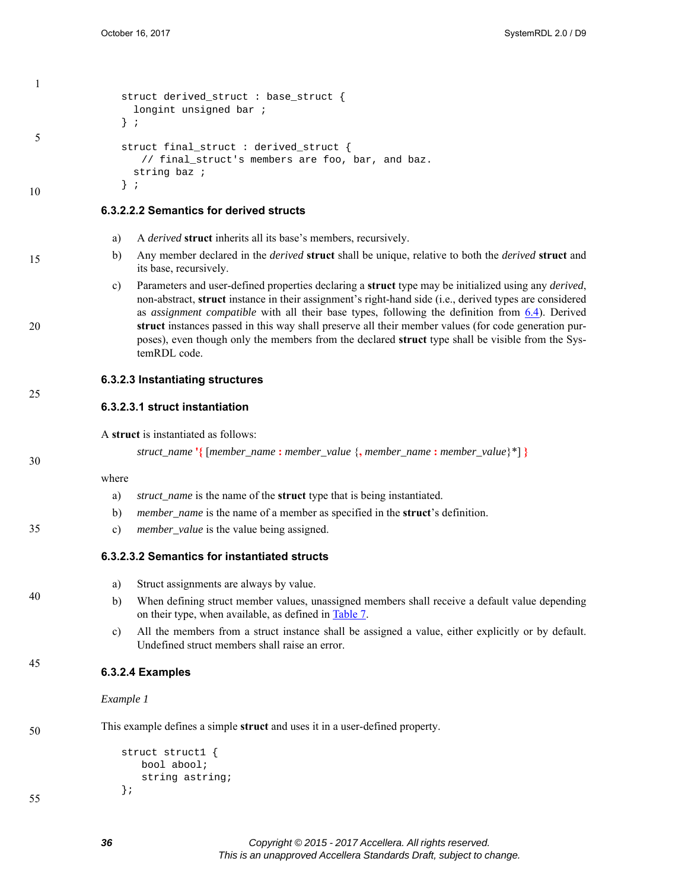```
struct derived_struct : base_struct {
  longint unsigned bar ;
} ;

struct final_struct : derived_struct {
   // final_struct's members are foo, bar, and baz.
  string baz ;
} ;
```

##### 6.3.2.2.2 Semantics for derived structs

a) A *derived* **struct** inherits all its base's members, recursively.

b) Any member declared in the *derived* **struct** shall be unique, relative to both the *derived* **struct** and its base, recursively.

c) Parameters and user-defined properties declaring a **struct** type may be initialized using any *derived*, non-abstract, **struct** instance in their assignment's right-hand side (i.e., derived types are considered as *assignment compatible* with all their base types, following the definition from 6.4). Derived **struct** instances passed in this way shall preserve all their member values (for code generation purposes), even though only the members from the declared **struct** type shall be visible from the SystemRDL code.

#### 6.3.2.3 Instantiating structures

##### 6.3.2.3.1 struct instantiation

A **struct** is instantiated as follows:

*struct_name* **'{** [*member_name* **:** *member_value* {**,** *member_name* **:** *member_value*}*] **}**

where

a) *struct_name* is the name of the **struct** type that is being instantiated.

b) *member_name* is the name of a member as specified in the **struct**'s definition.

c) *member_value* is the value being assigned.

##### 6.3.2.3.2 Semantics for instantiated structs

a) Struct assignments are always by value.

b) When defining struct member values, unassigned members shall receive a default value depending on their type, when available, as defined in Table 7.

c) All the members from a struct instance shall be assigned a value, either explicitly or by default. Undefined struct members shall raise an error.

#### 6.3.2.4 Examples

*Example 1*

This example defines a simple **struct** and uses it in a user-defined property.

```
struct struct1 {
   bool abool;
   string astring;
};
```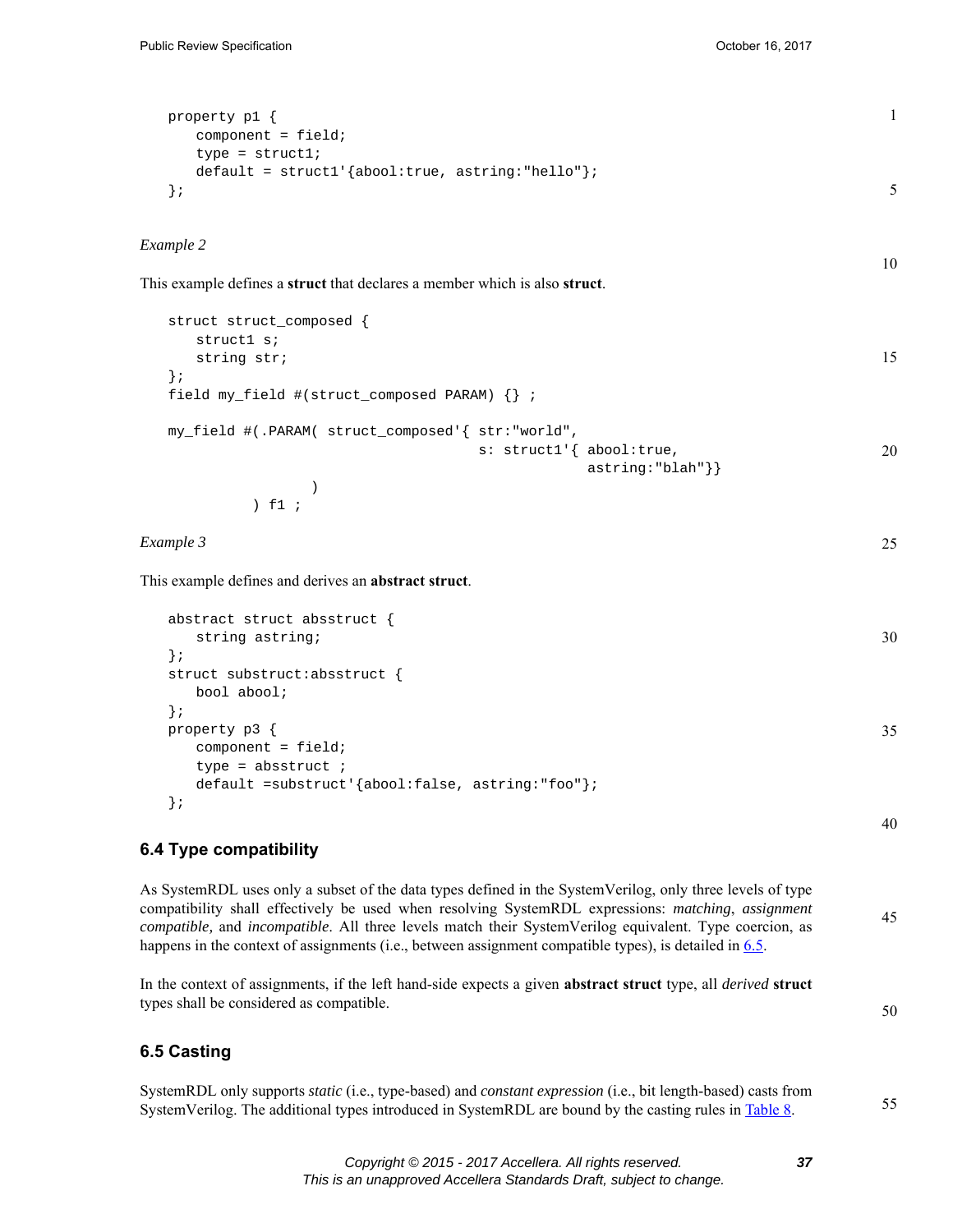```
property p1 {
   component = field;
   type = struct1;
   default = struct1'{abool:true, astring:"hello"};
};
```

*Example 2*

This example defines a **struct** that declares a member which is also **struct**.

```
struct struct_composed {
   struct1 s;
   string str;
};
field my_field #(struct_composed PARAM) {} ;

my_field #(.PARAM( struct_composed'{ str:"world",
                                     s: struct1'{ abool:true,
                                                  astring:"blah"}}
                 )
           ) f1 ;
```

*Example 3*

This example defines and derives an **abstract struct**.

```
abstract struct absstruct {
   string astring;
};
struct substruct:absstruct {
   bool abool;
};
property p3 {
   component = field;
   type = absstruct ;
   default =substruct'{abool:false, astring:"foo"};
};
```

## 6.4 Type compatibility

As SystemRDL uses only a subset of the data types defined in the SystemVerilog, only three levels of type compatibility shall effectively be used when resolving SystemRDL expressions: *matching*, *assignment compatible*, and *incompatible*. All three levels match their SystemVerilog equivalent. Type coercion, as happens in the context of assignments (i.e., between assignment compatible types), is detailed in 6.5.

In the context of assignments, if the left hand-side expects a given **abstract struct** type, all *derived* **struct** types shall be considered as compatible.

## 6.5 Casting

SystemRDL only supports *static* (i.e., type-based) and *constant expression* (i.e., bit length-based) casts from SystemVerilog. The additional types introduced in SystemRDL are bound by the casting rules in Table 8.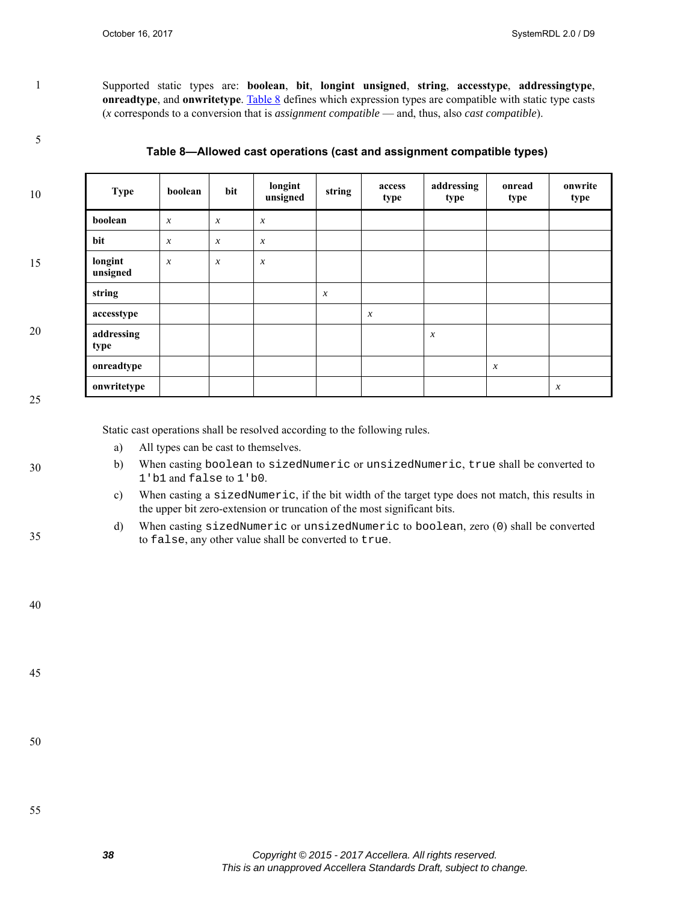Supported static types are: **boolean**, **bit**, **longint unsigned**, **string**, **accesstype**, **addressingtype**, **onreadtype**, and **onwritetype**. Table 8 defines which expression types are compatible with static type casts (*x* corresponds to a conversion that is *assignment compatible* — and, thus, also *cast compatible*).

**Table 8—Allowed cast operations (cast and assignment compatible types)**

| Type | boolean | bit | longint unsigned | string | access type | addressing type | onread type | onwrite type |
|---|---|---|---|---|---|---|---|---|
| **boolean** | *x* | *x* | *x* | | | | | |
| **bit** | *x* | *x* | *x* | | | | | |
| **longint unsigned** | *x* | *x* | *x* | | | | | |
| **string** | | | | *x* | | | | |
| **accesstype** | | | | | *x* | | | |
| **addressing type** | | | | | | *x* | | |
| **onreadtype** | | | | | | | *x* | |
| **onwritetype** | | | | | | | | *x* |

Static cast operations shall be resolved according to the following rules.

a) All types can be cast to themselves.

b) When casting `boolean` to `sizedNumeric` or `unsizedNumeric`, `true` shall be converted to `1'b1` and `false` to `1'b0`.

c) When casting a `sizedNumeric`, if the bit width of the target type does not match, this results in the upper bit zero-extension or truncation of the most significant bits.

d) When casting `sizedNumeric` or `unsizedNumeric` to `boolean`, zero (`0`) shall be converted to `false`, any other value shall be converted to `true`.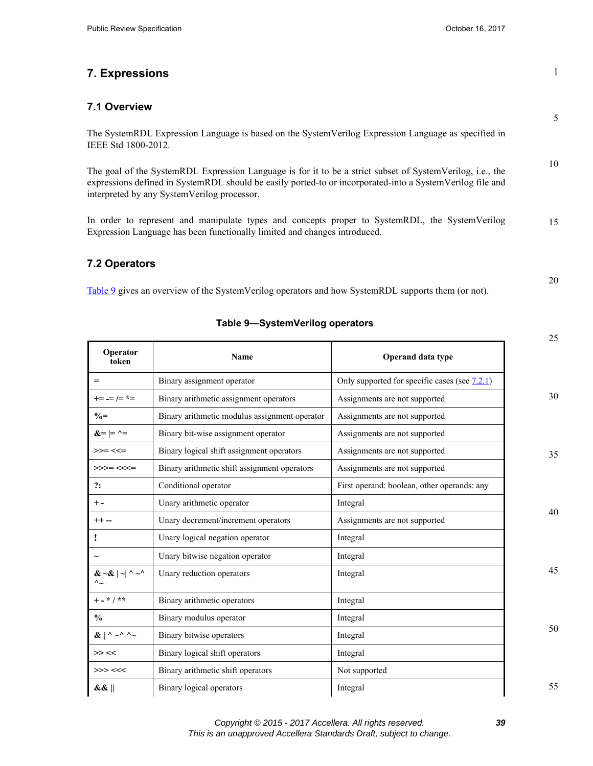# 7. Expressions

## 7.1 Overview

The SystemRDL Expression Language is based on the SystemVerilog Expression Language as specified in IEEE Std 1800-2012.

The goal of the SystemRDL Expression Language is for it to be a strict subset of SystemVerilog, i.e., the expressions defined in SystemRDL should be easily ported-to or incorporated-into a SystemVerilog file and interpreted by any SystemVerilog processor.

In order to represent and manipulate types and concepts proper to SystemRDL, the SystemVerilog Expression Language has been functionally limited and changes introduced.

## 7.2 Operators

Table 9 gives an overview of the SystemVerilog operators and how SystemRDL supports them (or not).

**Table 9—SystemVerilog operators**

| Operator token | Name | Operand data type |
|---|---|---|
| = | Binary assignment operator | Only supported for specific cases (see 7.2.1) |
| += -= /= *= | Binary arithmetic assignment operators | Assignments are not supported |
| %= | Binary arithmetic modulus assignment operator | Assignments are not supported |
| &= \|= ^= | Binary bit-wise assignment operator | Assignments are not supported |
| >>= <<= | Binary logical shift assignment operators | Assignments are not supported |
| >>>= <<<= | Binary arithmetic shift assignment operators | Assignments are not supported |
| ?: | Conditional operator | First operand: boolean, other operands: any |
| + - | Unary arithmetic operator | Integral |
| ++ -- | Unary decrement/increment operators | Assignments are not supported |
| ! | Unary logical negation operator | Integral |
| ~ | Unary bitwise negation operator | Integral |
| & ~& \| ~\| ^ ~^ ^~ | Unary reduction operators | Integral |
| + - * / ** | Binary arithmetic operators | Integral |
| % | Binary modulus operator | Integral |
| & \| ^ ~^ ^~ | Binary bitwise operators | Integral |
| >> << | Binary logical shift operators | Integral |
| >>> <<< | Binary arithmetic shift operators | Not supported |
| && \|\| | Binary logical operators | Integral |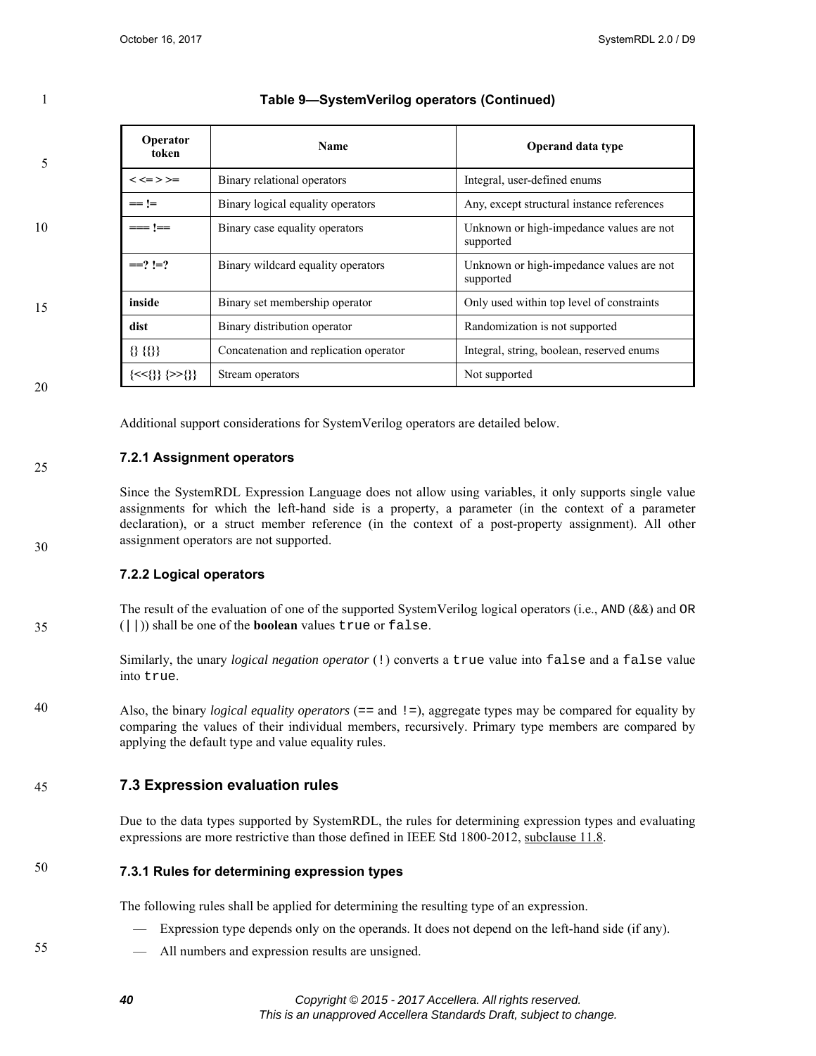**Table 9—SystemVerilog operators (Continued)**

| Operator token | Name | Operand data type |
|---|---|---|
| < <= > >= | Binary relational operators | Integral, user-defined enums |
| == != | Binary logical equality operators | Any, except structural instance references |
| === !== | Binary case equality operators | Unknown or high-impedance values are not supported |
| ==? !=? | Binary wildcard equality operators | Unknown or high-impedance values are not supported |
| **inside** | Binary set membership operator | Only used within top level of constraints |
| **dist** | Binary distribution operator | Randomization is not supported |
| {} {{}} | Concatenation and replication operator | Integral, string, boolean, reserved enums |
| {<<{}} {>>{}} | Stream operators | Not supported |

Additional support considerations for SystemVerilog operators are detailed below.

### 7.2.1 Assignment operators

Since the SystemRDL Expression Language does not allow using variables, it only supports single value assignments for which the left-hand side is a property, a parameter (in the context of a parameter declaration), or a struct member reference (in the context of a post-property assignment). All other assignment operators are not supported.

### 7.2.2 Logical operators

The result of the evaluation of one of the supported SystemVerilog logical operators (i.e., `AND` (`&&`) and `OR` (`||`)) shall be one of the **boolean** values `true` or `false`.

Similarly, the unary *logical negation operator* (`!`) converts a `true` value into `false` and a `false` value into `true`.

Also, the binary *logical equality operators* (`==` and `!=`), aggregate types may be compared for equality by comparing the values of their individual members, recursively. Primary type members are compared by applying the default type and value equality rules.

## 7.3 Expression evaluation rules

Due to the data types supported by SystemRDL, the rules for determining expression types and evaluating expressions are more restrictive than those defined in IEEE Std 1800-2012, subclause 11.8.

### 7.3.1 Rules for determining expression types

The following rules shall be applied for determining the resulting type of an expression.

- Expression type depends only on the operands. It does not depend on the left-hand side (if any).
- All numbers and expression results are unsigned.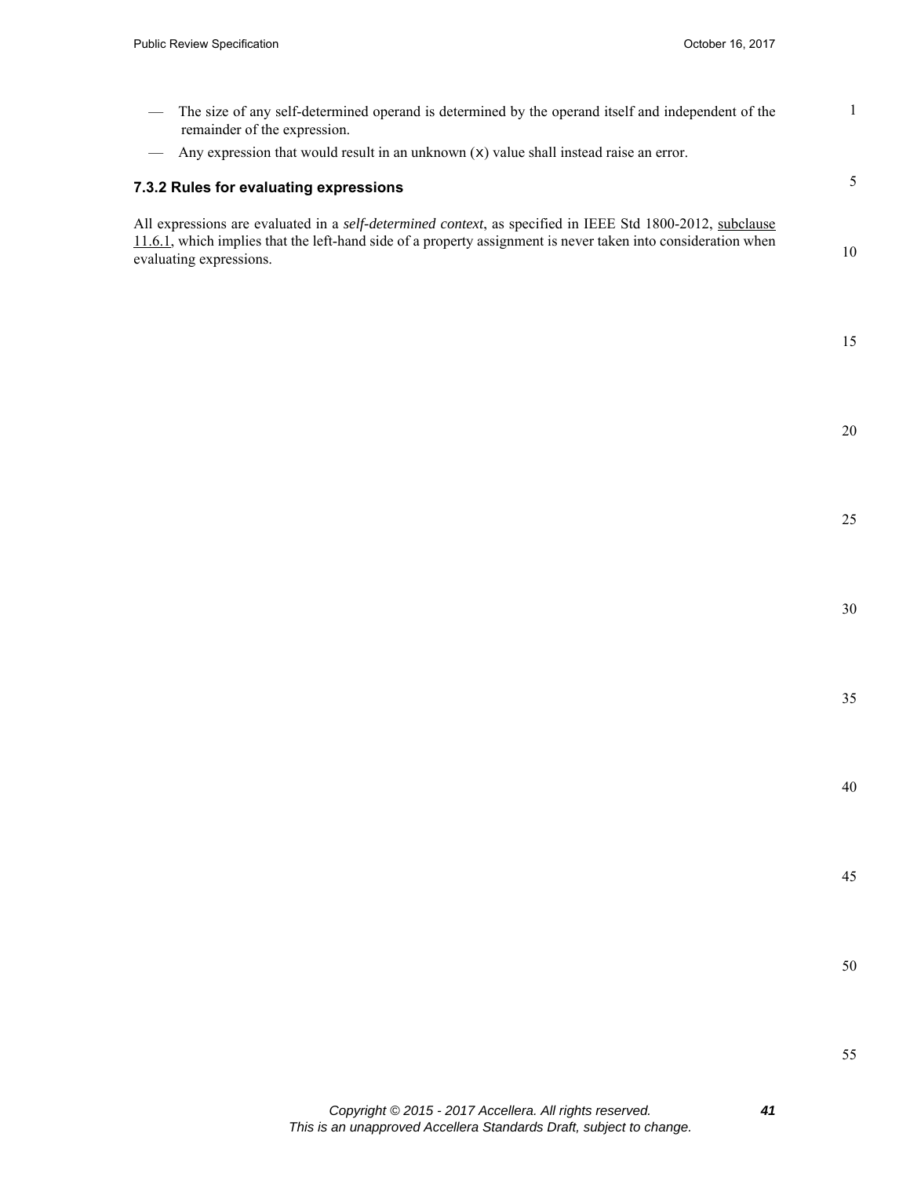- The size of any self-determined operand is determined by the operand itself and independent of the remainder of the expression.
- Any expression that would result in an unknown (`x`) value shall instead raise an error.

### 7.3.2 Rules for evaluating expressions

All expressions are evaluated in a *self-determined context*, as specified in IEEE Std 1800-2012, subclause 11.6.1, which implies that the left-hand side of a property assignment is never taken into consideration when evaluating expressions.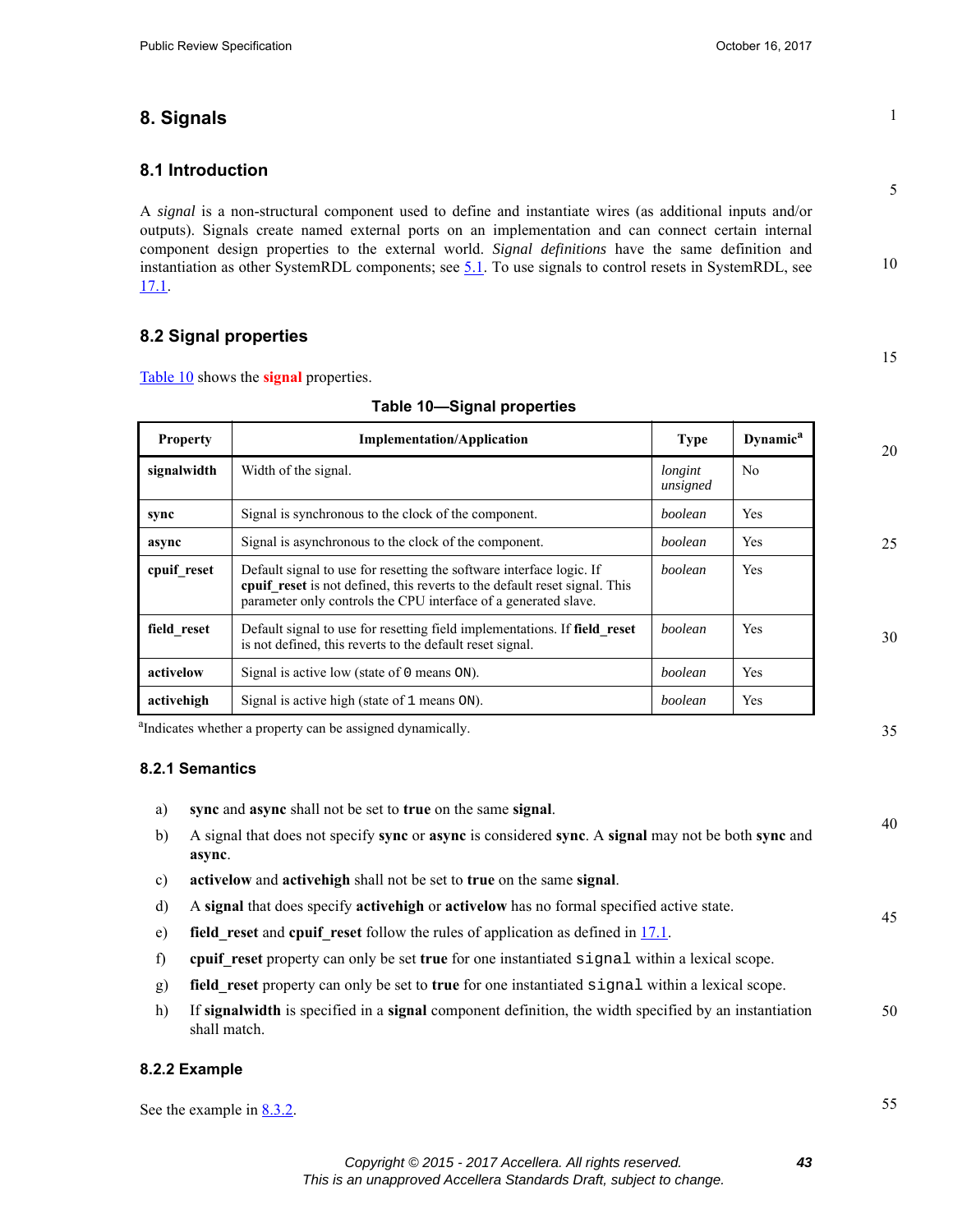# 8. Signals

## 8.1 Introduction

A *signal* is a non-structural component used to define and instantiate wires (as additional inputs and/or outputs). Signals create named external ports on an implementation and can connect certain internal component design properties to the external world. *Signal definitions* have the same definition and instantiation as other SystemRDL components; see 5.1. To use signals to control resets in SystemRDL, see 17.1.

## 8.2 Signal properties

Table 10 shows the **signal** properties.

**Table 10—Signal properties**

| Property | Implementation/Application | Type | Dynamic[a] |
|---|---|---|---|
| **signalwidth** | Width of the signal. | *longint unsigned* | No |
| **sync** | Signal is synchronous to the clock of the component. | *boolean* | Yes |
| **async** | Signal is asynchronous to the clock of the component. | *boolean* | Yes |
| **cpuif_reset** | Default signal to use for resetting the software interface logic. If **cpuif_reset** is not defined, this reverts to the default reset signal. This parameter only controls the CPU interface of a generated slave. | *boolean* | Yes |
| **field_reset** | Default signal to use for resetting field implementations. If **field_reset** is not defined, this reverts to the default reset signal. | *boolean* | Yes |
| **activelow** | Signal is active low (state of `0` means `ON`). | *boolean* | Yes |
| **activehigh** | Signal is active high (state of `1` means `ON`). | *boolean* | Yes |

[a]Indicates whether a property can be assigned dynamically.

### 8.2.1 Semantics

a) **sync** and **async** shall not be set to **true** on the same **signal**.

b) A signal that does not specify **sync** or **async** is considered **sync**. A **signal** may not be both **sync** and **async**.

c) **activelow** and **activehigh** shall not be set to **true** on the same **signal**.

d) A **signal** that does specify **activehigh** or **activelow** has no formal specified active state.

e) **field_reset** and **cpuif_reset** follow the rules of application as defined in 17.1.

f) **cpuif_reset** property can only be set **true** for one instantiated `signal` within a lexical scope.

g) **field_reset** property can only be set to **true** for one instantiated `signal` within a lexical scope.

h) If **signalwidth** is specified in a **signal** component definition, the width specified by an instantiation shall match.

### 8.2.2 Example

See the example in 8.3.2.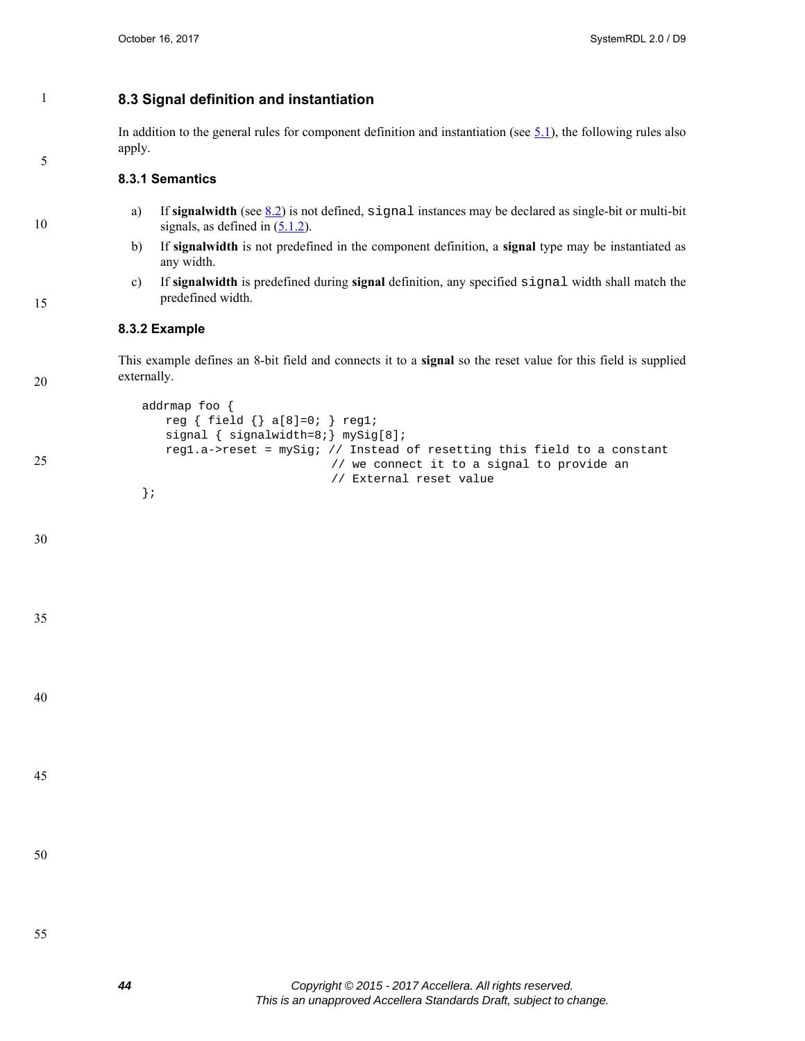## 8.3 Signal definition and instantiation

In addition to the general rules for component definition and instantiation (see 5.1), the following rules also apply.

### 8.3.1 Semantics

a) If **signalwidth** (see 8.2) is not defined, `signal` instances may be declared as single-bit or multi-bit signals, as defined in (5.1.2).

b) If **signalwidth** is not predefined in the component definition, a **signal** type may be instantiated as any width.

c) If **signalwidth** is predefined during **signal** definition, any specified `signal` width shall match the predefined width.

### 8.3.2 Example

This example defines an 8-bit field and connects it to a **signal** so the reset value for this field is supplied externally.

```
addrmap foo {
    reg { field {} a[8]=0; } reg1;
    signal { signalwidth=8;} mySig[8];
    reg1.a->reset = mySig; // Instead of resetting this field to a constant
                           // we connect it to a signal to provide an
                           // External reset value
};
```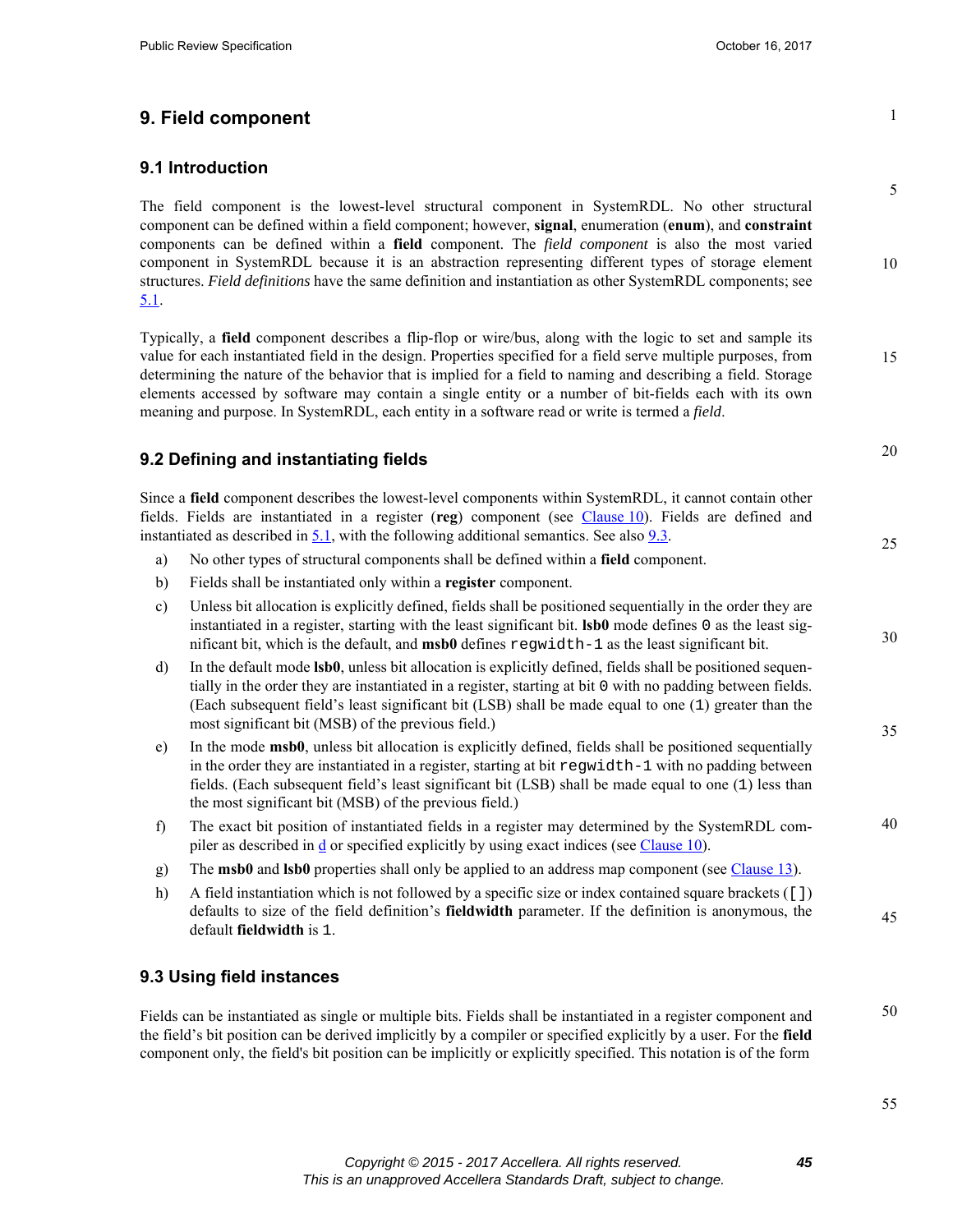# 9. Field component

## 9.1 Introduction

The field component is the lowest-level structural component in SystemRDL. No other structural component can be defined within a field component; however, **signal**, enumeration (**enum**), and **constraint** components can be defined within a **field** component. The *field component* is also the most varied component in SystemRDL because it is an abstraction representing different types of storage element structures. *Field definitions* have the same definition and instantiation as other SystemRDL components; see 5.1.

Typically, a **field** component describes a flip-flop or wire/bus, along with the logic to set and sample its value for each instantiated field in the design. Properties specified for a field serve multiple purposes, from determining the nature of the behavior that is implied for a field to naming and describing a field. Storage elements accessed by software may contain a single entity or a number of bit-fields each with its own meaning and purpose. In SystemRDL, each entity in a software read or write is termed a *field*.

## 9.2 Defining and instantiating fields

Since a **field** component describes the lowest-level components within SystemRDL, it cannot contain other fields. Fields are instantiated in a register (**reg**) component (see Clause 10). Fields are defined and instantiated as described in 5.1, with the following additional semantics. See also 9.3.

a) No other types of structural components shall be defined within a **field** component.

b) Fields shall be instantiated only within a **register** component.

c) Unless bit allocation is explicitly defined, fields shall be positioned sequentially in the order they are instantiated in a register, starting with the least significant bit. **lsb0** mode defines `0` as the least significant bit, which is the default, and **msb0** defines `regwidth-1` as the least significant bit.

d) In the default mode **lsb0**, unless bit allocation is explicitly defined, fields shall be positioned sequentially in the order they are instantiated in a register, starting at bit `0` with no padding between fields. (Each subsequent field's least significant bit (LSB) shall be made equal to one (`1`) greater than the most significant bit (MSB) of the previous field.)

e) In the mode **msb0**, unless bit allocation is explicitly defined, fields shall be positioned sequentially in the order they are instantiated in a register, starting at bit `regwidth-1` with no padding between fields. (Each subsequent field's least significant bit (LSB) shall be made equal to one (`1`) less than the most significant bit (MSB) of the previous field.)

f) The exact bit position of instantiated fields in a register may determined by the SystemRDL compiler as described in d or specified explicitly by using exact indices (see Clause 10).

g) The **msb0** and **lsb0** properties shall only be applied to an address map component (see Clause 13).

h) A field instantiation which is not followed by a specific size or index contained square brackets (`[]`) defaults to size of the field definition's **fieldwidth** parameter. If the definition is anonymous, the default **fieldwidth** is `1`.

## 9.3 Using field instances

Fields can be instantiated as single or multiple bits. Fields shall be instantiated in a register component and the field's bit position can be derived implicitly by a compiler or specified explicitly by a user. For the **field** component only, the field's bit position can be implicitly or explicitly specified. This notation is of the form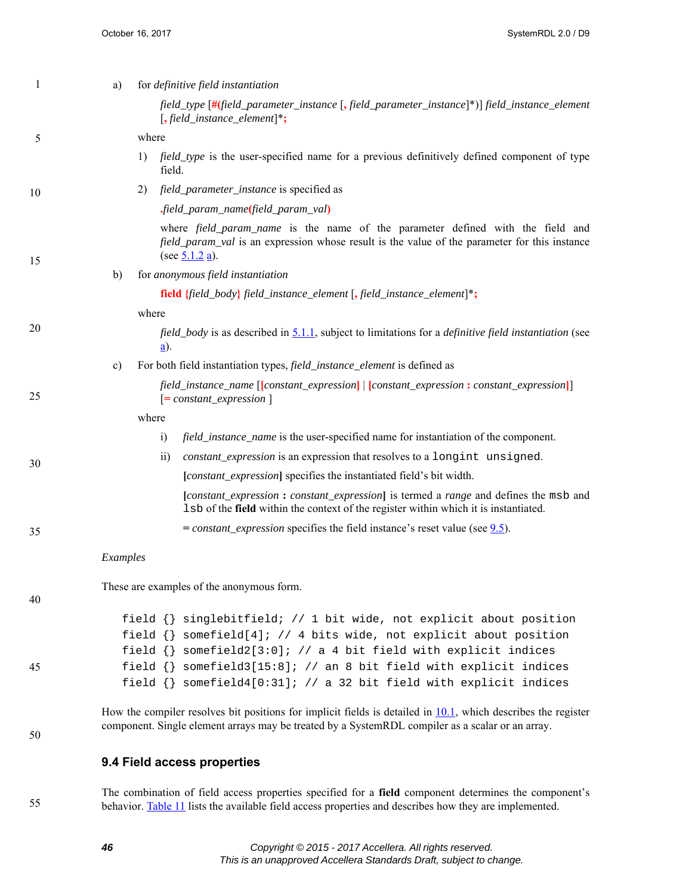a) for *definitive field instantiation*

   *field_type* [**#(***field_parameter_instance* [**,** *field_parameter_instance*]*)] *field_instance_element* [**,** *field_instance_element*]***;**

   where

   1) *field_type* is the user-specified name for a previous definitively defined component of type field.

   2) *field_parameter_instance* is specified as

      **.***field_param_name***(***field_param_val***)**

      where *field_param_name* is the name of the parameter defined with the field and *field_param_val* is an expression whose result is the value of the parameter for this instance (see 5.1.2 a).

b) for *anonymous field instantiation*

   **field {***field_body***}** *field_instance_element* [**,** *field_instance_element*]***;**

   where

   *field_body* is as described in 5.1.1, subject to limitations for a *definitive field instantiation* (see a).

c) For both field instantiation types, *field_instance_element* is defined as

   *field_instance_name* [**[***constant_expression***]** | **[***constant_expression* **:** *constant_expression***]**] [**=** *constant_expression* ]

   where

   i) *field_instance_name* is the user-specified name for instantiation of the component.

   ii) *constant_expression* is an expression that resolves to a `longint unsigned`.

      **[***constant_expression***]** specifies the instantiated field's bit width.

      **[***constant_expression* **:** *constant_expression***]** is termed a *range* and defines the `msb` and `lsb` of the **field** within the context of the register within which it is instantiated.

      **=** *constant_expression* specifies the field instance's reset value (see 9.5).

*Examples*

These are examples of the anonymous form.

```
field {} singlebitfield; // 1 bit wide, not explicit about position
field {} somefield[4]; // 4 bits wide, not explicit about position
field {} somefield2[3:0]; // a 4 bit field with explicit indices
field {} somefield3[15:8]; // an 8 bit field with explicit indices
field {} somefield4[0:31]; // a 32 bit field with explicit indices
```

How the compiler resolves bit positions for implicit fields is detailed in 10.1, which describes the register component. Single element arrays may be treated by a SystemRDL compiler as a scalar or an array.

### 9.4 Field access properties

The combination of field access properties specified for a **field** component determines the component's behavior. Table 11 lists the available field access properties and describes how they are implemented.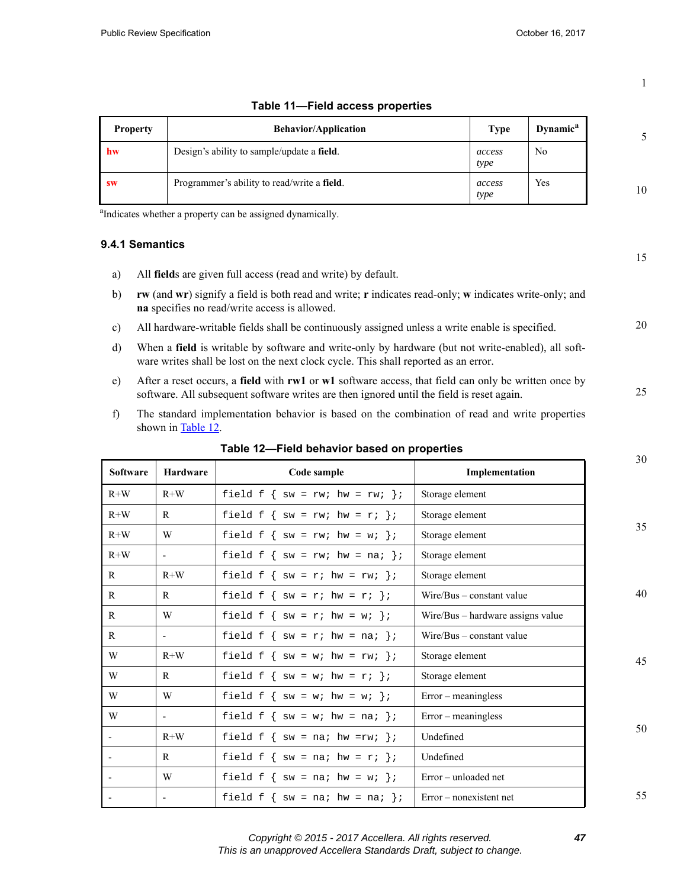**Table 11—Field access properties**

| Property | Behavior/Application | Type | Dynamic[a] |
|---|---|---|---|
| **hw** | Design's ability to sample/update a **field**. | *access type* | No |
| **sw** | Programmer's ability to read/write a **field**. | *access type* | Yes |

[a]Indicates whether a property can be assigned dynamically.

### 9.4.1 Semantics

a) All **field**s are given full access (read and write) by default.

b) **rw** (and **wr**) signify a field is both read and write; **r** indicates read-only; **w** indicates write-only; and **na** specifies no read/write access is allowed.

c) All hardware-writable fields shall be continuously assigned unless a write enable is specified.

d) When a **field** is writable by software and write-only by hardware (but not write-enabled), all software writes shall be lost on the next clock cycle. This shall reported as an error.

e) After a reset occurs, a **field** with **rw1** or **w1** software access, that field can only be written once by software. All subsequent software writes are then ignored until the field is reset again.

f) The standard implementation behavior is based on the combination of read and write properties shown in Table 12.

**Table 12—Field behavior based on properties**

| Software | Hardware | Code sample | Implementation |
|---|---|---|---|
| R+W | R+W | `field f { sw = rw; hw = rw; };` | Storage element |
| R+W | R | `field f { sw = rw; hw = r; };` | Storage element |
| R+W | W | `field f { sw = rw; hw = w; };` | Storage element |
| R+W | - | `field f { sw = rw; hw = na; };` | Storage element |
| R | R+W | `field f { sw = r; hw = rw; };` | Storage element |
| R | R | `field f { sw = r; hw = r; };` | Wire/Bus – constant value |
| R | W | `field f { sw = r; hw = w; };` | Wire/Bus – hardware assigns value |
| R | - | `field f { sw = r; hw = na; };` | Wire/Bus – constant value |
| W | R+W | `field f { sw = w; hw = rw; };` | Storage element |
| W | R | `field f { sw = w; hw = r; };` | Storage element |
| W | W | `field f { sw = w; hw = w; };` | Error – meaningless |
| W | - | `field f { sw = w; hw = na; };` | Error – meaningless |
| - | R+W | `field f { sw = na; hw =rw; };` | Undefined |
| - | R | `field f { sw = na; hw = r; };` | Undefined |
| - | W | `field f { sw = na; hw = w; };` | Error – unloaded net |
| - | - | `field f { sw = na; hw = na; };` | Error – nonexistent net |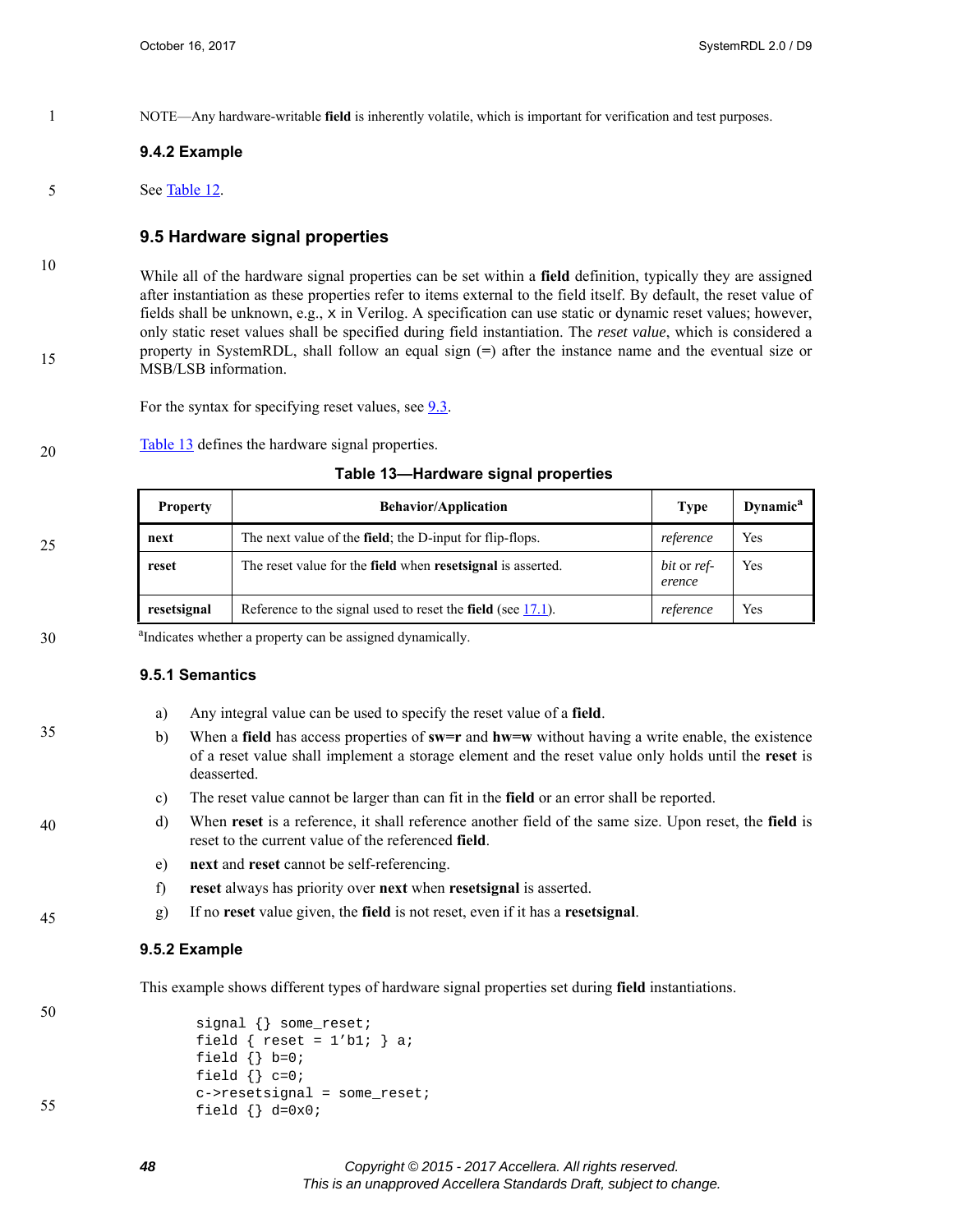NOTE—Any hardware-writable **field** is inherently volatile, which is important for verification and test purposes.

### 9.4.2 Example

See Table 12.

## 9.5 Hardware signal properties

While all of the hardware signal properties can be set within a **field** definition, typically they are assigned after instantiation as these properties refer to items external to the field itself. By default, the reset value of fields shall be unknown, e.g., `x` in Verilog. A specification can use static or dynamic reset values; however, only static reset values shall be specified during field instantiation. The *reset value*, which is considered a property in SystemRDL, shall follow an equal sign (=) after the instance name and the eventual size or MSB/LSB information.

For the syntax for specifying reset values, see 9.3.

Table 13 defines the hardware signal properties.

**Table 13—Hardware signal properties**

| Property | Behavior/Application | Type | Dynamic[a] |
|---|---|---|---|
| **next** | The next value of the **field**; the D-input for flip-flops. | *reference* | Yes |
| **reset** | The reset value for the **field** when **resetsignal** is asserted. | *bit* or *reference* | Yes |
| **resetsignal** | Reference to the signal used to reset the **field** (see 17.1). | *reference* | Yes |

[a]Indicates whether a property can be assigned dynamically.

### 9.5.1 Semantics

a) Any integral value can be used to specify the reset value of a **field**.

b) When a **field** has access properties of **sw=r** and **hw=w** without having a write enable, the existence of a reset value shall implement a storage element and the reset value only holds until the **reset** is deasserted.

c) The reset value cannot be larger than can fit in the **field** or an error shall be reported.

d) When **reset** is a reference, it shall reference another field of the same size. Upon reset, the **field** is reset to the current value of the referenced **field**.

e) **next** and **reset** cannot be self-referencing.

f) **reset** always has priority over **next** when **resetsignal** is asserted.

g) If no **reset** value given, the **field** is not reset, even if it has a **resetsignal**.

### 9.5.2 Example

This example shows different types of hardware signal properties set during **field** instantiations.

```
signal {} some_reset;
field { reset = 1'b1; } a;
field {} b=0;
field {} c=0;
c->resetsignal = some_reset;
field {} d=0x0;
```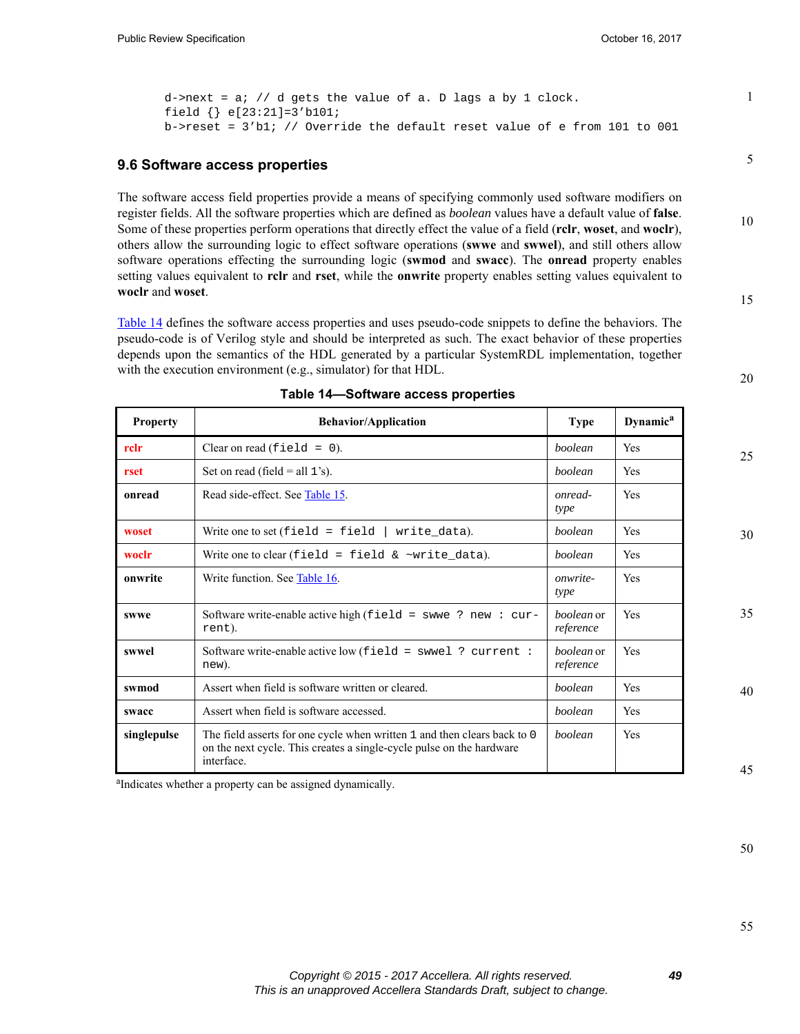```
d->next = a; // d gets the value of a. D lags a by 1 clock.
field {} e[23:21]=3'b101;
b->reset = 3'b1; // Override the default reset value of e from 101 to 001
```

## 9.6 Software access properties

The software access field properties provide a means of specifying commonly used software modifiers on register fields. All the software properties which are defined as *boolean* values have a default value of **false**. Some of these properties perform operations that directly effect the value of a field (**rclr**, **woset**, and **woclr**), others allow the surrounding logic to effect software operations (**swwe** and **swwel**), and still others allow software operations effecting the surrounding logic (**swmod** and **swacc**). The **onread** property enables setting values equivalent to **rclr** and **rset**, while the **onwrite** property enables setting values equivalent to **woclr** and **woset**.

Table 14 defines the software access properties and uses pseudo-code snippets to define the behaviors. The pseudo-code is of Verilog style and should be interpreted as such. The exact behavior of these properties depends upon the semantics of the HDL generated by a particular SystemRDL implementation, together with the execution environment (e.g., simulator) for that HDL.

**Table 14—Software access properties**

| Property | Behavior/Application | Type | Dynamic[a] |
|---|---|---|---|
| **rclr** | Clear on read (`field = 0`). | *boolean* | Yes |
| **rset** | Set on read (field = all `1`'s). | *boolean* | Yes |
| **onread** | Read side-effect. See Table 15. | *onread-type* | Yes |
| **woset** | Write one to set (`field = field \| write_data`). | *boolean* | Yes |
| **woclr** | Write one to clear (`field = field & ~write_data`). | *boolean* | Yes |
| **onwrite** | Write function. See Table 16. | *onwrite-type* | Yes |
| **swwe** | Software write-enable active high (`field = swwe ? new : current`). | *boolean* or *reference* | Yes |
| **swwel** | Software write-enable active low (`field = swwel ? current : new`). | *boolean* or *reference* | Yes |
| **swmod** | Assert when field is software written or cleared. | *boolean* | Yes |
| **swacc** | Assert when field is software accessed. | *boolean* | Yes |
| **singlepulse** | The field asserts for one cycle when written `1` and then clears back to `0` on the next cycle. This creates a single-cycle pulse on the hardware interface. | *boolean* | Yes |

[a]Indicates whether a property can be assigned dynamically.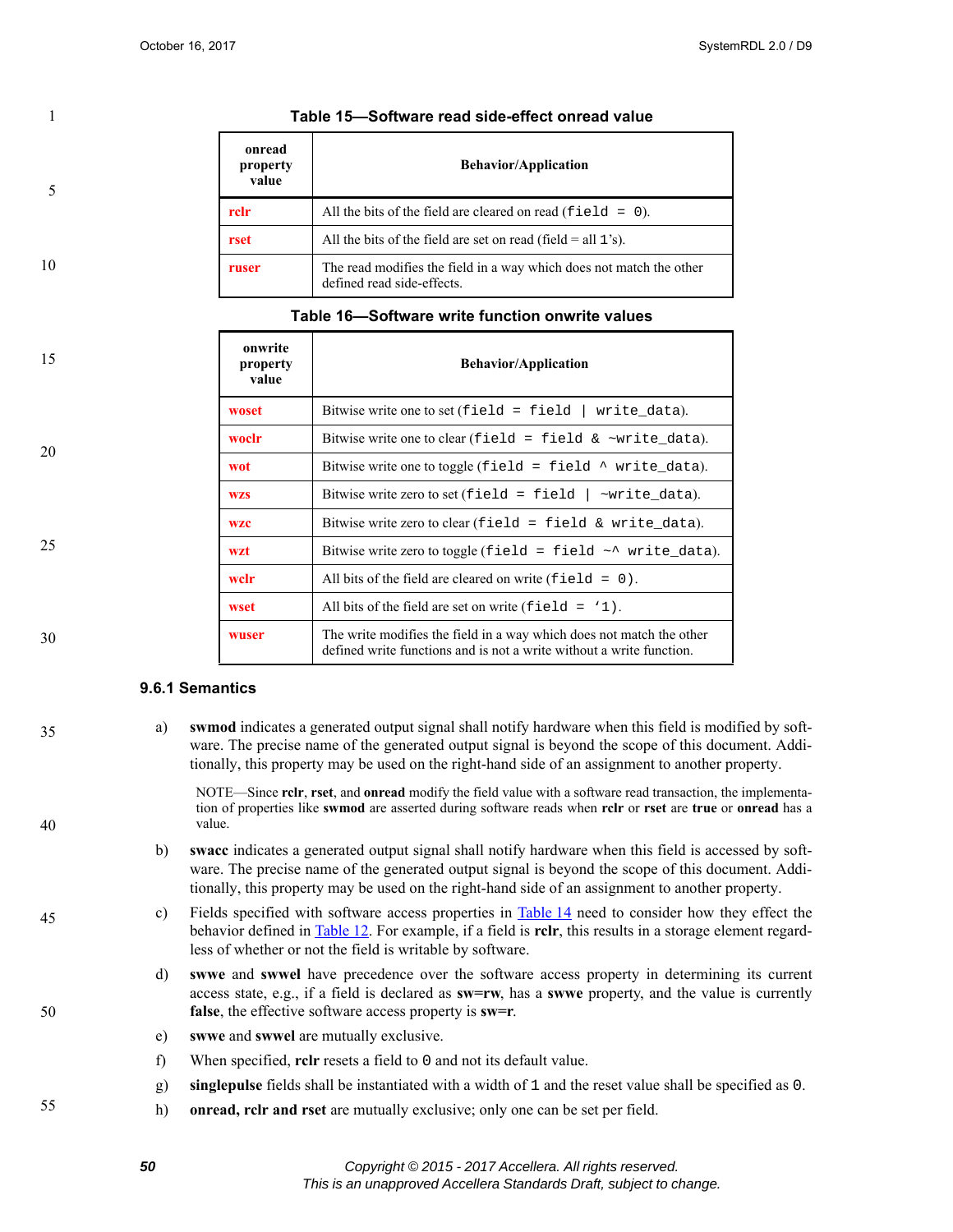**Table 15—Software read side-effect onread value**

| onread property value | Behavior/Application |
|---|---|
| **rclr** | All the bits of the field are cleared on read (`field = 0`). |
| **rset** | All the bits of the field are set on read (field = all `1`'s). |
| **ruser** | The read modifies the field in a way which does not match the other defined read side-effects. |

**Table 16—Software write function onwrite values**

| onwrite property value | Behavior/Application |
|---|---|
| **woset** | Bitwise write one to set (`field = field \| write_data`). |
| **woclr** | Bitwise write one to clear (`field = field & ~write_data`). |
| **wot** | Bitwise write one to toggle (`field = field ^ write_data`). |
| **wzs** | Bitwise write zero to set (`field = field \| ~write_data`). |
| **wzc** | Bitwise write zero to clear (`field = field & write_data`). |
| **wzt** | Bitwise write zero to toggle (`field = field ~^ write_data`). |
| **wclr** | All bits of the field are cleared on write (`field = 0`). |
| **wset** | All bits of the field are set on write (`field = '1`). |
| **wuser** | The write modifies the field in a way which does not match the other defined write functions and is not a write without a write function. |

### 9.6.1 Semantics

a) **swmod** indicates a generated output signal shall notify hardware when this field is modified by software. The precise name of the generated output signal is beyond the scope of this document. Additionally, this property may be used on the right-hand side of an assignment to another property.

> NOTE—Since **rclr**, **rset**, and **onread** modify the field value with a software read transaction, the implementation of properties like **swmod** are asserted during software reads when **rclr** or **rset** are **true** or **onread** has a value.

b) **swacc** indicates a generated output signal shall notify hardware when this field is accessed by software. The precise name of the generated output signal is beyond the scope of this document. Additionally, this property may be used on the right-hand side of an assignment to another property.

c) Fields specified with software access properties in Table 14 need to consider how they effect the behavior defined in Table 12. For example, if a field is **rclr**, this results in a storage element regardless of whether or not the field is writable by software.

d) **swwe** and **swwel** have precedence over the software access property in determining its current access state, e.g., if a field is declared as **sw=rw**, has a **swwe** property, and the value is currently **false**, the effective software access property is **sw=r**.

e) **swwe** and **swwel** are mutually exclusive.

f) When specified, **rclr** resets a field to `0` and not its default value.

g) **singlepulse** fields shall be instantiated with a width of `1` and the reset value shall be specified as `0`.

h) **onread, rclr and rset** are mutually exclusive; only one can be set per field.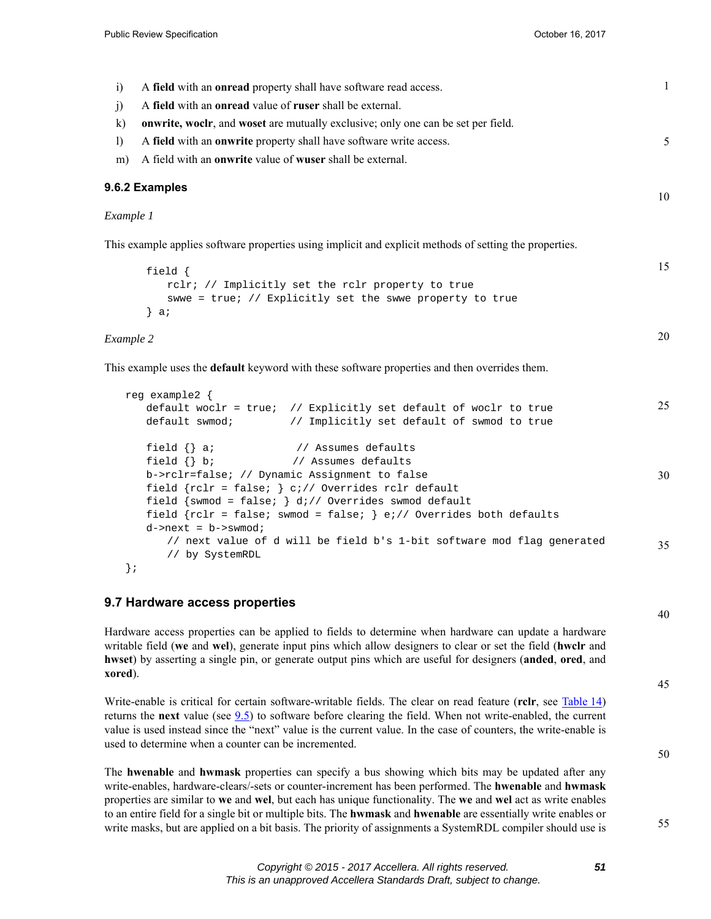i) A **field** with an **onread** property shall have software read access.

j) A **field** with an **onread** value of **ruser** shall be external.

k) **onwrite, woclr**, and **woset** are mutually exclusive; only one can be set per field.

l) A **field** with an **onwrite** property shall have software write access.

m) A field with an **onwrite** value of **wuser** shall be external.

### 9.6.2 Examples

*Example 1*

This example applies software properties using implicit and explicit methods of setting the properties.

```
field {
   rclr; // Implicitly set the rclr property to true
   swwe = true; // Explicitly set the swwe property to true
} a;
```

*Example 2*

This example uses the **default** keyword with these software properties and then overrides them.

```
reg example2 {
   default woclr = true;  // Explicitly set default of woclr to true
   default swmod;         // Implicitly set default of swmod to true

   field {} a;             // Assumes defaults
   field {} b;            // Assumes defaults
   b->rclr=false; // Dynamic Assignment to false
   field {rclr = false; } c;// Overrides rclr default
   field {swmod = false; } d;// Overrides swmod default
   field {rclr = false; swmod = false; } e;// Overrides both defaults
   d->next = b->swmod;
      // next value of d will be field b's 1-bit software mod flag generated
      // by SystemRDL
};
```

## 9.7 Hardware access properties

Hardware access properties can be applied to fields to determine when hardware can update a hardware writable field (**we** and **wel**), generate input pins which allow designers to clear or set the field (**hwclr** and **hwset**) by asserting a single pin, or generate output pins which are useful for designers (**anded**, **ored**, and **xored**).

Write-enable is critical for certain software-writable fields. The clear on read feature (**rclr**, see Table 14) returns the **next** value (see 9.5) to software before clearing the field. When not write-enabled, the current value is used instead since the "next" value is the current value. In the case of counters, the write-enable is used to determine when a counter can be incremented.

The **hwenable** and **hwmask** properties can specify a bus showing which bits may be updated after any write-enables, hardware-clears/-sets or counter-increment has been performed. The **hwenable** and **hwmask** properties are similar to **we** and **wel**, but each has unique functionality. The **we** and **wel** act as write enables to an entire field for a single bit or multiple bits. The **hwmask** and **hwenable** are essentially write enables or write masks, but are applied on a bit basis. The priority of assignments a SystemRDL compiler should use is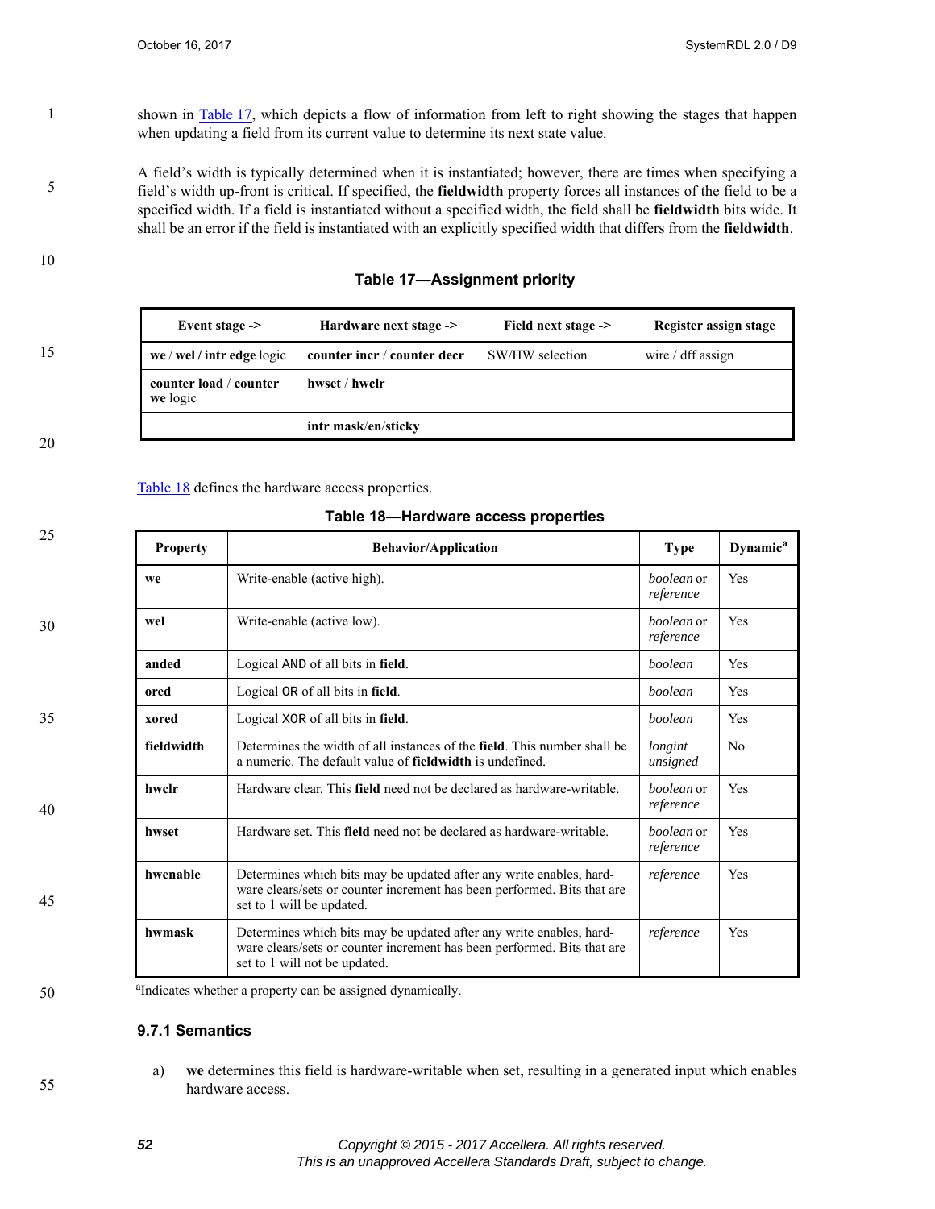shown in Table 17, which depicts a flow of information from left to right showing the stages that happen when updating a field from its current value to determine its next state value.

A field's width is typically determined when it is instantiated; however, there are times when specifying a field's width up-front is critical. If specified, the **fieldwidth** property forces all instances of the field to be a specified width. If a field is instantiated without a specified width, the field shall be **fieldwidth** bits wide. It shall be an error if the field is instantiated with an explicitly specified width that differs from the **fieldwidth**.

**Table 17—Assignment priority**

| Event stage -> | Hardware next stage -> | Field next stage -> | Register assign stage |
|---|---|---|---|
| **we** / **wel** / **intr edge** logic | **counter incr** / **counter decr** | SW/HW selection | wire / dff assign |
| **counter load** / **counter we** logic | **hwset** / **hwclr** | | |
| | **intr mask/en/sticky** | | |

Table 18 defines the hardware access properties.

**Table 18—Hardware access properties**

| Property | Behavior/Application | Type | Dynamic[a] |
|---|---|---|---|
| **we** | Write-enable (active high). | *boolean* or *reference* | Yes |
| **wel** | Write-enable (active low). | *boolean* or *reference* | Yes |
| **anded** | Logical AND of all bits in **field**. | *boolean* | Yes |
| **ored** | Logical OR of all bits in **field**. | *boolean* | Yes |
| **xored** | Logical XOR of all bits in **field**. | *boolean* | Yes |
| **fieldwidth** | Determines the width of all instances of the **field**. This number shall be a numeric. The default value of **fieldwidth** is undefined. | *longint unsigned* | No |
| **hwclr** | Hardware clear. This **field** need not be declared as hardware-writable. | *boolean* or *reference* | Yes |
| **hwset** | Hardware set. This **field** need not be declared as hardware-writable. | *boolean* or *reference* | Yes |
| **hwenable** | Determines which bits may be updated after any write enables, hardware clears/sets or counter increment has been performed. Bits that are set to 1 will be updated. | *reference* | Yes |
| **hwmask** | Determines which bits may be updated after any write enables, hardware clears/sets or counter increment has been performed. Bits that are set to 1 will not be updated. | *reference* | Yes |

[a]Indicates whether a property can be assigned dynamically.

### 9.7.1 Semantics

a) **we** determines this field is hardware-writable when set, resulting in a generated input which enables hardware access.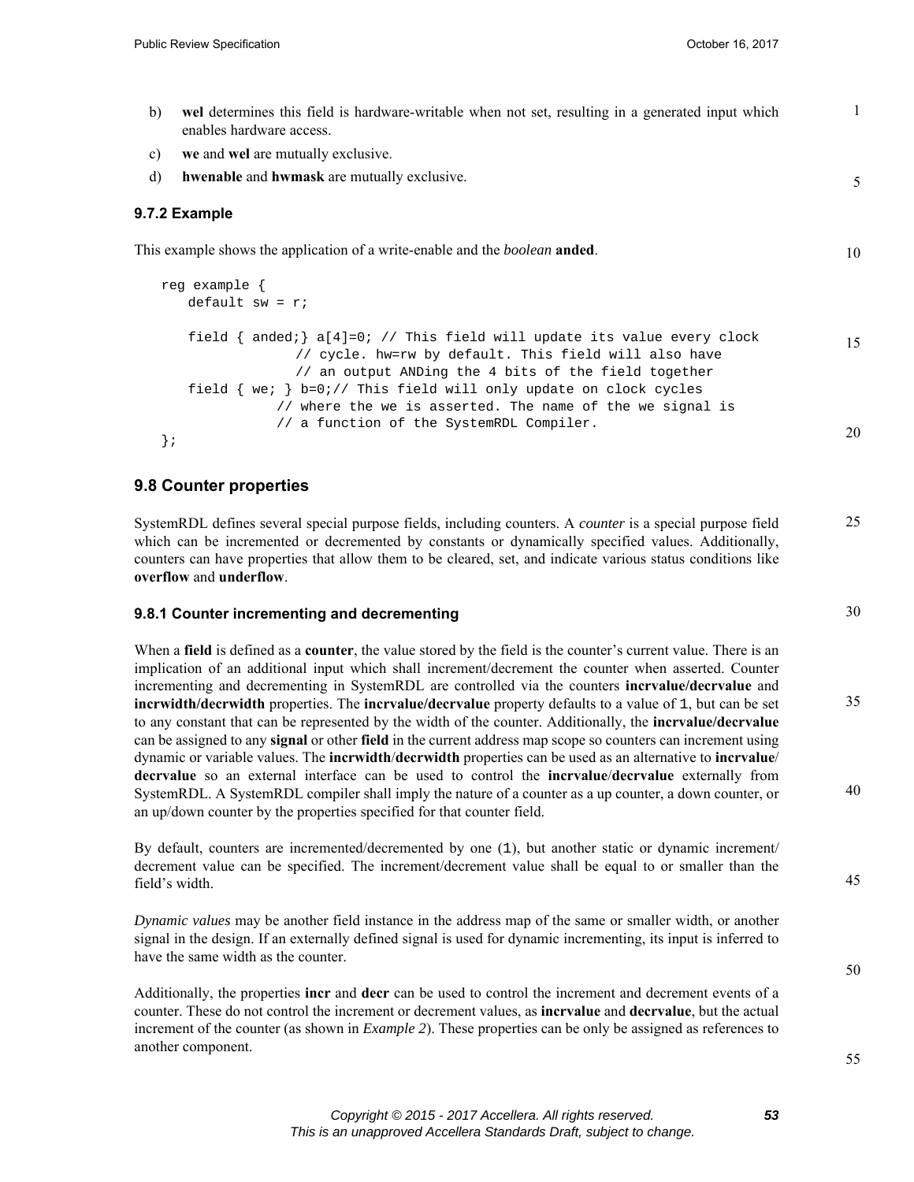b) **wel** determines this field is hardware-writable when not set, resulting in a generated input which enables hardware access.

c) **we** and **wel** are mutually exclusive.

d) **hwenable** and **hwmask** are mutually exclusive.

### 9.7.2 Example

This example shows the application of a write-enable and the *boolean* **anded**.

```
reg example {
   default sw = r;

   field { anded;} a[4]=0; // This field will update its value every clock
                 // cycle. hw=rw by default. This field will also have
                 // an output ANDing the 4 bits of the field together
   field { we; } b=0;// This field will only update on clock cycles
              // where the we is asserted. The name of the we signal is
              // a function of the SystemRDL Compiler.
};
```

## 9.8 Counter properties

SystemRDL defines several special purpose fields, including counters. A *counter* is a special purpose field which can be incremented or decremented by constants or dynamically specified values. Additionally, counters can have properties that allow them to be cleared, set, and indicate various status conditions like **overflow** and **underflow**.

### 9.8.1 Counter incrementing and decrementing

When a **field** is defined as a **counter**, the value stored by the field is the counter's current value. There is an implication of an additional input which shall increment/decrement the counter when asserted. Counter incrementing and decrementing in SystemRDL are controlled via the counters **incrvalue/decrvalue** and **incrwidth/decrwidth** properties. The **incrvalue/decrvalue** property defaults to a value of `1`, but can be set to any constant that can be represented by the width of the counter. Additionally, the **incrvalue/decrvalue** can be assigned to any **signal** or other **field** in the current address map scope so counters can increment using dynamic or variable values. The **incrwidth**/**decrwidth** properties can be used as an alternative to **incrvalue**/**decrvalue** so an external interface can be used to control the **incrvalue**/**decrvalue** externally from SystemRDL. A SystemRDL compiler shall imply the nature of a counter as a up counter, a down counter, or an up/down counter by the properties specified for that counter field.

By default, counters are incremented/decremented by one (`1`), but another static or dynamic increment/decrement value can be specified. The increment/decrement value shall be equal to or smaller than the field's width.

*Dynamic values* may be another field instance in the address map of the same or smaller width, or another signal in the design. If an externally defined signal is used for dynamic incrementing, its input is inferred to have the same width as the counter.

Additionally, the properties **incr** and **decr** can be used to control the increment and decrement events of a counter. These do not control the increment or decrement values, as **incrvalue** and **decrvalue**, but the actual increment of the counter (as shown in *Example 2*). These properties can be only be assigned as references to another component.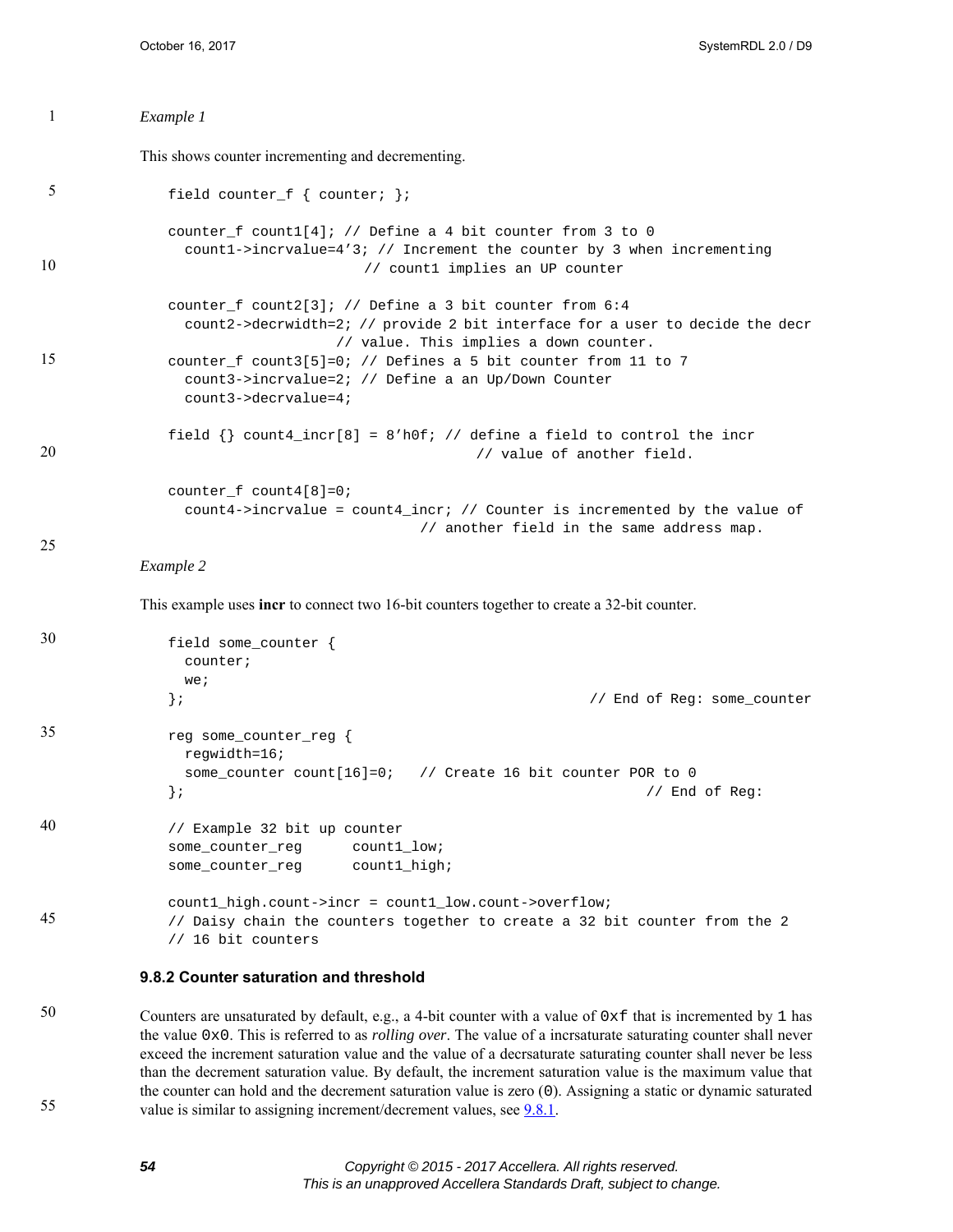*Example 1*

This shows counter incrementing and decrementing.

```
field counter_f { counter; };

counter_f count1[4]; // Define a 4 bit counter from 3 to 0
  count1->incrvalue=4'3; // Increment the counter by 3 when incrementing
                         // count1 implies an UP counter

counter_f count2[3]; // Define a 3 bit counter from 6:4
  count2->decrwidth=2; // provide 2 bit interface for a user to decide the decr
                     // value. This implies a down counter.
counter_f count3[5]=0; // Defines a 5 bit counter from 11 to 7
  count3->incrvalue=2; // Define a an Up/Down Counter
  count3->decrvalue=4;

field {} count4_incr[8] = 8'h0f; // define a field to control the incr
                                     // value of another field.

counter_f count4[8]=0;
  count4->incrvalue = count4_incr; // Counter is incremented by the value of
                                // another field in the same address map.
```

*Example 2*

This example uses **incr** to connect two 16-bit counters together to create a 32-bit counter.

```
field some_counter {
  counter;
  we;
};                                                // End of Reg: some_counter

reg some_counter_reg {
  regwidth=16;
  some_counter count[16]=0;   // Create 16 bit counter POR to 0
};                                                        // End of Reg:

// Example 32 bit up counter
some_counter_reg      count1_low;
some_counter_reg      count1_high;

count1_high.count->incr = count1_low.count->overflow;
// Daisy chain the counters together to create a 32 bit counter from the 2
// 16 bit counters
```

### 9.8.2 Counter saturation and threshold

Counters are unsaturated by default, e.g., a 4-bit counter with a value of `0xf` that is incremented by `1` has the value `0x0`. This is referred to as *rolling over*. The value of a incrsaturate saturating counter shall never exceed the increment saturation value and the value of a decrsaturate saturating counter shall never be less than the decrement saturation value. By default, the increment saturation value is the maximum value that the counter can hold and the decrement saturation value is zero (`0`). Assigning a static or dynamic saturated value is similar to assigning increment/decrement values, see 9.8.1.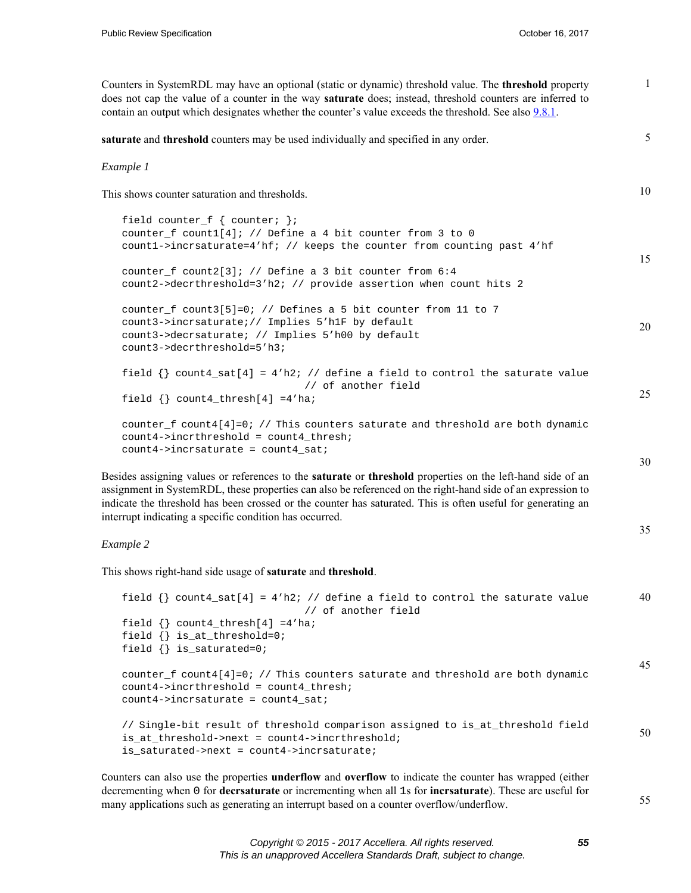Counters in SystemRDL may have an optional (static or dynamic) threshold value. The **threshold** property does not cap the value of a counter in the way **saturate** does; instead, threshold counters are inferred to contain an output which designates whether the counter's value exceeds the threshold. See also 9.8.1.

**saturate** and **threshold** counters may be used individually and specified in any order.

*Example 1*

This shows counter saturation and thresholds.

```
field counter_f { counter; };
counter_f count1[4]; // Define a 4 bit counter from 3 to 0
count1->incrsaturate=4'hf; // keeps the counter from counting past 4'hf

counter_f count2[3]; // Define a 3 bit counter from 6:4
count2->decrthreshold=3'h2; // provide assertion when count hits 2

counter_f count3[5]=0; // Defines a 5 bit counter from 11 to 7
count3->incrsaturate;// Implies 5'h1F by default
count3->decrsaturate; // Implies 5'h00 by default
count3->decrthreshold=5'h3;

field {} count4_sat[4] = 4'h2; // define a field to control the saturate value
                               // of another field
field {} count4_thresh[4] =4'ha;

counter_f count4[4]=0; // This counters saturate and threshold are both dynamic
count4->incrthreshold = count4_thresh;
count4->incrsaturate = count4_sat;
```

Besides assigning values or references to the **saturate** or **threshold** properties on the left-hand side of an assignment in SystemRDL, these properties can also be referenced on the right-hand side of an expression to indicate the threshold has been crossed or the counter has saturated. This is often useful for generating an interrupt indicating a specific condition has occurred.

*Example 2*

This shows right-hand side usage of **saturate** and **threshold**.

```
field {} count4_sat[4] = 4'h2; // define a field to control the saturate value
                               // of another field
field {} count4_thresh[4] =4'ha;
field {} is_at_threshold=0;
field {} is_saturated=0;

counter_f count4[4]=0; // This counters saturate and threshold are both dynamic
count4->incrthreshold = count4_thresh;
count4->incrsaturate = count4_sat;

// Single-bit result of threshold comparison assigned to is_at_threshold field
is_at_threshold->next = count4->incrthreshold;
is_saturated->next = count4->incrsaturate;
```

Counters can also use the properties **underflow** and **overflow** to indicate the counter has wrapped (either decrementing when `0` for **decrsaturate** or incrementing when all `1`s for **incrsaturate**). These are useful for many applications such as generating an interrupt based on a counter overflow/underflow.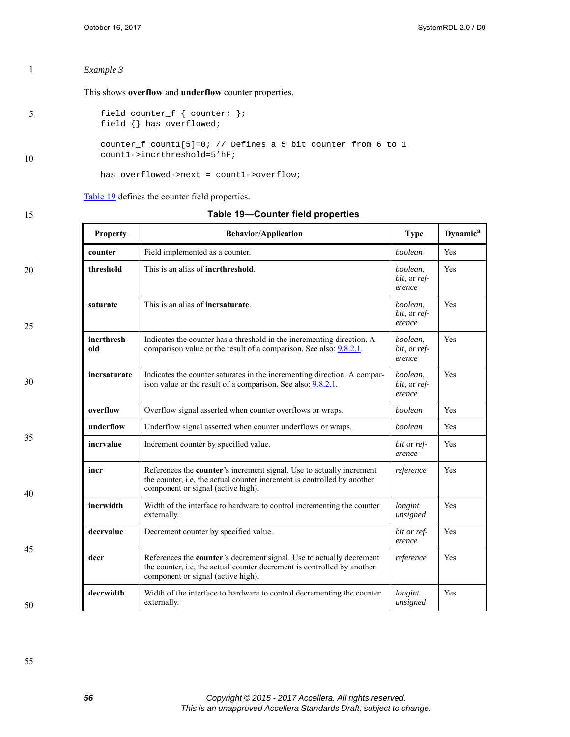*Example 3*

This shows **overflow** and **underflow** counter properties.

```
field counter_f { counter; };
field {} has_overflowed;

counter_f count1[5]=0; // Defines a 5 bit counter from 6 to 1
count1->incrthreshold=5'hF;

has_overflowed->next = count1->overflow;
```

Table 19 defines the counter field properties.

**Table 19—Counter field properties**

| Property | Behavior/Application | Type | Dynamic[a] |
|---|---|---|---|
| **counter** | Field implemented as a counter. | *boolean* | Yes |
| **threshold** | This is an alias of **incrthreshold**. | *boolean*, *bit*, or *reference* | Yes |
| **saturate** | This is an alias of **incrsaturate**. | *boolean*, *bit*, or *reference* | Yes |
| **incrthreshold** | Indicates the counter has a threshold in the incrementing direction. A comparison value or the result of a comparison. See also: 9.8.2.1. | *boolean*, *bit*, or *reference* | Yes |
| **incrsaturate** | Indicates the counter saturates in the incrementing direction. A comparison value or the result of a comparison. See also: 9.8.2.1. | *boolean*, *bit*, or *reference* | Yes |
| **overflow** | Overflow signal asserted when counter overflows or wraps. | *boolean* | Yes |
| **underflow** | Underflow signal asserted when counter underflows or wraps. | *boolean* | Yes |
| **incrvalue** | Increment counter by specified value. | *bit* or *reference* | Yes |
| **incr** | References the **counter**'s increment signal. Use to actually increment the counter, i.e, the actual counter increment is controlled by another component or signal (active high). | *reference* | Yes |
| **incrwidth** | Width of the interface to hardware to control incrementing the counter externally. | *longint unsigned* | Yes |
| **decrvalue** | Decrement counter by specified value. | *bit or reference* | Yes |
| **decr** | References the **counter**'s decrement signal. Use to actually decrement the counter, i.e, the actual counter decrement is controlled by another component or signal (active high). | *reference* | Yes |
| **decrwidth** | Width of the interface to hardware to control decrementing the counter externally. | *longint unsigned* | Yes |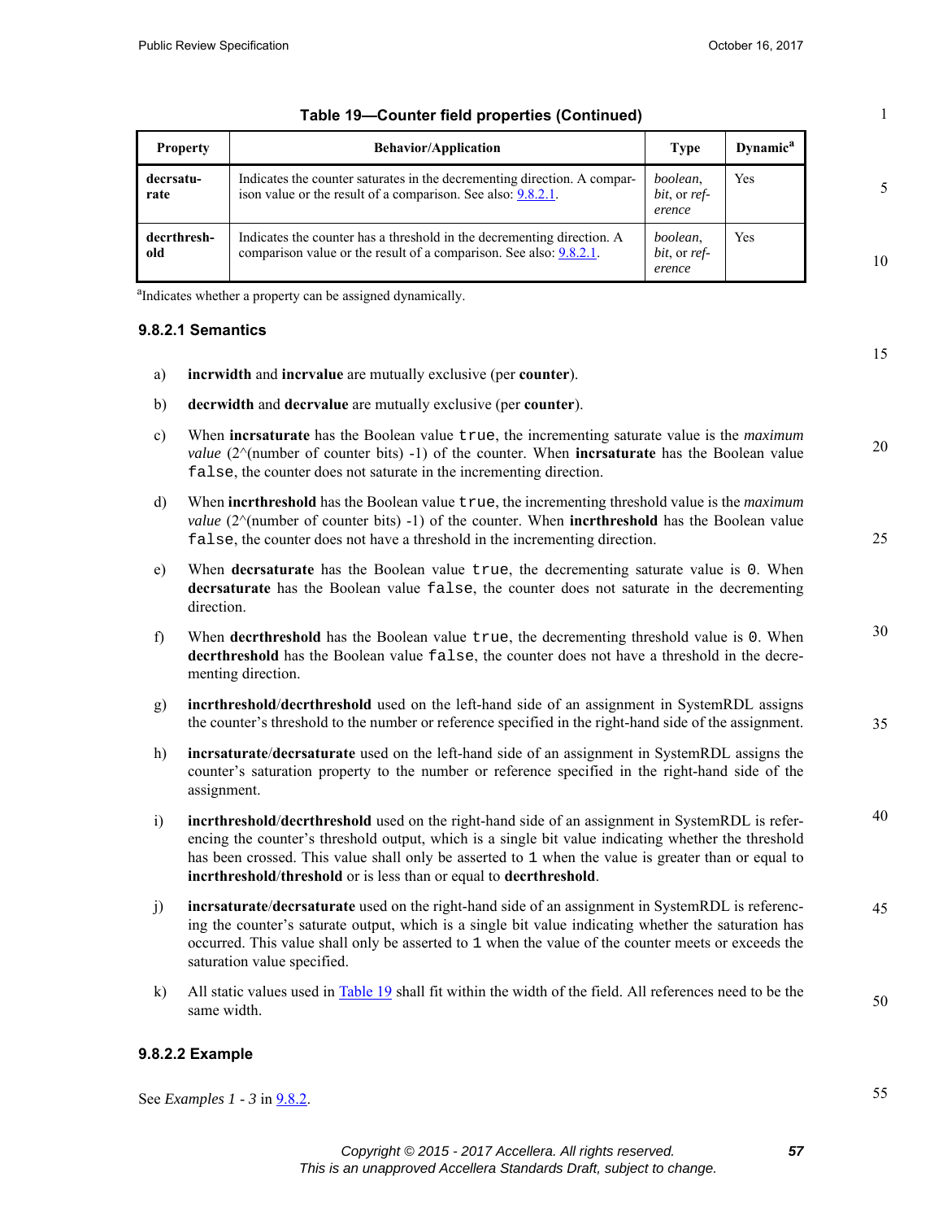**Table 19—Counter field properties (Continued)**

| Property | Behavior/Application | Type | Dynamic[a] |
|---|---|---|---|
| **decrsaturate** | Indicates the counter saturates in the decrementing direction. A comparison value or the result of a comparison. See also: 9.8.2.1. | *boolean*, *bit*, or *reference* | Yes |
| **decrthreshold** | Indicates the counter has a threshold in the decrementing direction. A comparison value or the result of a comparison. See also: 9.8.2.1. | *boolean*, *bit*, or *reference* | Yes |

[a]Indicates whether a property can be assigned dynamically.

### 9.8.2.1 Semantics

a) **incrwidth** and **incrvalue** are mutually exclusive (per **counter**).

b) **decrwidth** and **decrvalue** are mutually exclusive (per **counter**).

c) When **incrsaturate** has the Boolean value `true`, the incrementing saturate value is the *maximum value* (2^(number of counter bits) -1) of the counter. When **incrsaturate** has the Boolean value `false`, the counter does not saturate in the incrementing direction.

d) When **incrthreshold** has the Boolean value `true`, the incrementing threshold value is the *maximum value* (2^(number of counter bits) -1) of the counter. When **incrthreshold** has the Boolean value `false`, the counter does not have a threshold in the incrementing direction.

e) When **decrsaturate** has the Boolean value `true`, the decrementing saturate value is `0`. When **decrsaturate** has the Boolean value `false`, the counter does not saturate in the decrementing direction.

f) When **decrthreshold** has the Boolean value `true`, the decrementing threshold value is `0`. When **decrthreshold** has the Boolean value `false`, the counter does not have a threshold in the decrementing direction.

g) **incrthreshold**/**decrthreshold** used on the left-hand side of an assignment in SystemRDL assigns the counter's threshold to the number or reference specified in the right-hand side of the assignment.

h) **incrsaturate**/**decrsaturate** used on the left-hand side of an assignment in SystemRDL assigns the counter's saturation property to the number or reference specified in the right-hand side of the assignment.

i) **incrthreshold**/**decrthreshold** used on the right-hand side of an assignment in SystemRDL is referencing the counter's threshold output, which is a single bit value indicating whether the threshold has been crossed. This value shall only be asserted to `1` when the value is greater than or equal to **incrthreshold**/**threshold** or is less than or equal to **decrthreshold**.

j) **incrsaturate**/**decrsaturate** used on the right-hand side of an assignment in SystemRDL is referencing the counter's saturate output, which is a single bit value indicating whether the saturation has occurred. This value shall only be asserted to `1` when the value of the counter meets or exceeds the saturation value specified.

k) All static values used in Table 19 shall fit within the width of the field. All references need to be the same width.

### 9.8.2.2 Example

See *Examples 1 - 3* in 9.8.2.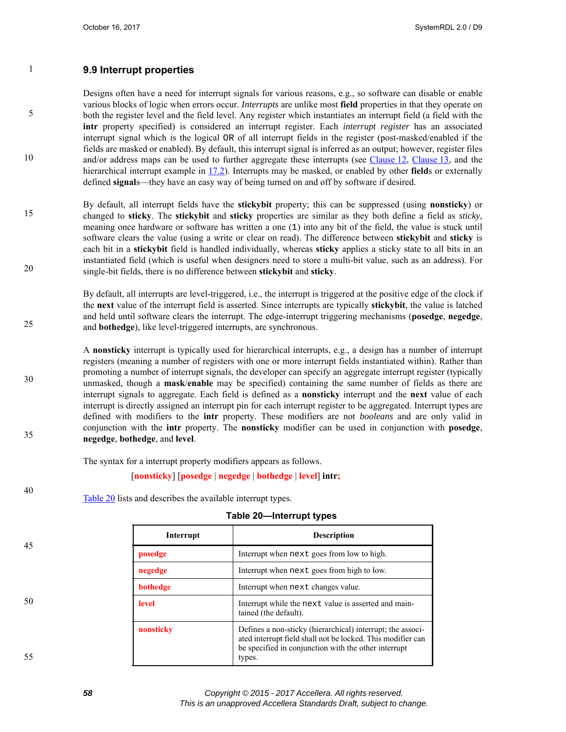### 9.9 Interrupt properties

Designs often have a need for interrupt signals for various reasons, e.g., so software can disable or enable various blocks of logic when errors occur. *Interrupts* are unlike most **field** properties in that they operate on both the register level and the field level. Any register which instantiates an interrupt field (a field with the **intr** property specified) is considered an interrupt register. Each *interrupt register* has an associated interrupt signal which is the logical `OR` of all interrupt fields in the register (post-masked/enabled if the fields are masked or enabled). By default, this interrupt signal is inferred as an output; however, register files and/or address maps can be used to further aggregate these interrupts (see Clause 12, Clause 13, and the hierarchical interrupt example in 17.2). Interrupts may be masked, or enabled by other **field**s or externally defined **signal**s—they have an easy way of being turned on and off by software if desired.

By default, all interrupt fields have the **stickybit** property; this can be suppressed (using **nonsticky**) or changed to **sticky**. The **stickybit** and **sticky** properties are similar as they both define a field as *sticky*, meaning once hardware or software has written a one (`1`) into any bit of the field, the value is stuck until software clears the value (using a write or clear on read). The difference between **stickybit** and **sticky** is each bit in a **stickybit** field is handled individually, whereas **sticky** applies a sticky state to all bits in an instantiated field (which is useful when designers need to store a multi-bit value, such as an address). For single-bit fields, there is no difference between **stickybit** and **sticky**.

By default, all interrupts are level-triggered, i.e., the interrupt is triggered at the positive edge of the clock if the **next** value of the interrupt field is asserted. Since interrupts are typically **stickybit**, the value is latched and held until software clears the interrupt. The edge-interrupt triggering mechanisms (**posedge**, **negedge**, and **bothedge**), like level-triggered interrupts, are synchronous.

A **nonsticky** interrupt is typically used for hierarchical interrupts, e.g., a design has a number of interrupt registers (meaning a number of registers with one or more interrupt fields instantiated within). Rather than promoting a number of interrupt signals, the developer can specify an aggregate interrupt register (typically unmasked, though a **mask**/**enable** may be specified) containing the same number of fields as there are interrupt signals to aggregate. Each field is defined as a **nonsticky** interrupt and the **next** value of each interrupt is directly assigned an interrupt pin for each interrupt register to be aggregated. Interrupt types are defined with modifiers to the **intr** property. These modifiers are not *booleans* and are only valid in conjunction with the **intr** property. The **nonsticky** modifier can be used in conjunction with **posedge**, **negedge**, **bothedge**, and **level**.

The syntax for a interrupt property modifiers appears as follows.

[**nonsticky**] [**posedge** | **negedge** | **bothedge** | **level**] **intr;**

Table 20 lists and describes the available interrupt types.

**Table 20—Interrupt types**

| Interrupt | Description |
|---|---|
| **posedge** | Interrupt when `next` goes from low to high. |
| **negedge** | Interrupt when `next` goes from high to low. |
| **bothedge** | Interrupt when `next` changes value. |
| **level** | Interrupt while the `next` value is asserted and maintained (the default). |
| **nonsticky** | Defines a non-sticky (hierarchical) interrupt; the associated interrupt field shall not be locked. This modifier can be specified in conjunction with the other interrupt types. |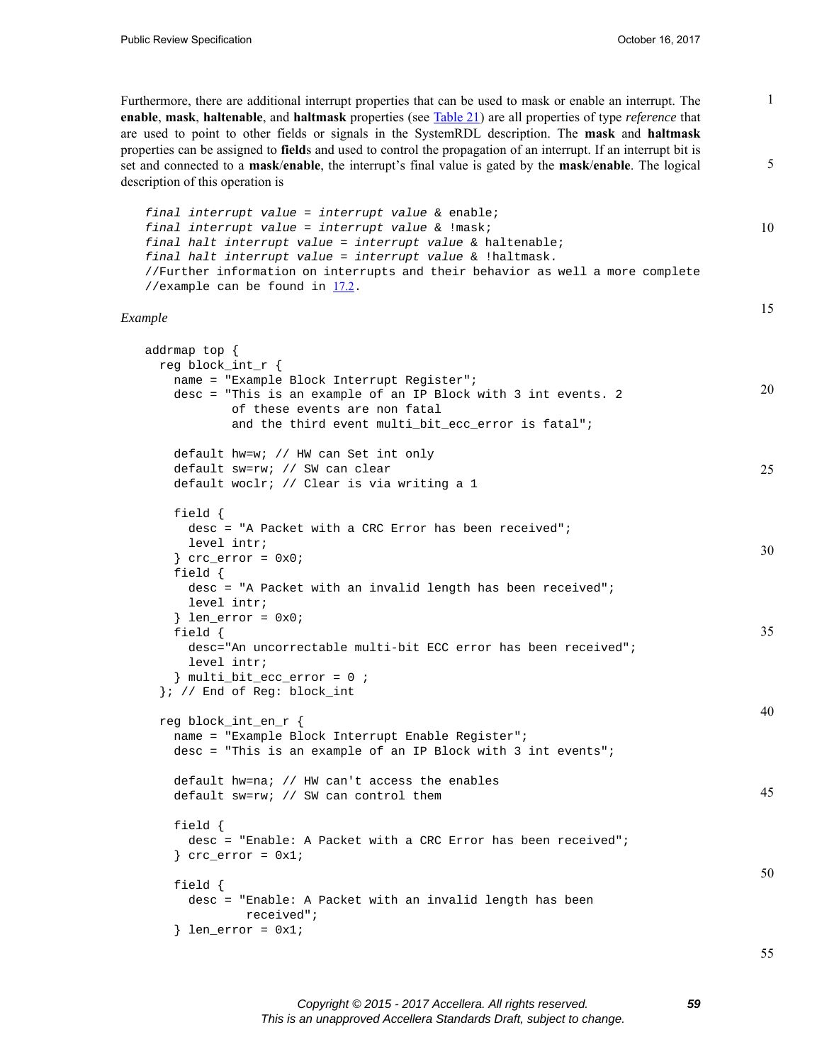Furthermore, there are additional interrupt properties that can be used to mask or enable an interrupt. The **enable**, **mask**, **haltenable**, and **haltmask** properties (see Table 21) are all properties of type *reference* that are used to point to other fields or signals in the SystemRDL description. The **mask** and **haltmask** properties can be assigned to **field**s and used to control the propagation of an interrupt. If an interrupt bit is set and connected to a **mask**/**enable**, the interrupt's final value is gated by the **mask**/**enable**. The logical description of this operation is

```
final interrupt value = interrupt value & enable;
final interrupt value = interrupt value & !mask;
final halt interrupt value = interrupt value & haltenable;
final halt interrupt value = interrupt value & !haltmask.
//Further information on interrupts and their behavior as well a more complete
//example can be found in 17.2.
```

*Example*

```
addrmap top {
  reg block_int_r {
    name = "Example Block Interrupt Register";
    desc = "This is an example of an IP Block with 3 int events. 2
            of these events are non fatal
            and the third event multi_bit_ecc_error is fatal";

    default hw=w; // HW can Set int only
    default sw=rw; // SW can clear
    default woclr; // Clear is via writing a 1

    field {
      desc = "A Packet with a CRC Error has been received";
      level intr;
    } crc_error = 0x0;
    field {
      desc = "A Packet with an invalid length has been received";
      level intr;
    } len_error = 0x0;
    field {
      desc="An uncorrectable multi-bit ECC error has been received";
      level intr;
    } multi_bit_ecc_error = 0 ;
  }; // End of Reg: block_int

  reg block_int_en_r {
    name = "Example Block Interrupt Enable Register";
    desc = "This is an example of an IP Block with 3 int events";

    default hw=na; // HW can't access the enables
    default sw=rw; // SW can control them

    field {
      desc = "Enable: A Packet with a CRC Error has been received";
    } crc_error = 0x1;

    field {
      desc = "Enable: A Packet with an invalid length has been
              received";
    } len_error = 0x1;
```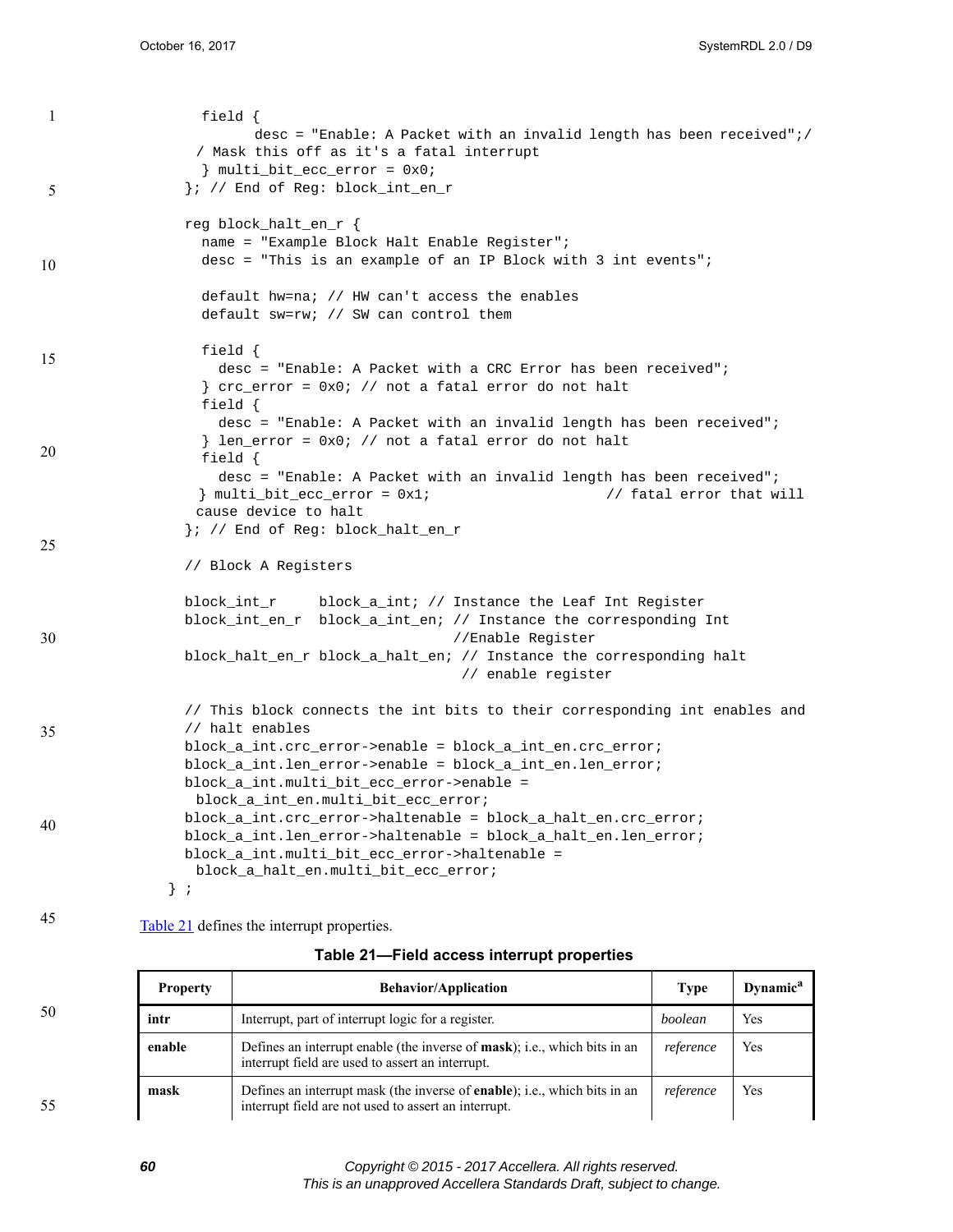```
    field {
          desc = "Enable: A Packet with an invalid length has been received";/
   / Mask this off as it's a fatal interrupt
    } multi_bit_ecc_error = 0x0;
  }; // End of Reg: block_int_en_r

  reg block_halt_en_r {
    name = "Example Block Halt Enable Register";
    desc = "This is an example of an IP Block with 3 int events";

    default hw=na; // HW can't access the enables
    default sw=rw; // SW can control them

    field {
      desc = "Enable: A Packet with a CRC Error has been received";
    } crc_error = 0x0; // not a fatal error do not halt
    field {
      desc = "Enable: A Packet with an invalid length has been received";
    } len_error = 0x0; // not a fatal error do not halt
    field {
      desc = "Enable: A Packet with an invalid length has been received";
    } multi_bit_ecc_error = 0x1;                     // fatal error that will
   cause device to halt
  }; // End of Reg: block_halt_en_r

  // Block A Registers

  block_int_r     block_a_int; // Instance the Leaf Int Register
  block_int_en_r  block_a_int_en; // Instance the corresponding Int
                                  //Enable Register
  block_halt_en_r block_a_halt_en; // Instance the corresponding halt
                                   // enable register

  // This block connects the int bits to their corresponding int enables and
  // halt enables
  block_a_int.crc_error->enable = block_a_int_en.crc_error;
  block_a_int.len_error->enable = block_a_int_en.len_error;
  block_a_int.multi_bit_ecc_error->enable =
   block_a_int_en.multi_bit_ecc_error;
  block_a_int.crc_error->haltenable = block_a_halt_en.crc_error;
  block_a_int.len_error->haltenable = block_a_halt_en.len_error;
  block_a_int.multi_bit_ecc_error->haltenable =
   block_a_halt_en.multi_bit_ecc_error;
} ;
```

Table 21 defines the interrupt properties.

**Table 21—Field access interrupt properties**

| Property | Behavior/Application | Type | Dynamic[a] |
|---|---|---|---|
| **intr** | Interrupt, part of interrupt logic for a register. | *boolean* | Yes |
| **enable** | Defines an interrupt enable (the inverse of **mask**); i.e., which bits in an interrupt field are used to assert an interrupt. | *reference* | Yes |
| **mask** | Defines an interrupt mask (the inverse of **enable**); i.e., which bits in an interrupt field are not used to assert an interrupt. | *reference* | Yes |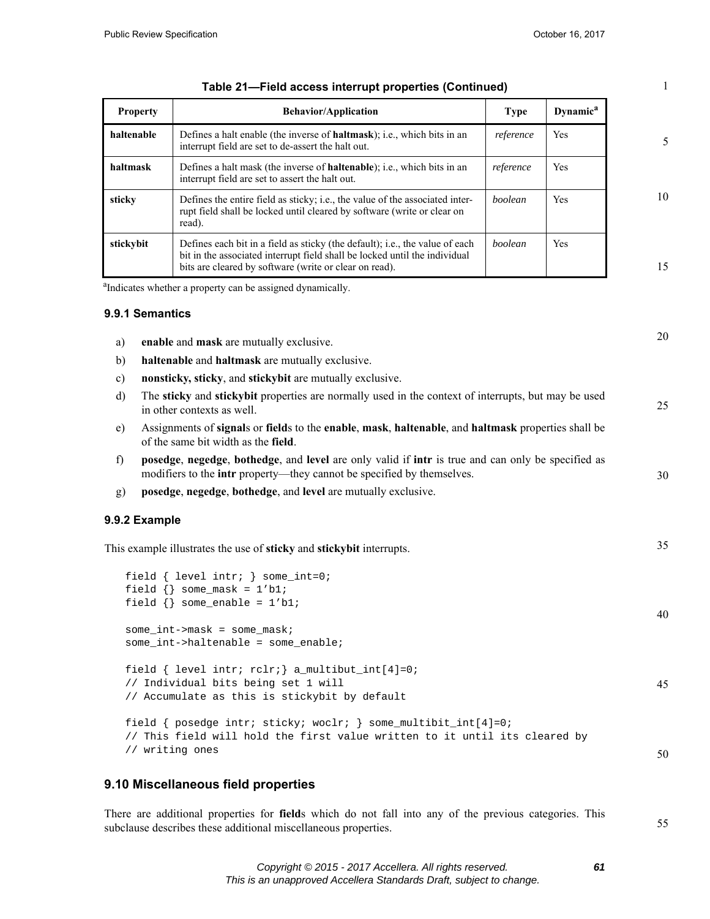**Table 21—Field access interrupt properties (Continued)**

| Property | Behavior/Application | Type | Dynamic[a] |
|---|---|---|---|
| **haltenable** | Defines a halt enable (the inverse of **haltmask**); i.e., which bits in an interrupt field are set to de-assert the halt out. | *reference* | Yes |
| **haltmask** | Defines a halt mask (the inverse of **haltenable**); i.e., which bits in an interrupt field are set to assert the halt out. | *reference* | Yes |
| **sticky** | Defines the entire field as sticky; i.e., the value of the associated interrupt field shall be locked until cleared by software (write or clear on read). | *boolean* | Yes |
| **stickybit** | Defines each bit in a field as sticky (the default); i.e., the value of each bit in the associated interrupt field shall be locked until the individual bits are cleared by software (write or clear on read). | *boolean* | Yes |

[a]Indicates whether a property can be assigned dynamically.

### 9.9.1 Semantics

a) **enable** and **mask** are mutually exclusive.

b) **haltenable** and **haltmask** are mutually exclusive.

c) **nonsticky, sticky**, and **stickybit** are mutually exclusive.

d) The **sticky** and **stickybit** properties are normally used in the context of interrupts, but may be used in other contexts as well.

e) Assignments of **signal**s or **field**s to the **enable**, **mask**, **haltenable**, and **haltmask** properties shall be of the same bit width as the **field**.

f) **posedge**, **negedge**, **bothedge**, and **level** are only valid if **intr** is true and can only be specified as modifiers to the **intr** property—they cannot be specified by themselves.

g) **posedge**, **negedge**, **bothedge**, and **level** are mutually exclusive.

### 9.9.2 Example

This example illustrates the use of **sticky** and **stickybit** interrupts.

```
field { level intr; } some_int=0;
field {} some_mask = 1'b1;
field {} some_enable = 1'b1;

some_int->mask = some_mask;
some_int->haltenable = some_enable;

field { level intr; rclr;} a_multibut_int[4]=0;
// Individual bits being set 1 will
// Accumulate as this is stickybit by default

field { posedge intr; sticky; woclr; } some_multibit_int[4]=0;
// This field will hold the first value written to it until its cleared by
// writing ones
```

## 9.10 Miscellaneous field properties

There are additional properties for **field**s which do not fall into any of the previous categories. This subclause describes these additional miscellaneous properties.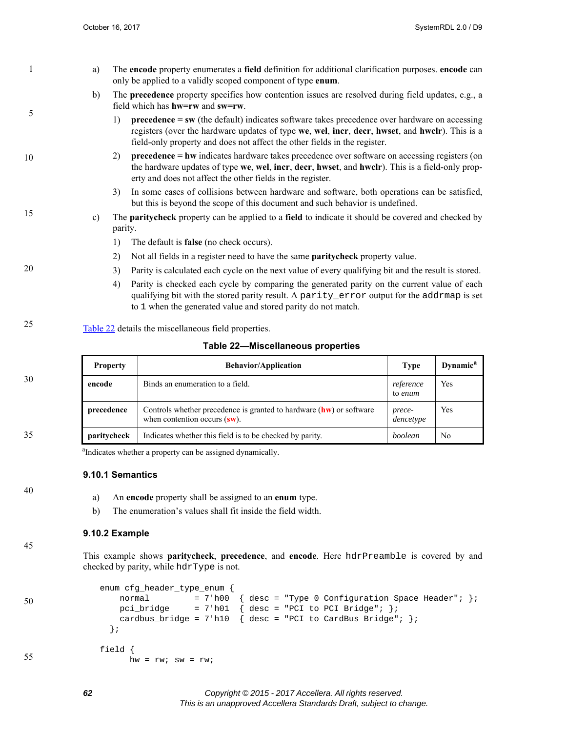a) The **encode** property enumerates a **field** definition for additional clarification purposes. **encode** can only be applied to a validly scoped component of type **enum**.

b) The **precedence** property specifies how contention issues are resolved during field updates, e.g., a field which has **hw=rw** and **sw=rw**.

   1) **precedence** = **sw** (the default) indicates software takes precedence over hardware on accessing registers (over the hardware updates of type **we**, **wel**, **incr**, **decr**, **hwset**, and **hwclr**). This is a field-only property and does not affect the other fields in the register.

   2) **precedence** = **hw** indicates hardware takes precedence over software on accessing registers (on the hardware updates of type **we**, **wel**, **incr**, **decr**, **hwset**, and **hwclr**). This is a field-only property and does not affect the other fields in the register.

   3) In some cases of collisions between hardware and software, both operations can be satisfied, but this is beyond the scope of this document and such behavior is undefined.

c) The **paritycheck** property can be applied to a **field** to indicate it should be covered and checked by parity.

   1) The default is **false** (no check occurs).

   2) Not all fields in a register need to have the same **paritycheck** property value.

   3) Parity is calculated each cycle on the next value of every qualifying bit and the result is stored.

   4) Parity is checked each cycle by comparing the generated parity on the current value of each qualifying bit with the stored parity result. A `parity_error` output for the `addrmap` is set to `1` when the generated value and stored parity do not match.

Table 22 details the miscellaneous field properties.

**Table 22—Miscellaneous properties**

| Property | Behavior/Application | Type | Dynamic[a] |
|---|---|---|---|
| **encode** | Binds an enumeration to a field. | *reference to enum* | Yes |
| **precedence** | Controls whether precedence is granted to hardware (**hw**) or software when contention occurs (**sw**). | *precedencetype* | Yes |
| **paritycheck** | Indicates whether this field is to be checked by parity. | *boolean* | No |

[a]Indicates whether a property can be assigned dynamically.

### 9.10.1 Semantics

a) An **encode** property shall be assigned to an **enum** type.

b) The enumeration's values shall fit inside the field width.

### 9.10.2 Example

This example shows **paritycheck**, **precedence**, and **encode**. Here `hdrPreamble` is covered by and checked by parity, while `hdrType` is not.

```
enum cfg_header_type_enum {
    normal         = 7'h00  { desc = "Type 0 Configuration Space Header"; };
    pci_bridge     = 7'h01  { desc = "PCI to PCI Bridge"; };
    cardbus_bridge = 7'h10  { desc = "PCI to CardBus Bridge"; };
  };

field {
     hw = rw; sw = rw;
```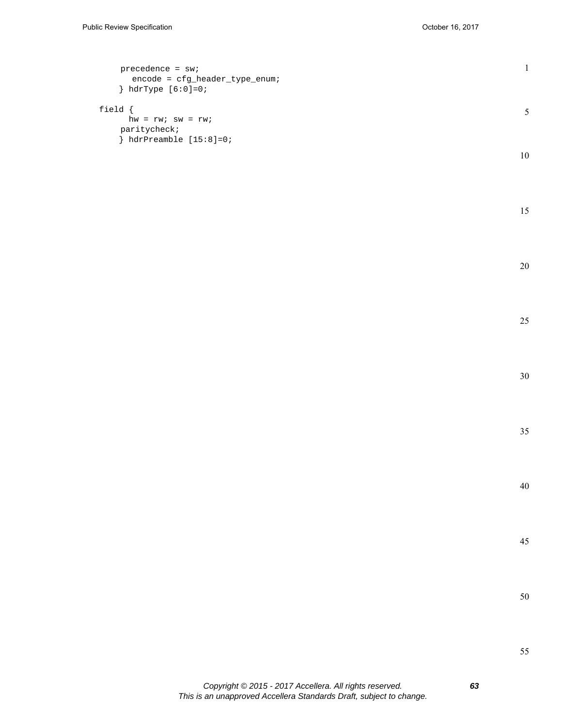```
      precedence = sw;
        encode = cfg_header_type_enum;
      } hdrType [6:0]=0;

   field {
        hw = rw; sw = rw;
      paritycheck;
      } hdrPreamble [15:8]=0;
```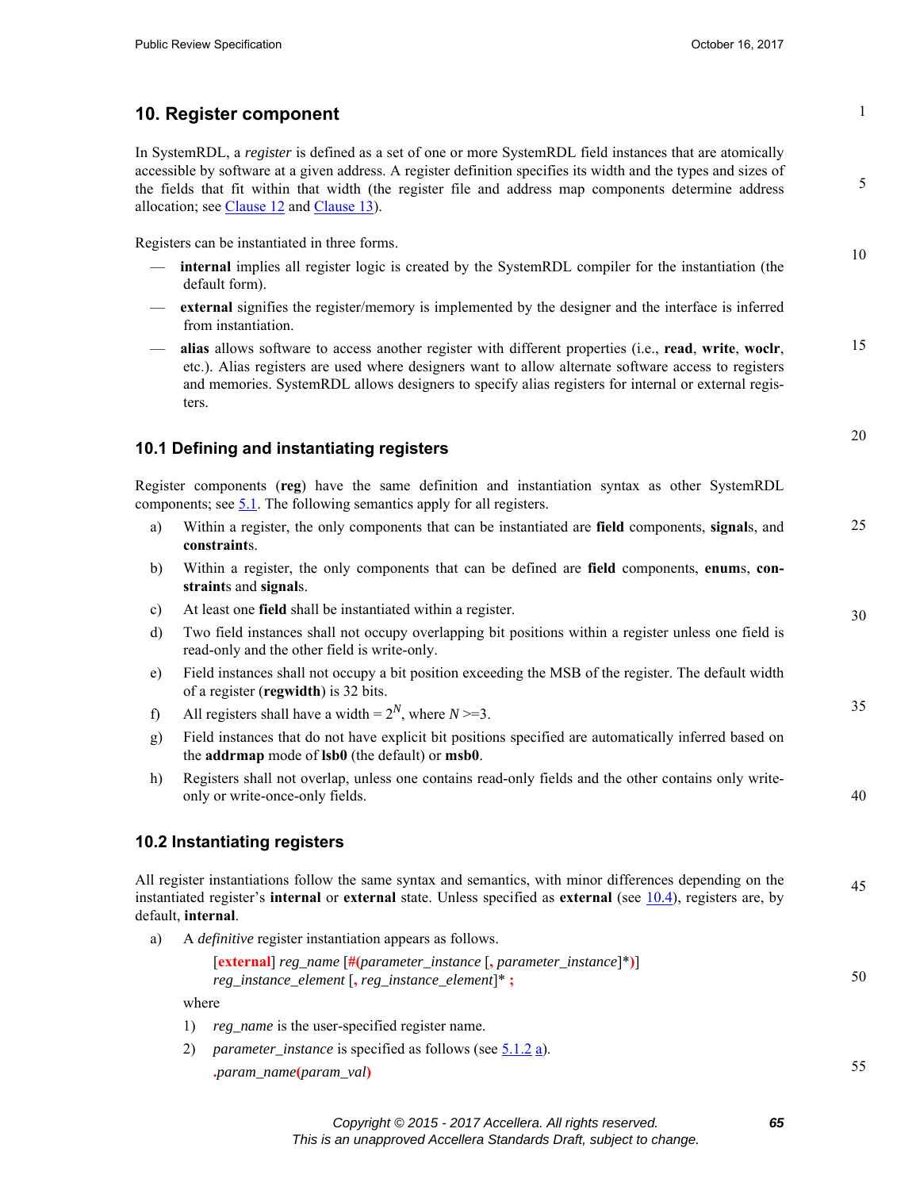# 10. Register component

In SystemRDL, a *register* is defined as a set of one or more SystemRDL field instances that are atomically accessible by software at a given address. A register definition specifies its width and the types and sizes of the fields that fit within that width (the register file and address map components determine address allocation; see Clause 12 and Clause 13).

Registers can be instantiated in three forms.

- **internal** implies all register logic is created by the SystemRDL compiler for the instantiation (the default form).
- **external** signifies the register/memory is implemented by the designer and the interface is inferred from instantiation.
- **alias** allows software to access another register with different properties (i.e., **read**, **write**, **woclr**, etc.). Alias registers are used where designers want to allow alternate software access to registers and memories. SystemRDL allows designers to specify alias registers for internal or external registers.

## 10.1 Defining and instantiating registers

Register components (**reg**) have the same definition and instantiation syntax as other SystemRDL components; see 5.1. The following semantics apply for all registers.

a) Within a register, the only components that can be instantiated are **field** components, **signal**s, and **constraint**s.

b) Within a register, the only components that can be defined are **field** components, **enum**s, **constraint**s and **signal**s.

c) At least one **field** shall be instantiated within a register.

d) Two field instances shall not occupy overlapping bit positions within a register unless one field is read-only and the other field is write-only.

e) Field instances shall not occupy a bit position exceeding the MSB of the register. The default width of a register (**regwidth**) is 32 bits.

f) All registers shall have a width = $2^N$, where $N$ >=3.

g) Field instances that do not have explicit bit positions specified are automatically inferred based on the **addrmap** mode of **lsb0** (the default) or **msb0**.

h) Registers shall not overlap, unless one contains read-only fields and the other contains only write-only or write-once-only fields.

## 10.2 Instantiating registers

All register instantiations follow the same syntax and semantics, with minor differences depending on the instantiated register's **internal** or **external** state. Unless specified as **external** (see 10.4), registers are, by default, **internal**.

a) A *definitive* register instantiation appears as follows.

   [**external**] *reg_name* [**#(***parameter_instance* [**,** *parameter_instance*]***)**]
   *reg_instance_element* [**,** *reg_instance_element*]* **;**

   where

   1) *reg_name* is the user-specified register name.

   2) *parameter_instance* is specified as follows (see 5.1.2 a).

      **.***param_name***(***param_val***)**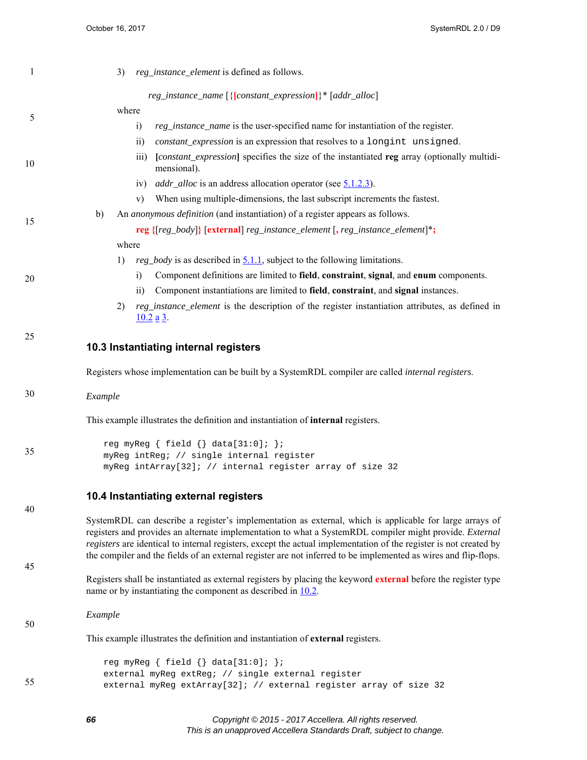3) *reg_instance_element* is defined as follows.

*reg_instance_name* [{**[***constant_expression***]**}* [*addr_alloc*]

where

i) *reg_instance_name* is the user-specified name for instantiation of the register.

ii) *constant_expression* is an expression that resolves to a `longint unsigned`.

iii) **[***constant_expression***]** specifies the size of the instantiated **reg** array (optionally multidimensional).

iv) *addr_alloc* is an address allocation operator (see 5.1.2.3).

v) When using multiple-dimensions, the last subscript increments the fastest.

b) An *anonymous definition* (and instantiation) of a register appears as follows.

**reg {**[*reg_body*]**}** [**external**] *reg_instance_element* [**,** *reg_instance_element*]***;**

where

1) *reg_body* is as described in 5.1.1, subject to the following limitations.

i) Component definitions are limited to **field**, **constraint**, **signal**, and **enum** components.

ii) Component instantiations are limited to **field**, **constraint**, and **signal** instances.

2) *reg_instance_element* is the description of the register instantiation attributes, as defined in 10.2 a 3.

## 10.3 Instantiating internal registers

Registers whose implementation can be built by a SystemRDL compiler are called *internal registers*.

*Example*

This example illustrates the definition and instantiation of **internal** registers.

```
reg myReg { field {} data[31:0]; };
myReg intReg; // single internal register
myReg intArray[32]; // internal register array of size 32
```

## 10.4 Instantiating external registers

SystemRDL can describe a register's implementation as external, which is applicable for large arrays of registers and provides an alternate implementation to what a SystemRDL compiler might provide. *External registers* are identical to internal registers, except the actual implementation of the register is not created by the compiler and the fields of an external register are not inferred to be implemented as wires and flip-flops.

Registers shall be instantiated as external registers by placing the keyword **external** before the register type name or by instantiating the component as described in 10.2.

*Example*

This example illustrates the definition and instantiation of **external** registers.

```
reg myReg { field {} data[31:0]; };
external myReg extReg; // single external register
external myReg extArray[32]; // external register array of size 32
```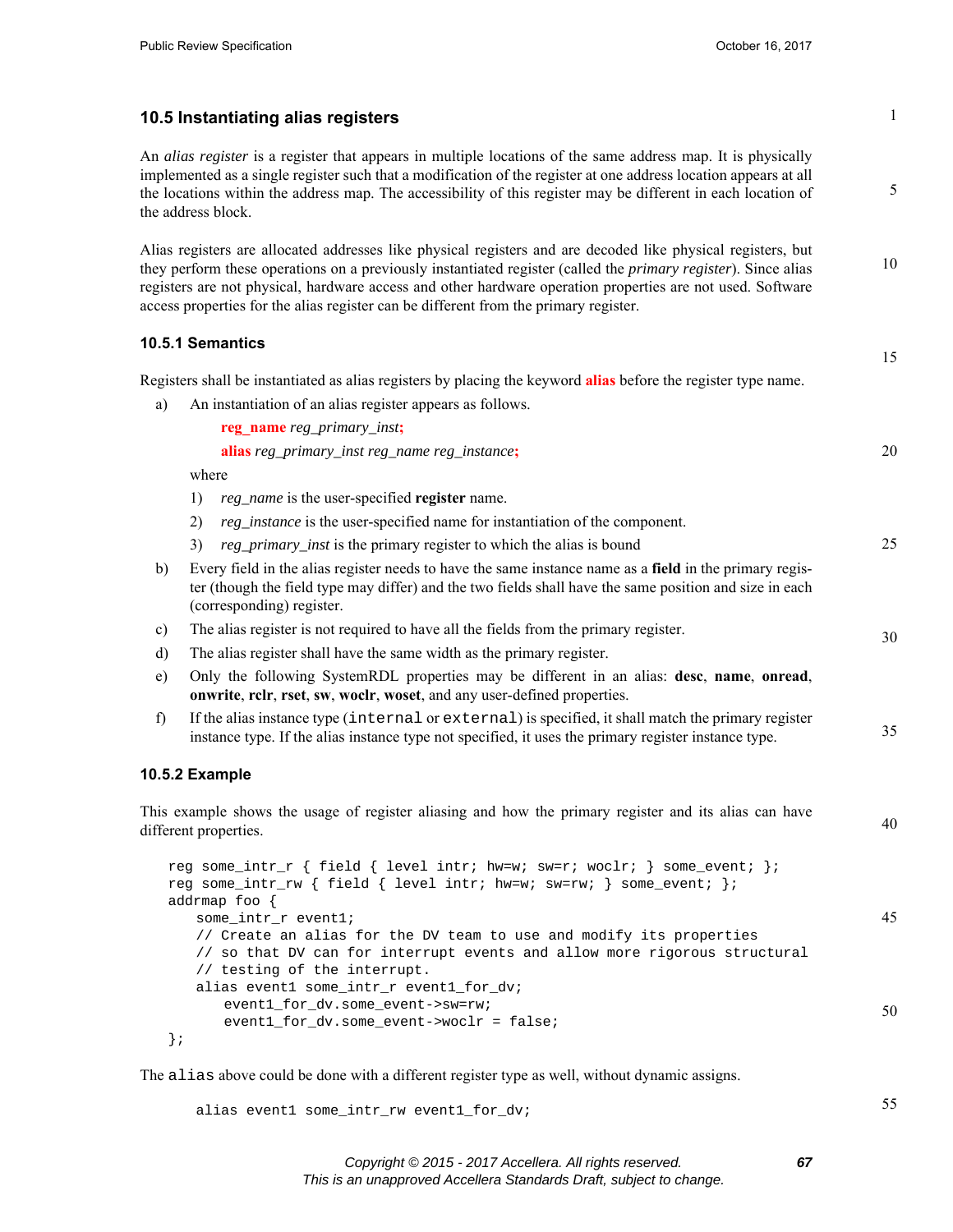## 10.5 Instantiating alias registers

An *alias register* is a register that appears in multiple locations of the same address map. It is physically implemented as a single register such that a modification of the register at one address location appears at all the locations within the address map. The accessibility of this register may be different in each location of the address block.

Alias registers are allocated addresses like physical registers and are decoded like physical registers, but they perform these operations on a previously instantiated register (called the *primary register*). Since alias registers are not physical, hardware access and other hardware operation properties are not used. Software access properties for the alias register can be different from the primary register.

### 10.5.1 Semantics

Registers shall be instantiated as alias registers by placing the keyword **alias** before the register type name.

a) An instantiation of an alias register appears as follows.

   **reg_name** *reg_primary_inst***;**

   **alias** *reg_primary_inst reg_name reg_instance***;**

   where

   1) *reg_name* is the user-specified **register** name.
   2) *reg_instance* is the user-specified name for instantiation of the component.
   3) *reg_primary_inst* is the primary register to which the alias is bound

b) Every field in the alias register needs to have the same instance name as a **field** in the primary register (though the field type may differ) and the two fields shall have the same position and size in each (corresponding) register.

c) The alias register is not required to have all the fields from the primary register.

d) The alias register shall have the same width as the primary register.

e) Only the following SystemRDL properties may be different in an alias: **desc**, **name**, **onread**, **onwrite**, **rclr**, **rset**, **sw**, **woclr**, **woset**, and any user-defined properties.

f) If the alias instance type (`internal` or `external`) is specified, it shall match the primary register instance type. If the alias instance type not specified, it uses the primary register instance type.

### 10.5.2 Example

This example shows the usage of register aliasing and how the primary register and its alias can have different properties.

```
reg some_intr_r { field { level intr; hw=w; sw=r; woclr; } some_event; };
reg some_intr_rw { field { level intr; hw=w; sw=rw; } some_event; };
addrmap foo {
    some_intr_r event1;
    // Create an alias for the DV team to use and modify its properties
    // so that DV can for interrupt events and allow more rigorous structural
    // testing of the interrupt.
    alias event1 some_intr_r event1_for_dv;
        event1_for_dv.some_event->sw=rw;
        event1_for_dv.some_event->woclr = false;
};
```

The `alias` above could be done with a different register type as well, without dynamic assigns.

```
    alias event1 some_intr_rw event1_for_dv;
```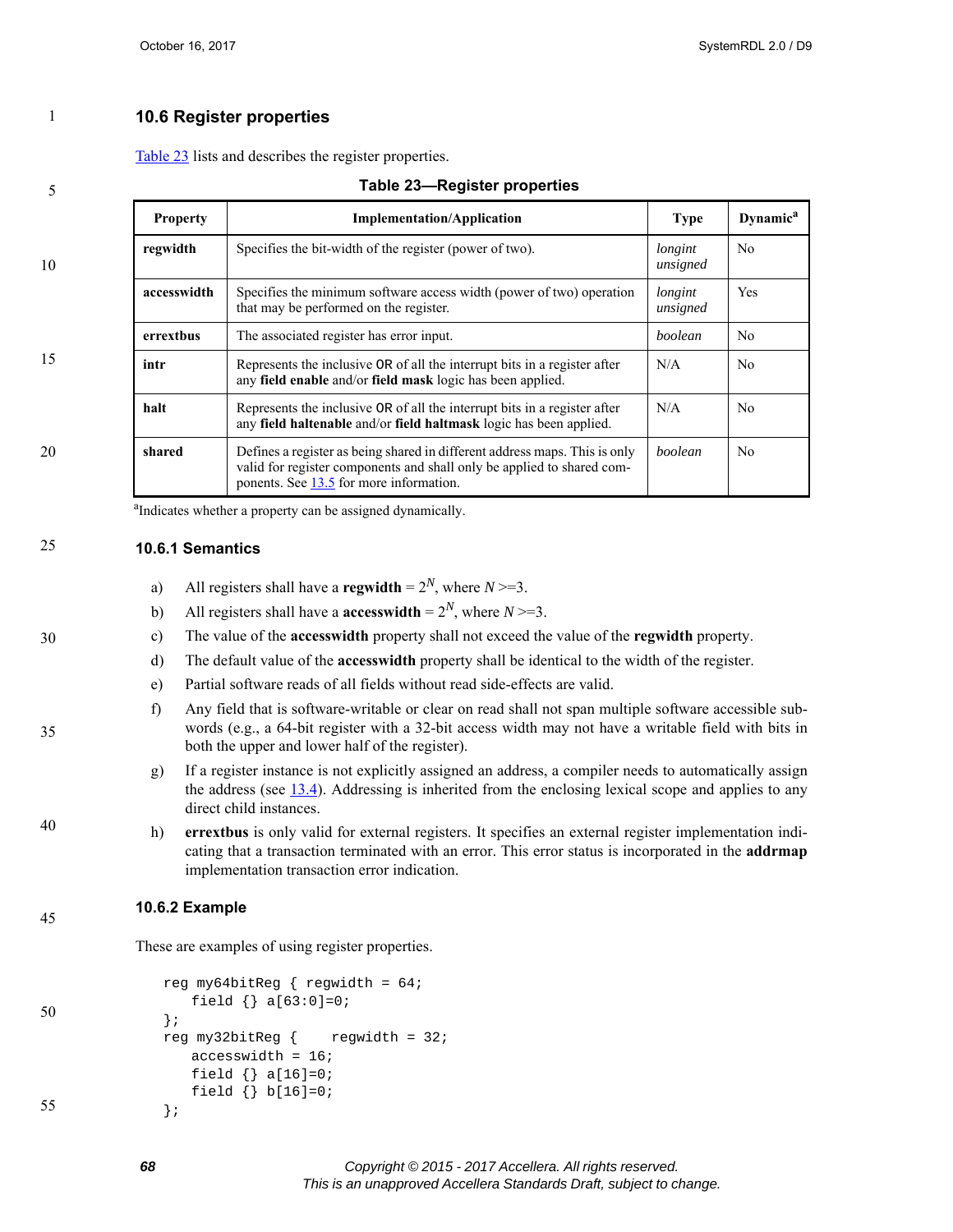## 10.6 Register properties

Table 23 lists and describes the register properties.

**Table 23—Register properties**

| Property | Implementation/Application | Type | Dynamic[a] |
|---|---|---|---|
| **regwidth** | Specifies the bit-width of the register (power of two). | *longint unsigned* | No |
| **accesswidth** | Specifies the minimum software access width (power of two) operation that may be performed on the register. | *longint unsigned* | Yes |
| **errextbus** | The associated register has error input. | *boolean* | No |
| **intr** | Represents the inclusive OR of all the interrupt bits in a register after any **field enable** and/or **field mask** logic has been applied. | N/A | No |
| **halt** | Represents the inclusive OR of all the interrupt bits in a register after any **field haltenable** and/or **field haltmask** logic has been applied. | N/A | No |
| **shared** | Defines a register as being shared in different address maps. This is only valid for register components and shall only be applied to shared components. See 13.5 for more information. | *boolean* | No |

[a]Indicates whether a property can be assigned dynamically.

### 10.6.1 Semantics

a) All registers shall have a **regwidth** = $2^N$, where $N >= 3$.

b) All registers shall have a **accesswidth** = $2^N$, where $N >= 3$.

c) The value of the **accesswidth** property shall not exceed the value of the **regwidth** property.

d) The default value of the **accesswidth** property shall be identical to the width of the register.

e) Partial software reads of all fields without read side-effects are valid.

f) Any field that is software-writable or clear on read shall not span multiple software accessible sub-words (e.g., a 64-bit register with a 32-bit access width may not have a writable field with bits in both the upper and lower half of the register).

g) If a register instance is not explicitly assigned an address, a compiler needs to automatically assign the address (see 13.4). Addressing is inherited from the enclosing lexical scope and applies to any direct child instances.

h) **errextbus** is only valid for external registers. It specifies an external register implementation indicating that a transaction terminated with an error. This error status is incorporated in the **addrmap** implementation transaction error indication.

### 10.6.2 Example

These are examples of using register properties.

```
reg my64bitReg { regwidth = 64;
   field {} a[63:0]=0;
};
reg my32bitReg {    regwidth = 32;
   accesswidth = 16;
   field {} a[16]=0;
   field {} b[16]=0;
};
```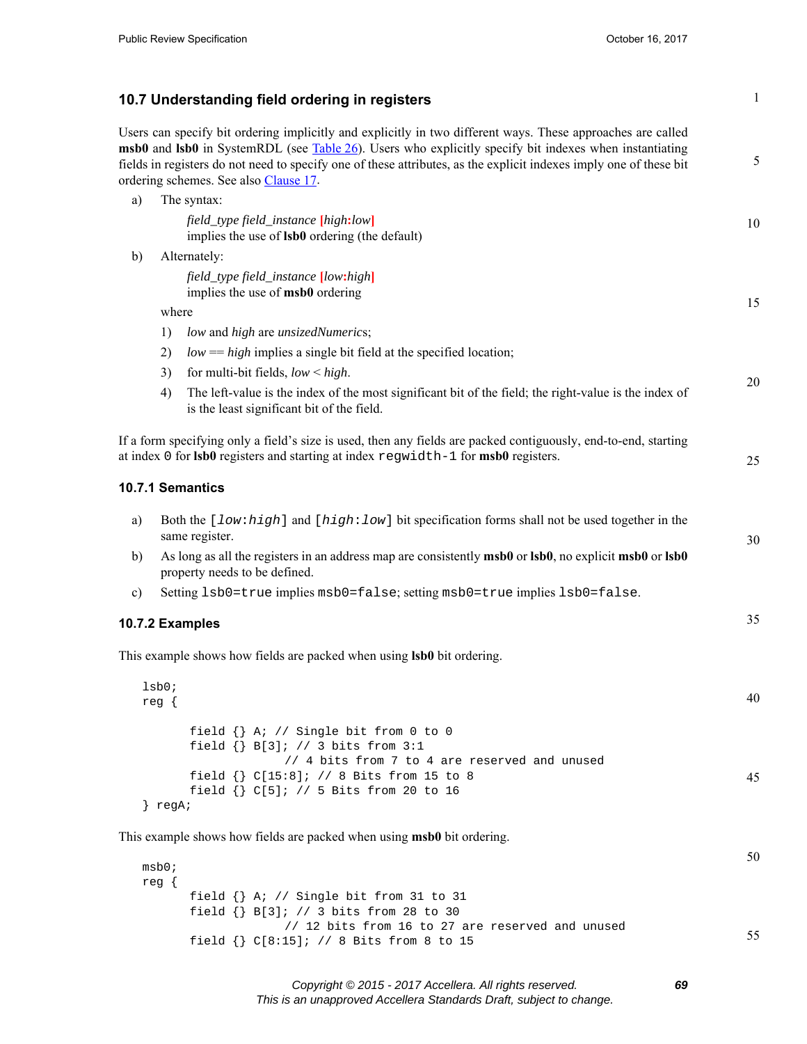## 10.7 Understanding field ordering in registers

Users can specify bit ordering implicitly and explicitly in two different ways. These approaches are called **msb0** and **lsb0** in SystemRDL (see Table 26). Users who explicitly specify bit indexes when instantiating fields in registers do not need to specify one of these attributes, as the explicit indexes imply one of these bit ordering schemes. See also Clause 17.

a) The syntax:

   *field_type field_instance* **[***high***:***low***]**
   implies the use of **lsb0** ordering (the default)

b) Alternately:

   *field_type field_instance* **[***low***:***high***]**
   implies the use of **msb0** ordering

   where

   1) *low* and *high* are *unsizedNumerics*;
   2) *low* == *high* implies a single bit field at the specified location;
   3) for multi-bit fields, *low* < *high*.
   4) The left-value is the index of the most significant bit of the field; the right-value is the index of is the least significant bit of the field.

If a form specifying only a field's size is used, then any fields are packed contiguously, end-to-end, starting at index `0` for **lsb0** registers and starting at index `regwidth-1` for **msb0** registers.

### 10.7.1 Semantics

a) Both the `[`*`low`*`:`*`high`*`]` and `[`*`high`*`:`*`low`*`]` bit specification forms shall not be used together in the same register.

b) As long as all the registers in an address map are consistently **msb0** or **lsb0**, no explicit **msb0** or **lsb0** property needs to be defined.

c) Setting `lsb0=true` implies `msb0=false`; setting `msb0=true` implies `lsb0=false`.

### 10.7.2 Examples

This example shows how fields are packed when using **lsb0** bit ordering.

```
lsb0;
reg {

      field {} A; // Single bit from 0 to 0
      field {} B[3]; // 3 bits from 3:1
                  // 4 bits from 7 to 4 are reserved and unused
      field {} C[15:8]; // 8 Bits from 15 to 8
      field {} C[5]; // 5 Bits from 20 to 16
} regA;
```

This example shows how fields are packed when using **msb0** bit ordering.

```
msb0;
reg {
      field {} A; // Single bit from 31 to 31
      field {} B[3]; // 3 bits from 28 to 30
                  // 12 bits from 16 to 27 are reserved and unused
      field {} C[8:15]; // 8 Bits from 8 to 15
```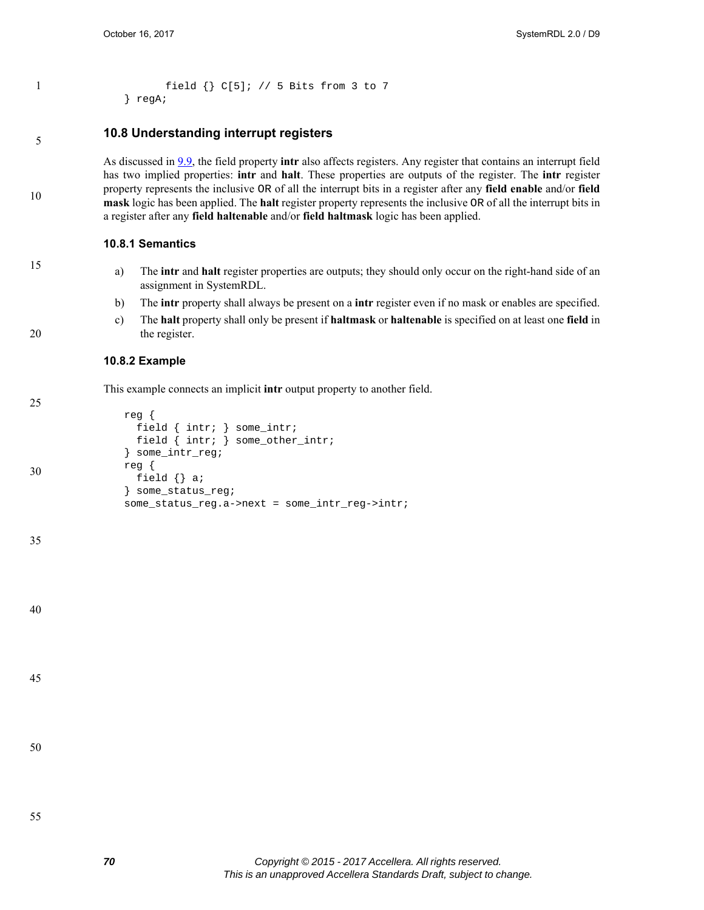```
        field {} C[5]; // 5 Bits from 3 to 7
} regA;
```

### 10.8 Understanding interrupt registers

As discussed in 9.9, the field property **intr** also affects registers. Any register that contains an interrupt field has two implied properties: **intr** and **halt**. These properties are outputs of the register. The **intr** register property represents the inclusive OR of all the interrupt bits in a register after any **field enable** and/or **field mask** logic has been applied. The **halt** register property represents the inclusive OR of all the interrupt bits in a register after any **field haltenable** and/or **field haltmask** logic has been applied.

#### 10.8.1 Semantics

a) The **intr** and **halt** register properties are outputs; they should only occur on the right-hand side of an assignment in SystemRDL.

b) The **intr** property shall always be present on a **intr** register even if no mask or enables are specified.

c) The **halt** property shall only be present if **haltmask** or **haltenable** is specified on at least one **field** in the register.

#### 10.8.2 Example

This example connects an implicit **intr** output property to another field.

```
reg {
  field { intr; } some_intr;
  field { intr; } some_other_intr;
} some_intr_reg;
reg {
  field {} a;
} some_status_reg;
some_status_reg.a->next = some_intr_reg->intr;
```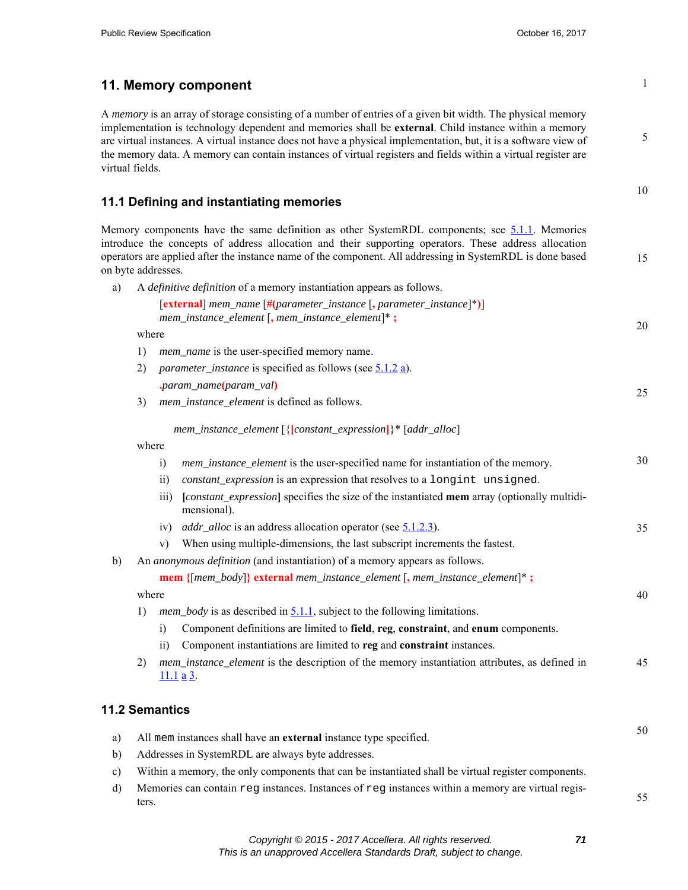# 11. Memory component

A *memory* is an array of storage consisting of a number of entries of a given bit width. The physical memory implementation is technology dependent and memories shall be **external**. Child instance within a memory are virtual instances. A virtual instance does not have a physical implementation, but, it is a software view of the memory data. A memory can contain instances of virtual registers and fields within a virtual register are virtual fields.

## 11.1 Defining and instantiating memories

Memory components have the same definition as other SystemRDL components; see 5.1.1. Memories introduce the concepts of address allocation and their supporting operators. These address allocation operators are applied after the instance name of the component. All addressing in SystemRDL is done based on byte addresses.

a) A *definitive definition* of a memory instantiation appears as follows.

[**external**] *mem_name* [**#(***parameter_instance* [**,** *parameter_instance*]***)**]
*mem_instance_element* [**,** *mem_instance_element*]* **;**

where

1) *mem_name* is the user-specified memory name.

2) *parameter_instance* is specified as follows (see 5.1.2 a).

**.***param_name***(***param_val***)**

3) *mem_instance_element* is defined as follows.

*mem_instance_element* [{**[***constant_expression***]**}* [*addr_alloc*]

where

i) *mem_instance_element* is the user-specified name for instantiation of the memory.

ii) *constant_expression* is an expression that resolves to a `longint unsigned`.

iii) **[***constant_expression***]** specifies the size of the instantiated **mem** array (optionally multidimensional).

iv) *addr_alloc* is an address allocation operator (see 5.1.2.3).

v) When using multiple-dimensions, the last subscript increments the fastest.

b) An *anonymous definition* (and instantiation) of a memory appears as follows.

**mem {**[*mem_body*]**} external** *mem_instance_element* [**,** *mem_instance_element*]* **;**

where

1) *mem_body* is as described in 5.1.1, subject to the following limitations.

i) Component definitions are limited to **field**, **reg**, **constraint**, and **enum** components.

ii) Component instantiations are limited to **reg** and **constraint** instances.

2) *mem_instance_element* is the description of the memory instantiation attributes, as defined in 11.1 a 3.

## 11.2 Semantics

a) All `mem` instances shall have an **external** instance type specified.

b) Addresses in SystemRDL are always byte addresses.

c) Within a memory, the only components that can be instantiated shall be virtual register components.

d) Memories can contain `reg` instances. Instances of `reg` instances within a memory are virtual registers.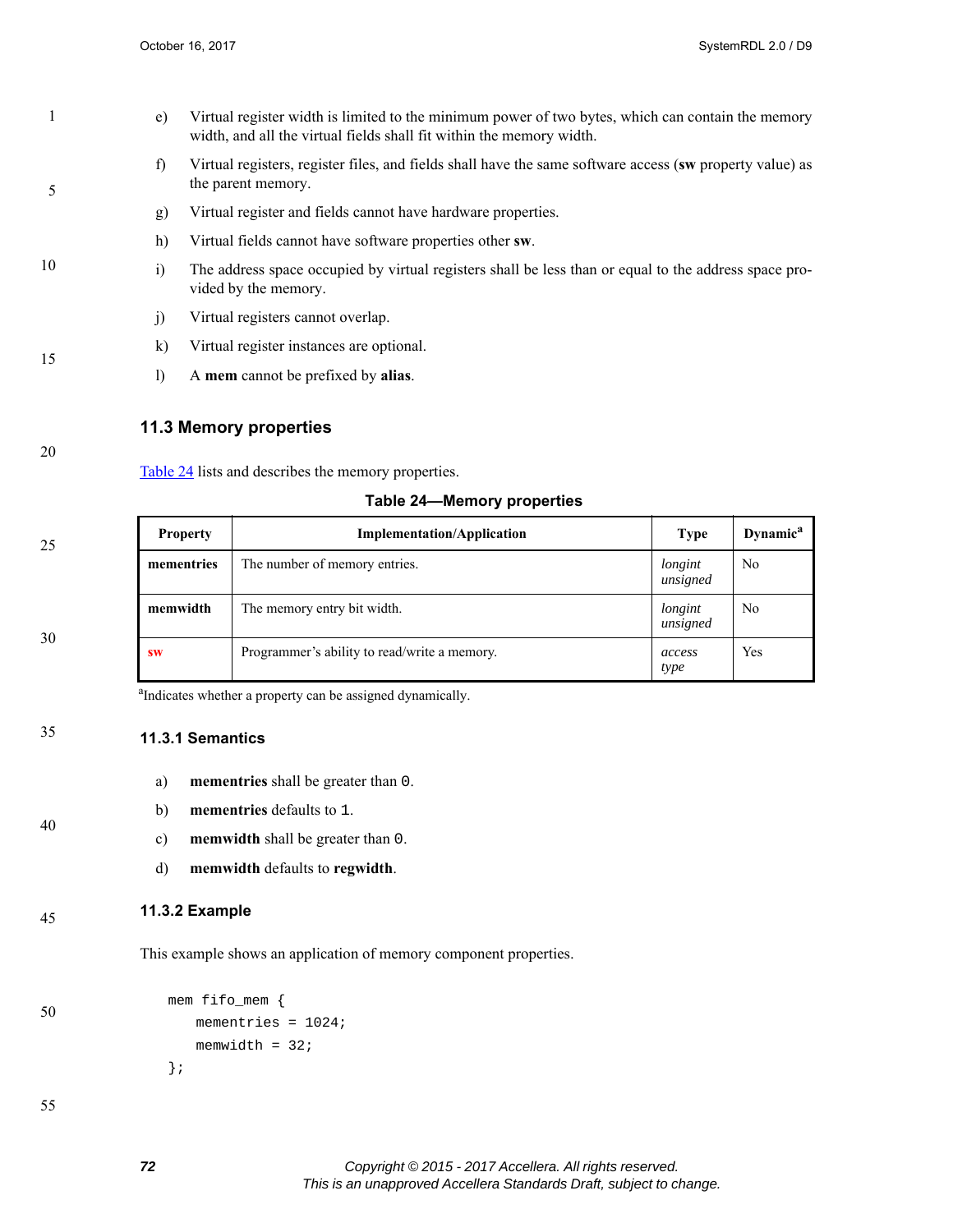e) Virtual register width is limited to the minimum power of two bytes, which can contain the memory width, and all the virtual fields shall fit within the memory width.

f) Virtual registers, register files, and fields shall have the same software access (**sw** property value) as the parent memory.

g) Virtual register and fields cannot have hardware properties.

h) Virtual fields cannot have software properties other **sw**.

i) The address space occupied by virtual registers shall be less than or equal to the address space provided by the memory.

j) Virtual registers cannot overlap.

k) Virtual register instances are optional.

l) A **mem** cannot be prefixed by **alias**.

## 11.3 Memory properties

Table 24 lists and describes the memory properties.

**Table 24—Memory properties**

| Property | Implementation/Application | Type | Dynamic[a] |
|---|---|---|---|
| **mementries** | The number of memory entries. | *longint unsigned* | No |
| **memwidth** | The memory entry bit width. | *longint unsigned* | No |
| **sw** | Programmer's ability to read/write a memory. | *access type* | Yes |

[a]Indicates whether a property can be assigned dynamically.

### 11.3.1 Semantics

a) **mementries** shall be greater than `0`.

b) **mementries** defaults to `1`.

c) **memwidth** shall be greater than `0`.

d) **memwidth** defaults to **regwidth**.

### 11.3.2 Example

This example shows an application of memory component properties.

```
mem fifo_mem {
   mementries = 1024;
   memwidth = 32;
};
```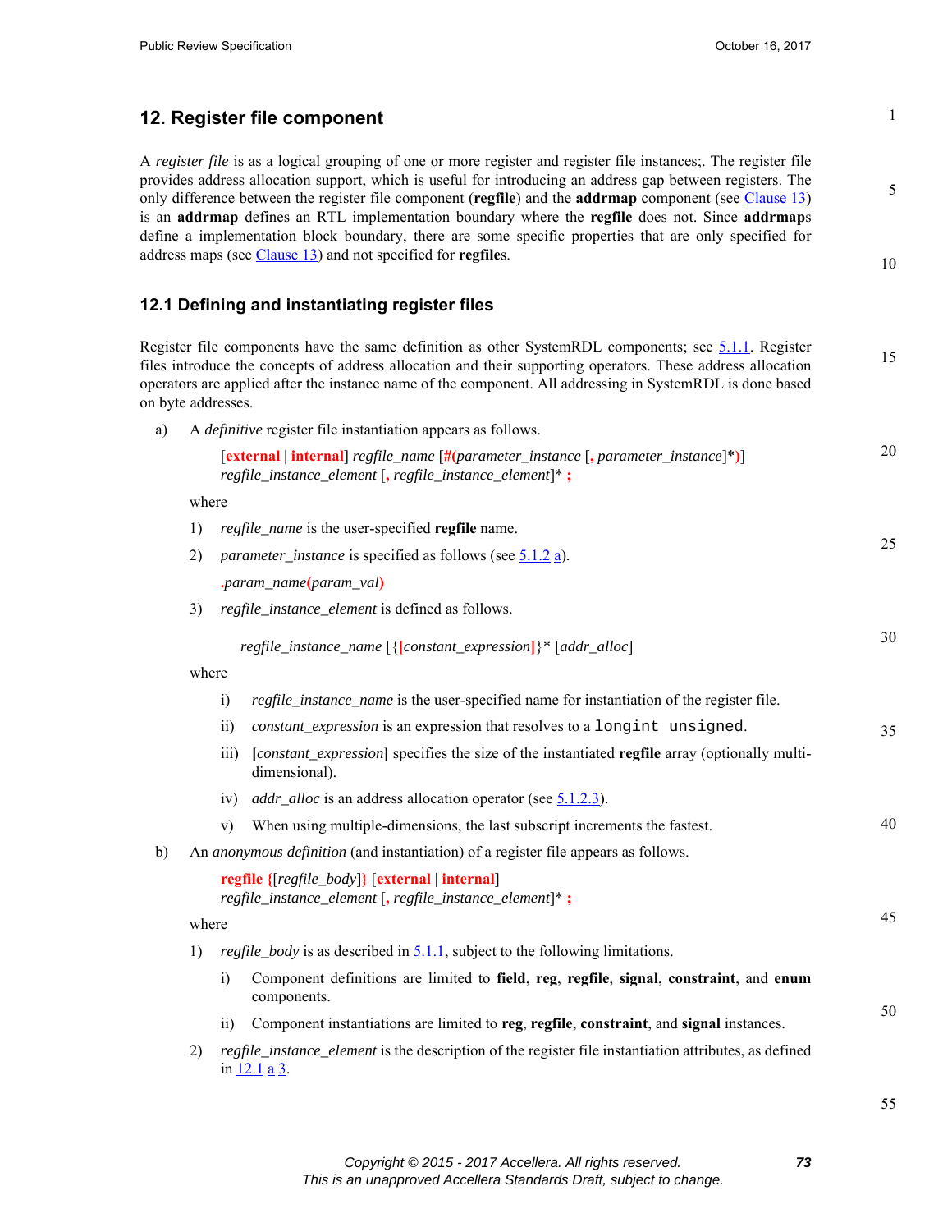# 12. Register file component

A *register file* is as a logical grouping of one or more register and register file instances;. The register file provides address allocation support, which is useful for introducing an address gap between registers. The only difference between the register file component (**regfile**) and the **addrmap** component (see Clause 13) is an **addrmap** defines an RTL implementation boundary where the **regfile** does not. Since **addrmap**s define a implementation block boundary, there are some specific properties that are only specified for address maps (see Clause 13) and not specified for **regfile**s.

## 12.1 Defining and instantiating register files

Register file components have the same definition as other SystemRDL components; see 5.1.1. Register files introduce the concepts of address allocation and their supporting operators. These address allocation operators are applied after the instance name of the component. All addressing in SystemRDL is done based on byte addresses.

a) A *definitive* register file instantiation appears as follows.

   [**external** | **internal**] *regfile_name* [**#(***parameter_instance* [**,** *parameter_instance*]***)**]
   *regfile_instance_element* [**,** *regfile_instance_element*]* **;**

   where

   1) *regfile_name* is the user-specified **regfile** name.

   2) *parameter_instance* is specified as follows (see 5.1.2 a).

      **.***param_name***(***param_val***)**

   3) *regfile_instance_element* is defined as follows.

      *regfile_instance_name* [{**[***constant_expression***]**}* [*addr_alloc*]

   where

      i) *regfile_instance_name* is the user-specified name for instantiation of the register file.

      ii) *constant_expression* is an expression that resolves to a `longint unsigned`.

      iii) **[***constant_expression***]** specifies the size of the instantiated **regfile** array (optionally multi-dimensional).

      iv) *addr_alloc* is an address allocation operator (see 5.1.2.3).

      v) When using multiple-dimensions, the last subscript increments the fastest.

b) An *anonymous definition* (and instantiation) of a register file appears as follows.

   **regfile {**[*regfile_body*]**}** [**external** | **internal**]
   *regfile_instance_element* [**,** *regfile_instance_element*]* **;**

   where

   1) *regfile_body* is as described in 5.1.1, subject to the following limitations.

      i) Component definitions are limited to **field**, **reg**, **regfile**, **signal**, **constraint**, and **enum** components.

      ii) Component instantiations are limited to **reg**, **regfile**, **constraint**, and **signal** instances.

   2) *regfile_instance_element* is the description of the register file instantiation attributes, as defined in 12.1 a 3.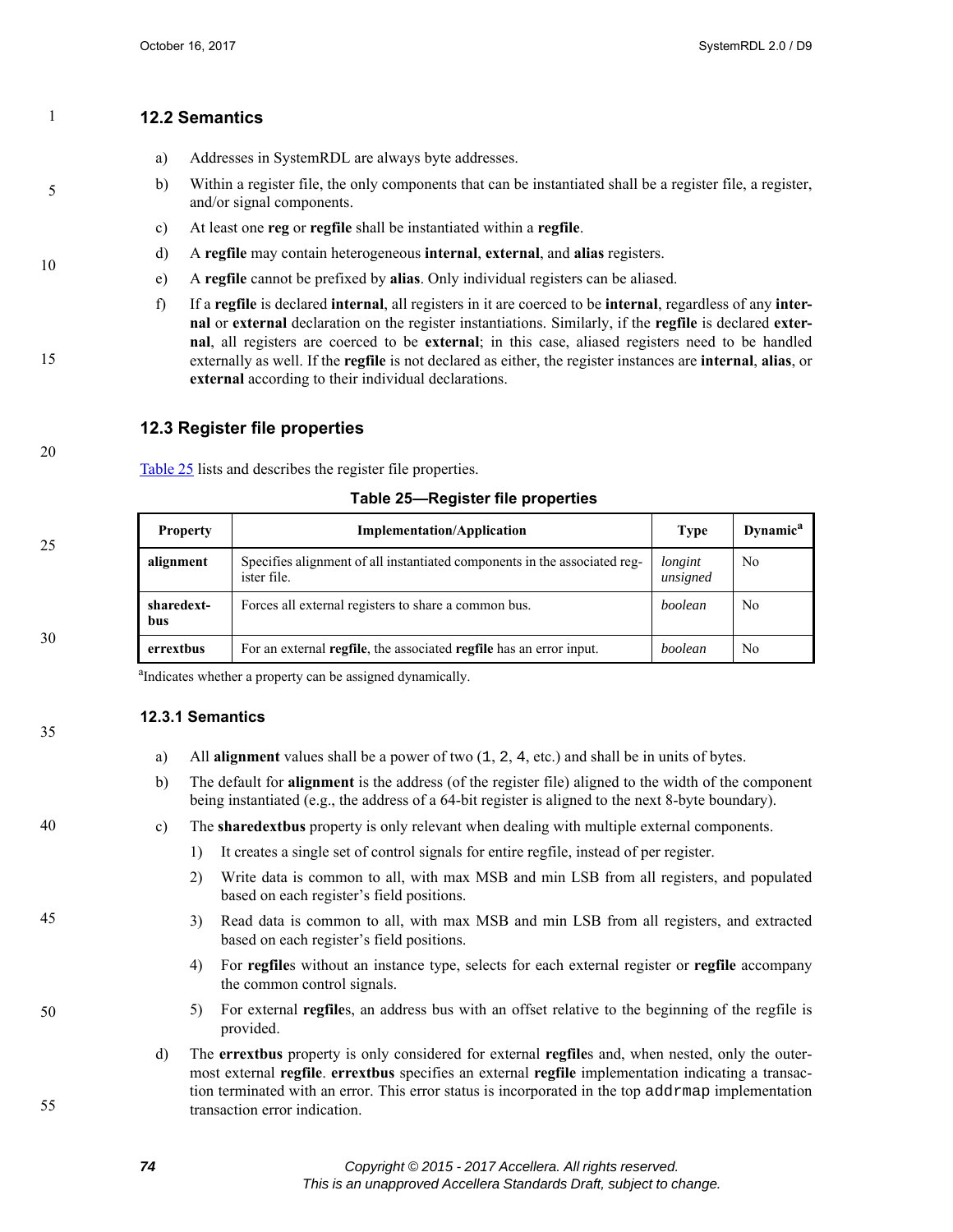## 12.2 Semantics

a) Addresses in SystemRDL are always byte addresses.

b) Within a register file, the only components that can be instantiated shall be a register file, a register, and/or signal components.

c) At least one **reg** or **regfile** shall be instantiated within a **regfile**.

d) A **regfile** may contain heterogeneous **internal**, **external**, and **alias** registers.

e) A **regfile** cannot be prefixed by **alias**. Only individual registers can be aliased.

f) If a **regfile** is declared **internal**, all registers in it are coerced to be **internal**, regardless of any **internal** or **external** declaration on the register instantiations. Similarly, if the **regfile** is declared **external**, all registers are coerced to be **external**; in this case, aliased registers need to be handled externally as well. If the **regfile** is not declared as either, the register instances are **internal**, **alias**, or **external** according to their individual declarations.

## 12.3 Register file properties

Table 25 lists and describes the register file properties.

**Table 25—Register file properties**

| Property | Implementation/Application | Type | Dynamic[a] |
|---|---|---|---|
| **alignment** | Specifies alignment of all instantiated components in the associated register file. | *longint unsigned* | No |
| **sharedextbus** | Forces all external registers to share a common bus. | *boolean* | No |
| **errextbus** | For an external **regfile**, the associated **regfile** has an error input. | *boolean* | No |

[a]Indicates whether a property can be assigned dynamically.

### 12.3.1 Semantics

a) All **alignment** values shall be a power of two (`1`, `2`, `4`, etc.) and shall be in units of bytes.

b) The default for **alignment** is the address (of the register file) aligned to the width of the component being instantiated (e.g., the address of a 64-bit register is aligned to the next 8-byte boundary).

c) The **sharedextbus** property is only relevant when dealing with multiple external components.

   1) It creates a single set of control signals for entire regfile, instead of per register.

   2) Write data is common to all, with max MSB and min LSB from all registers, and populated based on each register's field positions.

   3) Read data is common to all, with max MSB and min LSB from all registers, and extracted based on each register's field positions.

   4) For **regfile**s without an instance type, selects for each external register or **regfile** accompany the common control signals.

   5) For external **regfile**s, an address bus with an offset relative to the beginning of the regfile is provided.

d) The **errextbus** property is only considered for external **regfile**s and, when nested, only the outermost external **regfile**. **errextbus** specifies an external **regfile** implementation indicating a transaction terminated with an error. This error status is incorporated in the top `addrmap` implementation transaction error indication.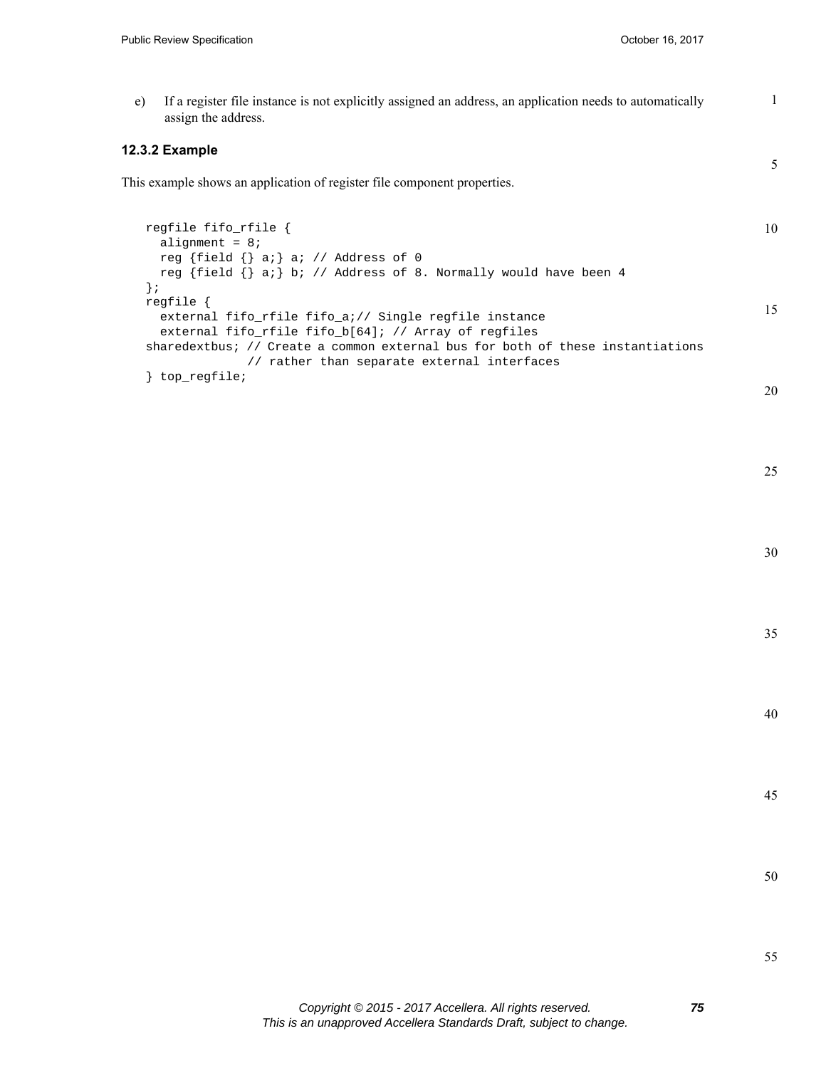e) If a register file instance is not explicitly assigned an address, an application needs to automatically assign the address.

### 12.3.2 Example

This example shows an application of register file component properties.

```
regfile fifo_rfile {
  alignment = 8;
  reg {field {} a;} a; // Address of 0
  reg {field {} a;} b; // Address of 8. Normally would have been 4
};
regfile {
  external fifo_rfile fifo_a;// Single regfile instance
  external fifo_rfile fifo_b[64]; // Array of regfiles
sharedextbus; // Create a common external bus for both of these instantiations
              // rather than separate external interfaces
} top_regfile;
```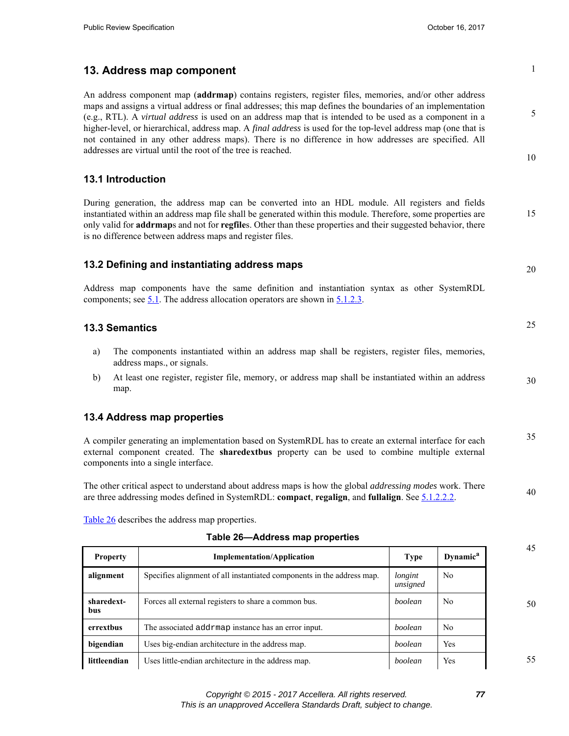# 13. Address map component

An address component map (**addrmap**) contains registers, register files, memories, and/or other address maps and assigns a virtual address or final addresses; this map defines the boundaries of an implementation (e.g., RTL). A *virtual address* is used on an address map that is intended to be used as a component in a higher-level, or hierarchical, address map. A *final address* is used for the top-level address map (one that is not contained in any other address maps). There is no difference in how addresses are specified. All addresses are virtual until the root of the tree is reached.

## 13.1 Introduction

During generation, the address map can be converted into an HDL module. All registers and fields instantiated within an address map file shall be generated within this module. Therefore, some properties are only valid for **addrmap**s and not for **regfile**s. Other than these properties and their suggested behavior, there is no difference between address maps and register files.

## 13.2 Defining and instantiating address maps

Address map components have the same definition and instantiation syntax as other SystemRDL components; see 5.1. The address allocation operators are shown in 5.1.2.3.

## 13.3 Semantics

a) The components instantiated within an address map shall be registers, register files, memories, address maps., or signals.

b) At least one register, register file, memory, or address map shall be instantiated within an address map.

## 13.4 Address map properties

A compiler generating an implementation based on SystemRDL has to create an external interface for each external component created. The **sharedextbus** property can be used to combine multiple external components into a single interface.

The other critical aspect to understand about address maps is how the global *addressing modes* work. There are three addressing modes defined in SystemRDL: **compact**, **regalign**, and **fullalign**. See 5.1.2.2.2.

Table 26 describes the address map properties.

**Table 26—Address map properties**

| Property | Implementation/Application | Type | Dynamic[a] |
|---|---|---|---|
| **alignment** | Specifies alignment of all instantiated components in the address map. | *longint unsigned* | No |
| **sharedextbus** | Forces all external registers to share a common bus. | *boolean* | No |
| **errextbus** | The associated `addrmap` instance has an error input. | *boolean* | No |
| **bigendian** | Uses big-endian architecture in the address map. | *boolean* | Yes |
| **littleendian** | Uses little-endian architecture in the address map. | *boolean* | Yes |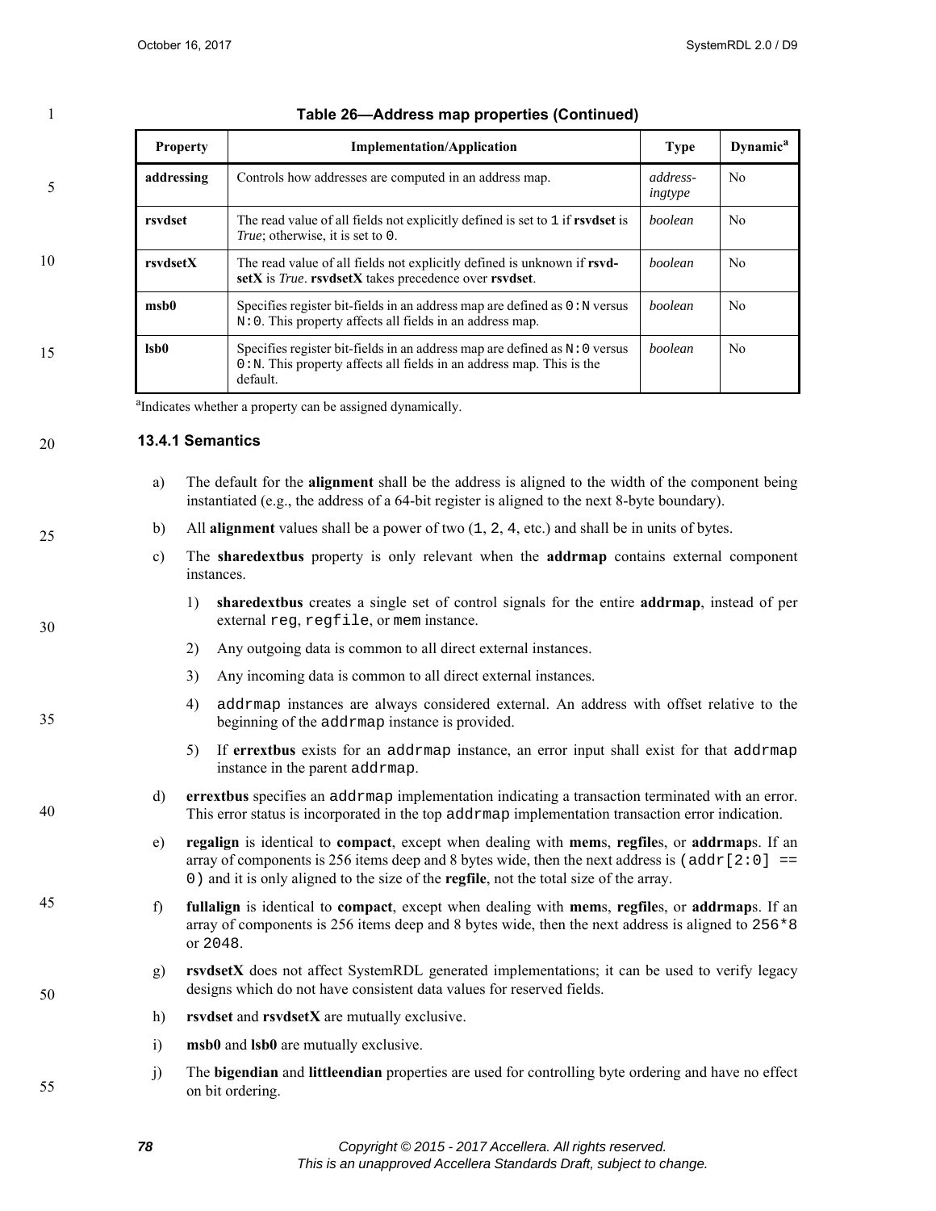**Table 26—Address map properties (Continued)**

| Property | Implementation/Application | Type | Dynamic[a] |
|---|---|---|---|
| **addressing** | Controls how addresses are computed in an address map. | *addressingtype* | No |
| **rsvdset** | The read value of all fields not explicitly defined is set to `1` if **rsvdset** is *True*; otherwise, it is set to `0`. | *boolean* | No |
| **rsvdsetX** | The read value of all fields not explicitly defined is unknown if **rsvdsetX** is *True*. **rsvdsetX** takes precedence over **rsvdset**. | *boolean* | No |
| **msb0** | Specifies register bit-fields in an address map are defined as `0:N` versus `N:0`. This property affects all fields in an address map. | *boolean* | No |
| **lsb0** | Specifies register bit-fields in an address map are defined as `N:0` versus `0:N`. This property affects all fields in an address map. This is the default. | *boolean* | No |

[a]Indicates whether a property can be assigned dynamically.

### 13.4.1 Semantics

a) The default for the **alignment** shall be the address is aligned to the width of the component being instantiated (e.g., the address of a 64-bit register is aligned to the next 8-byte boundary).

b) All **alignment** values shall be a power of two (`1`, `2`, `4`, etc.) and shall be in units of bytes.

c) The **sharedextbus** property is only relevant when the **addrmap** contains external component instances.

1) **sharedextbus** creates a single set of control signals for the entire **addrmap**, instead of per external `reg`, `regfile`, or `mem` instance.

2) Any outgoing data is common to all direct external instances.

3) Any incoming data is common to all direct external instances.

4) `addrmap` instances are always considered external. An address with offset relative to the beginning of the `addrmap` instance is provided.

5) If **errextbus** exists for an `addrmap` instance, an error input shall exist for that `addrmap` instance in the parent `addrmap`.

d) **errextbus** specifies an `addrmap` implementation indicating a transaction terminated with an error. This error status is incorporated in the top `addrmap` implementation transaction error indication.

e) **regalign** is identical to **compact**, except when dealing with **mem**s, **regfile**s, or **addrmap**s. If an array of components is 256 items deep and 8 bytes wide, then the next address is `(addr[2:0] == 0)` and it is only aligned to the size of the **regfile**, not the total size of the array.

f) **fullalign** is identical to **compact**, except when dealing with **mem**s, **regfile**s, or **addrmap**s. If an array of components is 256 items deep and 8 bytes wide, then the next address is aligned to `256*8` or `2048`.

g) **rsvdsetX** does not affect SystemRDL generated implementations; it can be used to verify legacy designs which do not have consistent data values for reserved fields.

h) **rsvdset** and **rsvdsetX** are mutually exclusive.

i) **msb0** and **lsb0** are mutually exclusive.

j) The **bigendian** and **littleendian** properties are used for controlling byte ordering and have no effect on bit ordering.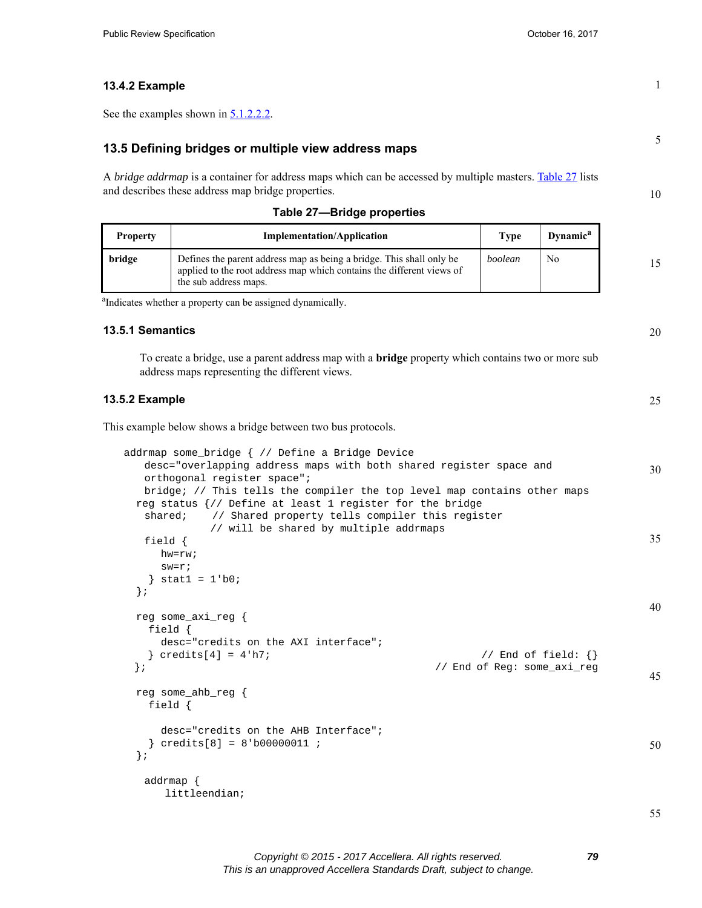### 13.4.2 Example

See the examples shown in 5.1.2.2.2.

## 13.5 Defining bridges or multiple view address maps

A *bridge addrmap* is a container for address maps which can be accessed by multiple masters. Table 27 lists and describes these address map bridge properties.

**Table 27—Bridge properties**

| Property | Implementation/Application | Type | Dynamic[a] |
|---|---|---|---|
| **bridge** | Defines the parent address map as being a bridge. This shall only be applied to the root address map which contains the different views of the sub address maps. | *boolean* | No |

[a]Indicates whether a property can be assigned dynamically.

### 13.5.1 Semantics

To create a bridge, use a parent address map with a **bridge** property which contains two or more sub address maps representing the different views.

### 13.5.2 Example

This example below shows a bridge between two bus protocols.

```
addrmap some_bridge { // Define a Bridge Device
    desc="overlapping address maps with both shared register space and
    orthogonal register space";
    bridge; // This tells the compiler the top level map contains other maps
  reg status {// Define at least 1 register for the bridge
    shared;    // Shared property tells compiler this register
               // will be shared by multiple addrmaps
    field {
      hw=rw;
      sw=r;
    } stat1 = 1'b0;
  };

  reg some_axi_reg {
    field {
      desc="credits on the AXI interface";
    } credits[4] = 4'h7;                               // End of field: {}
  };                                              // End of Reg: some_axi_reg

  reg some_ahb_reg {
    field {

      desc="credits on the AHB Interface";
    } credits[8] = 8'b00000011 ;
  };

    addrmap {
       littleendian;
```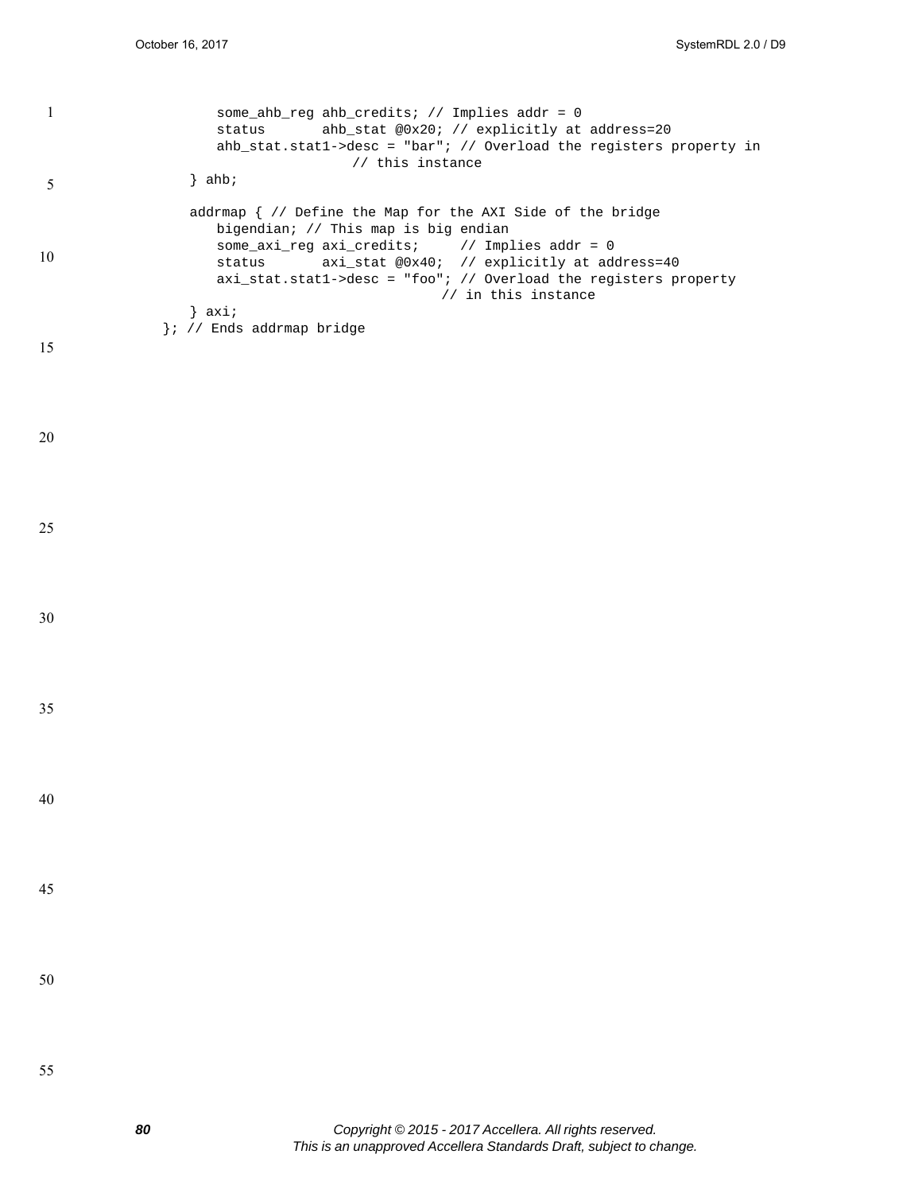```
        some_ahb_reg ahb_credits; // Implies addr = 0
        status       ahb_stat @0x20; // explicitly at address=20
        ahb_stat.stat1->desc = "bar"; // Overload the registers property in
                        // this instance
    } ahb;

    addrmap { // Define the Map for the AXI Side of the bridge
        bigendian; // This map is big endian
        some_axi_reg axi_credits;     // Implies addr = 0
        status       axi_stat @0x40;  // explicitly at address=40
        axi_stat.stat1->desc = "foo"; // Overload the registers property
                                   // in this instance
    } axi;
}; // Ends addrmap bridge
```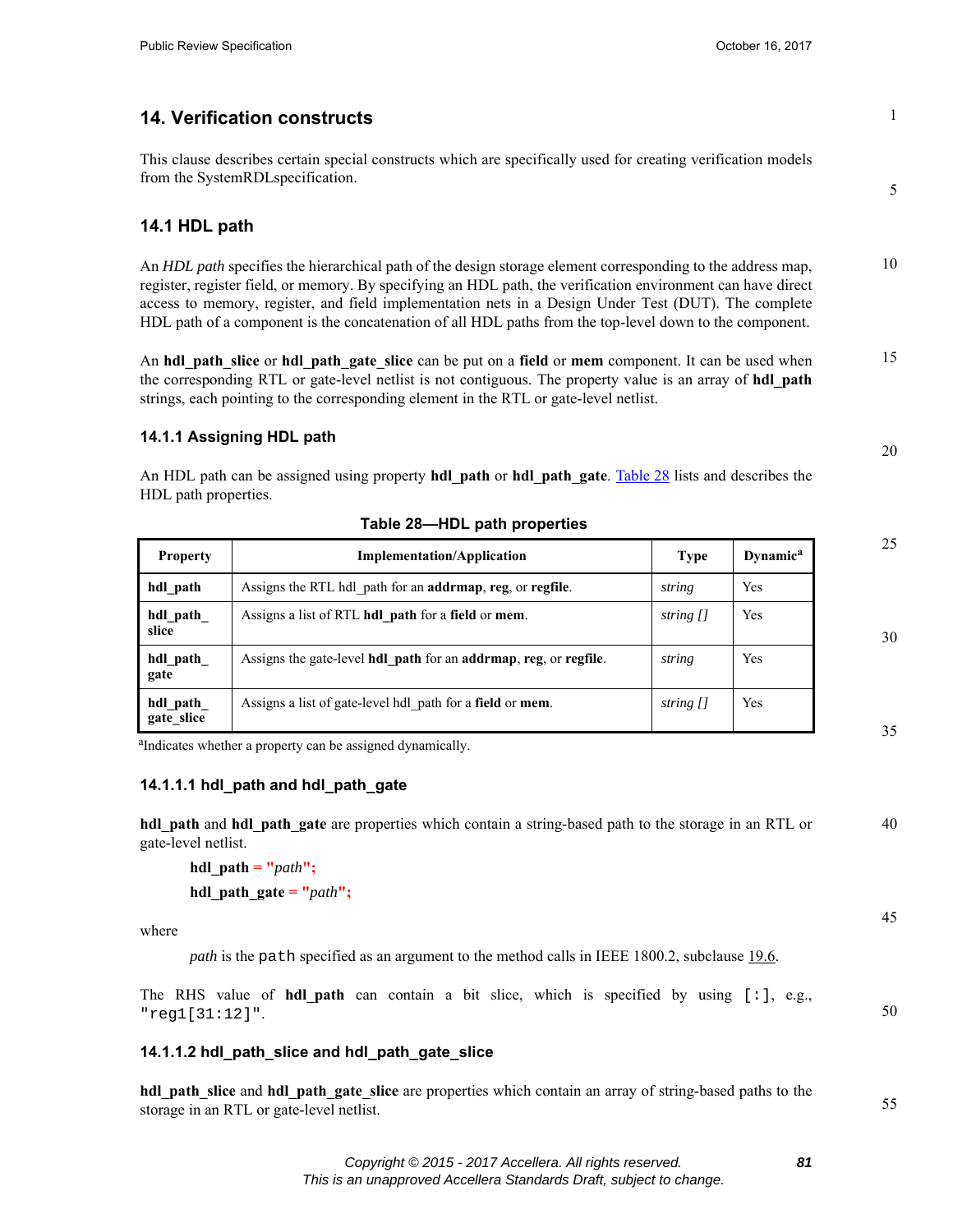# 14. Verification constructs

This clause describes certain special constructs which are specifically used for creating verification models from the SystemRDLspecification.

## 14.1 HDL path

An *HDL path* specifies the hierarchical path of the design storage element corresponding to the address map, register, register field, or memory. By specifying an HDL path, the verification environment can have direct access to memory, register, and field implementation nets in a Design Under Test (DUT). The complete HDL path of a component is the concatenation of all HDL paths from the top-level down to the component.

An **hdl_path_slice** or **hdl_path_gate_slice** can be put on a **field** or **mem** component. It can be used when the corresponding RTL or gate-level netlist is not contiguous. The property value is an array of **hdl_path** strings, each pointing to the corresponding element in the RTL or gate-level netlist.

### 14.1.1 Assigning HDL path

An HDL path can be assigned using property **hdl_path** or **hdl_path_gate**. Table 28 lists and describes the HDL path properties.

**Table 28—HDL path properties**

| Property | Implementation/Application | Type | Dynamic[a] |
|---|---|---|---|
| **hdl_path** | Assigns the RTL hdl_path for an **addrmap**, **reg**, or **regfile**. | *string* | Yes |
| **hdl_path_ slice** | Assigns a list of RTL **hdl_path** for a **field** or **mem**. | *string []* | Yes |
| **hdl_path_ gate** | Assigns the gate-level **hdl_path** for an **addrmap**, **reg**, or **regfile**. | *string* | Yes |
| **hdl_path_ gate_slice** | Assigns a list of gate-level hdl_path for a **field** or **mem**. | *string []* | Yes |

[a]Indicates whether a property can be assigned dynamically.

#### 14.1.1.1 hdl_path and hdl_path_gate

**hdl_path** and **hdl_path_gate** are properties which contain a string-based path to the storage in an RTL or gate-level netlist.

> **hdl_path** = "*path*";
>
> **hdl_path_gate** = "*path*";

where

> *path* is the `path` specified as an argument to the method calls in IEEE 1800.2, subclause 19.6.

The RHS value of **hdl_path** can contain a bit slice, which is specified by using `[:]`, e.g., `"reg1[31:12]"`.

#### 14.1.1.2 hdl_path_slice and hdl_path_gate_slice

**hdl_path_slice** and **hdl_path_gate_slice** are properties which contain an array of string-based paths to the storage in an RTL or gate-level netlist.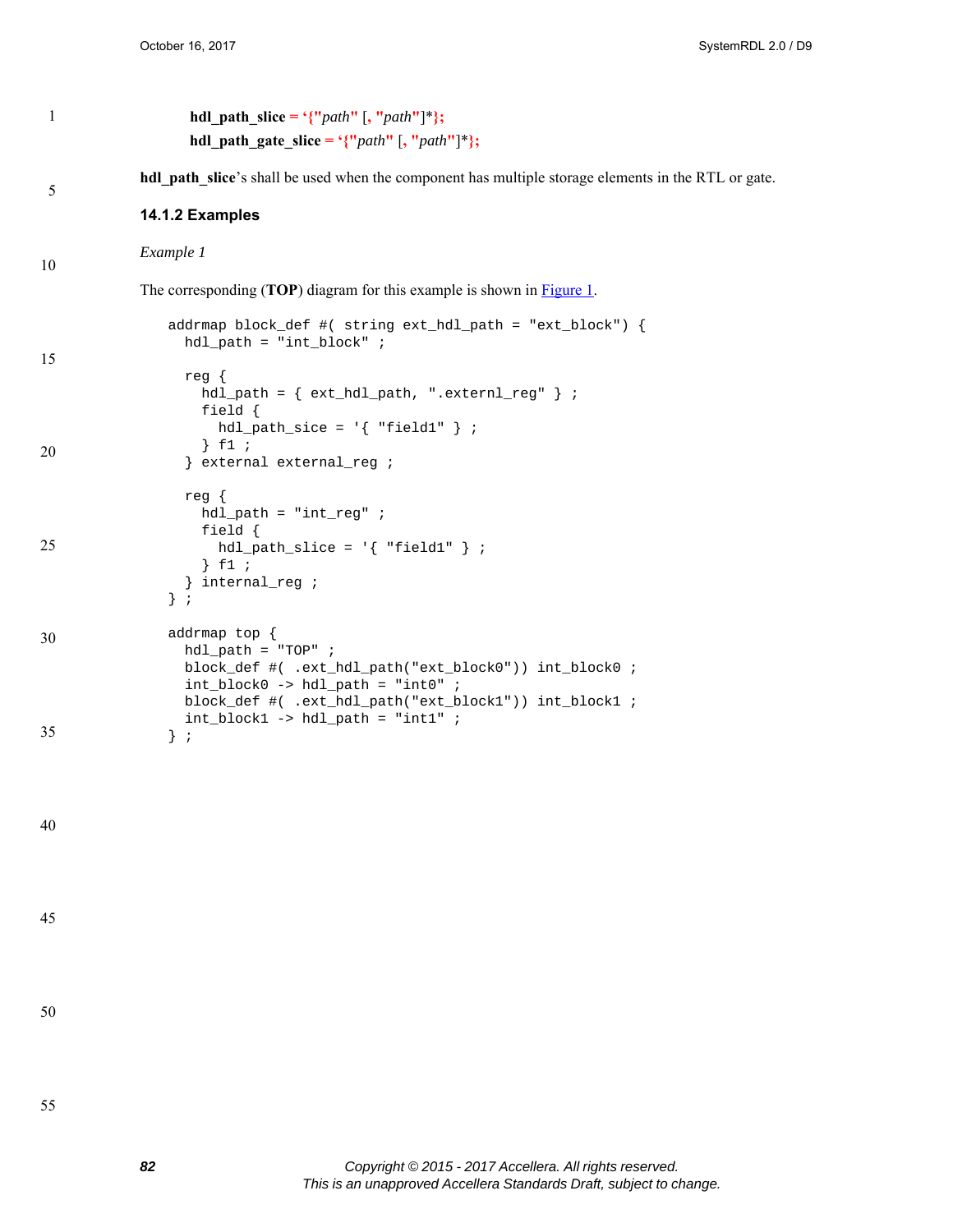**hdl_path_slice** = **'{"***path***"** [**, "***path***"**]***};**

**hdl_path_gate_slice** = **'{"***path***"** [**, "***path***"**]***};**

**hdl_path_slice**'s shall be used when the component has multiple storage elements in the RTL or gate.

### 14.1.2 Examples

*Example 1*

The corresponding (**TOP**) diagram for this example is shown in Figure 1.

```
addrmap block_def #( string ext_hdl_path = "ext_block") {
  hdl_path = "int_block" ;

  reg {
    hdl_path = { ext_hdl_path, ".externl_reg" } ;
    field {
      hdl_path_sice = '{ "field1" } ;
    } f1 ;
  } external external_reg ;

  reg {
    hdl_path = "int_reg" ;
    field {
      hdl_path_slice = '{ "field1" } ;
    } f1 ;
  } internal_reg ;
} ;

addrmap top {
  hdl_path = "TOP" ;
  block_def #( .ext_hdl_path("ext_block0")) int_block0 ;
  int_block0 -> hdl_path = "int0" ;
  block_def #( .ext_hdl_path("ext_block1")) int_block1 ;
  int_block1 -> hdl_path = "int1" ;
} ;
```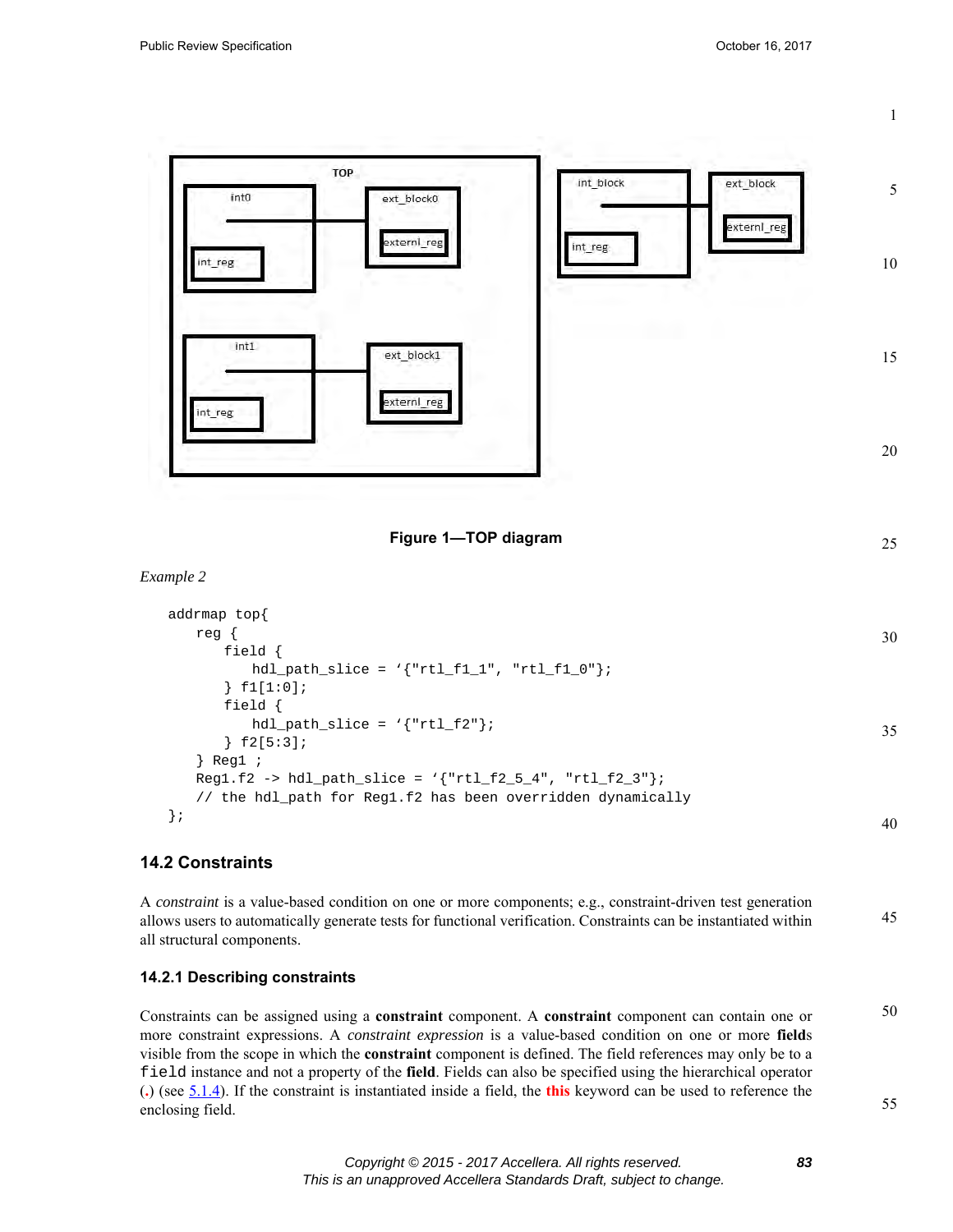Figure 1—TOP diagram

*Example 2*

```
addrmap top{
   reg {
      field {
         hdl_path_slice = ‘{"rtl_f1_1", "rtl_f1_0"};
      } f1[1:0];
      field {
         hdl_path_slice = ‘{"rtl_f2"};
      } f2[5:3];
   } Reg1 ;
   Reg1.f2 -> hdl_path_slice = ‘{"rtl_f2_5_4", "rtl_f2_3"};
   // the hdl_path for Reg1.f2 has been overridden dynamically
};
```

## 14.2 Constraints

A *constraint* is a value-based condition on one or more components; e.g., constraint-driven test generation allows users to automatically generate tests for functional verification. Constraints can be instantiated within all structural components.

### 14.2.1 Describing constraints

Constraints can be assigned using a **constraint** component. A **constraint** component can contain one or more constraint expressions. A *constraint expression* is a value-based condition on one or more **field**s visible from the scope in which the **constraint** component is defined. The field references may only be to a `field` instance and not a property of the **field**. Fields can also be specified using the hierarchical operator (**.**) (see 5.1.4). If the constraint is instantiated inside a field, the **this** keyword can be used to reference the enclosing field.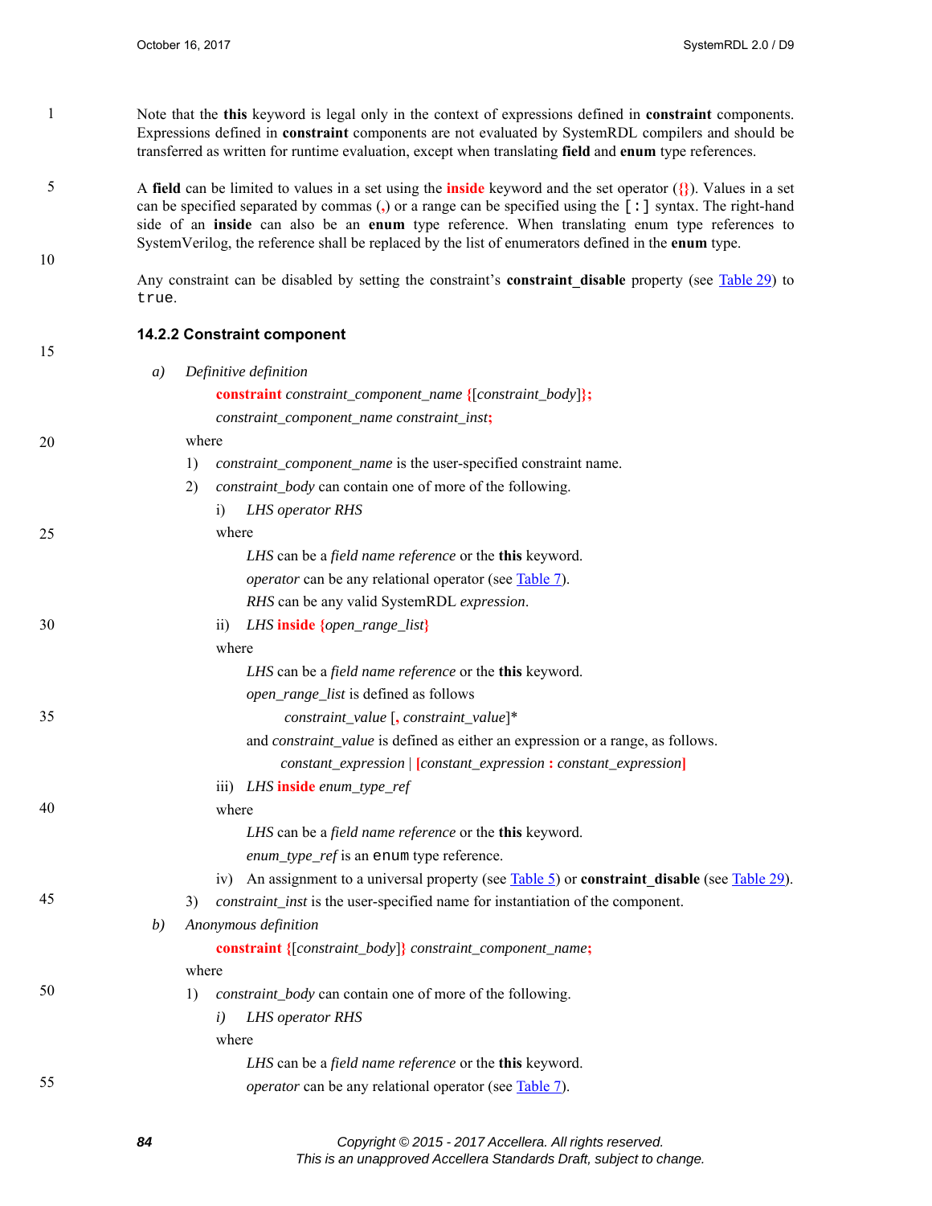Note that the **this** keyword is legal only in the context of expressions defined in **constraint** components. Expressions defined in **constraint** components are not evaluated by SystemRDL compilers and should be transferred as written for runtime evaluation, except when translating **field** and **enum** type references.

A **field** can be limited to values in a set using the **inside** keyword and the set operator (**{}**). Values in a set can be specified separated by commas (**,**) or a range can be specified using the `[:]` syntax. The right-hand side of an **inside** can also be an **enum** type reference. When translating enum type references to SystemVerilog, the reference shall be replaced by the list of enumerators defined in the **enum** type.

Any constraint can be disabled by setting the constraint's **constraint_disable** property (see Table 29) to `true`.

### 14.2.2 Constraint component

*a)* *Definitive definition*

**constraint** *constraint_component_name* **{**[*constraint_body*]**};**

*constraint_component_name constraint_inst***;**

where

1) *constraint_component_name* is the user-specified constraint name.

2) *constraint_body* can contain one of more of the following.

i) *LHS operator RHS*

where

*LHS* can be a *field name reference* or the **this** keyword.

*operator* can be any relational operator (see Table 7).

*RHS* can be any valid SystemRDL *expression*.

ii) *LHS* **inside {***open_range_list***}**

where

*LHS* can be a *field name reference* or the **this** keyword.

*open_range_list* is defined as follows

*constraint_value* [**,** *constraint_value*]*

and *constraint_value* is defined as either an expression or a range, as follows.

*constant_expression* | **[***constant_expression* **:** *constant_expression***]**

iii) *LHS* **inside** *enum_type_ref*

where

*LHS* can be a *field name reference* or the **this** keyword.

*enum_type_ref* is an `enum` type reference.

iv) An assignment to a universal property (see Table 5) or **constraint_disable** (see Table 29).

3) *constraint_inst* is the user-specified name for instantiation of the component.

*b)* *Anonymous definition*

**constraint {**[*constraint_body*]**}** *constraint_component_name***;**

where

1) *constraint_body* can contain one of more of the following.

*i)* *LHS operator RHS*

where

*LHS* can be a *field name reference* or the **this** keyword.

*operator* can be any relational operator (see Table 7).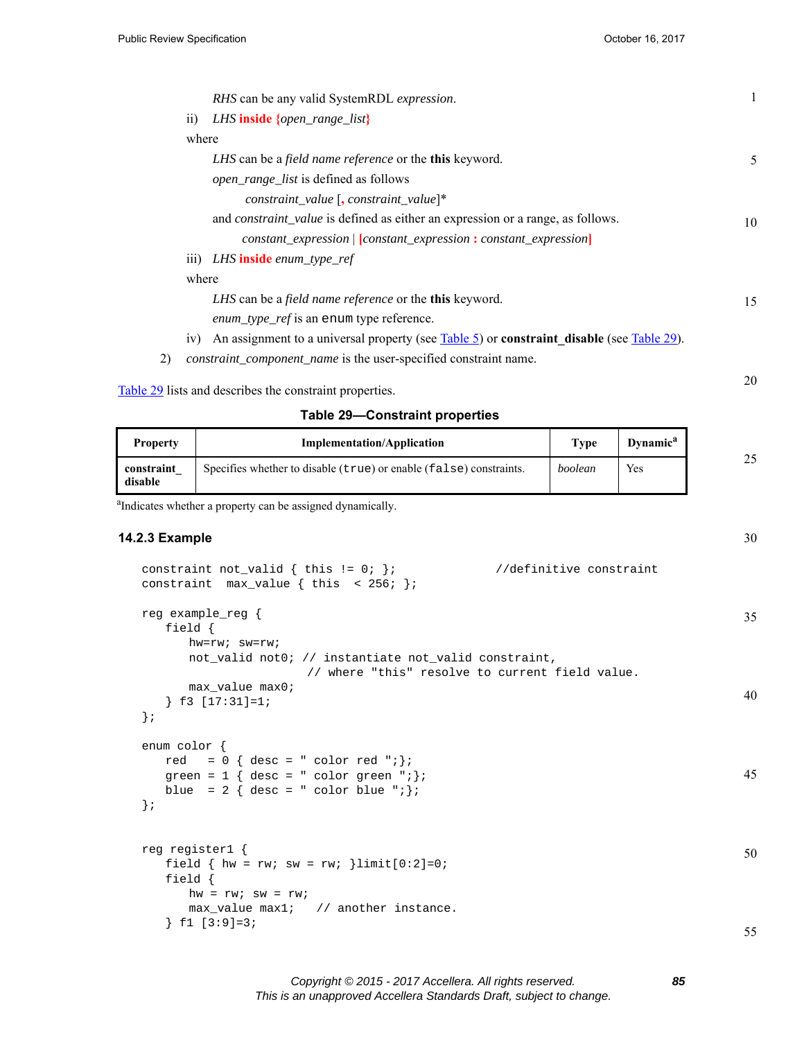*RHS* can be any valid SystemRDL *expression*.

ii) *LHS* **inside** {*open_range_list*}

where

*LHS* can be a *field name reference* or the **this** keyword.

*open_range_list* is defined as follows

*constraint_value* [**,** *constraint_value*]*

and *constraint_value* is defined as either an expression or a range, as follows.

*constant_expression* | **[***constant_expression* **:** *constant_expression***]**

iii) *LHS* **inside** *enum_type_ref*

where

*LHS* can be a *field name reference* or the **this** keyword.

*enum_type_ref* is an `enum` type reference.

iv) An assignment to a universal property (see Table 5) or **constraint_disable** (see Table 29).

2) *constraint_component_name* is the user-specified constraint name.

Table 29 lists and describes the constraint properties.

**Table 29—Constraint properties**

| Property | Implementation/Application | Type | Dynamic[a] |
|---|---|---|---|
| **constraint_disable** | Specifies whether to disable (`true`) or enable (`false`) constraints. | *boolean* | Yes |

[a]Indicates whether a property can be assigned dynamically.

### 14.2.3 Example

```
constraint not_valid { this != 0; };            //definitive constraint
constraint  max_value { this  < 256; };

reg example_reg {
   field {
      hw=rw; sw=rw;
      not_valid not0; // instantiate not_valid constraint,
                      // where "this" resolve to current field value.
      max_value max0;
   } f3 [17:31]=1;
};

enum color {
   red   = 0 { desc = " color red ";};
   green = 1 { desc = " color green ";};
   blue  = 2 { desc = " color blue ";};
};


reg register1 {
   field { hw = rw; sw = rw; }limit[0:2]=0;
   field {
      hw = rw; sw = rw;
      max_value max1;   // another instance.
   } f1 [3:9]=3;
```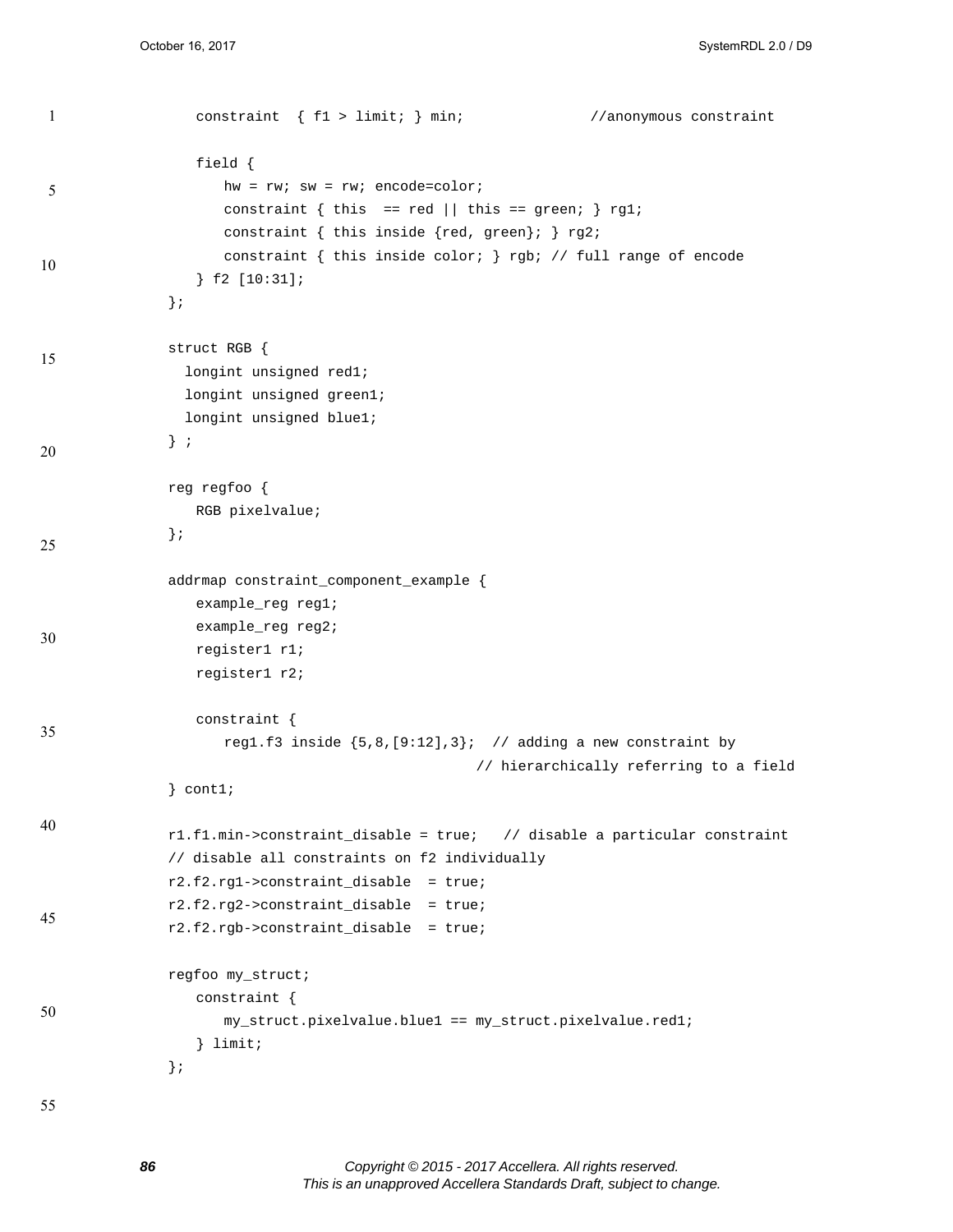```
   constraint  { f1 > limit; } min;              //anonymous constraint

   field {
      hw = rw; sw = rw; encode=color;
      constraint { this  == red || this == green; } rg1;
      constraint { this inside {red, green}; } rg2;
      constraint { this inside color; } rgb; // full range of encode
   } f2 [10:31];
};

struct RGB {
  longint unsigned red1;
  longint unsigned green1;
  longint unsigned blue1;
} ;

reg regfoo {
   RGB pixelvalue;
};

addrmap constraint_component_example {
   example_reg reg1;
   example_reg reg2;
   register1 r1;
   register1 r2;

   constraint {
      reg1.f3 inside {5,8,[9:12],3};  // adding a new constraint by
                                      // hierarchically referring to a field
} cont1;

r1.f1.min->constraint_disable = true;   // disable a particular constraint
// disable all constraints on f2 individually
r2.f2.rg1->constraint_disable  = true;
r2.f2.rg2->constraint_disable  = true;
r2.f2.rgb->constraint_disable  = true;

regfoo my_struct;
   constraint {
      my_struct.pixelvalue.blue1 == my_struct.pixelvalue.red1;
   } limit;
};
```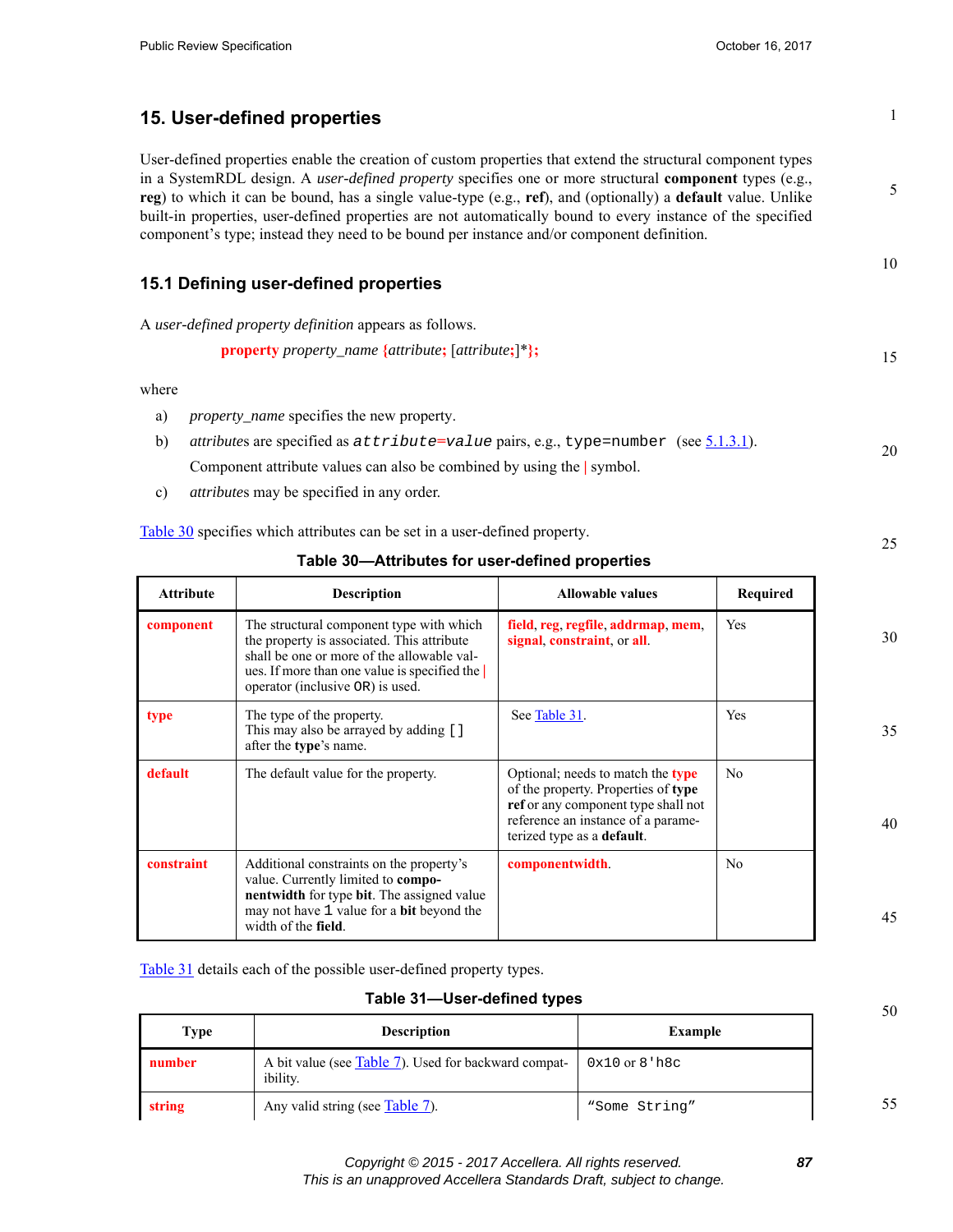# 15. User-defined properties

User-defined properties enable the creation of custom properties that extend the structural component types in a SystemRDL design. A *user-defined property* specifies one or more structural **component** types (e.g., **reg**) to which it can be bound, has a single value-type (e.g., **ref**), and (optionally) a **default** value. Unlike built-in properties, user-defined properties are not automatically bound to every instance of the specified component's type; instead they need to be bound per instance and/or component definition.

## 15.1 Defining user-defined properties

A *user-defined property definition* appears as follows.

**property** *property_name* {*attribute*; [*attribute*;]*};

where

a) *property_name* specifies the new property.

b) *attributes* are specified as `attribute=value` pairs, e.g., `type=number` (see 5.1.3.1).
Component attribute values can also be combined by using the | symbol.

c) *attributes* may be specified in any order.

Table 30 specifies which attributes can be set in a user-defined property.

**Table 30—Attributes for user-defined properties**

| Attribute | Description | Allowable values | Required |
|---|---|---|---|
| **component** | The structural component type with which the property is associated. This attribute shall be one or more of the allowable values. If more than one value is specified the \| operator (inclusive `OR`) is used. | **field**, **reg**, **regfile**, **addrmap**, **mem**, **signal**, **constraint**, or **all**. | Yes |
| **type** | The type of the property. This may also be arrayed by adding `[]` after the **type**'s name. | See Table 31. | Yes |
| **default** | The default value for the property. | Optional; needs to match the **type** of the property. Properties of **type ref** or any component type shall not reference an instance of a parameterized type as a **default**. | No |
| **constraint** | Additional constraints on the property's value. Currently limited to **componentwidth** for type **bit**. The assigned value may not have `1` value for a **bit** beyond the width of the **field**. | **componentwidth**. | No |

Table 31 details each of the possible user-defined property types.

**Table 31—User-defined types**

| Type | Description | Example |
|---|---|---|
| **number** | A bit value (see Table 7). Used for backward compatibility. | `0x10` or `8'h8c` |
| **string** | Any valid string (see Table 7). | `"Some String"` |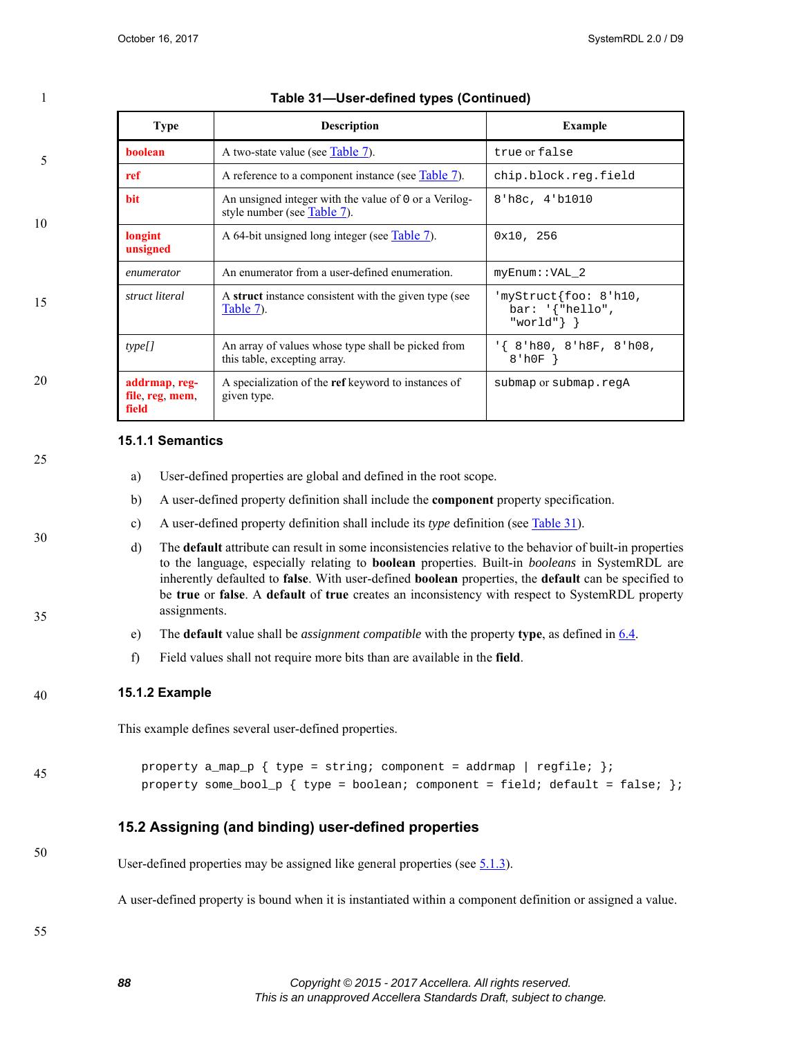**Table 31—User-defined types (Continued)**

| Type | Description | Example |
|---|---|---|
| **boolean** | A two-state value (see Table 7). | `true` or `false` |
| **ref** | A reference to a component instance (see Table 7). | `chip.block.reg.field` |
| **bit** | An unsigned integer with the value of `0` or a Verilog-style number (see Table 7). | `8'h8c, 4'b1010` |
| **longint unsigned** | A 64-bit unsigned long integer (see Table 7). | `0x10, 256` |
| *enumerator* | An enumerator from a user-defined enumeration. | `myEnum::VAL_2` |
| *struct literal* | A **struct** instance consistent with the given type (see Table 7). | `'myStruct{foo: 8'h10, bar: '{"hello", "world"} }` |
| *type[]* | An array of values whose type shall be picked from this table, excepting array. | `'{ 8'h80, 8'h8F, 8'h08, 8'h0F }` |
| **addrmap**, **regfile**, **reg**, **mem**, **field** | A specialization of the **ref** keyword to instances of given type. | `submap` or `submap.regA` |

### 15.1.1 Semantics

a) User-defined properties are global and defined in the root scope.

b) A user-defined property definition shall include the **component** property specification.

c) A user-defined property definition shall include its *type* definition (see Table 31).

d) The **default** attribute can result in some inconsistencies relative to the behavior of built-in properties to the language, especially relating to **boolean** properties. Built-in *booleans* in SystemRDL are inherently defaulted to **false**. With user-defined **boolean** properties, the **default** can be specified to be **true** or **false**. A **default** of **true** creates an inconsistency with respect to SystemRDL property assignments.

e) The **default** value shall be *assignment compatible* with the property **type**, as defined in 6.4.

f) Field values shall not require more bits than are available in the **field**.

### 15.1.2 Example

This example defines several user-defined properties.

```
property a_map_p { type = string; component = addrmap | regfile; };
property some_bool_p { type = boolean; component = field; default = false; };
```

## 15.2 Assigning (and binding) user-defined properties

User-defined properties may be assigned like general properties (see 5.1.3).

A user-defined property is bound when it is instantiated within a component definition or assigned a value.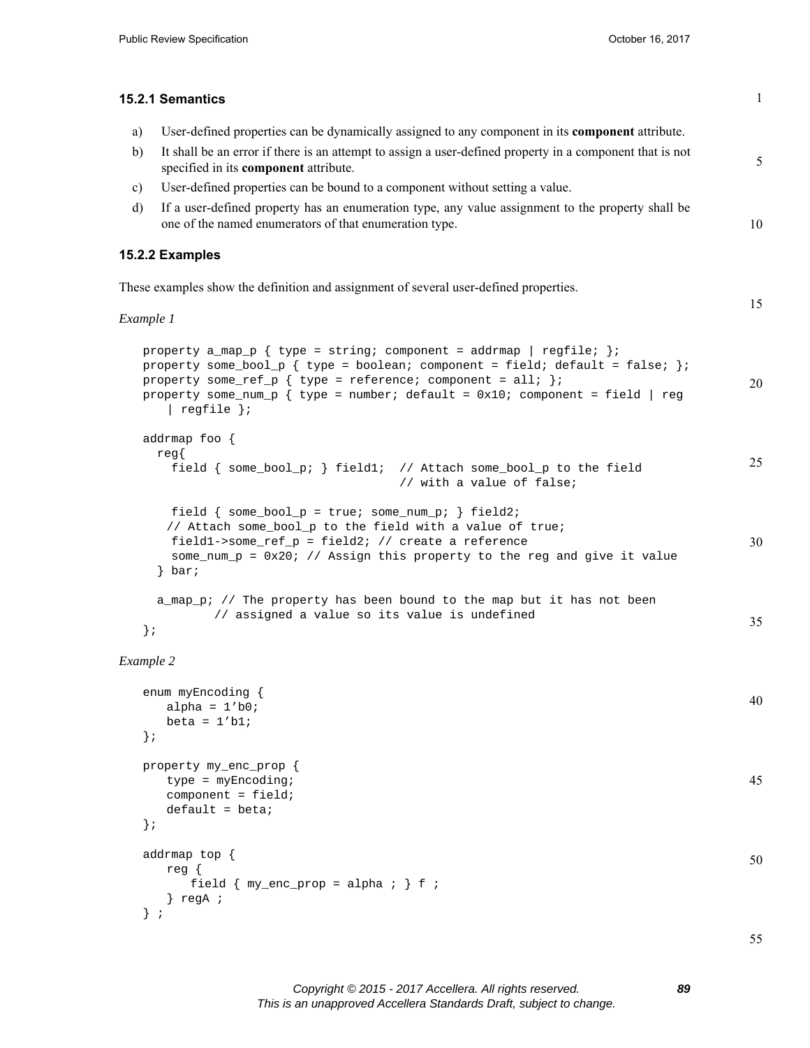### 15.2.1 Semantics

a) User-defined properties can be dynamically assigned to any component in its **component** attribute.

b) It shall be an error if there is an attempt to assign a user-defined property in a component that is not specified in its **component** attribute.

c) User-defined properties can be bound to a component without setting a value.

d) If a user-defined property has an enumeration type, any value assignment to the property shall be one of the named enumerators of that enumeration type.

### 15.2.2 Examples

These examples show the definition and assignment of several user-defined properties.

*Example 1*

```
property a_map_p { type = string; component = addrmap | regfile; };
property some_bool_p { type = boolean; component = field; default = false; };
property some_ref_p { type = reference; component = all; };
property some_num_p { type = number; default = 0x10; component = field | reg
   | regfile };

addrmap foo {
  reg{
    field { some_bool_p; } field1;  // Attach some_bool_p to the field
                                    // with a value of false;

    field { some_bool_p = true; some_num_p; } field2;
   // Attach some_bool_p to the field with a value of true;
    field1->some_ref_p = field2; // create a reference
    some_num_p = 0x20; // Assign this property to the reg and give it value
  } bar;

  a_map_p; // The property has been bound to the map but it has not been
          // assigned a value so its value is undefined
};
```

*Example 2*

```
enum myEncoding {
   alpha = 1'b0;
   beta = 1'b1;
};

property my_enc_prop {
   type = myEncoding;
   component = field;
   default = beta;
};

addrmap top {
   reg {
      field { my_enc_prop = alpha ; } f ;
   } regA ;
} ;
```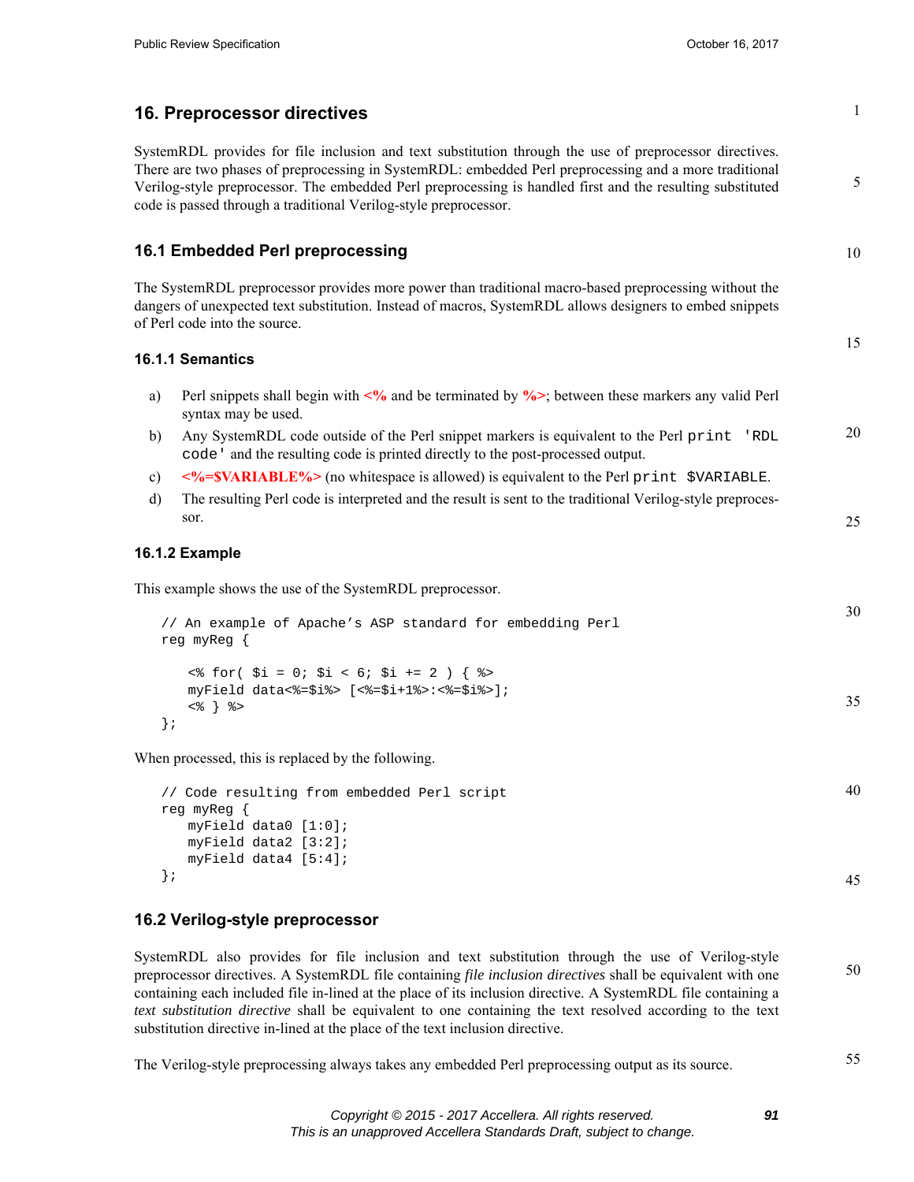# 16. Preprocessor directives

SystemRDL provides for file inclusion and text substitution through the use of preprocessor directives. There are two phases of preprocessing in SystemRDL: embedded Perl preprocessing and a more traditional Verilog-style preprocessor. The embedded Perl preprocessing is handled first and the resulting substituted code is passed through a traditional Verilog-style preprocessor.

## 16.1 Embedded Perl preprocessing

The SystemRDL preprocessor provides more power than traditional macro-based preprocessing without the dangers of unexpected text substitution. Instead of macros, SystemRDL allows designers to embed snippets of Perl code into the source.

### 16.1.1 Semantics

a) Perl snippets shall begin with **<%** and be terminated by **%>**; between these markers any valid Perl syntax may be used.

b) Any SystemRDL code outside of the Perl snippet markers is equivalent to the Perl `print 'RDL code'` and the resulting code is printed directly to the post-processed output.

c) **<%=$VARIABLE%>** (no whitespace is allowed) is equivalent to the Perl `print $VARIABLE`.

d) The resulting Perl code is interpreted and the result is sent to the traditional Verilog-style preprocessor.

### 16.1.2 Example

This example shows the use of the SystemRDL preprocessor.

```
// An example of Apache's ASP standard for embedding Perl
reg myReg {

   <% for( $i = 0; $i < 6; $i += 2 ) { %>
   myField data<%=$i%> [<%=$i+1%>:<%=$i%>];
   <% } %>
};
```

When processed, this is replaced by the following.

```
// Code resulting from embedded Perl script
reg myReg {
   myField data0 [1:0];
   myField data2 [3:2];
   myField data4 [5:4];
};
```

## 16.2 Verilog-style preprocessor

SystemRDL also provides for file inclusion and text substitution through the use of Verilog-style preprocessor directives. A SystemRDL file containing *file inclusion directives* shall be equivalent with one containing each included file in-lined at the place of its inclusion directive. A SystemRDL file containing a *text substitution directive* shall be equivalent to one containing the text resolved according to the text substitution directive in-lined at the place of the text inclusion directive.

The Verilog-style preprocessing always takes any embedded Perl preprocessing output as its source.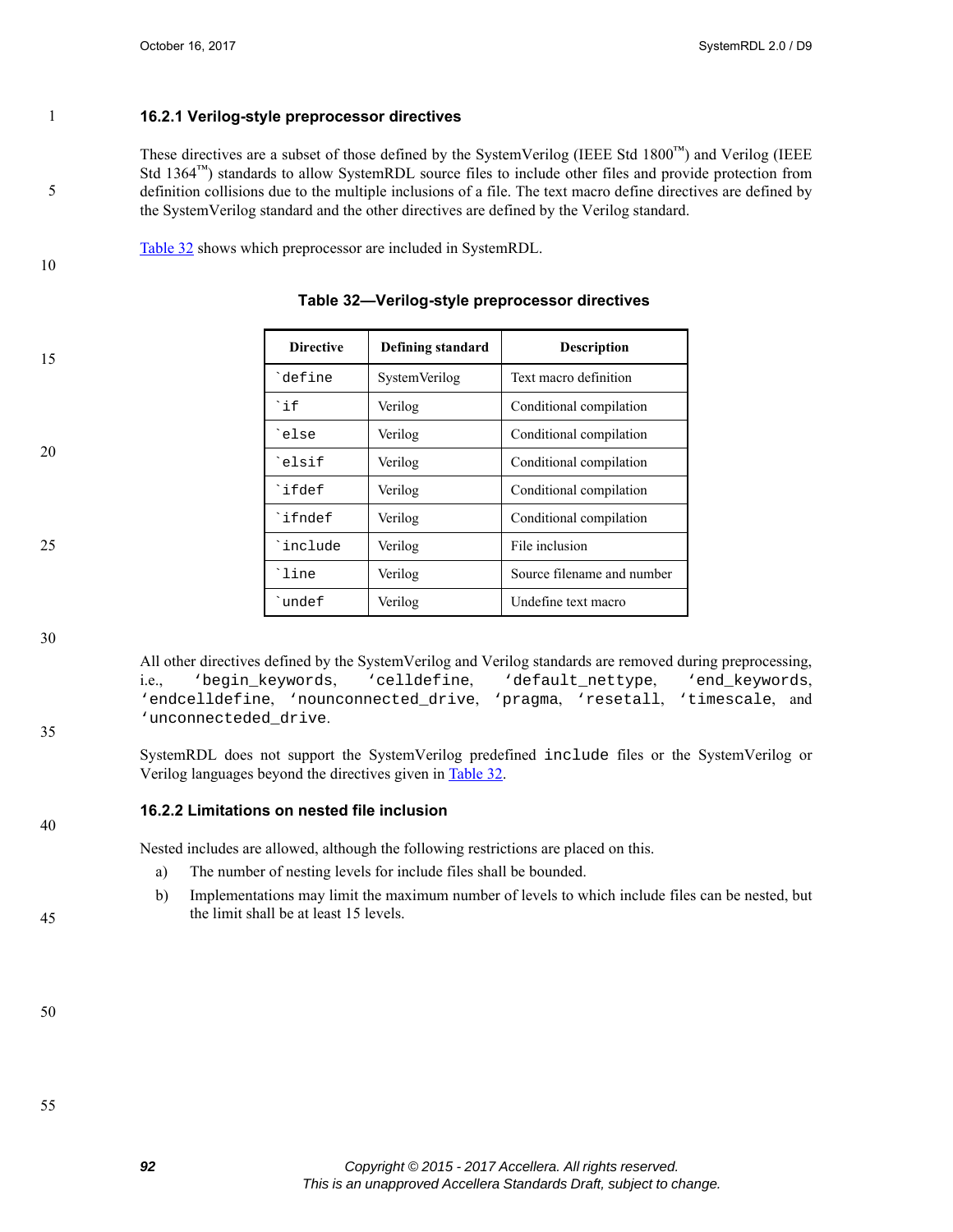### 16.2.1 Verilog-style preprocessor directives

These directives are a subset of those defined by the SystemVerilog (IEEE Std 1800™) and Verilog (IEEE Std 1364™) standards to allow SystemRDL source files to include other files and provide protection from definition collisions due to the multiple inclusions of a file. The text macro define directives are defined by the SystemVerilog standard and the other directives are defined by the Verilog standard.

Table 32 shows which preprocessor are included in SystemRDL.

**Table 32—Verilog-style preprocessor directives**

| Directive | Defining standard | Description |
|---|---|---|
| `` `define `` | SystemVerilog | Text macro definition |
| `` `if `` | Verilog | Conditional compilation |
| `` `else `` | Verilog | Conditional compilation |
| `` `elsif `` | Verilog | Conditional compilation |
| `` `ifdef `` | Verilog | Conditional compilation |
| `` `ifndef `` | Verilog | Conditional compilation |
| `` `include `` | Verilog | File inclusion |
| `` `line `` | Verilog | Source filename and number |
| `` `undef `` | Verilog | Undefine text macro |

All other directives defined by the SystemVerilog and Verilog standards are removed during preprocessing, i.e., `‘begin_keywords`, `‘celldefine`, `‘default_nettype`, `‘end_keywords`, `‘endcelldefine`, `‘nounconnected_drive`, `‘pragma`, `‘resetall`, `‘timescale`, and `‘unconnecteded_drive`.

SystemRDL does not support the SystemVerilog predefined `include` files or the SystemVerilog or Verilog languages beyond the directives given in Table 32.

### 16.2.2 Limitations on nested file inclusion

Nested includes are allowed, although the following restrictions are placed on this.

a) The number of nesting levels for include files shall be bounded.

b) Implementations may limit the maximum number of levels to which include files can be nested, but the limit shall be at least 15 levels.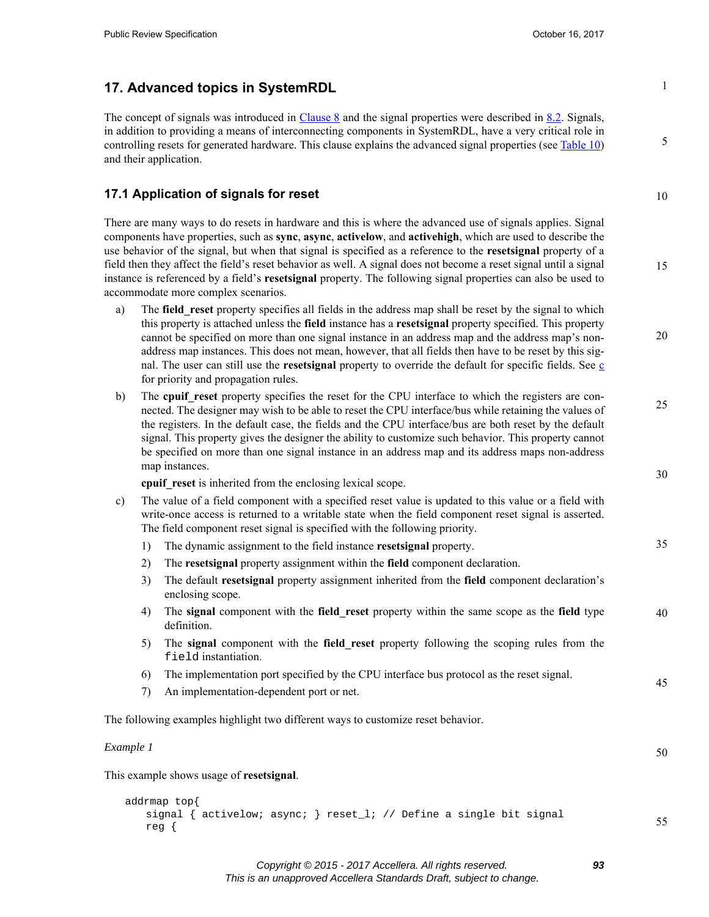# 17. Advanced topics in SystemRDL

The concept of signals was introduced in Clause 8 and the signal properties were described in 8.2. Signals, in addition to providing a means of interconnecting components in SystemRDL, have a very critical role in controlling resets for generated hardware. This clause explains the advanced signal properties (see Table 10) and their application.

## 17.1 Application of signals for reset

There are many ways to do resets in hardware and this is where the advanced use of signals applies. Signal components have properties, such as **sync**, **async**, **activelow**, and **activehigh**, which are used to describe the use behavior of the signal, but when that signal is specified as a reference to the **resetsignal** property of a field then they affect the field's reset behavior as well. A signal does not become a reset signal until a signal instance is referenced by a field's **resetsignal** property. The following signal properties can also be used to accommodate more complex scenarios.

a) The **field_reset** property specifies all fields in the address map shall be reset by the signal to which this property is attached unless the **field** instance has a **resetsignal** property specified. This property cannot be specified on more than one signal instance in an address map and the address map's non-address map instances. This does not mean, however, that all fields then have to be reset by this signal. The user can still use the **resetsignal** property to override the default for specific fields. See c for priority and propagation rules.

b) The **cpuif_reset** property specifies the reset for the CPU interface to which the registers are connected. The designer may wish to be able to reset the CPU interface/bus while retaining the values of the registers. In the default case, the fields and the CPU interface/bus are both reset by the default signal. This property gives the designer the ability to customize such behavior. This property cannot be specified on more than one signal instance in an address map and its address maps non-address map instances.

   **cpuif_reset** is inherited from the enclosing lexical scope.

c) The value of a field component with a specified reset value is updated to this value or a field with write-once access is returned to a writable state when the field component reset signal is asserted. The field component reset signal is specified with the following priority.

   1) The dynamic assignment to the field instance **resetsignal** property.
   2) The **resetsignal** property assignment within the **field** component declaration.
   3) The default **resetsignal** property assignment inherited from the **field** component declaration's enclosing scope.
   4) The **signal** component with the **field_reset** property within the same scope as the **field** type definition.
   5) The **signal** component with the **field_reset** property following the scoping rules from the `field` instantiation.
   6) The implementation port specified by the CPU interface bus protocol as the reset signal.
   7) An implementation-dependent port or net.

The following examples highlight two different ways to customize reset behavior.

*Example 1*

This example shows usage of **resetsignal**.

```
addrmap top{
   signal { activelow; async; } reset_l; // Define a single bit signal
   reg {
```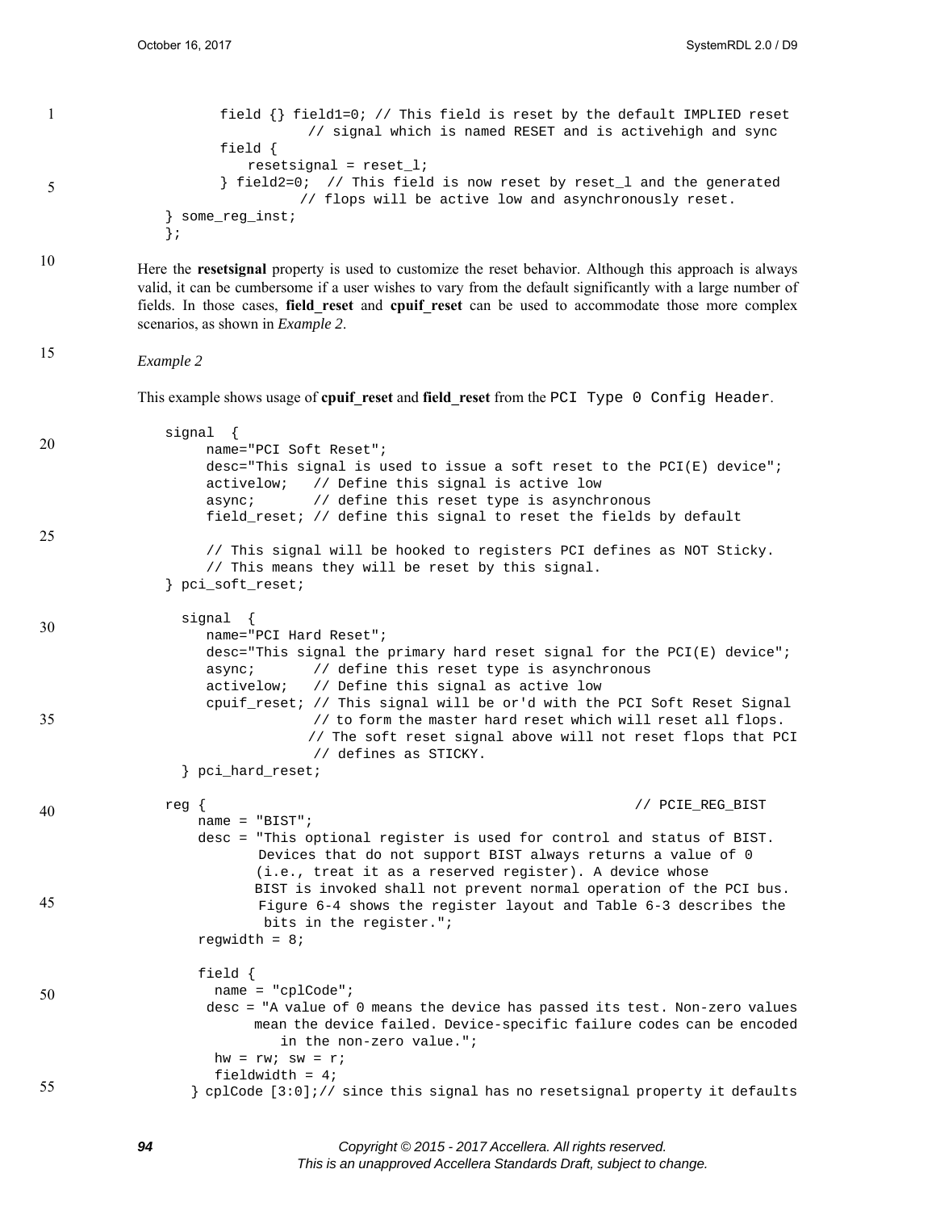```
            field {} field1=0; // This field is reset by the default IMPLIED reset
                        // signal which is named RESET and is activehigh and sync
            field {
               resetsignal = reset_l;
            } field2=0;  // This field is now reset by reset_l and the generated
                         // flops will be active low and asynchronously reset.
      } some_reg_inst;
      };
```

Here the **resetsignal** property is used to customize the reset behavior. Although this approach is always valid, it can be cumbersome if a user wishes to vary from the default significantly with a large number of fields. In those cases, **field_reset** and **cpuif_reset** can be used to accommodate those more complex scenarios, as shown in *Example 2*.

*Example 2*

This example shows usage of **cpuif_reset** and **field_reset** from the `PCI Type 0 Config Header`.

```
    signal  {
         name="PCI Soft Reset";
         desc="This signal is used to issue a soft reset to the PCI(E) device";
         activelow;   // Define this signal is active low
         async;       // define this reset type is asynchronous
         field_reset; // define this signal to reset the fields by default

         // This signal will be hooked to registers PCI defines as NOT Sticky.
         // This means they will be reset by this signal.
    } pci_soft_reset;

      signal  {
         name="PCI Hard Reset";
         desc="This signal the primary hard reset signal for the PCI(E) device";
         async;       // define this reset type is asynchronous
         activelow;   // Define this signal as active low
         cpuif_reset; // This signal will be or'd with the PCI Soft Reset Signal
                      // to form the master hard reset which will reset all flops.
                     // The soft reset signal above will not reset flops that PCI
                      // defines as STICKY.
      } pci_hard_reset;

    reg {                                                 // PCIE_REG_BIST
        name = "BIST";
        desc = "This optional register is used for control and status of BIST.
               Devices that do not support BIST always returns a value of 0
               (i.e., treat it as a reserved register). A device whose
               BIST is invoked shall not prevent normal operation of the PCI bus.
               Figure 6-4 shows the register layout and Table 6-3 describes the
                bits in the register.";
        regwidth = 8;

        field {
          name = "cplCode";
         desc = "A value of 0 means the device has passed its test. Non-zero values
               mean the device failed. Device-specific failure codes can be encoded
                  in the non-zero value.";
          hw = rw; sw = r;
          fieldwidth = 4;
       } cplCode [3:0];// since this signal has no resetsignal property it defaults
```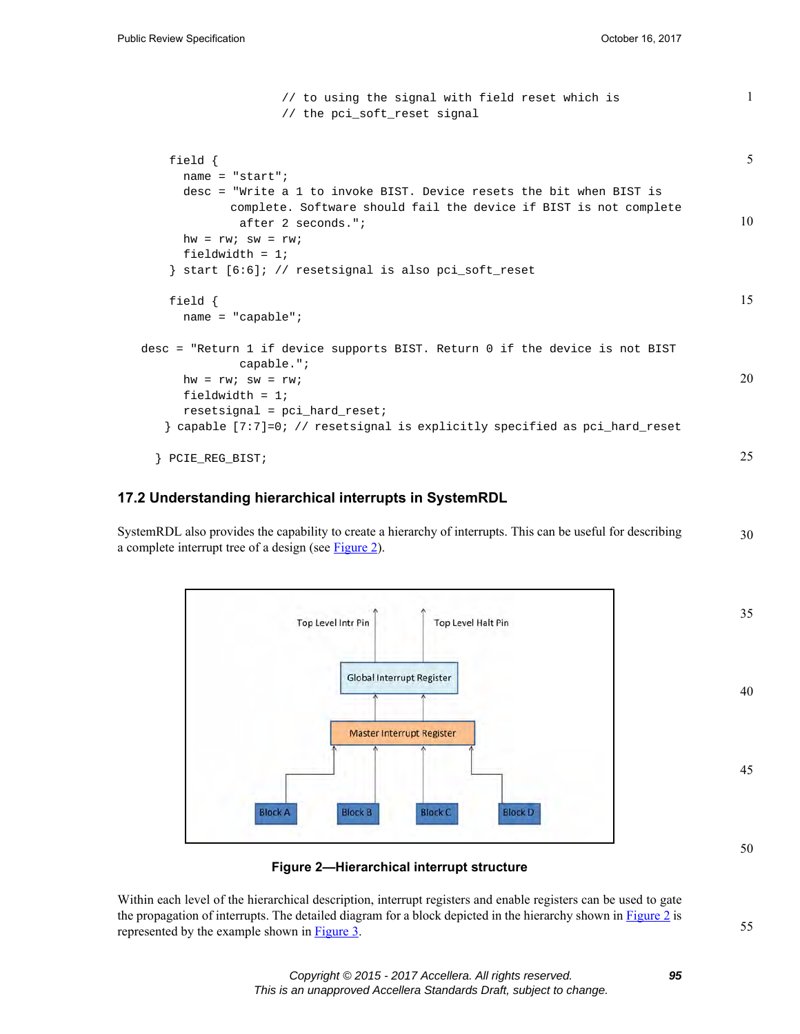```
                    // to using the signal with field reset which is
                    // the pci_soft_reset signal

        field {
          name = "start";
          desc = "Write a 1 to invoke BIST. Device resets the bit when BIST is
                complete. Software should fail the device if BIST is not complete
                 after 2 seconds.";
          hw = rw; sw = rw;
          fieldwidth = 1;
        } start [6:6]; // resetsignal is also pci_soft_reset

        field {
          name = "capable";

    desc = "Return 1 if device supports BIST. Return 0 if the device is not BIST
                 capable.";
          hw = rw; sw = rw;
          fieldwidth = 1;
          resetsignal = pci_hard_reset;
       } capable [7:7]=0; // resetsignal is explicitly specified as pci_hard_reset

      } PCIE_REG_BIST;
```

## 17.2 Understanding hierarchical interrupts in SystemRDL

SystemRDL also provides the capability to create a hierarchy of interrupts. This can be useful for describing a complete interrupt tree of a design (see Figure 2).

**Figure 2—Hierarchical interrupt structure**

Within each level of the hierarchical description, interrupt registers and enable registers can be used to gate the propagation of interrupts. The detailed diagram for a block depicted in the hierarchy shown in Figure 2 is represented by the example shown in Figure 3.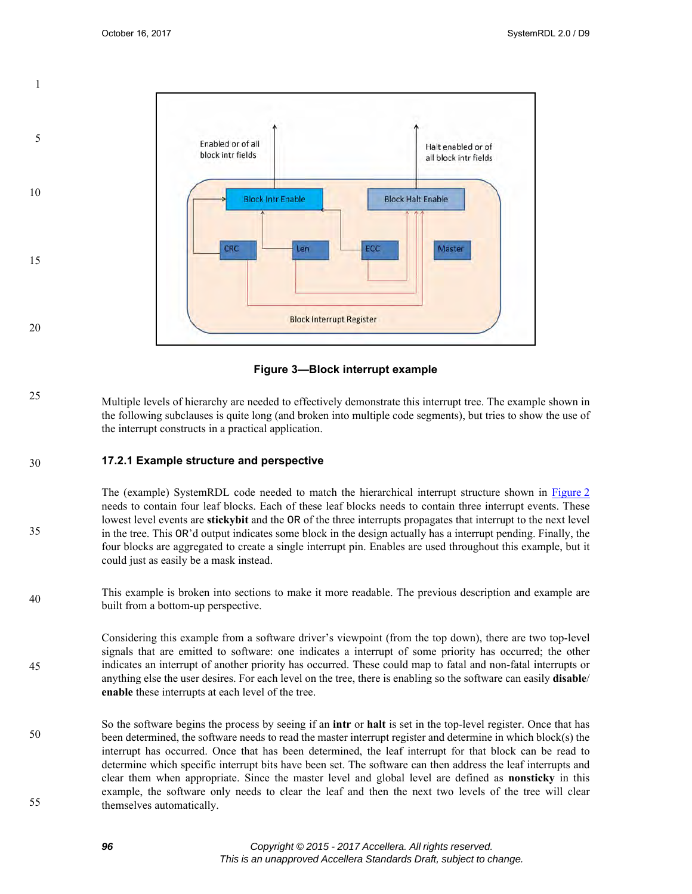Figure 3—Block interrupt example

Multiple levels of hierarchy are needed to effectively demonstrate this interrupt tree. The example shown in the following subclauses is quite long (and broken into multiple code segments), but tries to show the use of the interrupt constructs in a practical application.

### 17.2.1 Example structure and perspective

The (example) SystemRDL code needed to match the hierarchical interrupt structure shown in Figure 2 needs to contain four leaf blocks. Each of these leaf blocks needs to contain three interrupt events. These lowest level events are **stickybit** and the `OR` of the three interrupts propagates that interrupt to the next level in the tree. This `OR`'d output indicates some block in the design actually has a interrupt pending. Finally, the four blocks are aggregated to create a single interrupt pin. Enables are used throughout this example, but it could just as easily be a mask instead.

This example is broken into sections to make it more readable. The previous description and example are built from a bottom-up perspective.

Considering this example from a software driver's viewpoint (from the top down), there are two top-level signals that are emitted to software: one indicates a interrupt of some priority has occurred; the other indicates an interrupt of another priority has occurred. These could map to fatal and non-fatal interrupts or anything else the user desires. For each level on the tree, there is enabling so the software can easily **disable**/ **enable** these interrupts at each level of the tree.

So the software begins the process by seeing if an **intr** or **halt** is set in the top-level register. Once that has been determined, the software needs to read the master interrupt register and determine in which block(s) the interrupt has occurred. Once that has been determined, the leaf interrupt for that block can be read to determine which specific interrupt bits have been set. The software can then address the leaf interrupts and clear them when appropriate. Since the master level and global level are defined as **nonsticky** in this example, the software only needs to clear the leaf and then the next two levels of the tree will clear themselves automatically.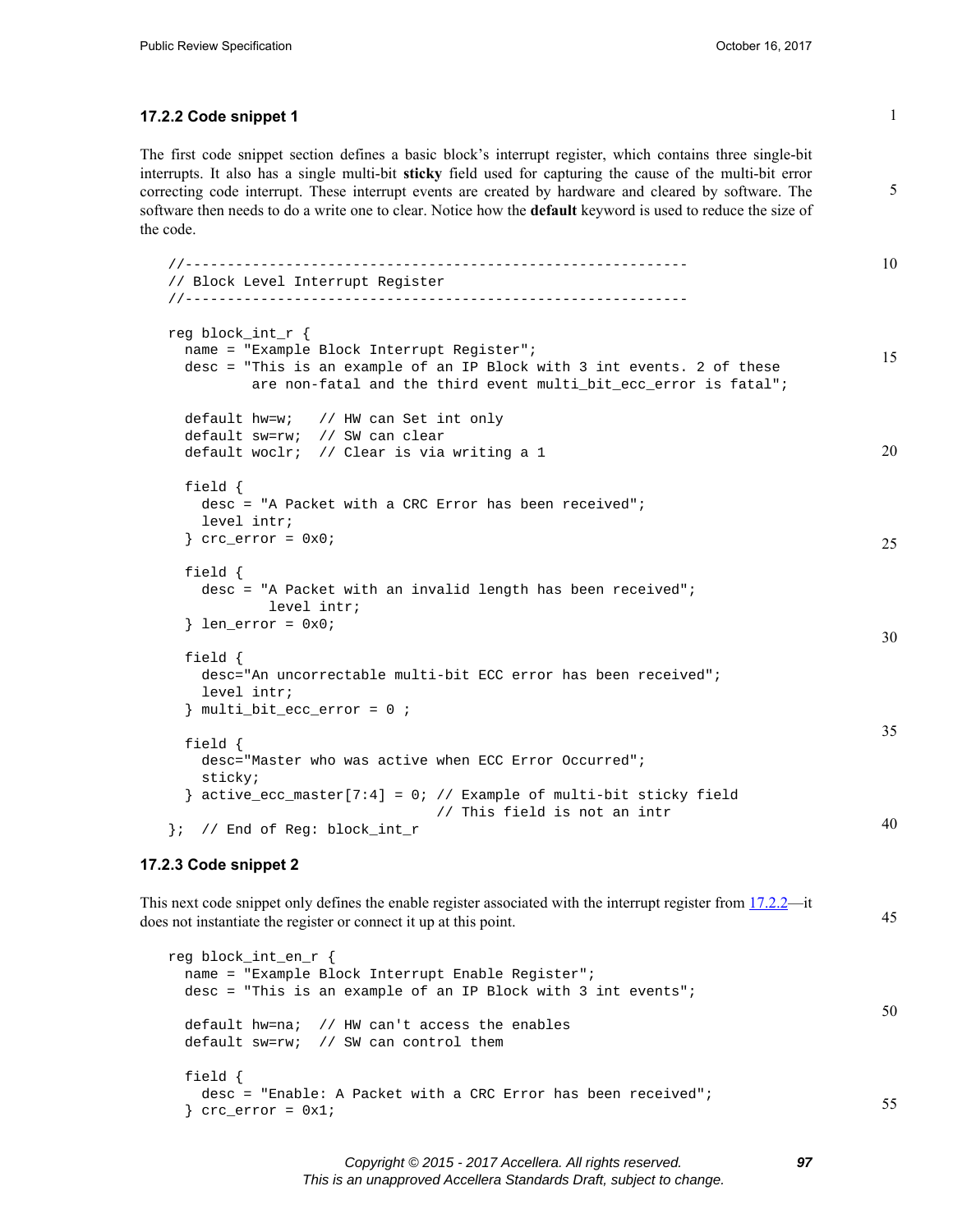### 17.2.2 Code snippet 1

The first code snippet section defines a basic block's interrupt register, which contains three single-bit interrupts. It also has a single multi-bit **sticky** field used for capturing the cause of the multi-bit error correcting code interrupt. These interrupt events are created by hardware and cleared by software. The software then needs to do a write one to clear. Notice how the **default** keyword is used to reduce the size of the code.

```
//------------------------------------------------------------
// Block Level Interrupt Register
//------------------------------------------------------------

reg block_int_r {
  name = "Example Block Interrupt Register";
  desc = "This is an example of an IP Block with 3 int events. 2 of these
         are non-fatal and the third event multi_bit_ecc_error is fatal";

  default hw=w;   // HW can Set int only
  default sw=rw;  // SW can clear
  default woclr;  // Clear is via writing a 1

  field {
    desc = "A Packet with a CRC Error has been received";
    level intr;
  } crc_error = 0x0;

  field {
    desc = "A Packet with an invalid length has been received";
            level intr;
  } len_error = 0x0;

  field {
    desc="An uncorrectable multi-bit ECC error has been received";
    level intr;
  } multi_bit_ecc_error = 0 ;

  field {
    desc="Master who was active when ECC Error Occurred";
    sticky;
  } active_ecc_master[7:4] = 0; // Example of multi-bit sticky field
                                // This field is not an intr
};  // End of Reg: block_int_r
```

### 17.2.3 Code snippet 2

This next code snippet only defines the enable register associated with the interrupt register from 17.2.2—it does not instantiate the register or connect it up at this point.

```
reg block_int_en_r {
  name = "Example Block Interrupt Enable Register";
  desc = "This is an example of an IP Block with 3 int events";

  default hw=na;  // HW can't access the enables
  default sw=rw;  // SW can control them

  field {
    desc = "Enable: A Packet with a CRC Error has been received";
  } crc_error = 0x1;
```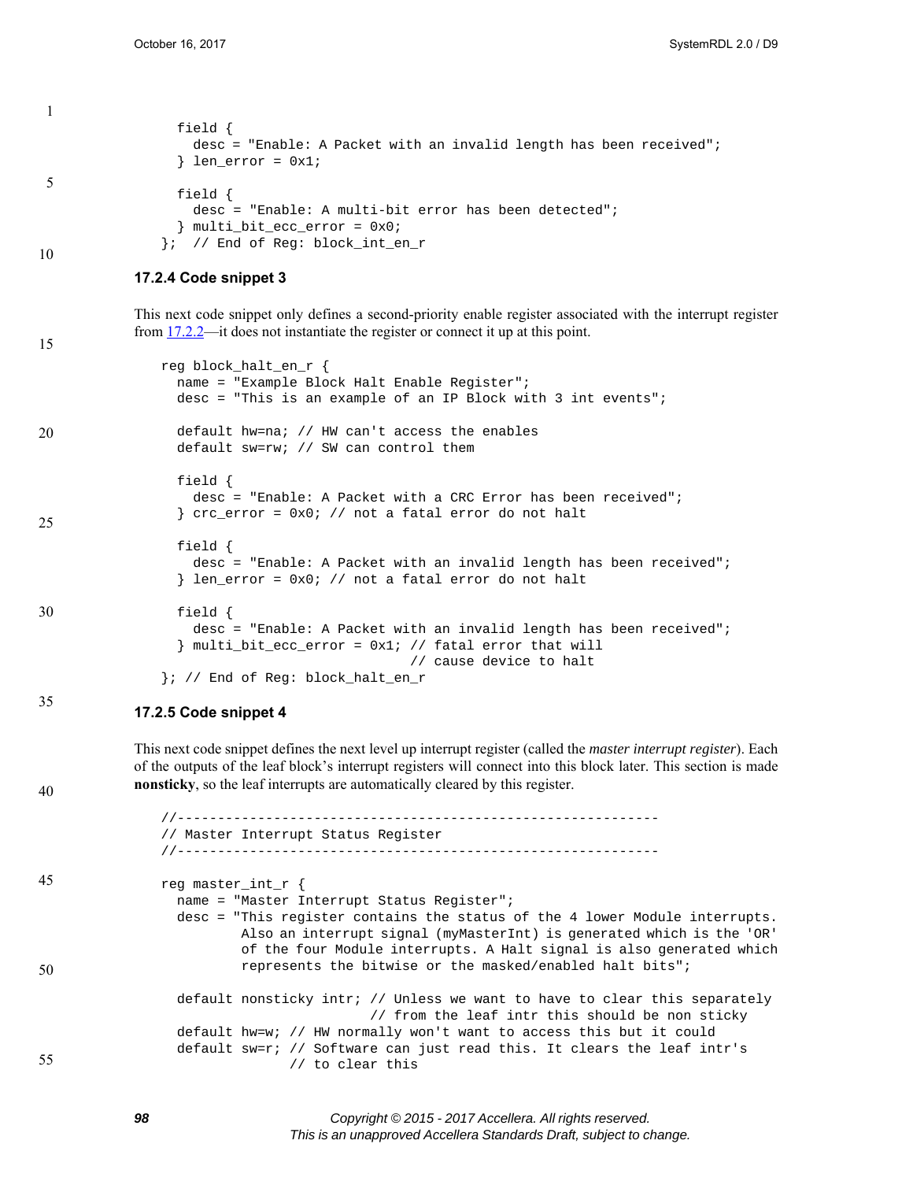```
  field {
    desc = "Enable: A Packet with an invalid length has been received";
  } len_error = 0x1;

  field {
    desc = "Enable: A multi-bit error has been detected";
  } multi_bit_ecc_error = 0x0;
};  // End of Reg: block_int_en_r
```

### 17.2.4 Code snippet 3

This next code snippet only defines a second-priority enable register associated with the interrupt register from 17.2.2—it does not instantiate the register or connect it up at this point.

```
reg block_halt_en_r {
  name = "Example Block Halt Enable Register";
  desc = "This is an example of an IP Block with 3 int events";

  default hw=na; // HW can't access the enables
  default sw=rw; // SW can control them

  field {
    desc = "Enable: A Packet with a CRC Error has been received";
  } crc_error = 0x0; // not a fatal error do not halt

  field {
    desc = "Enable: A Packet with an invalid length has been received";
  } len_error = 0x0; // not a fatal error do not halt

  field {
    desc = "Enable: A Packet with an invalid length has been received";
  } multi_bit_ecc_error = 0x1; // fatal error that will
                               // cause device to halt
}; // End of Reg: block_halt_en_r
```

### 17.2.5 Code snippet 4

This next code snippet defines the next level up interrupt register (called the *master interrupt register*). Each of the outputs of the leaf block's interrupt registers will connect into this block later. This section is made **nonsticky**, so the leaf interrupts are automatically cleared by this register.

```
//------------------------------------------------------------
// Master Interrupt Status Register
//------------------------------------------------------------

reg master_int_r {
  name = "Master Interrupt Status Register";
  desc = "This register contains the status of the 4 lower Module interrupts.
          Also an interrupt signal (myMasterInt) is generated which is the 'OR'
          of the four Module interrupts. A Halt signal is also generated which
          represents the bitwise or the masked/enabled halt bits";

  default nonsticky intr; // Unless we want to have to clear this separately
                          // from the leaf intr this should be non sticky
  default hw=w; // HW normally won't want to access this but it could
  default sw=r; // Software can just read this. It clears the leaf intr's
                // to clear this
```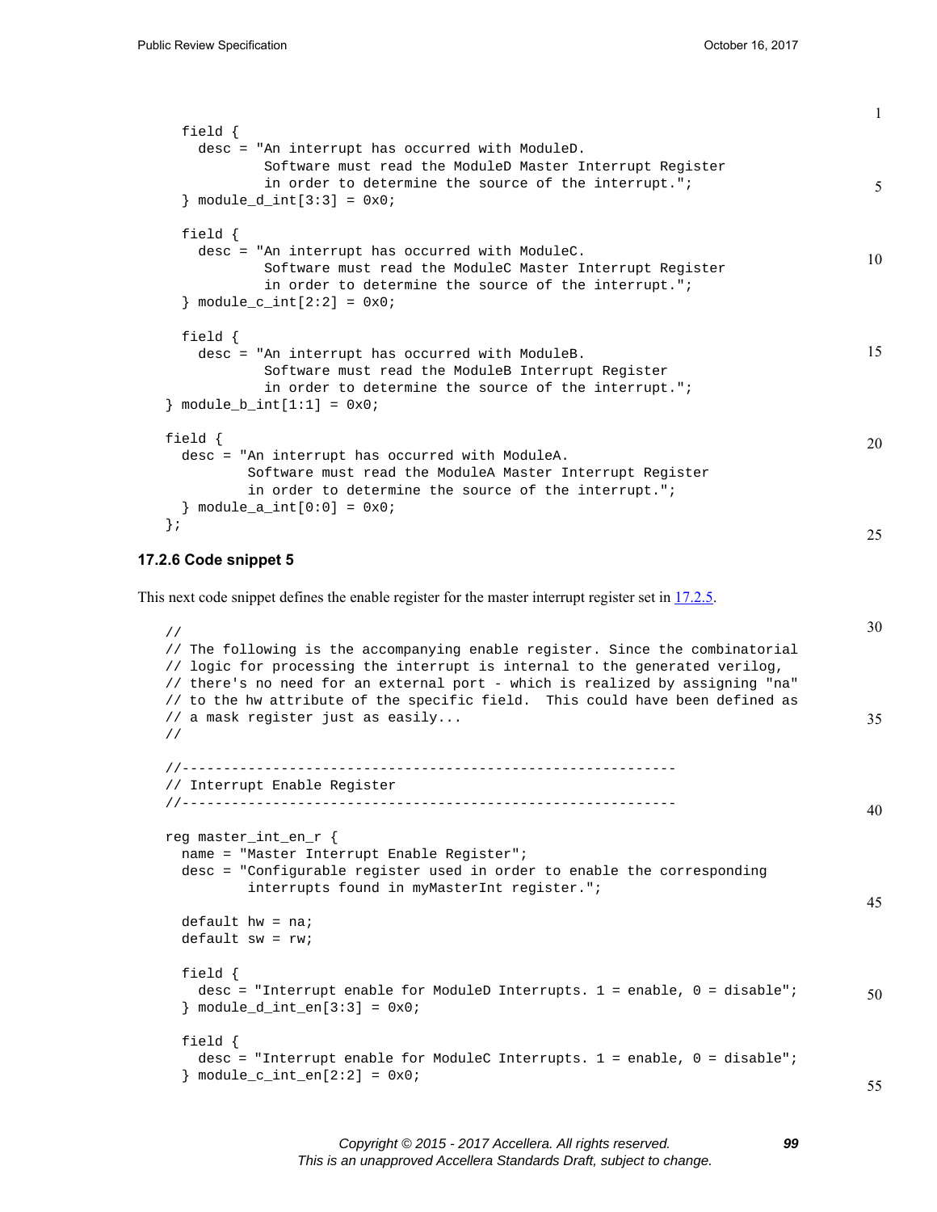```
  field {
    desc = "An interrupt has occurred with ModuleD.
            Software must read the ModuleD Master Interrupt Register
            in order to determine the source of the interrupt.";
  } module_d_int[3:3] = 0x0;

  field {
    desc = "An interrupt has occurred with ModuleC.
            Software must read the ModuleC Master Interrupt Register
            in order to determine the source of the interrupt.";
  } module_c_int[2:2] = 0x0;

  field {
    desc = "An interrupt has occurred with ModuleB.
            Software must read the ModuleB Interrupt Register
            in order to determine the source of the interrupt.";
} module_b_int[1:1] = 0x0;

field {
  desc = "An interrupt has occurred with ModuleA.
          Software must read the ModuleA Master Interrupt Register
          in order to determine the source of the interrupt.";
  } module_a_int[0:0] = 0x0;
};
```

### 17.2.6 Code snippet 5

This next code snippet defines the enable register for the master interrupt register set in 17.2.5.

```
//
// The following is the accompanying enable register. Since the combinatorial
// logic for processing the interrupt is internal to the generated verilog,
// there's no need for an external port - which is realized by assigning "na"
// to the hw attribute of the specific field.  This could have been defined as
// a mask register just as easily...
//

//------------------------------------------------------------
// Interrupt Enable Register
//------------------------------------------------------------

reg master_int_en_r {
  name = "Master Interrupt Enable Register";
  desc = "Configurable register used in order to enable the corresponding
          interrupts found in myMasterInt register.";

  default hw = na;
  default sw = rw;

  field {
    desc = "Interrupt enable for ModuleD Interrupts. 1 = enable, 0 = disable";
  } module_d_int_en[3:3] = 0x0;

  field {
    desc = "Interrupt enable for ModuleC Interrupts. 1 = enable, 0 = disable";
  } module_c_int_en[2:2] = 0x0;
```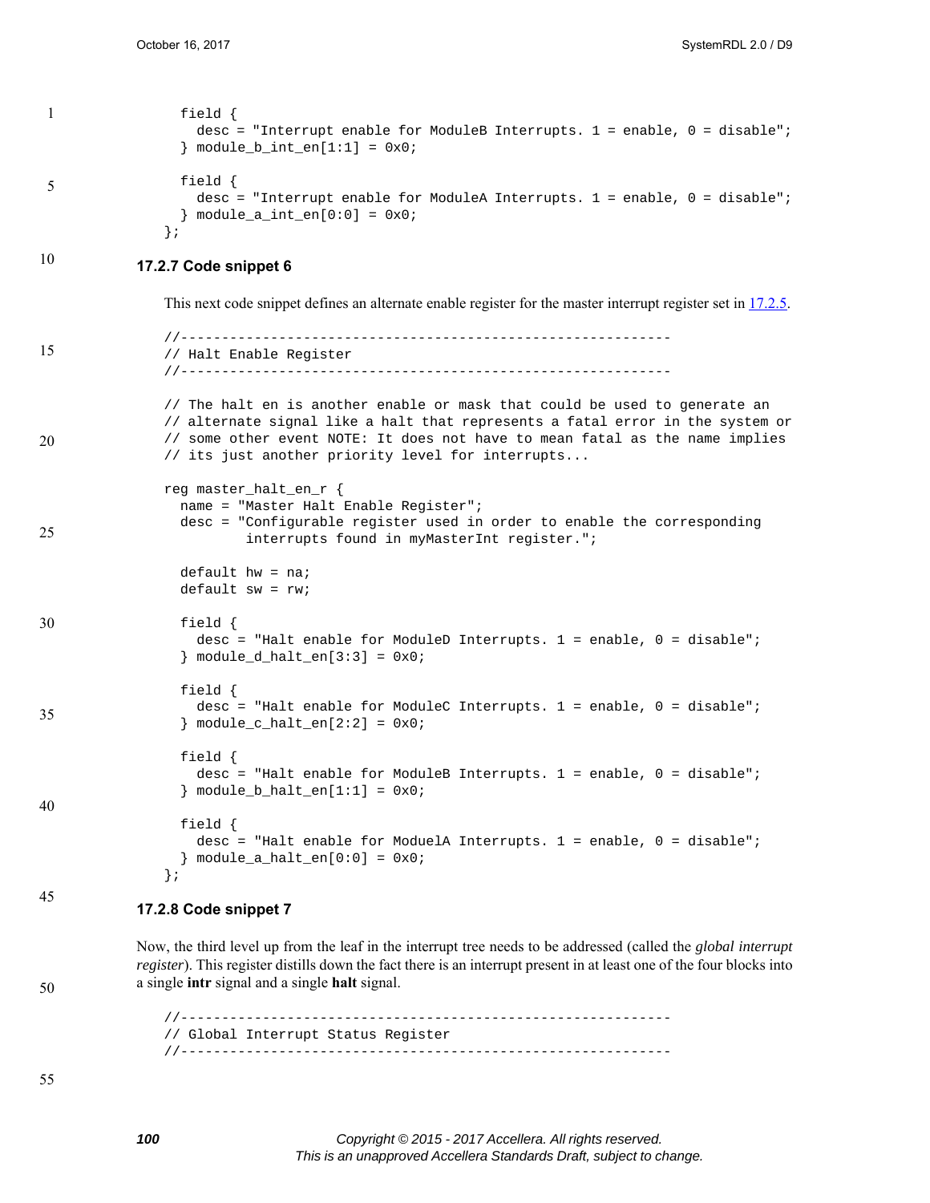```
  field {
    desc = "Interrupt enable for ModuleB Interrupts. 1 = enable, 0 = disable";
  } module_b_int_en[1:1] = 0x0;

  field {
    desc = "Interrupt enable for ModuleA Interrupts. 1 = enable, 0 = disable";
  } module_a_int_en[0:0] = 0x0;
};
```

### 17.2.7 Code snippet 6

This next code snippet defines an alternate enable register for the master interrupt register set in 17.2.5.

```
//------------------------------------------------------------
// Halt Enable Register
//------------------------------------------------------------

// The halt en is another enable or mask that could be used to generate an
// alternate signal like a halt that represents a fatal error in the system or
// some other event NOTE: It does not have to mean fatal as the name implies
// its just another priority level for interrupts...

reg master_halt_en_r {
  name = "Master Halt Enable Register";
  desc = "Configurable register used in order to enable the corresponding
          interrupts found in myMasterInt register.";

  default hw = na;
  default sw = rw;

  field {
    desc = "Halt enable for ModuleD Interrupts. 1 = enable, 0 = disable";
  } module_d_halt_en[3:3] = 0x0;

  field {
    desc = "Halt enable for ModuleC Interrupts. 1 = enable, 0 = disable";
  } module_c_halt_en[2:2] = 0x0;

  field {
    desc = "Halt enable for ModuleB Interrupts. 1 = enable, 0 = disable";
  } module_b_halt_en[1:1] = 0x0;

  field {
    desc = "Halt enable for ModuelA Interrupts. 1 = enable, 0 = disable";
  } module_a_halt_en[0:0] = 0x0;
};
```

### 17.2.8 Code snippet 7

Now, the third level up from the leaf in the interrupt tree needs to be addressed (called the *global interrupt register*). This register distills down the fact there is an interrupt present in at least one of the four blocks into a single **intr** signal and a single **halt** signal.

```
//------------------------------------------------------------
// Global Interrupt Status Register
//------------------------------------------------------------
```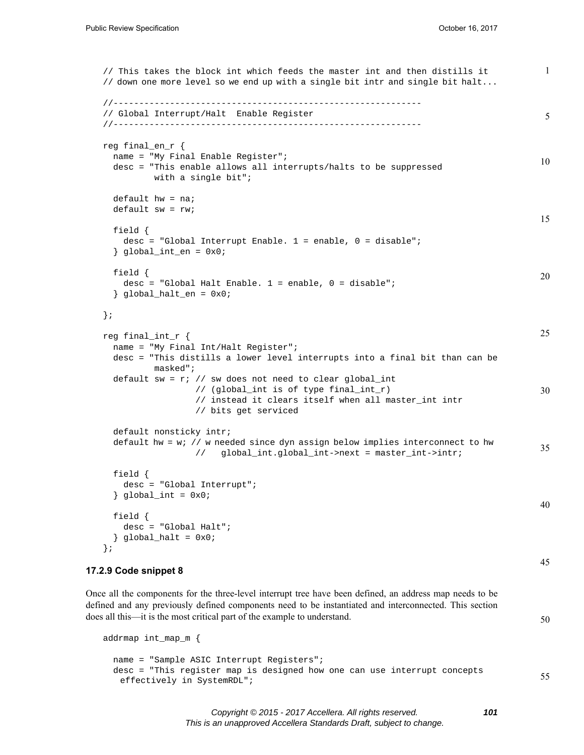```
// This takes the block int which feeds the master int and then distills it
// down one more level so we end up with a single bit intr and single bit halt...

//------------------------------------------------------------
// Global Interrupt/Halt  Enable Register
//------------------------------------------------------------

reg final_en_r {
  name = "My Final Enable Register";
  desc = "This enable allows all interrupts/halts to be suppressed
          with a single bit";

  default hw = na;
  default sw = rw;

  field {
    desc = "Global Interrupt Enable. 1 = enable, 0 = disable";
  } global_int_en = 0x0;

  field {
    desc = "Global Halt Enable. 1 = enable, 0 = disable";
  } global_halt_en = 0x0;

};

reg final_int_r {
  name = "My Final Int/Halt Register";
  desc = "This distills a lower level interrupts into a final bit than can be
          masked";
  default sw = r; // sw does not need to clear global_int
                  // (global_int is of type final_int_r)
                  // instead it clears itself when all master_int intr
                  // bits get serviced

  default nonsticky intr;
  default hw = w; // w needed since dyn assign below implies interconnect to hw
                  //   global_int.global_int->next = master_int->intr;

  field {
    desc = "Global Interrupt";
  } global_int = 0x0;

  field {
    desc = "Global Halt";
  } global_halt = 0x0;
};
```

### 17.2.9 Code snippet 8

Once all the components for the three-level interrupt tree have been defined, an address map needs to be defined and any previously defined components need to be instantiated and interconnected. This section does all this—it is the most critical part of the example to understand.

```
addrmap int_map_m {

  name = "Sample ASIC Interrupt Registers";
  desc = "This register map is designed how one can use interrupt concepts
    effectively in SystemRDL";
```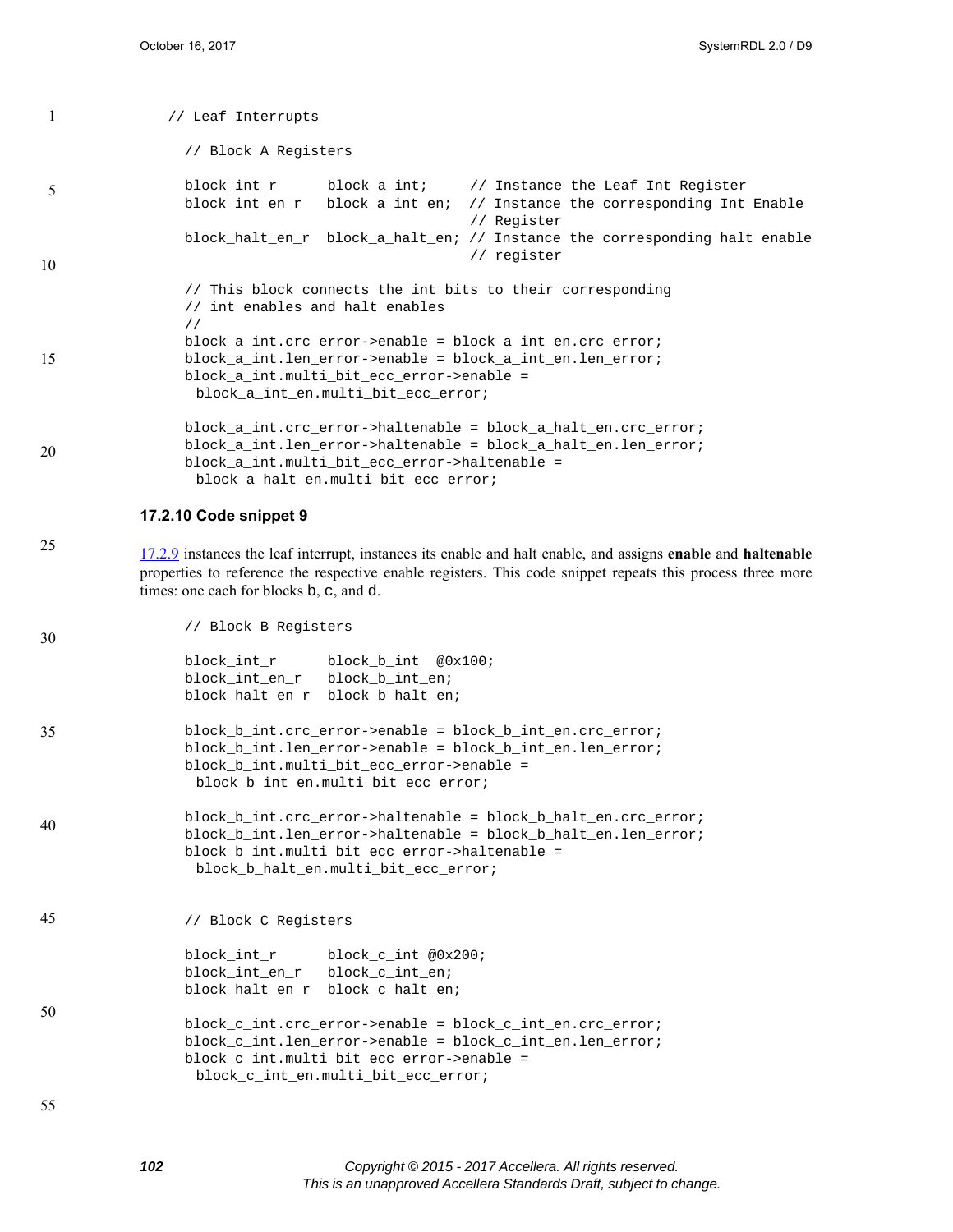```
// Leaf Interrupts

  // Block A Registers

  block_int_r      block_a_int;     // Instance the Leaf Int Register
  block_int_en_r   block_a_int_en;  // Instance the corresponding Int Enable
                                    // Register
  block_halt_en_r  block_a_halt_en; // Instance the corresponding halt enable
                                    // register

  // This block connects the int bits to their corresponding
  // int enables and halt enables
  //
  block_a_int.crc_error->enable = block_a_int_en.crc_error;
  block_a_int.len_error->enable = block_a_int_en.len_error;
  block_a_int.multi_bit_ecc_error->enable =
   block_a_int_en.multi_bit_ecc_error;

  block_a_int.crc_error->haltenable = block_a_halt_en.crc_error;
  block_a_int.len_error->haltenable = block_a_halt_en.len_error;
  block_a_int.multi_bit_ecc_error->haltenable =
   block_a_halt_en.multi_bit_ecc_error;
```

### 17.2.10 Code snippet 9

17.2.9 instances the leaf interrupt, instances its enable and halt enable, and assigns **enable** and **haltenable** properties to reference the respective enable registers. This code snippet repeats this process three more times: one each for blocks b, c, and d.

```
  // Block B Registers

  block_int_r      block_b_int  @0x100;
  block_int_en_r   block_b_int_en;
  block_halt_en_r  block_b_halt_en;

  block_b_int.crc_error->enable = block_b_int_en.crc_error;
  block_b_int.len_error->enable = block_b_int_en.len_error;
  block_b_int.multi_bit_ecc_error->enable =
   block_b_int_en.multi_bit_ecc_error;

  block_b_int.crc_error->haltenable = block_b_halt_en.crc_error;
  block_b_int.len_error->haltenable = block_b_halt_en.len_error;
  block_b_int.multi_bit_ecc_error->haltenable =
   block_b_halt_en.multi_bit_ecc_error;


  // Block C Registers

  block_int_r      block_c_int @0x200;
  block_int_en_r   block_c_int_en;
  block_halt_en_r  block_c_halt_en;

  block_c_int.crc_error->enable = block_c_int_en.crc_error;
  block_c_int.len_error->enable = block_c_int_en.len_error;
  block_c_int.multi_bit_ecc_error->enable =
   block_c_int_en.multi_bit_ecc_error;
```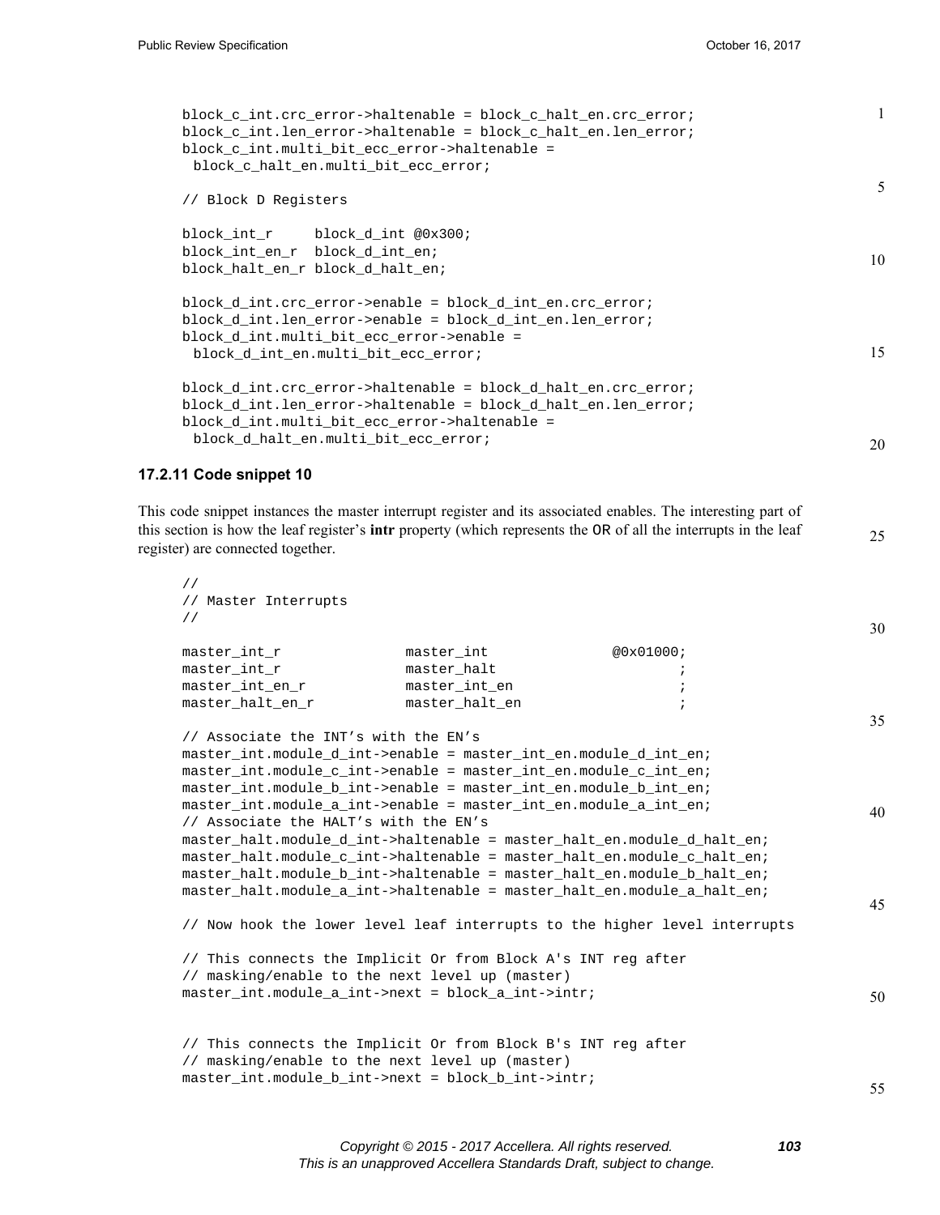```
block_c_int.crc_error->haltenable = block_c_halt_en.crc_error;
block_c_int.len_error->haltenable = block_c_halt_en.len_error;
block_c_int.multi_bit_ecc_error->haltenable =
 block_c_halt_en.multi_bit_ecc_error;

// Block D Registers

block_int_r     block_d_int @0x300;
block_int_en_r  block_d_int_en;
block_halt_en_r block_d_halt_en;

block_d_int.crc_error->enable = block_d_int_en.crc_error;
block_d_int.len_error->enable = block_d_int_en.len_error;
block_d_int.multi_bit_ecc_error->enable =
 block_d_int_en.multi_bit_ecc_error;

block_d_int.crc_error->haltenable = block_d_halt_en.crc_error;
block_d_int.len_error->haltenable = block_d_halt_en.len_error;
block_d_int.multi_bit_ecc_error->haltenable =
 block_d_halt_en.multi_bit_ecc_error;
```

### 17.2.11 Code snippet 10

This code snippet instances the master interrupt register and its associated enables. The interesting part of this section is how the leaf register's **intr** property (which represents the `OR` of all the interrupts in the leaf register) are connected together.

```
//
// Master Interrupts
//

master_int_r              master_int              @0x01000;
master_int_r              master_halt                     ;
master_int_en_r           master_int_en                   ;
master_halt_en_r          master_halt_en                  ;

// Associate the INT's with the EN's
master_int.module_d_int->enable = master_int_en.module_d_int_en;
master_int.module_c_int->enable = master_int_en.module_c_int_en;
master_int.module_b_int->enable = master_int_en.module_b_int_en;
master_int.module_a_int->enable = master_int_en.module_a_int_en;
// Associate the HALT's with the EN's
master_halt.module_d_int->haltenable = master_halt_en.module_d_halt_en;
master_halt.module_c_int->haltenable = master_halt_en.module_c_halt_en;
master_halt.module_b_int->haltenable = master_halt_en.module_b_halt_en;
master_halt.module_a_int->haltenable = master_halt_en.module_a_halt_en;

// Now hook the lower level leaf interrupts to the higher level interrupts

// This connects the Implicit Or from Block A's INT reg after
// masking/enable to the next level up (master)
master_int.module_a_int->next = block_a_int->intr;


// This connects the Implicit Or from Block B's INT reg after
// masking/enable to the next level up (master)
master_int.module_b_int->next = block_b_int->intr;
```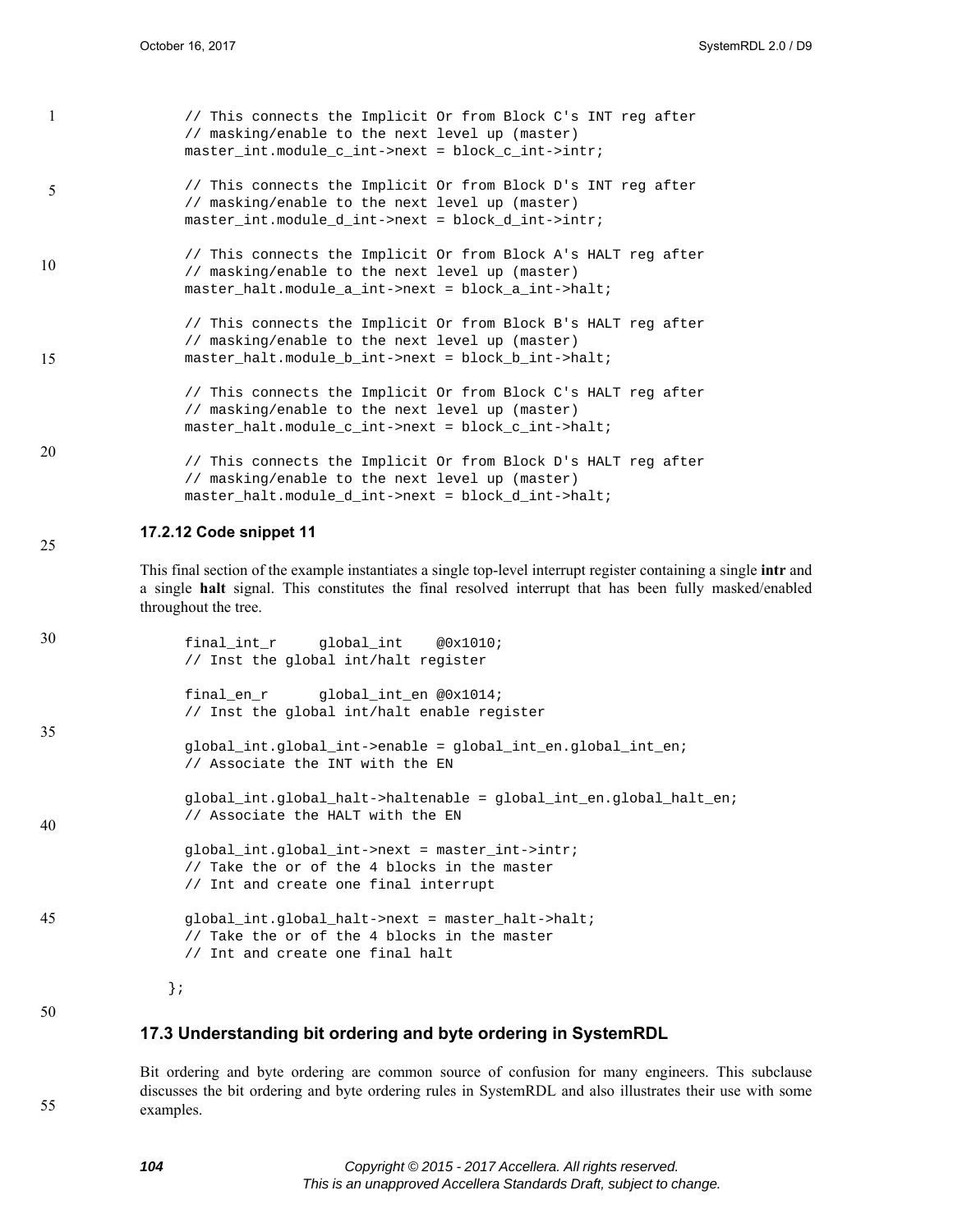```
// This connects the Implicit Or from Block C's INT reg after
// masking/enable to the next level up (master)
master_int.module_c_int->next = block_c_int->intr;

// This connects the Implicit Or from Block D's INT reg after
// masking/enable to the next level up (master)
master_int.module_d_int->next = block_d_int->intr;

// This connects the Implicit Or from Block A's HALT reg after
// masking/enable to the next level up (master)
master_halt.module_a_int->next = block_a_int->halt;

// This connects the Implicit Or from Block B's HALT reg after
// masking/enable to the next level up (master)
master_halt.module_b_int->next = block_b_int->halt;

// This connects the Implicit Or from Block C's HALT reg after
// masking/enable to the next level up (master)
master_halt.module_c_int->next = block_c_int->halt;

// This connects the Implicit Or from Block D's HALT reg after
// masking/enable to the next level up (master)
master_halt.module_d_int->next = block_d_int->halt;
```

### 17.2.12 Code snippet 11

This final section of the example instantiates a single top-level interrupt register containing a single **intr** and a single **halt** signal. This constitutes the final resolved interrupt that has been fully masked/enabled throughout the tree.

```
    final_int_r     global_int    @0x1010;
    // Inst the global int/halt register

    final_en_r      global_int_en @0x1014;
    // Inst the global int/halt enable register

    global_int.global_int->enable = global_int_en.global_int_en;
    // Associate the INT with the EN

    global_int.global_halt->haltenable = global_int_en.global_halt_en;
    // Associate the HALT with the EN

    global_int.global_int->next = master_int->intr;
    // Take the or of the 4 blocks in the master
    // Int and create one final interrupt

    global_int.global_halt->next = master_halt->halt;
    // Take the or of the 4 blocks in the master
    // Int and create one final halt

};
```

## 17.3 Understanding bit ordering and byte ordering in SystemRDL

Bit ordering and byte ordering are common source of confusion for many engineers. This subclause discusses the bit ordering and byte ordering rules in SystemRDL and also illustrates their use with some examples.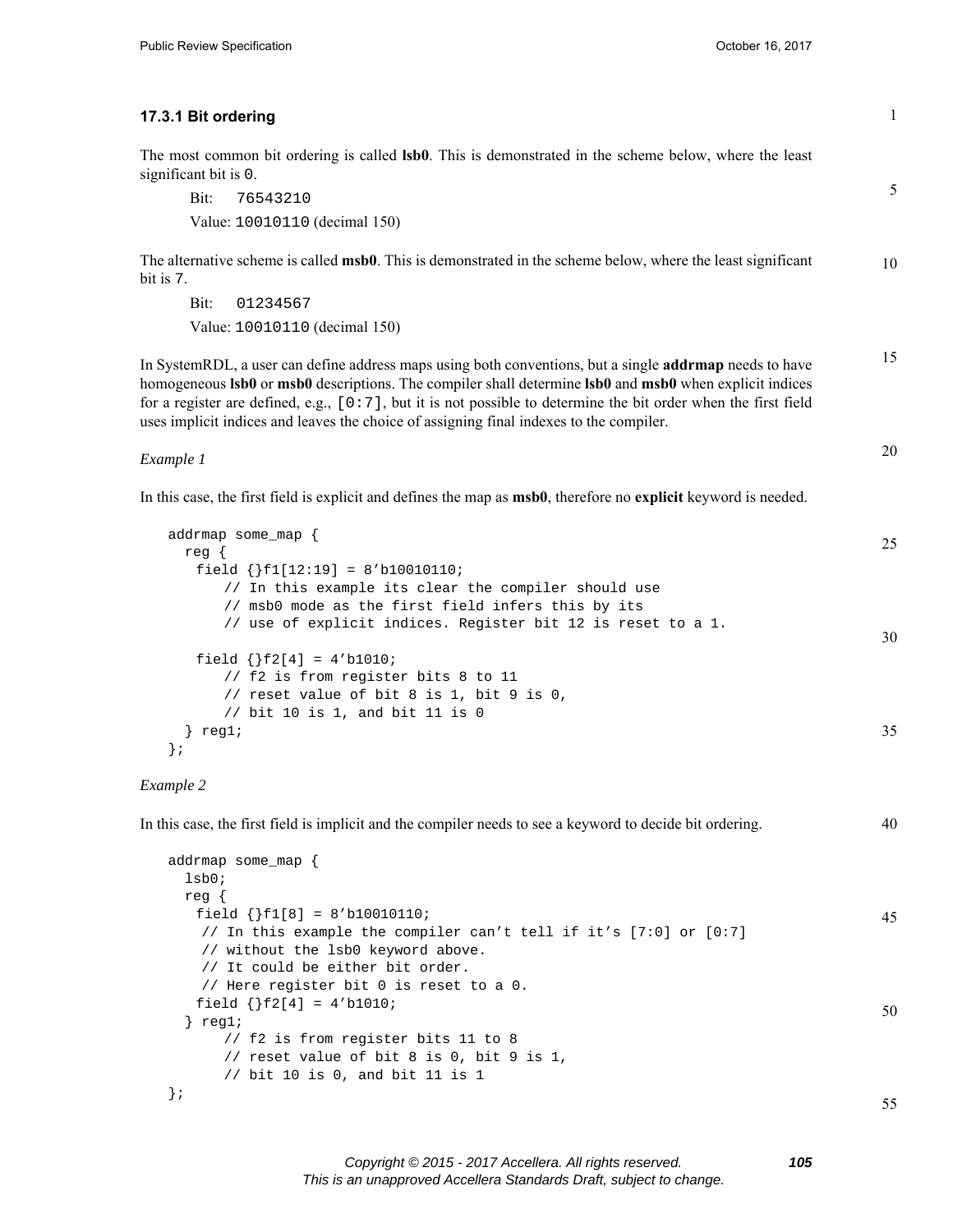### 17.3.1 Bit ordering

The most common bit ordering is called **lsb0**. This is demonstrated in the scheme below, where the least significant bit is `0`.

Bit: `76543210`

Value: `10010110` (decimal 150)

The alternative scheme is called **msb0**. This is demonstrated in the scheme below, where the least significant bit is `7`.

Bit: `01234567`

Value: `10010110` (decimal 150)

In SystemRDL, a user can define address maps using both conventions, but a single **addrmap** needs to have homogeneous **lsb0** or **msb0** descriptions. The compiler shall determine **lsb0** and **msb0** when explicit indices for a register are defined, e.g., `[0:7]`, but it is not possible to determine the bit order when the first field uses implicit indices and leaves the choice of assigning final indexes to the compiler.

*Example 1*

In this case, the first field is explicit and defines the map as **msb0**, therefore no **explicit** keyword is needed.

```
addrmap some_map {
  reg {
    field {}f1[12:19] = 8'b10010110;
        // In this example its clear the compiler should use
        // msb0 mode as the first field infers this by its
        // use of explicit indices. Register bit 12 is reset to a 1.

    field {}f2[4] = 4'b1010;
        // f2 is from register bits 8 to 11
        // reset value of bit 8 is 1, bit 9 is 0,
        // bit 10 is 1, and bit 11 is 0
  } reg1;
};
```

*Example 2*

In this case, the first field is implicit and the compiler needs to see a keyword to decide bit ordering.

```
addrmap some_map {
  lsb0;
  reg {
    field {}f1[8] = 8'b10010110;
     // In this example the compiler can't tell if it's [7:0] or [0:7]
     // without the lsb0 keyword above.
     // It could be either bit order.
     // Here register bit 0 is reset to a 0.
    field {}f2[4] = 4'b1010;
  } reg1;
        // f2 is from register bits 11 to 8
        // reset value of bit 8 is 0, bit 9 is 1,
        // bit 10 is 0, and bit 11 is 1
};
```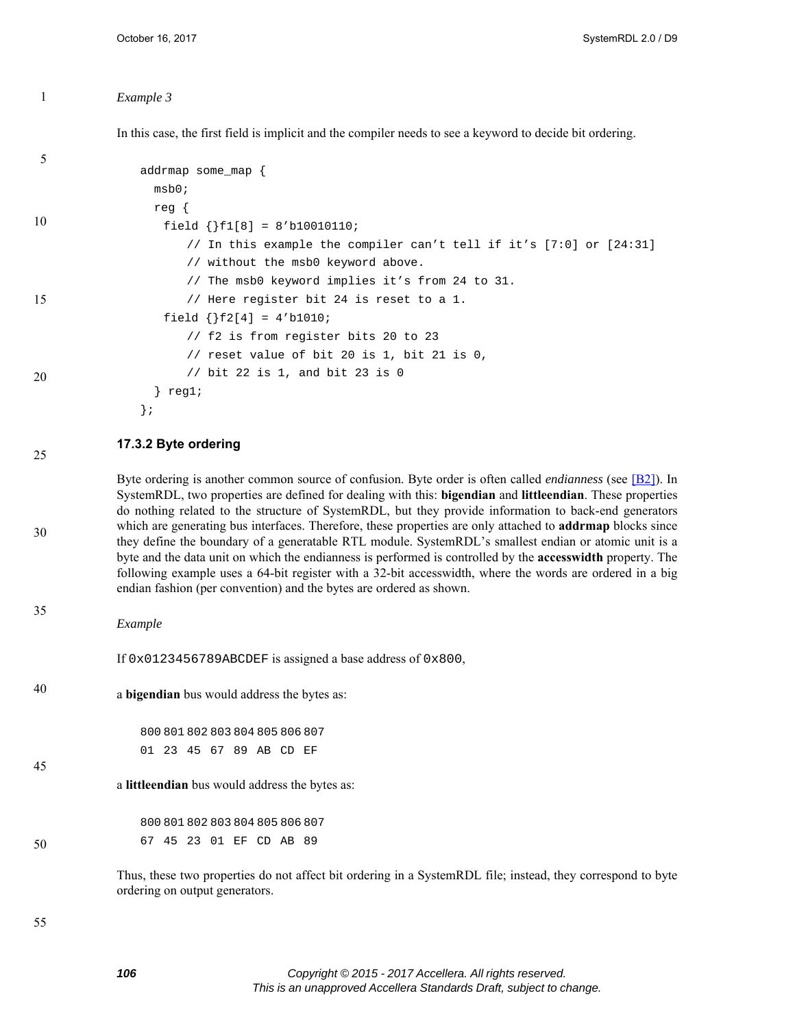*Example 3*

In this case, the first field is implicit and the compiler needs to see a keyword to decide bit ordering.

```
addrmap some_map {
  msb0;
  reg {
    field {}f1[8] = 8'b10010110;
        // In this example the compiler can't tell if it's [7:0] or [24:31]
        // without the msb0 keyword above.
        // The msb0 keyword implies it's from 24 to 31.
        // Here register bit 24 is reset to a 1.
    field {}f2[4] = 4'b1010;
        // f2 is from register bits 20 to 23
        // reset value of bit 20 is 1, bit 21 is 0,
        // bit 22 is 1, and bit 23 is 0
  } reg1;
};
```

### 17.3.2 Byte ordering

Byte ordering is another common source of confusion. Byte order is often called *endianness* (see [B2]). In SystemRDL, two properties are defined for dealing with this: **bigendian** and **littleendian**. These properties do nothing related to the structure of SystemRDL, but they provide information to back-end generators which are generating bus interfaces. Therefore, these properties are only attached to **addrmap** blocks since they define the boundary of a generatable RTL module. SystemRDL's smallest endian or atomic unit is a byte and the data unit on which the endianness is performed is controlled by the **accesswidth** property. The following example uses a 64-bit register with a 32-bit accesswidth, where the words are ordered in a big endian fashion (per convention) and the bytes are ordered as shown.

*Example*

If `0x0123456789ABCDEF` is assigned a base address of `0x800`,

a **bigendian** bus would address the bytes as:

```
800 801 802 803 804 805 806 807
01  23  45  67  89  AB  CD  EF
```

a **littleendian** bus would address the bytes as:

```
800 801 802 803 804 805 806 807
67  45  23  01  EF  CD  AB  89
```

Thus, these two properties do not affect bit ordering in a SystemRDL file; instead, they correspond to byte ordering on output generators.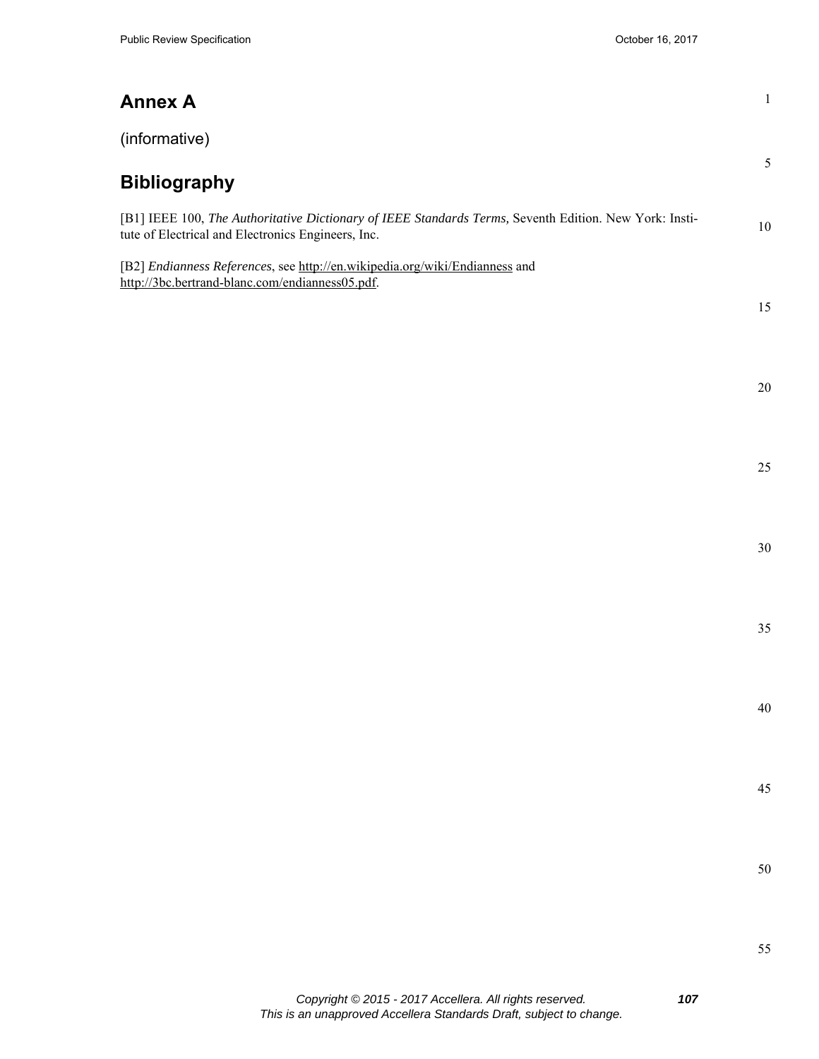# Annex A

(informative)

# Bibliography

[B1] IEEE 100, *The Authoritative Dictionary of IEEE Standards Terms,* Seventh Edition. New York: Institute of Electrical and Electronics Engineers, Inc.

[B2] *Endianness References*, see http://en.wikipedia.org/wiki/Endianness and http://3bc.bertrand-blanc.com/endianness05.pdf.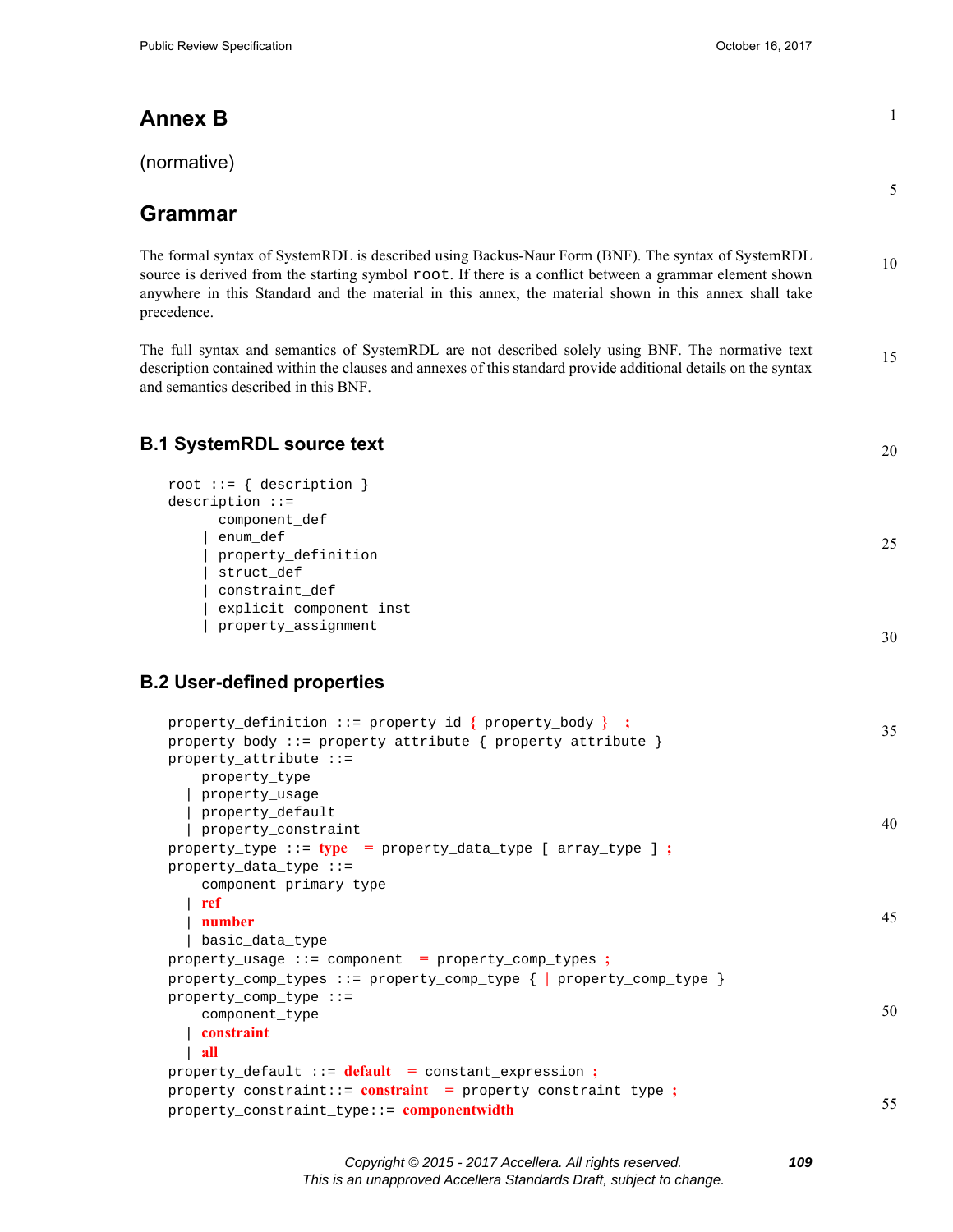# Annex B

(normative)

# Grammar

The formal syntax of SystemRDL is described using Backus-Naur Form (BNF). The syntax of SystemRDL source is derived from the starting symbol `root`. If there is a conflict between a grammar element shown anywhere in this Standard and the material in this annex, the material shown in this annex shall take precedence.

The full syntax and semantics of SystemRDL are not described solely using BNF. The normative text description contained within the clauses and annexes of this standard provide additional details on the syntax and semantics described in this BNF.

## B.1 SystemRDL source text

```
root ::= { description }
description ::=
      component_def
    | enum_def
    | property_definition
    | struct_def
    | constraint_def
    | explicit_component_inst
    | property_assignment
```

## B.2 User-defined properties

```
property_definition ::= property id { property_body } ;
property_body ::= property_attribute { property_attribute }
property_attribute ::=
    property_type
  | property_usage
  | property_default
  | property_constraint
property_type ::= type = property_data_type [ array_type ] ;
property_data_type ::=
    component_primary_type
  | ref
  | number
  | basic_data_type
property_usage ::= component = property_comp_types ;
property_comp_types ::= property_comp_type { | property_comp_type }
property_comp_type ::=
    component_type
  | constraint
  | all
property_default ::= default = constant_expression ;
property_constraint::= constraint = property_constraint_type ;
property_constraint_type::= componentwidth
```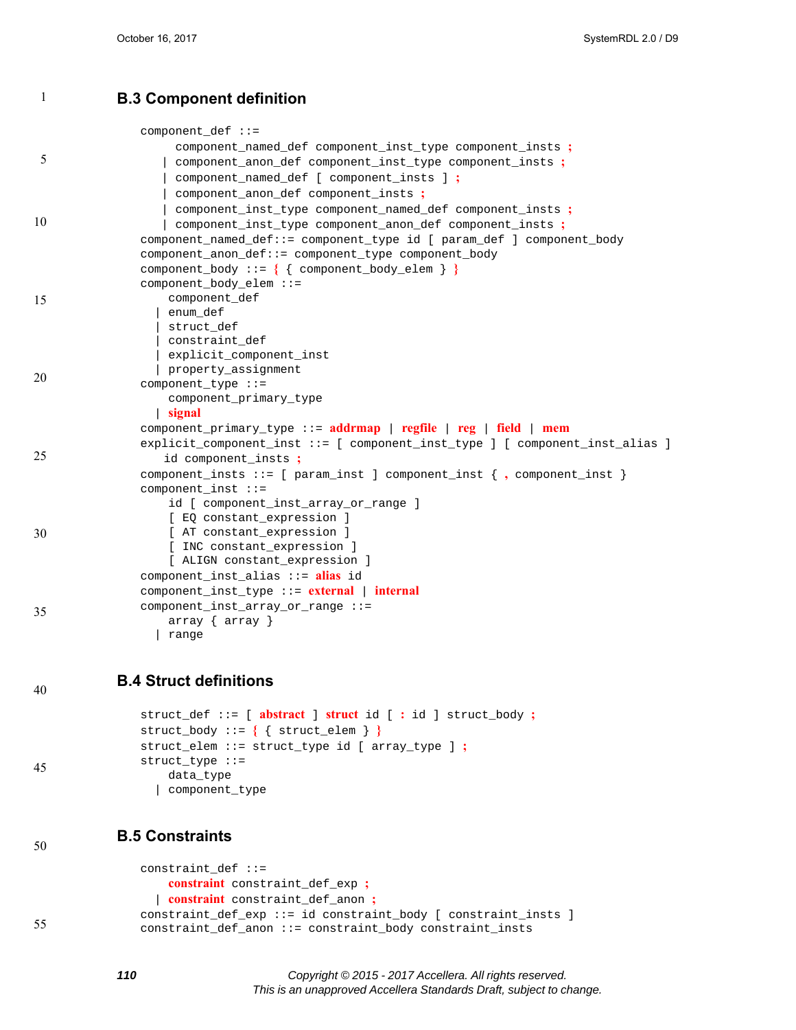## B.3 Component definition

```
component_def ::=
     component_named_def component_inst_type component_insts ;
   | component_anon_def component_inst_type component_insts ;
   | component_named_def [ component_insts ] ;
   | component_anon_def component_insts ;
   | component_inst_type component_named_def component_insts ;
   | component_inst_type component_anon_def component_insts ;
component_named_def::= component_type id [ param_def ] component_body
component_anon_def::= component_type component_body
component_body ::= { { component_body_elem } }
component_body_elem ::=
    component_def
  | enum_def
  | struct_def
  | constraint_def
  | explicit_component_inst
  | property_assignment
component_type ::=
    component_primary_type
  | signal
component_primary_type ::= addrmap | regfile | reg | field | mem
explicit_component_inst ::= [ component_inst_type ] [ component_inst_alias ]
   id component_insts ;
component_insts ::= [ param_inst ] component_inst { , component_inst }
component_inst ::=
    id [ component_inst_array_or_range ]
    [ EQ constant_expression ]
    [ AT constant_expression ]
    [ INC constant_expression ]
    [ ALIGN constant_expression ]
component_inst_alias ::= alias id
component_inst_type ::= external | internal
component_inst_array_or_range ::=
    array { array }
  | range
```

## B.4 Struct definitions

```
struct_def ::= [ abstract ] struct id [ : id ] struct_body ;
struct_body ::= { { struct_elem } }
struct_elem ::= struct_type id [ array_type ] ;
struct_type ::=
    data_type
  | component_type
```

## B.5 Constraints

```
constraint_def ::=
    constraint constraint_def_exp ;
  | constraint constraint_def_anon ;
constraint_def_exp ::= id constraint_body [ constraint_insts ]
constraint_def_anon ::= constraint_body constraint_insts
```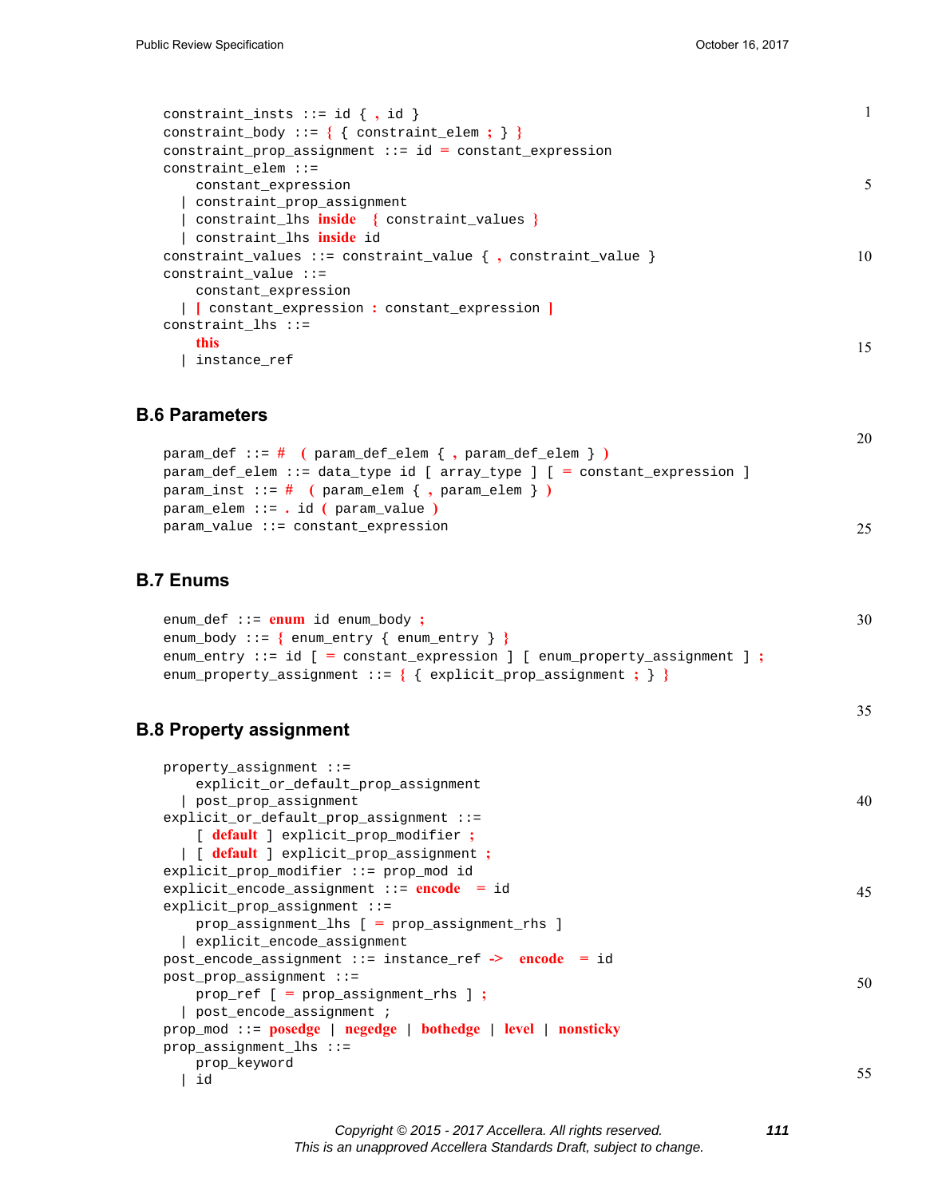```
constraint_insts ::= id { , id }
constraint_body ::= { { constraint_elem ; } }
constraint_prop_assignment ::= id = constant_expression
constraint_elem ::=
    constant_expression
  | constraint_prop_assignment
  | constraint_lhs inside  { constraint_values }
  | constraint_lhs inside id
constraint_values ::= constraint_value { , constraint_value }
constraint_value ::=
    constant_expression
  | [ constant_expression : constant_expression ]
constraint_lhs ::=
    this
  | instance_ref
```

## B.6 Parameters

```
param_def ::= #  ( param_def_elem { , param_def_elem } )
param_def_elem ::= data_type id [ array_type ] [ = constant_expression ]
param_inst ::= #  ( param_elem { , param_elem } )
param_elem ::= . id ( param_value )
param_value ::= constant_expression
```

## B.7 Enums

```
enum_def ::= enum id enum_body ;
enum_body ::= { enum_entry { enum_entry } }
enum_entry ::= id [ = constant_expression ] [ enum_property_assignment ] ;
enum_property_assignment ::= { { explicit_prop_assignment ; } }
```

## B.8 Property assignment

```
property_assignment ::=
    explicit_or_default_prop_assignment
  | post_prop_assignment
explicit_or_default_prop_assignment ::=
    [ default ] explicit_prop_modifier ;
  | [ default ] explicit_prop_assignment ;
explicit_prop_modifier ::= prop_mod id
explicit_encode_assignment ::= encode  = id
explicit_prop_assignment ::=
    prop_assignment_lhs [ = prop_assignment_rhs ]
  | explicit_encode_assignment
post_encode_assignment ::= instance_ref ->  encode  = id
post_prop_assignment ::=
    prop_ref [ = prop_assignment_rhs ] ;
  | post_encode_assignment ;
prop_mod ::= posedge | negedge | bothedge | level | nonsticky
prop_assignment_lhs ::=
    prop_keyword
  | id
```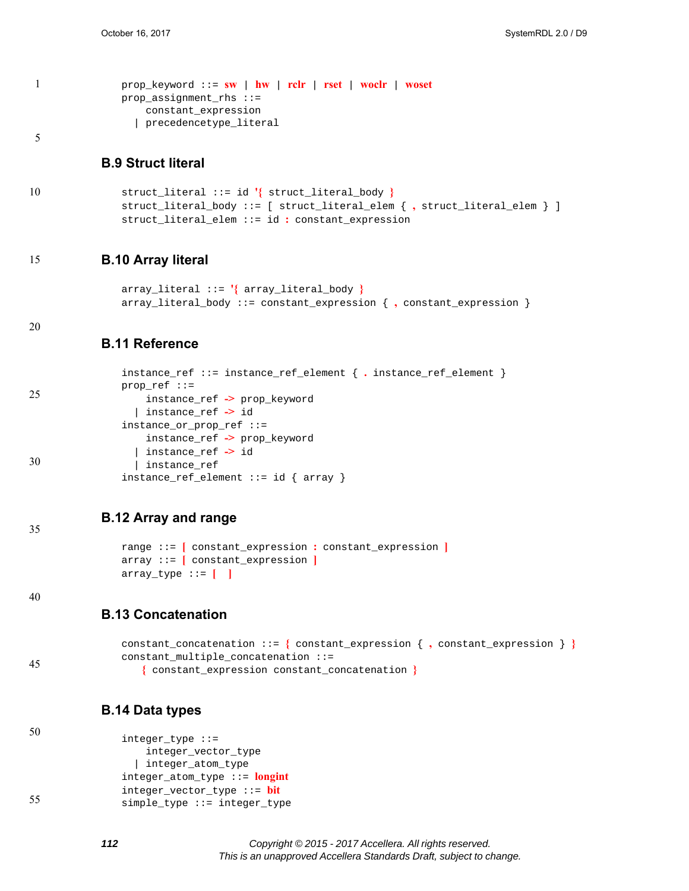```
prop_keyword ::= sw | hw | rclr | rset | woclr | woset
prop_assignment_rhs ::=
    constant_expression
  | precedencetype_literal
```

## B.9 Struct literal

```
struct_literal ::= id '{ struct_literal_body }
struct_literal_body ::= [ struct_literal_elem { , struct_literal_elem } ]
struct_literal_elem ::= id : constant_expression
```

## B.10 Array literal

```
array_literal ::= '{ array_literal_body }
array_literal_body ::= constant_expression { , constant_expression }
```

## B.11 Reference

```
instance_ref ::= instance_ref_element { . instance_ref_element }
prop_ref ::=
    instance_ref -> prop_keyword
  | instance_ref -> id
instance_or_prop_ref ::=
    instance_ref -> prop_keyword
  | instance_ref -> id
  | instance_ref
instance_ref_element ::= id { array }
```

## B.12 Array and range

```
range ::= [ constant_expression : constant_expression ]
array ::= [ constant_expression ]
array_type ::= [ ]
```

## B.13 Concatenation

```
constant_concatenation ::= { constant_expression { , constant_expression } }
constant_multiple_concatenation ::=
   { constant_expression constant_concatenation }
```

## B.14 Data types

```
integer_type ::=
    integer_vector_type
  | integer_atom_type
integer_atom_type ::= longint
integer_vector_type ::= bit
simple_type ::= integer_type
```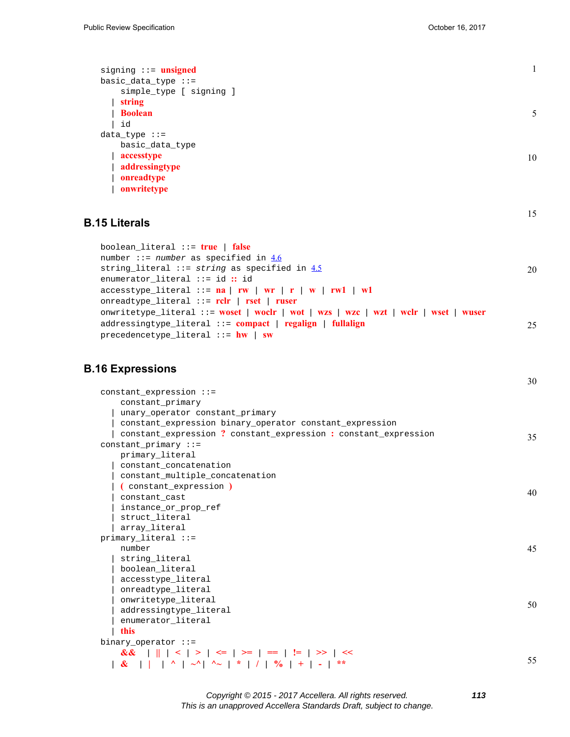```
signing ::= unsigned
basic_data_type ::=
    simple_type [ signing ]
  | string
  | Boolean
  | id
data_type ::=
    basic_data_type
  | accesstype
  | addressingtype
  | onreadtype
  | onwritetype
```

## B.15 Literals

```
boolean_literal ::= true | false
number ::= number as specified in 4.6
string_literal ::= string as specified in 4.5
enumerator_literal ::= id :: id
accesstype_literal ::= na | rw | wr | r | w | rw1 | w1
onreadtype_literal ::= rclr | rset | ruser
onwritetype_literal ::= woset | woclr | wot | wzs | wzc | wzt | wclr | wset | wuser
addressingtype_literal ::= compact | regalign | fullalign
precedencetype_literal ::= hw | sw
```

## B.16 Expressions

```
constant_expression ::=
    constant_primary
  | unary_operator constant_primary
  | constant_expression binary_operator constant_expression
  | constant_expression ? constant_expression : constant_expression
constant_primary ::=
    primary_literal
  | constant_concatenation
  | constant_multiple_concatenation
  | ( constant_expression )
  | constant_cast
  | instance_or_prop_ref
  | struct_literal
  | array_literal
primary_literal ::=
    number
  | string_literal
  | boolean_literal
  | accesstype_literal
  | onreadtype_literal
  | onwritetype_literal
  | addressingtype_literal
  | enumerator_literal
  | this
binary_operator ::=
    &&  | || | < | > | <= | >= | == | != | >> | <<
  | &  | |  | ^ | ~^| ^~ | * | / | % | + | - | **
```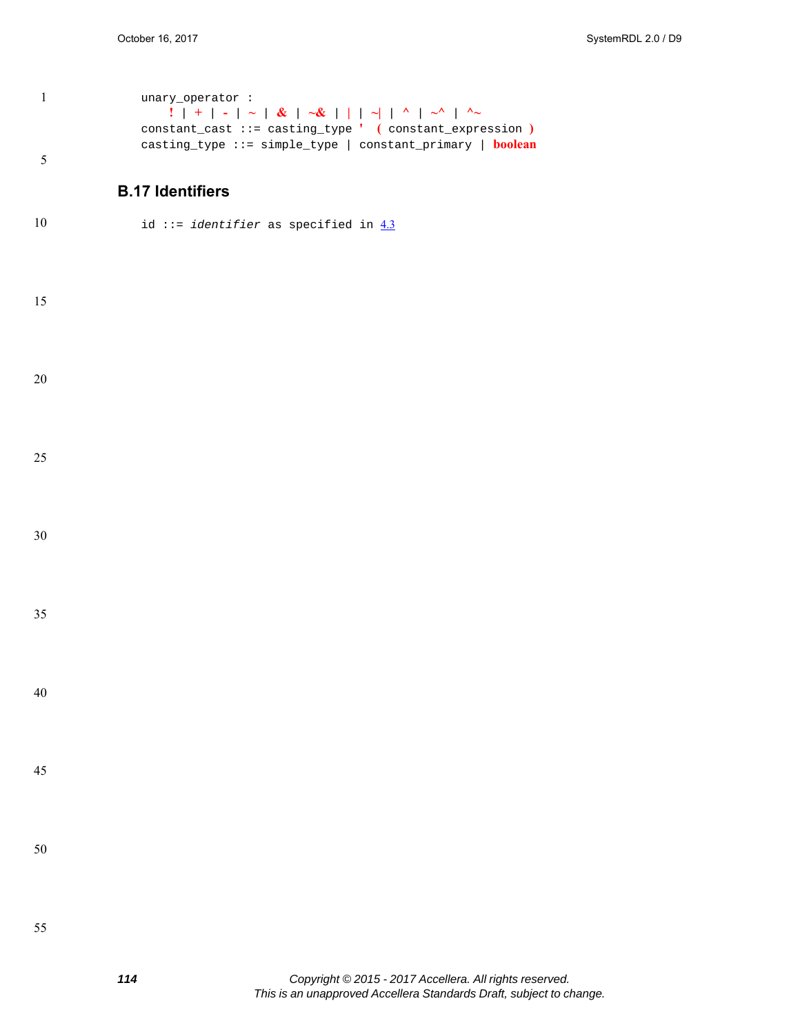```
unary_operator :
    ! | + | - | ~ | & | ~& | | | ~| | ^ | ~^ | ^~
constant_cast ::= casting_type '  ( constant_expression )
casting_type ::= simple_type | constant_primary | boolean
```

## B.17 Identifiers

```
id ::= identifier as specified in 4.3
```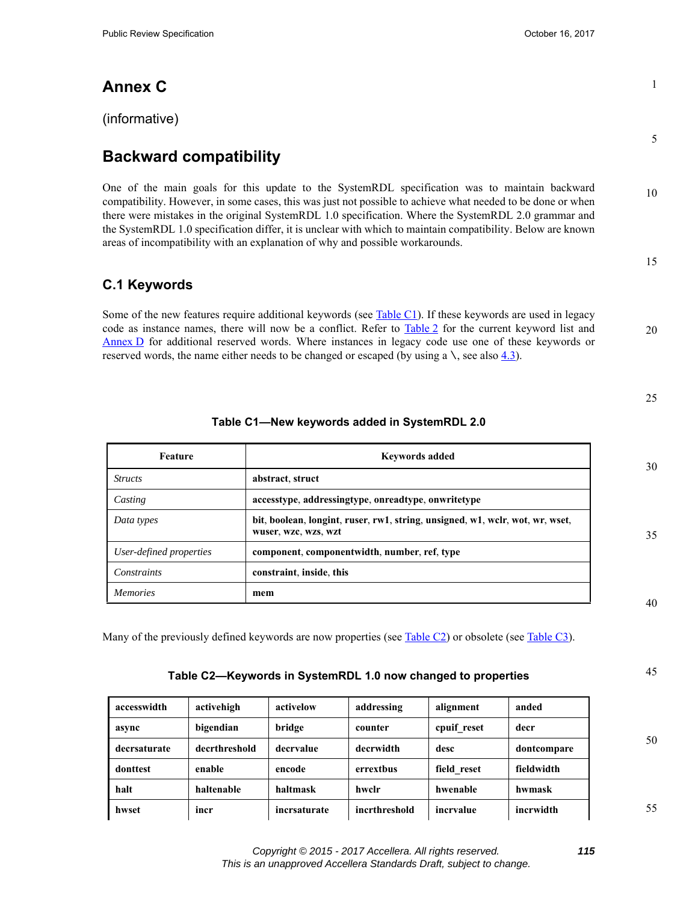# Annex C

(informative)

# Backward compatibility

One of the main goals for this update to the SystemRDL specification was to maintain backward compatibility. However, in some cases, this was just not possible to achieve what needed to be done or when there were mistakes in the original SystemRDL 1.0 specification. Where the SystemRDL 2.0 grammar and the SystemRDL 1.0 specification differ, it is unclear with which to maintain compatibility. Below are known areas of incompatibility with an explanation of why and possible workarounds.

## C.1 Keywords

Some of the new features require additional keywords (see Table C1). If these keywords are used in legacy code as instance names, there will now be a conflict. Refer to Table 2 for the current keyword list and Annex D for additional reserved words. Where instances in legacy code use one of these keywords or reserved words, the name either needs to be changed or escaped (by using a \, see also 4.3).

**Table C1—New keywords added in SystemRDL 2.0**

| Feature | Keywords added |
|---|---|
| *Structs* | **abstract**, **struct** |
| *Casting* | **accesstype**, **addressingtype**, **onreadtype**, **onwritetype** |
| *Data types* | **bit**, **boolean**, **longint**, **ruser**, **rw1**, **string**, **unsigned**, **w1**, **wclr**, **wot**, **wr**, **wset**, **wuser**, **wzc**, **wzs**, **wzt** |
| *User-defined properties* | **component**, **componentwidth**, **number**, **ref**, **type** |
| *Constraints* | **constraint**, **inside**, **this** |
| *Memories* | **mem** |

Many of the previously defined keywords are now properties (see Table C2) or obsolete (see Table C3).

**Table C2—Keywords in SystemRDL 1.0 now changed to properties**

| | | | | | |
|---|---|---|---|---|---|
| **accesswidth** | **activehigh** | **activelow** | **addressing** | **alignment** | **anded** |
| **async** | **bigendian** | **bridge** | **counter** | **cpuif_reset** | **decr** |
| **decrsaturate** | **decrthreshold** | **decrvalue** | **decrwidth** | **desc** | **dontcompare** |
| **donttest** | **enable** | **encode** | **errextbus** | **field_reset** | **fieldwidth** |
| **halt** | **haltenable** | **haltmask** | **hwclr** | **hwenable** | **hwmask** |
| **hwset** | **incr** | **incrsaturate** | **incrthreshold** | **incrvalue** | **incrwidth** |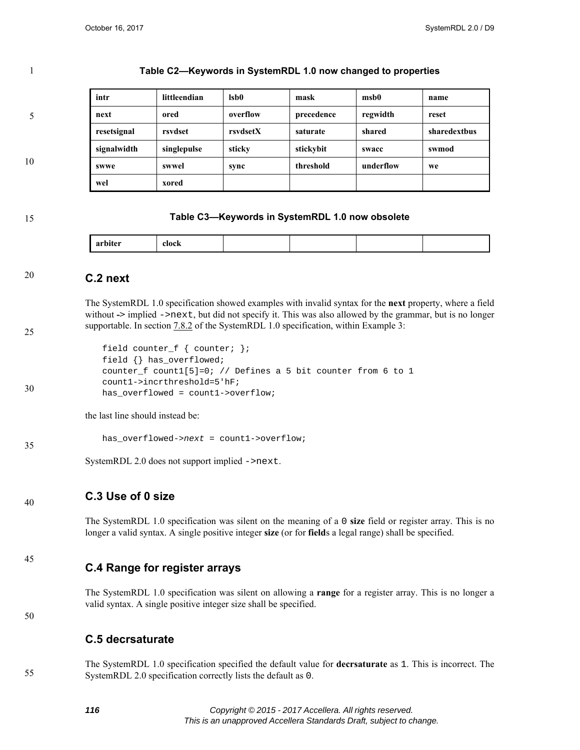**Table C2—Keywords in SystemRDL 1.0 now changed to properties**

| | | | | | |
|---|---|---|---|---|---|
| **intr** | **littleendian** | **lsb0** | **mask** | **msb0** | **name** |
| **next** | **ored** | **overflow** | **precedence** | **regwidth** | **reset** |
| **resetsignal** | **rsvdset** | **rsvdsetX** | **saturate** | **shared** | **sharedextbus** |
| **signalwidth** | **singlepulse** | **sticky** | **stickybit** | **swacc** | **swmod** |
| **swwe** | **swwel** | **sync** | **threshold** | **underflow** | **we** |
| **wel** | **xored** | | | | |

**Table C3—Keywords in SystemRDL 1.0 now obsolete**

| | | | | | |
|---|---|---|---|---|---|
| **arbiter** | **clock** | | | | |

## C.2 next

The SystemRDL 1.0 specification showed examples with invalid syntax for the **next** property, where a field without **->** implied `->next`, but did not specify it. This was also allowed by the grammar, but is no longer supportable. In section 7.8.2 of the SystemRDL 1.0 specification, within Example 3:

```
field counter_f { counter; };
field {} has_overflowed;
counter_f count1[5]=0; // Defines a 5 bit counter from 6 to 1
count1->incrthreshold=5'hF;
has_overflowed = count1->overflow;
```

the last line should instead be:

```
has_overflowed->next = count1->overflow;
```

SystemRDL 2.0 does not support implied `->next`.

## C.3 Use of 0 size

The SystemRDL 1.0 specification was silent on the meaning of a `0` **size** field or register array. This is no longer a valid syntax. A single positive integer **size** (or for **field**s a legal range) shall be specified.

## C.4 Range for register arrays

The SystemRDL 1.0 specification was silent on allowing a **range** for a register array. This is no longer a valid syntax. A single positive integer size shall be specified.

## C.5 decrsaturate

The SystemRDL 1.0 specification specified the default value for **decrsaturate** as `1`. This is incorrect. The SystemRDL 2.0 specification correctly lists the default as `0`.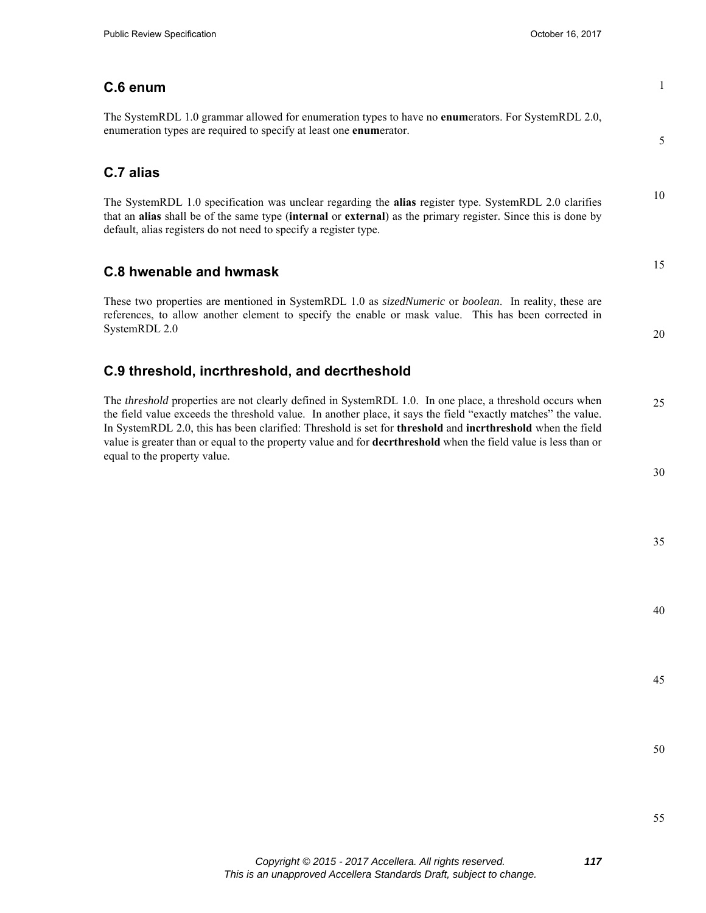## C.6 enum

The SystemRDL 1.0 grammar allowed for enumeration types to have no **enum**erators. For SystemRDL 2.0, enumeration types are required to specify at least one **enum**erator.

## C.7 alias

The SystemRDL 1.0 specification was unclear regarding the **alias** register type. SystemRDL 2.0 clarifies that an **alias** shall be of the same type (**internal** or **external**) as the primary register. Since this is done by default, alias registers do not need to specify a register type.

## C.8 hwenable and hwmask

These two properties are mentioned in SystemRDL 1.0 as *sizedNumeric* or *boolean*. In reality, these are references, to allow another element to specify the enable or mask value. This has been corrected in SystemRDL 2.0

## C.9 threshold, incrthreshold, and decrtheshold

The *threshold* properties are not clearly defined in SystemRDL 1.0. In one place, a threshold occurs when the field value exceeds the threshold value. In another place, it says the field "exactly matches" the value. In SystemRDL 2.0, this has been clarified: Threshold is set for **threshold** and **incrthreshold** when the field value is greater than or equal to the property value and for **decrthreshold** when the field value is less than or equal to the property value.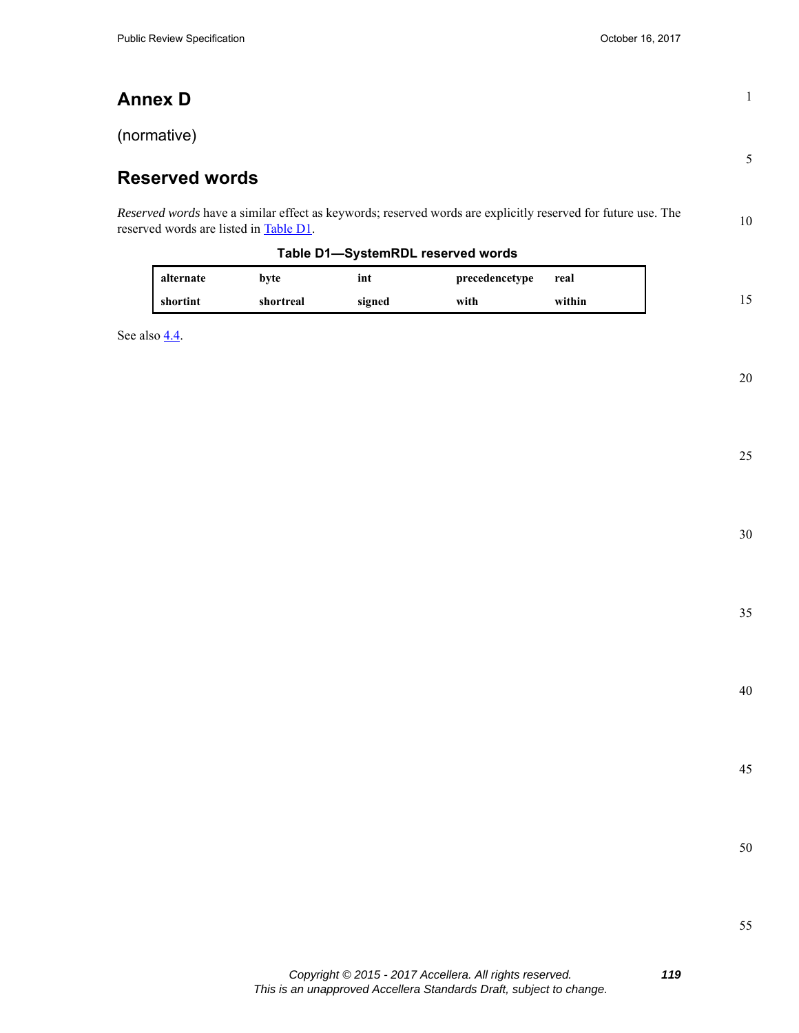# Annex D

(normative)

# Reserved words

*Reserved words* have a similar effect as keywords; reserved words are explicitly reserved for future use. The reserved words are listed in Table D1.

**Table D1—SystemRDL reserved words**

| | | | | |
|---|---|---|---|---|
| **alternate** | **byte** | **int** | **precedencetype** | **real** |
| **shortint** | **shortreal** | **signed** | **with** | **within** |

See also 4.4.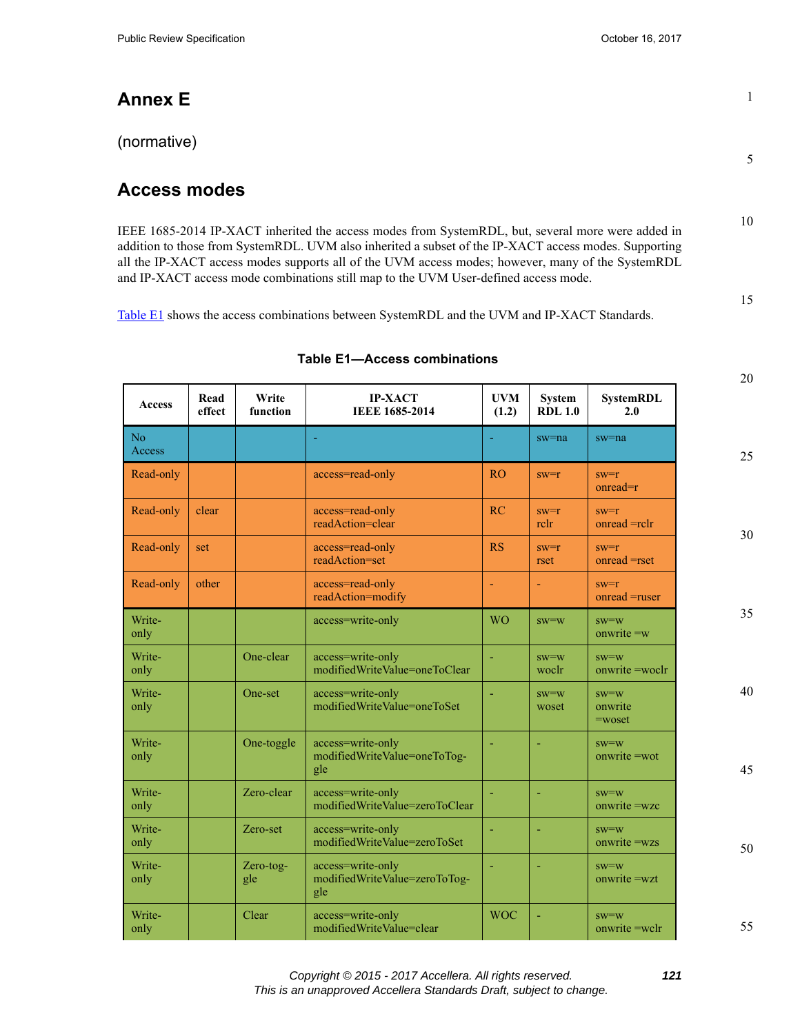# Annex E

(normative)

# Access modes

IEEE 1685-2014 IP-XACT inherited the access modes from SystemRDL, but, several more were added in addition to those from SystemRDL. UVM also inherited a subset of the IP-XACT access modes. Supporting all the IP-XACT access modes supports all of the UVM access modes; however, many of the SystemRDL and IP-XACT access mode combinations still map to the UVM User-defined access mode.

Table E1 shows the access combinations between SystemRDL and the UVM and IP-XACT Standards.

**Table E1—Access combinations**

| Access | Read effect | Write function | IP-XACT IEEE 1685-2014 | UVM (1.2) | System RDL 1.0 | SystemRDL 2.0 |
|---|---|---|---|---|---|---|
| No Access | | | - | - | sw=na | sw=na |
| Read-only | | | access=read-only | RO | sw=r | sw=r onread=r |
| Read-only | clear | | access=read-only readAction=clear | RC | sw=r rclr | sw=r onread =rclr |
| Read-only | set | | access=read-only readAction=set | RS | sw=r rset | sw=r onread =rset |
| Read-only | other | | access=read-only readAction=modify | - | - | sw=r onread =ruser |
| Write-only | | | access=write-only | WO | sw=w | sw=w onwrite =w |
| Write-only | | One-clear | access=write-only modifiedWriteValue=oneToClear | - | sw=w woclr | sw=w onwrite =woclr |
| Write-only | | One-set | access=write-only modifiedWriteValue=oneToSet | - | sw=w woset | sw=w onwrite =woset |
| Write-only | | One-toggle | access=write-only modifiedWriteValue=oneToToggle | - | - | sw=w onwrite =wot |
| Write-only | | Zero-clear | access=write-only modifiedWriteValue=zeroToClear | - | - | sw=w onwrite =wzc |
| Write-only | | Zero-set | access=write-only modifiedWriteValue=zeroToSet | - | - | sw=w onwrite =wzs |
| Write-only | | Zero-toggle | access=write-only modifiedWriteValue=zeroToToggle | - | - | sw=w onwrite =wzt |
| Write-only | | Clear | access=write-only modifiedWriteValue=clear | WOC | - | sw=w onwrite =wclr |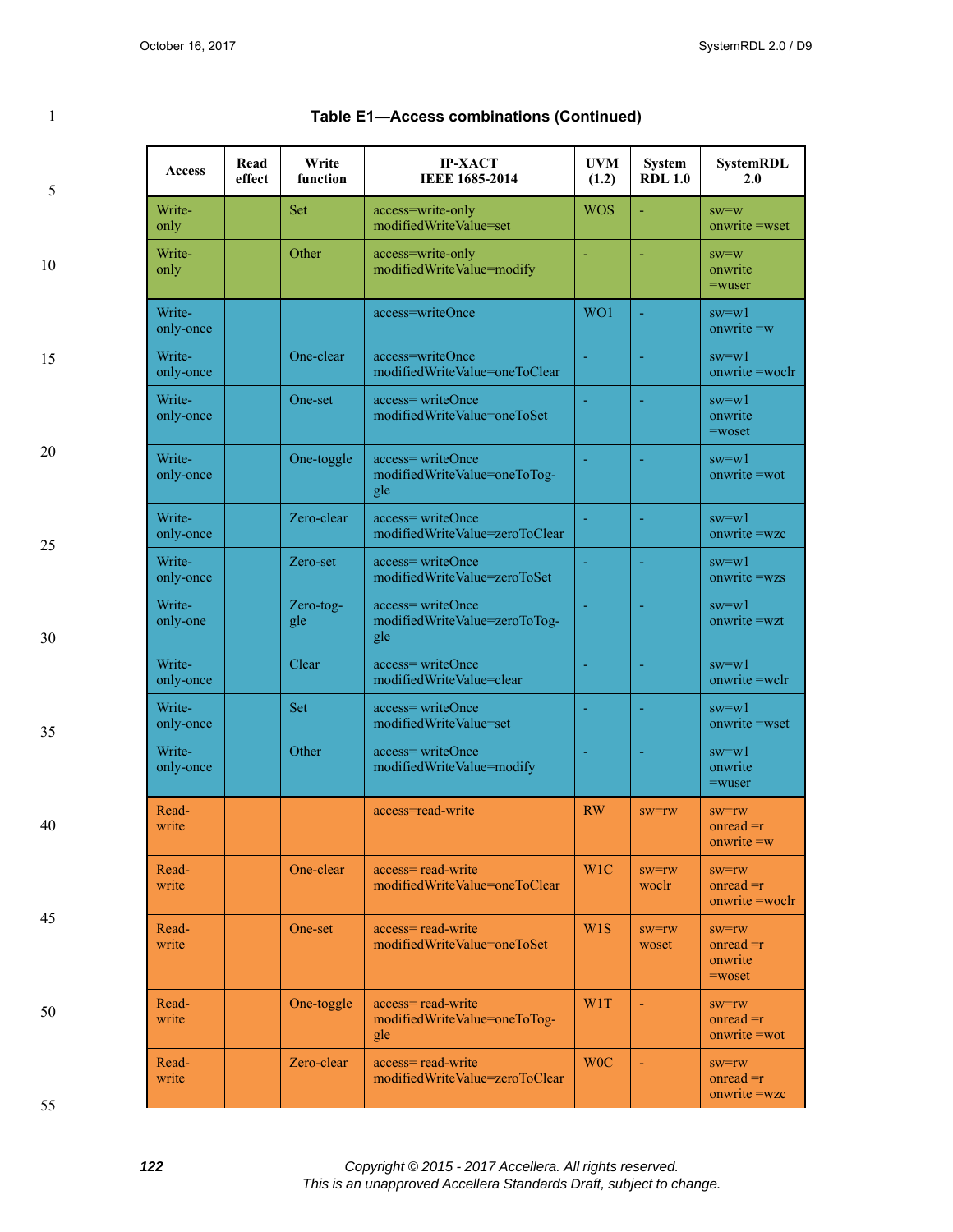**Table E1—Access combinations (Continued)**

| Access | Read effect | Write function | IP-XACT IEEE 1685-2014 | UVM (1.2) | System RDL 1.0 | SystemRDL 2.0 |
|---|---|---|---|---|---|---|
| Write-only | | Set | access=write-only modifiedWriteValue=set | WOS | - | sw=w onwrite =wset |
| Write-only | | Other | access=write-only modifiedWriteValue=modify | - | - | sw=w onwrite =wuser |
| Write-only-once | | | access=writeOnce | WO1 | - | sw=w1 onwrite =w |
| Write-only-once | | One-clear | access=writeOnce modifiedWriteValue=oneToClear | - | - | sw=w1 onwrite =woclr |
| Write-only-once | | One-set | access= writeOnce modifiedWriteValue=oneToSet | - | - | sw=w1 onwrite =woset |
| Write-only-once | | One-toggle | access= writeOnce modifiedWriteValue=oneToToggle | - | - | sw=w1 onwrite =wot |
| Write-only-once | | Zero-clear | access= writeOnce modifiedWriteValue=zeroToClear | - | - | sw=w1 onwrite =wzc |
| Write-only-once | | Zero-set | access= writeOnce modifiedWriteValue=zeroToSet | - | - | sw=w1 onwrite =wzs |
| Write-only-one | | Zero-toggle | access= writeOnce modifiedWriteValue=zeroToToggle | - | - | sw=w1 onwrite =wzt |
| Write-only-once | | Clear | access= writeOnce modifiedWriteValue=clear | - | - | sw=w1 onwrite =wclr |
| Write-only-once | | Set | access= writeOnce modifiedWriteValue=set | - | - | sw=w1 onwrite =wset |
| Write-only-once | | Other | access= writeOnce modifiedWriteValue=modify | - | - | sw=w1 onwrite =wuser |
| Read-write | | | access=read-write | RW | sw=rw | sw=rw onread =r onwrite =w |
| Read-write | | One-clear | access= read-write modifiedWriteValue=oneToClear | W1C | sw=rw woclr | sw=rw onread =r onwrite =woclr |
| Read-write | | One-set | access= read-write modifiedWriteValue=oneToSet | W1S | sw=rw woset | sw=rw onread =r onwrite =woset |
| Read-write | | One-toggle | access= read-write modifiedWriteValue=oneToToggle | W1T | - | sw=rw onread =r onwrite =wot |
| Read-write | | Zero-clear | access= read-write modifiedWriteValue=zeroToClear | W0C | - | sw=rw onread =r onwrite =wzc |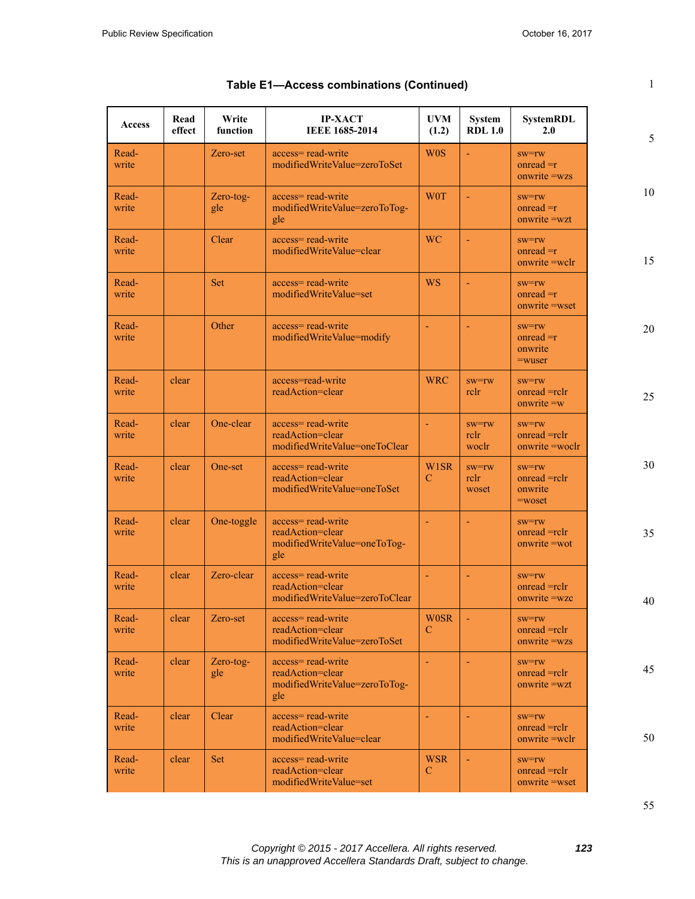**Table E1—Access combinations (Continued)**

| Access | Read effect | Write function | IP-XACT IEEE 1685-2014 | UVM (1.2) | System RDL 1.0 | SystemRDL 2.0 |
|---|---|---|---|---|---|---|
| Read-write | | Zero-set | access= read-write modifiedWriteValue=zeroToSet | W0S | - | sw=rw onread =r onwrite =wzs |
| Read-write | | Zero-toggle | access= read-write modifiedWriteValue=zeroToToggle | W0T | - | sw=rw onread =r onwrite =wzt |
| Read-write | | Clear | access= read-write modifiedWriteValue=clear | WC | - | sw=rw onread =r onwrite =wclr |
| Read-write | | Set | access= read-write modifiedWriteValue=set | WS | - | sw=rw onread =r onwrite =wset |
| Read-write | | Other | access= read-write modifiedWriteValue=modify | - | - | sw=rw onread =r onwrite =wuser |
| Read-write | clear | | access=read-write readAction=clear | WRC | sw=rw rclr | sw=rw onread =rclr onwrite =w |
| Read-write | clear | One-clear | access= read-write readAction=clear modifiedWriteValue=oneToClear | - | sw=rw rclr woclr | sw=rw onread =rclr onwrite =woclr |
| Read-write | clear | One-set | access= read-write readAction=clear modifiedWriteValue=oneToSet | W1SRC | sw=rw rclr woset | sw=rw onread =rclr onwrite =woset |
| Read-write | clear | One-toggle | access= read-write readAction=clear modifiedWriteValue=oneToToggle | - | - | sw=rw onread =rclr onwrite =wot |
| Read-write | clear | Zero-clear | access= read-write readAction=clear modifiedWriteValue=zeroToClear | - | - | sw=rw onread =rclr onwrite =wzc |
| Read-write | clear | Zero-set | access= read-write readAction=clear modifiedWriteValue=zeroToSet | W0SRC | - | sw=rw onread =rclr onwrite =wzs |
| Read-write | clear | Zero-toggle | access= read-write readAction=clear modifiedWriteValue=zeroToToggle | - | - | sw=rw onread =rclr onwrite =wzt |
| Read-write | clear | Clear | access= read-write readAction=clear modifiedWriteValue=clear | - | - | sw=rw onread =rclr onwrite =wclr |
| Read-write | clear | Set | access= read-write readAction=clear modifiedWriteValue=set | WSRC | - | sw=rw onread =rclr onwrite =wset |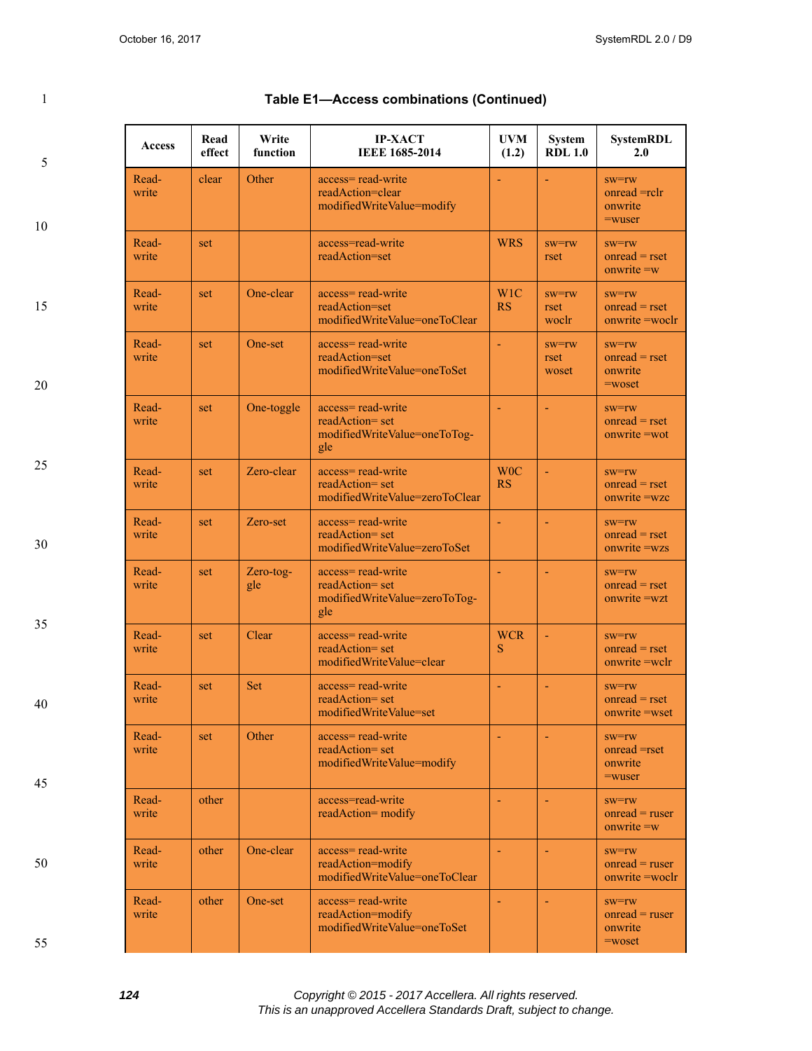**Table E1—Access combinations (Continued)**

| Access | Read effect | Write function | IP-XACT IEEE 1685-2014 | UVM (1.2) | System RDL 1.0 | SystemRDL 2.0 |
|---|---|---|---|---|---|---|
| Read-write | clear | Other | access= read-write readAction=clear modifiedWriteValue=modify | - | - | sw=rw onread =rclr onwrite =wuser |
| Read-write | set | | access=read-write readAction=set | WRS | sw=rw rset | sw=rw onread = rset onwrite =w |
| Read-write | set | One-clear | access= read-write readAction=set modifiedWriteValue=oneToClear | W1C RS | sw=rw rset woclr | sw=rw onread = rset onwrite =woclr |
| Read-write | set | One-set | access= read-write readAction=set modifiedWriteValue=oneToSet | - | sw=rw rset woset | sw=rw onread = rset onwrite =woset |
| Read-write | set | One-toggle | access= read-write readAction= set modifiedWriteValue=oneToTog-gle | - | - | sw=rw onread = rset onwrite =wot |
| Read-write | set | Zero-clear | access= read-write readAction= set modifiedWriteValue=zeroToClear | W0C RS | - | sw=rw onread = rset onwrite =wzc |
| Read-write | set | Zero-set | access= read-write readAction= set modifiedWriteValue=zeroToSet | - | - | sw=rw onread = rset onwrite =wzs |
| Read-write | set | Zero-tog-gle | access= read-write readAction= set modifiedWriteValue=zeroToTog-gle | - | - | sw=rw onread = rset onwrite =wzt |
| Read-write | set | Clear | access= read-write readAction= set modifiedWriteValue=clear | WCR S | - | sw=rw onread = rset onwrite =wclr |
| Read-write | set | Set | access= read-write readAction= set modifiedWriteValue=set | - | - | sw=rw onread = rset onwrite =wset |
| Read-write | set | Other | access= read-write readAction= set modifiedWriteValue=modify | - | - | sw=rw onread =rset onwrite =wuser |
| Read-write | other | | access=read-write readAction= modify | - | - | sw=rw onread = ruser onwrite =w |
| Read-write | other | One-clear | access= read-write readAction=modify modifiedWriteValue=oneToClear | - | - | sw=rw onread = ruser onwrite =woclr |
| Read-write | other | One-set | access= read-write readAction=modify modifiedWriteValue=oneToSet | - | - | sw=rw onread = ruser onwrite =woset |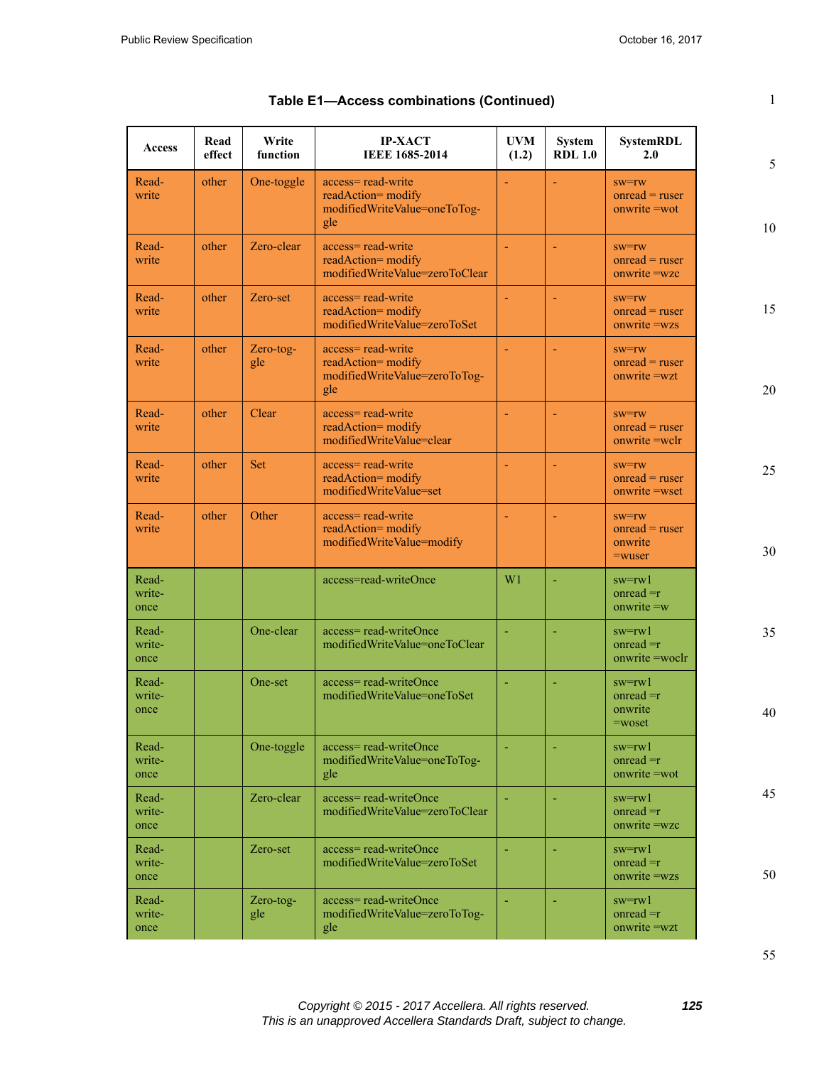**Table E1—Access combinations (Continued)**

| Access | Read effect | Write function | IP-XACT IEEE 1685-2014 | UVM (1.2) | System RDL 1.0 | SystemRDL 2.0 |
|---|---|---|---|---|---|---|
| Read-write | other | One-toggle | access= read-write readAction= modify modifiedWriteValue=oneToToggle | - | - | sw=rw onread = ruser onwrite =wot |
| Read-write | other | Zero-clear | access= read-write readAction= modify modifiedWriteValue=zeroToClear | - | - | sw=rw onread = ruser onwrite =wzc |
| Read-write | other | Zero-set | access= read-write readAction= modify modifiedWriteValue=zeroToSet | - | - | sw=rw onread = ruser onwrite =wzs |
| Read-write | other | Zero-toggle | access= read-write readAction= modify modifiedWriteValue=zeroToToggle | - | - | sw=rw onread = ruser onwrite =wzt |
| Read-write | other | Clear | access= read-write readAction= modify modifiedWriteValue=clear | - | - | sw=rw onread = ruser onwrite =wclr |
| Read-write | other | Set | access= read-write readAction= modify modifiedWriteValue=set | - | - | sw=rw onread = ruser onwrite =wset |
| Read-write | other | Other | access= read-write readAction= modify modifiedWriteValue=modify | - | - | sw=rw onread = ruser onwrite =wuser |
| Read-write-once | | | access=read-writeOnce | W1 | - | sw=rw1 onread =r onwrite =w |
| Read-write-once | | One-clear | access= read-writeOnce modifiedWriteValue=oneToClear | - | - | sw=rw1 onread =r onwrite =woclr |
| Read-write-once | | One-set | access= read-writeOnce modifiedWriteValue=oneToSet | - | - | sw=rw1 onread =r onwrite =woset |
| Read-write-once | | One-toggle | access= read-writeOnce modifiedWriteValue=oneToToggle | - | - | sw=rw1 onread =r onwrite =wot |
| Read-write-once | | Zero-clear | access= read-writeOnce modifiedWriteValue=zeroToClear | - | - | sw=rw1 onread =r onwrite =wzc |
| Read-write-once | | Zero-set | access= read-writeOnce modifiedWriteValue=zeroToSet | - | - | sw=rw1 onread =r onwrite =wzs |
| Read-write-once | | Zero-toggle | access= read-writeOnce modifiedWriteValue=zeroToToggle | - | - | sw=rw1 onread =r onwrite =wzt |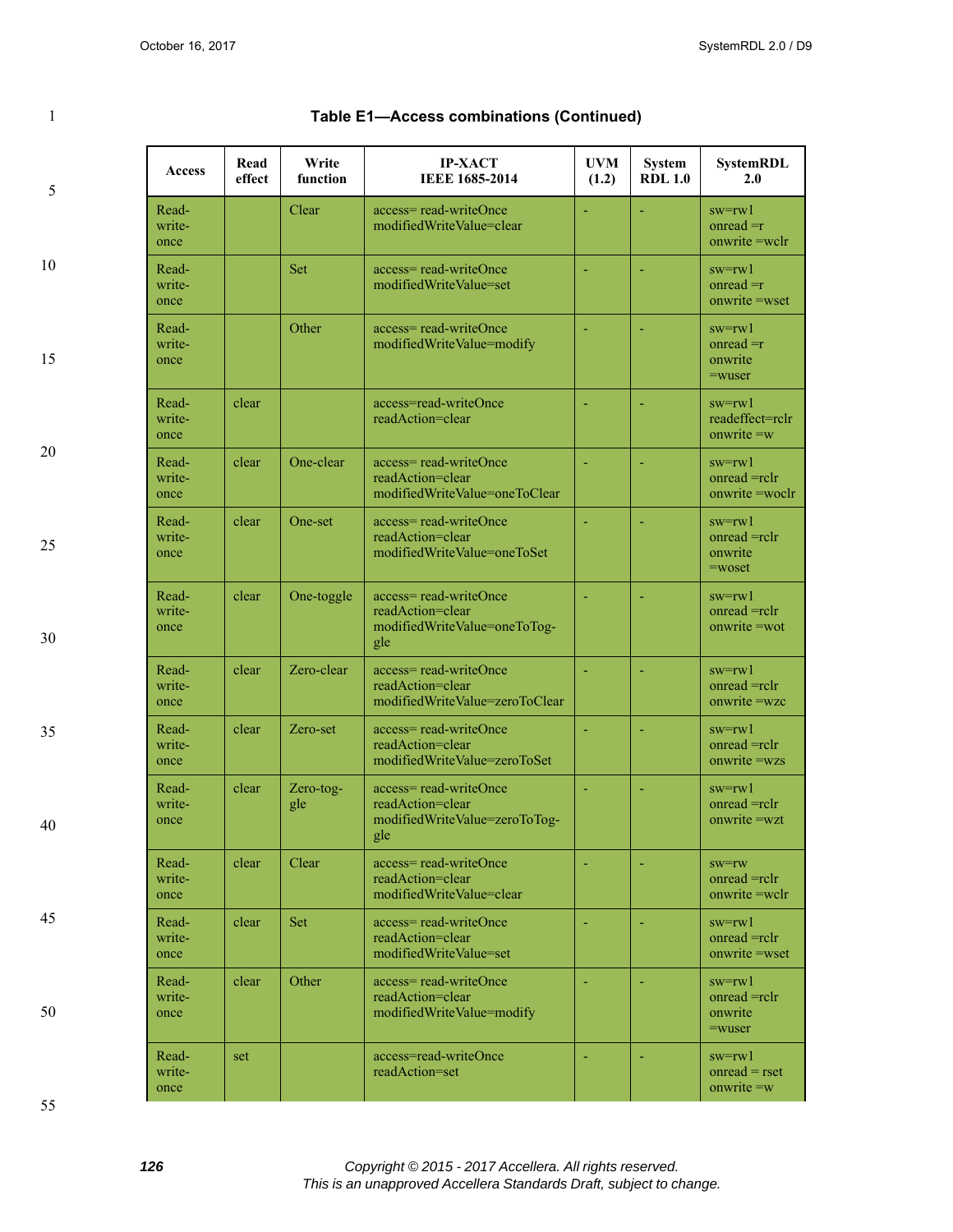**Table E1—Access combinations (Continued)**

| Access | Read effect | Write function | IP-XACT IEEE 1685-2014 | UVM (1.2) | System RDL 1.0 | SystemRDL 2.0 |
|---|---|---|---|---|---|---|
| Read-write-once | | Clear | access= read-writeOnce modifiedWriteValue=clear | - | - | sw=rw1 onread =r onwrite =wclr |
| Read-write-once | | Set | access= read-writeOnce modifiedWriteValue=set | - | - | sw=rw1 onread =r onwrite =wset |
| Read-write-once | | Other | access= read-writeOnce modifiedWriteValue=modify | - | - | sw=rw1 onread =r onwrite =wuser |
| Read-write-once | clear | | access=read-writeOnce readAction=clear | - | - | sw=rw1 readeffect=rclr onwrite =w |
| Read-write-once | clear | One-clear | access= read-writeOnce readAction=clear modifiedWriteValue=oneToClear | - | - | sw=rw1 onread =rclr onwrite =woclr |
| Read-write-once | clear | One-set | access= read-writeOnce readAction=clear modifiedWriteValue=oneToSet | - | - | sw=rw1 onread =rclr onwrite =woset |
| Read-write-once | clear | One-toggle | access= read-writeOnce readAction=clear modifiedWriteValue=oneToToggle | - | - | sw=rw1 onread =rclr onwrite =wot |
| Read-write-once | clear | Zero-clear | access= read-writeOnce readAction=clear modifiedWriteValue=zeroToClear | - | - | sw=rw1 onread =rclr onwrite =wzc |
| Read-write-once | clear | Zero-set | access= read-writeOnce readAction=clear modifiedWriteValue=zeroToSet | - | - | sw=rw1 onread =rclr onwrite =wzs |
| Read-write-once | clear | Zero-toggle | access= read-writeOnce readAction=clear modifiedWriteValue=zeroToToggle | - | - | sw=rw1 onread =rclr onwrite =wzt |
| Read-write-once | clear | Clear | access= read-writeOnce readAction=clear modifiedWriteValue=clear | - | - | sw=rw onread =rclr onwrite =wclr |
| Read-write-once | clear | Set | access= read-writeOnce readAction=clear modifiedWriteValue=set | - | - | sw=rw1 onread =rclr onwrite =wset |
| Read-write-once | clear | Other | access= read-writeOnce readAction=clear modifiedWriteValue=modify | - | - | sw=rw1 onread =rclr onwrite =wuser |
| Read-write-once | set | | access=read-writeOnce readAction=set | - | - | sw=rw1 onread = rset onwrite =w |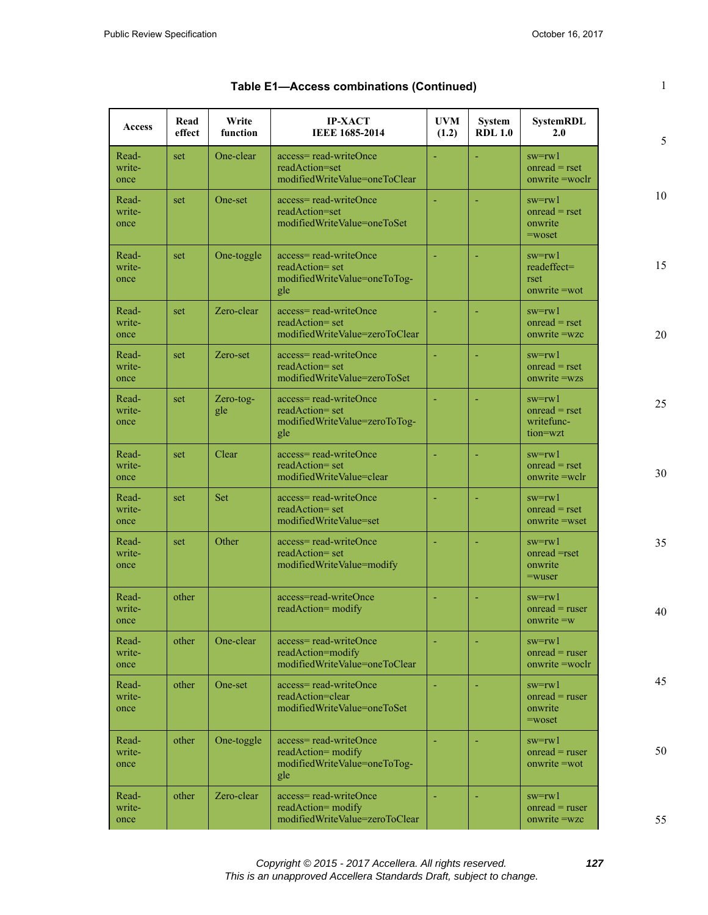**Table E1—Access combinations (Continued)**

| Access | Read effect | Write function | IP-XACT IEEE 1685-2014 | UVM (1.2) | System RDL 1.0 | SystemRDL 2.0 |
|---|---|---|---|---|---|---|
| Read-write-once | set | One-clear | access= read-writeOnce readAction=set modifiedWriteValue=oneToClear | - | - | sw=rw1 onread = rset onwrite =woclr |
| Read-write-once | set | One-set | access= read-writeOnce readAction=set modifiedWriteValue=oneToSet | - | - | sw=rw1 onread = rset onwrite =woset |
| Read-write-once | set | One-toggle | access= read-writeOnce readAction= set modifiedWriteValue=oneToToggle | - | - | sw=rw1 readeffect= rset onwrite =wot |
| Read-write-once | set | Zero-clear | access= read-writeOnce readAction= set modifiedWriteValue=zeroToClear | - | - | sw=rw1 onread = rset onwrite =wzc |
| Read-write-once | set | Zero-set | access= read-writeOnce readAction= set modifiedWriteValue=zeroToSet | - | - | sw=rw1 onread = rset onwrite =wzs |
| Read-write-once | set | Zero-toggle | access= read-writeOnce readAction= set modifiedWriteValue=zeroToToggle | - | - | sw=rw1 onread = rset writefunction=wzt |
| Read-write-once | set | Clear | access= read-writeOnce readAction= set modifiedWriteValue=clear | - | - | sw=rw1 onread = rset onwrite =wclr |
| Read-write-once | set | Set | access= read-writeOnce readAction= set modifiedWriteValue=set | - | - | sw=rw1 onread = rset onwrite =wset |
| Read-write-once | set | Other | access= read-writeOnce readAction= set modifiedWriteValue=modify | - | - | sw=rw1 onread =rset onwrite =wuser |
| Read-write-once | other | | access=read-writeOnce readAction= modify | - | - | sw=rw1 onread = ruser onwrite =w |
| Read-write-once | other | One-clear | access= read-writeOnce readAction=modify modifiedWriteValue=oneToClear | - | - | sw=rw1 onread = ruser onwrite =woclr |
| Read-write-once | other | One-set | access= read-writeOnce readAction=clear modifiedWriteValue=oneToSet | - | - | sw=rw1 onread = ruser onwrite =woset |
| Read-write-once | other | One-toggle | access= read-writeOnce readAction= modify modifiedWriteValue=oneToToggle | - | - | sw=rw1 onread = ruser onwrite =wot |
| Read-write-once | other | Zero-clear | access= read-writeOnce readAction= modify modifiedWriteValue=zeroToClear | - | - | sw=rw1 onread = ruser onwrite =wzc |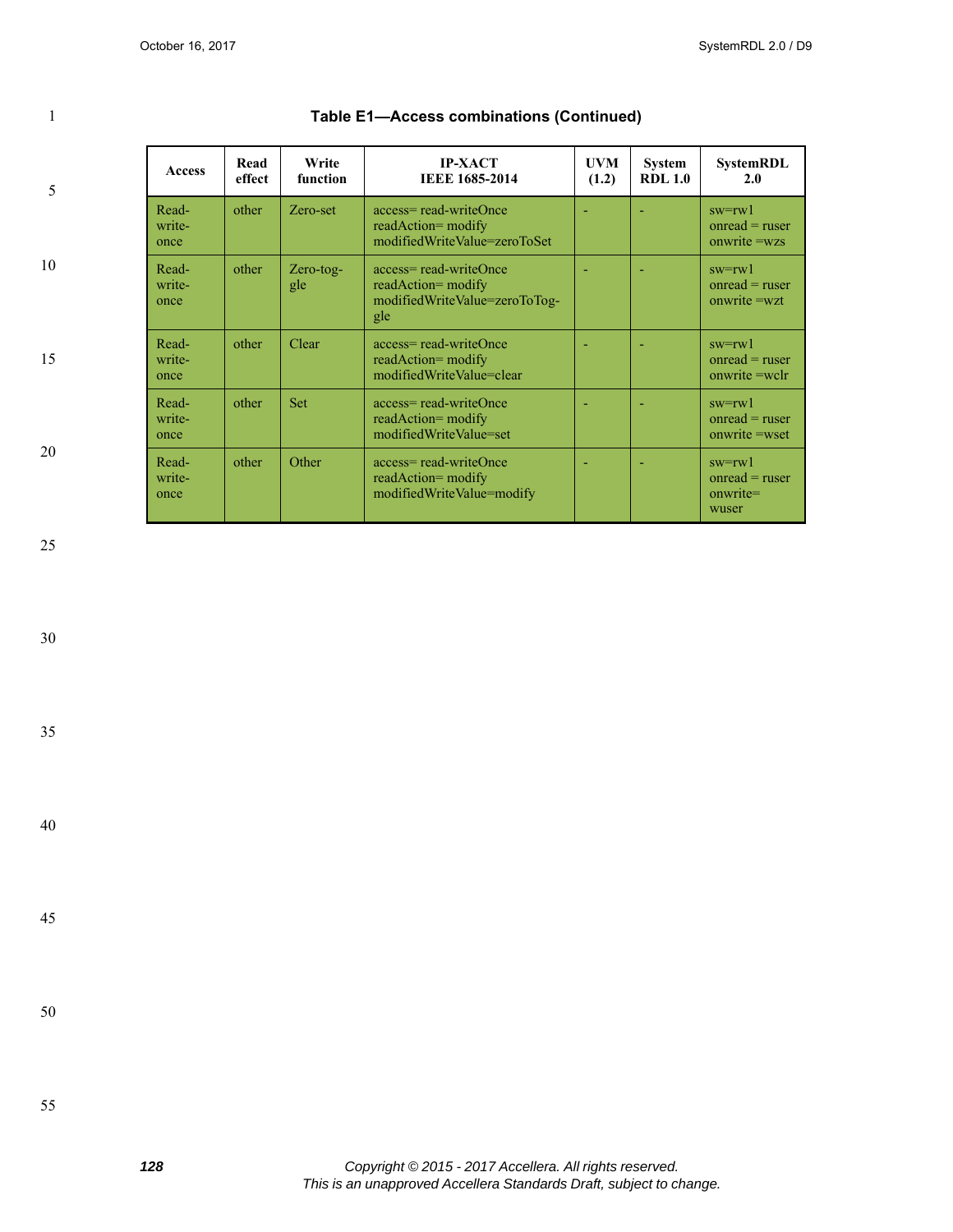**Table E1—Access combinations (Continued)**

| Access | Read effect | Write function | IP-XACT IEEE 1685-2014 | UVM (1.2) | System RDL 1.0 | SystemRDL 2.0 |
|---|---|---|---|---|---|---|
| Read-write-once | other | Zero-set | access= read-writeOnce readAction= modify modifiedWriteValue=zeroToSet | - | - | sw=rw1 onread = ruser onwrite =wzs |
| Read-write-once | other | Zero-toggle | access= read-writeOnce readAction= modify modifiedWriteValue=zeroToToggle | - | - | sw=rw1 onread = ruser onwrite =wzt |
| Read-write-once | other | Clear | access= read-writeOnce readAction= modify modifiedWriteValue=clear | - | - | sw=rw1 onread = ruser onwrite =wclr |
| Read-write-once | other | Set | access= read-writeOnce readAction= modify modifiedWriteValue=set | - | - | sw=rw1 onread = ruser onwrite =wset |
| Read-write-once | other | Other | access= read-writeOnce readAction= modify modifiedWriteValue=modify | - | - | sw=rw1 onread = ruser onwrite= wuser |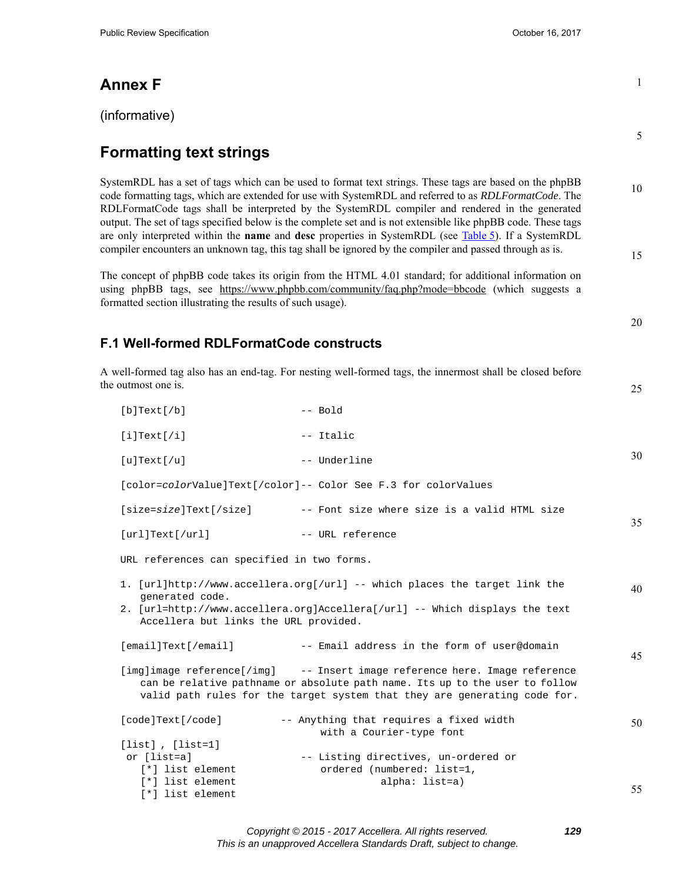# Annex F

(informative)

# Formatting text strings

SystemRDL has a set of tags which can be used to format text strings. These tags are based on the phpBB code formatting tags, which are extended for use with SystemRDL and referred to as *RDLFormatCode*. The RDLFormatCode tags shall be interpreted by the SystemRDL compiler and rendered in the generated output. The set of tags specified below is the complete set and is not extensible like phpBB code. These tags are only interpreted within the **name** and **desc** properties in SystemRDL (see Table 5). If a SystemRDL compiler encounters an unknown tag, this tag shall be ignored by the compiler and passed through as is.

The concept of phpBB code takes its origin from the HTML 4.01 standard; for additional information on using phpBB tags, see https://www.phpbb.com/community/faq.php?mode=bbcode (which suggests a formatted section illustrating the results of such usage).

## F.1 Well-formed RDLFormatCode constructs

A well-formed tag also has an end-tag. For nesting well-formed tags, the innermost shall be closed before the outmost one is.

```
[b]Text[/b]                  -- Bold

[i]Text[/i]                  -- Italic

[u]Text[/u]                  -- Underline

[color=colorValue]Text[/color]-- Color See F.3 for colorValues

[size=size]Text[/size]       -- Font size where size is a valid HTML size

[url]Text[/url]              -- URL reference

URL references can specified in two forms.

1. [url]http://www.accellera.org[/url] -- which places the target link the
   generated code.
2. [url=http://www.accellera.org]Accellera[/url] -- Which displays the text
   Accellera but links the URL provided.

[email]Text[/email]          -- Email address in the form of user@domain

[img]image reference[/img]   -- Insert image reference here. Image reference
   can be relative pathname or absolute path name. Its up to the user to follow
   valid path rules for the target system that they are generating code for.

[code]Text[/code]          -- Anything that requires a fixed width
                              with a Courier-type font
[list] , [list=1]
 or [list=a]                 -- Listing directives, un-ordered or
   [*] list element             ordered (numbered: list=1,
   [*] list element                     alpha: list=a)
   [*] list element
```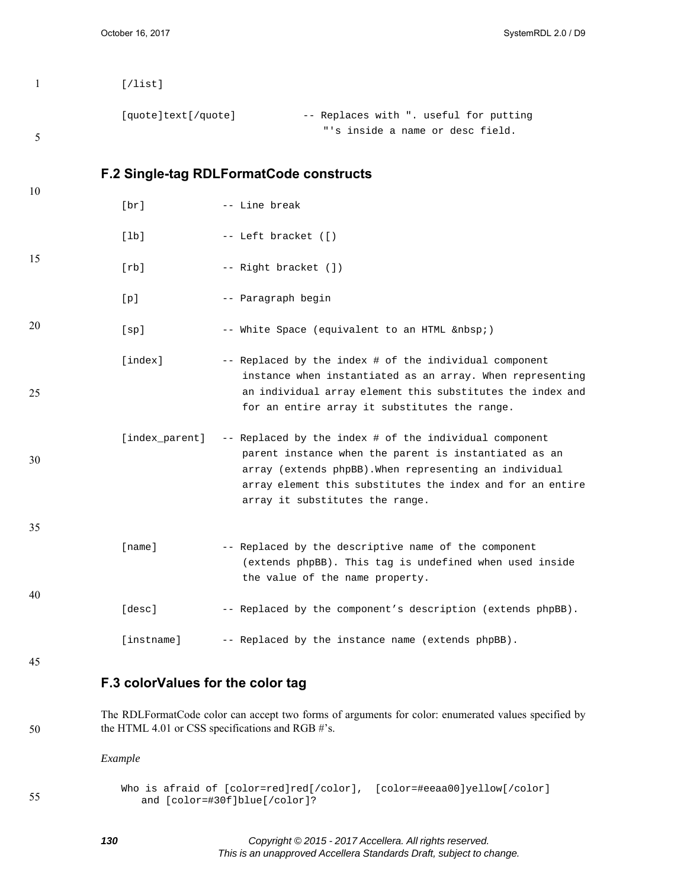```
[/list]

[quote]text[/quote]           -- Replaces with ". useful for putting
                                  "'s inside a name or desc field.
```

## F.2 Single-tag RDLFormatCode constructs

```
[br]            -- Line break

[lb]            -- Left bracket ([)

[rb]            -- Right bracket (])

[p]             -- Paragraph begin

[sp]            -- White Space (equivalent to an HTML &nbsp;)

[index]         -- Replaced by the index # of the individual component
                   instance when instantiated as an array. When representing
                   an individual array element this substitutes the index and
                   for an entire array it substitutes the range.

[index_parent]  -- Replaced by the index # of the individual component
                   parent instance when the parent is instantiated as an
                   array (extends phpBB).When representing an individual
                   array element this substitutes the index and for an entire
                   array it substitutes the range.


[name]          -- Replaced by the descriptive name of the component
                   (extends phpBB). This tag is undefined when used inside
                   the value of the name property.

[desc]          -- Replaced by the component's description (extends phpBB).

[instname]      -- Replaced by the instance name (extends phpBB).
```

## F.3 colorValues for the color tag

The RDLFormatCode color can accept two forms of arguments for color: enumerated values specified by the HTML 4.01 or CSS specifications and RGB #'s.

*Example*

```
Who is afraid of [color=red]red[/color],  [color=#eeaa00]yellow[/color]
   and [color=#30f]blue[/color]?
```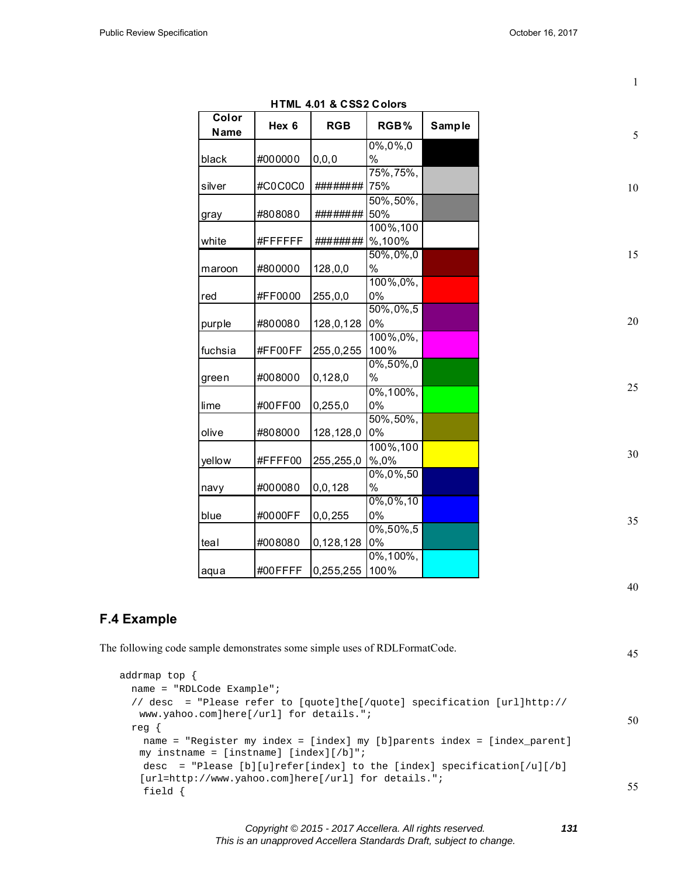**HTML 4.01 & CSS2 Colors**

| Color Name | Hex 6 | RGB | RGB% | Sample |
|---|---|---|---|---|
| black | #000000 | 0,0,0 | 0%,0%,0% | |
| silver | #C0C0C0 | ######## | 75%,75%,75% | |
| gray | #808080 | ######## | 50%,50%,50% | |
| white | #FFFFFF | ######## | 100%,100%,100% | |
| maroon | #800000 | 128,0,0 | 50%,0%,0% | |
| red | #FF0000 | 255,0,0 | 100%,0%,0% | |
| purple | #800080 | 128,0,128 | 50%,0%,50% | |
| fuchsia | #FF00FF | 255,0,255 | 100%,0%,100% | |
| green | #008000 | 0,128,0 | 0%,50%,0% | |
| lime | #00FF00 | 0,255,0 | 0%,100%,0% | |
| olive | #808000 | 128,128,0 | 50%,50%,0% | |
| yellow | #FFFF00 | 255,255,0 | 100%,100%,0% | |
| navy | #000080 | 0,0,128 | 0%,0%,50% | |
| blue | #0000FF | 0,0,255 | 0%,0%,100% | |
| teal | #008080 | 0,128,128 | 0%,50%,50% | |
| aqua | #00FFFF | 0,255,255 | 0%,100%,100% | |

## F.4 Example

The following code sample demonstrates some simple uses of RDLFormatCode.

```
addrmap top {
  name = "RDLCode Example";
  // desc  = "Please refer to [quote]the[/quote] specification [url]http://
    www.yahoo.com]here[/url] for details.";
  reg {
    name = "Register my index = [index] my [b]parents index = [index_parent]
   my instname = [instname] [index][/b]";
    desc  = "Please [b][u]refer[index] to the [index] specification[/u][/b]
   [url=http://www.yahoo.com]here[/url] for details.";
    field {
```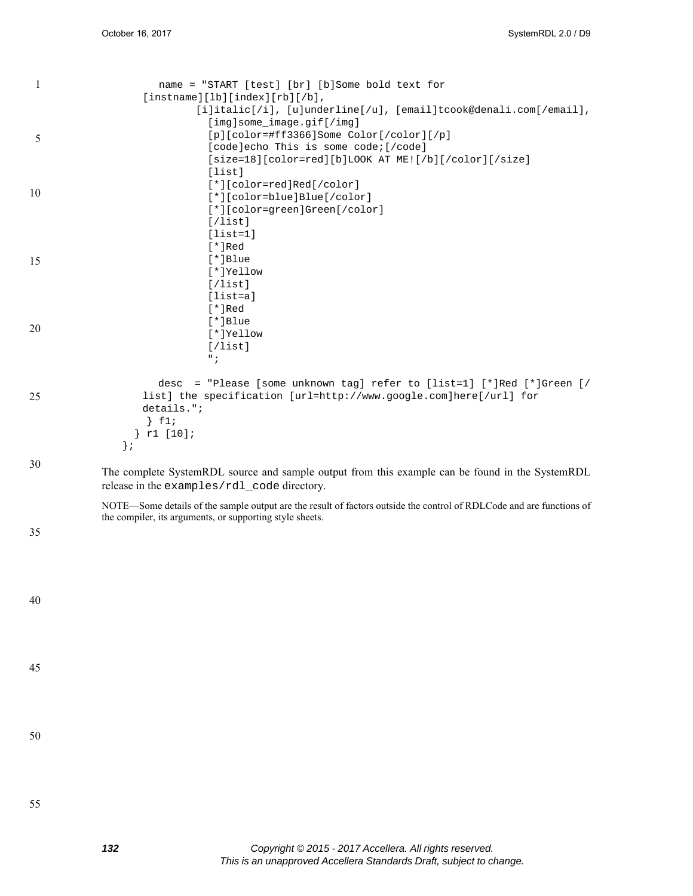```
      name = "START [test] [br] [b]Some bold text for
   [instname][lb][index][rb][/b],
           [i]italic[/i], [u]underline[/u], [email]tcook@denali.com[/email],
             [img]some_image.gif[/img]
             [p][color=#ff3366]Some Color[/color][/p]
             [code]echo This is some code;[/code]
             [size=18][color=red][b]LOOK AT ME![/b][/color][/size]
             [list]
             [*][color=red]Red[/color]
             [*][color=blue]Blue[/color]
             [*][color=green]Green[/color]
             [/list]
             [list=1]
             [*]Red
             [*]Blue
             [*]Yellow
             [/list]
             [list=a]
             [*]Red
             [*]Blue
             [*]Yellow
             [/list]
             ";

      desc  = "Please [some unknown tag] refer to [list=1] [*]Red [*]Green [/
   list] the specification [url=http://www.google.com]here[/url] for
   details.";
    } f1;
  } r1 [10];
};
```

The complete SystemRDL source and sample output from this example can be found in the SystemRDL release in the `examples/rdl_code` directory.

NOTE—Some details of the sample output are the result of factors outside the control of RDLCode and are functions of the compiler, its arguments, or supporting style sheets.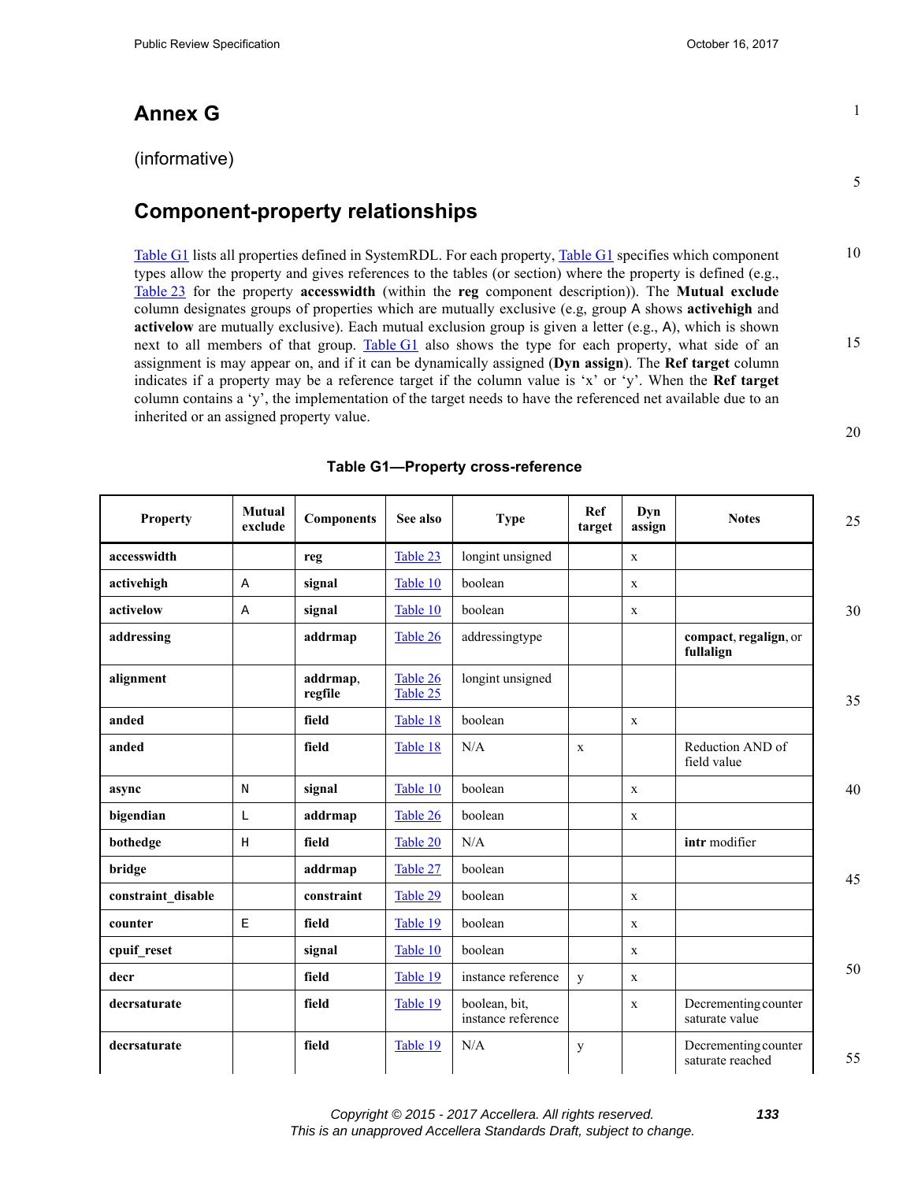# Annex G

(informative)

## Component-property relationships

Table G1 lists all properties defined in SystemRDL. For each property, Table G1 specifies which component types allow the property and gives references to the tables (or section) where the property is defined (e.g., Table 23 for the property **accesswidth** (within the **reg** component description)). The **Mutual exclude** column designates groups of properties which are mutually exclusive (e.g, group A shows **activehigh** and **activelow** are mutually exclusive). Each mutual exclusion group is given a letter (e.g., A), which is shown next to all members of that group. Table G1 also shows the type for each property, what side of an assignment is may appear on, and if it can be dynamically assigned (**Dyn assign**). The **Ref target** column indicates if a property may be a reference target if the column value is 'x' or 'y'. When the **Ref target** column contains a 'y', the implementation of the target needs to have the referenced net available due to an inherited or an assigned property value.

**Table G1—Property cross-reference**

| Property | Mutual exclude | Components | See also | Type | Ref target | Dyn assign | Notes |
|---|---|---|---|---|---|---|---|
| **accesswidth** | | **reg** | Table 23 | longint unsigned | | x | |
| **activehigh** | A | **signal** | Table 10 | boolean | | x | |
| **activelow** | A | **signal** | Table 10 | boolean | | x | |
| **addressing** | | **addrmap** | Table 26 | addressingtype | | | **compact**, **regalign**, or **fullalign** |
| **alignment** | | **addrmap**, **regfile** | Table 26 Table 25 | longint unsigned | | | |
| **anded** | | **field** | Table 18 | boolean | | x | |
| **anded** | | **field** | Table 18 | N/A | x | | Reduction AND of field value |
| **async** | N | **signal** | Table 10 | boolean | | x | |
| **bigendian** | L | **addrmap** | Table 26 | boolean | | x | |
| **bothedge** | H | **field** | Table 20 | N/A | | | **intr** modifier |
| **bridge** | | **addrmap** | Table 27 | boolean | | | |
| **constraint_disable** | | **constraint** | Table 29 | boolean | | x | |
| **counter** | E | **field** | Table 19 | boolean | | x | |
| **cpuif_reset** | | **signal** | Table 10 | boolean | | x | |
| **decr** | | **field** | Table 19 | instance reference | y | x | |
| **decrsaturate** | | **field** | Table 19 | boolean, bit, instance reference | | x | Decrementing counter saturate value |
| **decrsaturate** | | **field** | Table 19 | N/A | y | | Decrementing counter saturate reached |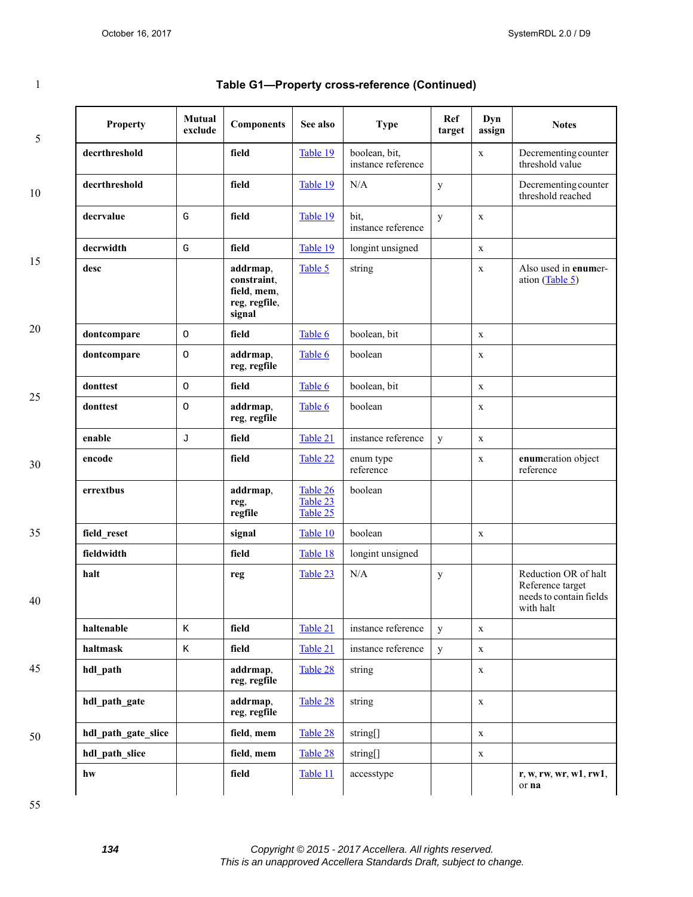### Table G1—Property cross-reference (Continued)

| Property | Mutual exclude | Components | See also | Type | Ref target | Dyn assign | Notes |
|---|---|---|---|---|---|---|---|
| **decrthreshold** | | **field** | Table 19 | boolean, bit, instance reference | | x | Decrementing counter threshold value |
| **decrthreshold** | | **field** | Table 19 | N/A | y | | Decrementing counter threshold reached |
| **decrvalue** | G | **field** | Table 19 | bit, instance reference | y | x | |
| **decrwidth** | G | **field** | Table 19 | longint unsigned | | x | |
| **desc** | | **addrmap**, **constraint**, **field**, **mem**, **reg**, **regfile**, **signal** | Table 5 | string | | x | Also used in **enum**eration (Table 5) |
| **dontcompare** | O | **field** | Table 6 | boolean, bit | | x | |
| **dontcompare** | O | **addrmap**, **reg**, **regfile** | Table 6 | boolean | | x | |
| **donttest** | O | **field** | Table 6 | boolean, bit | | x | |
| **donttest** | O | **addrmap**, **reg**, **regfile** | Table 6 | boolean | | x | |
| **enable** | J | **field** | Table 21 | instance reference | y | x | |
| **encode** | | **field** | Table 22 | enum type reference | | x | **enum**eration object reference |
| **errextbus** | | **addrmap**, **reg**, **regfile** | Table 26 Table 23 Table 25 | boolean | | | |
| **field_reset** | | **signal** | Table 10 | boolean | | x | |
| **fieldwidth** | | **field** | Table 18 | longint unsigned | | | |
| **halt** | | **reg** | Table 23 | N/A | y | | Reduction OR of halt Reference target needs to contain fields with halt |
| **haltenable** | K | **field** | Table 21 | instance reference | y | x | |
| **haltmask** | K | **field** | Table 21 | instance reference | y | x | |
| **hdl_path** | | **addrmap**, **reg**, **regfile** | Table 28 | string | | x | |
| **hdl_path_gate** | | **addrmap**, **reg**, **regfile** | Table 28 | string | | x | |
| **hdl_path_gate_slice** | | **field**, **mem** | Table 28 | string[] | | x | |
| **hdl_path_slice** | | **field**, **mem** | Table 28 | string[] | | x | |
| **hw** | | **field** | Table 11 | accesstype | | | **r**, **w**, **rw**, **wr**, **w1**, **rw1**, or **na** |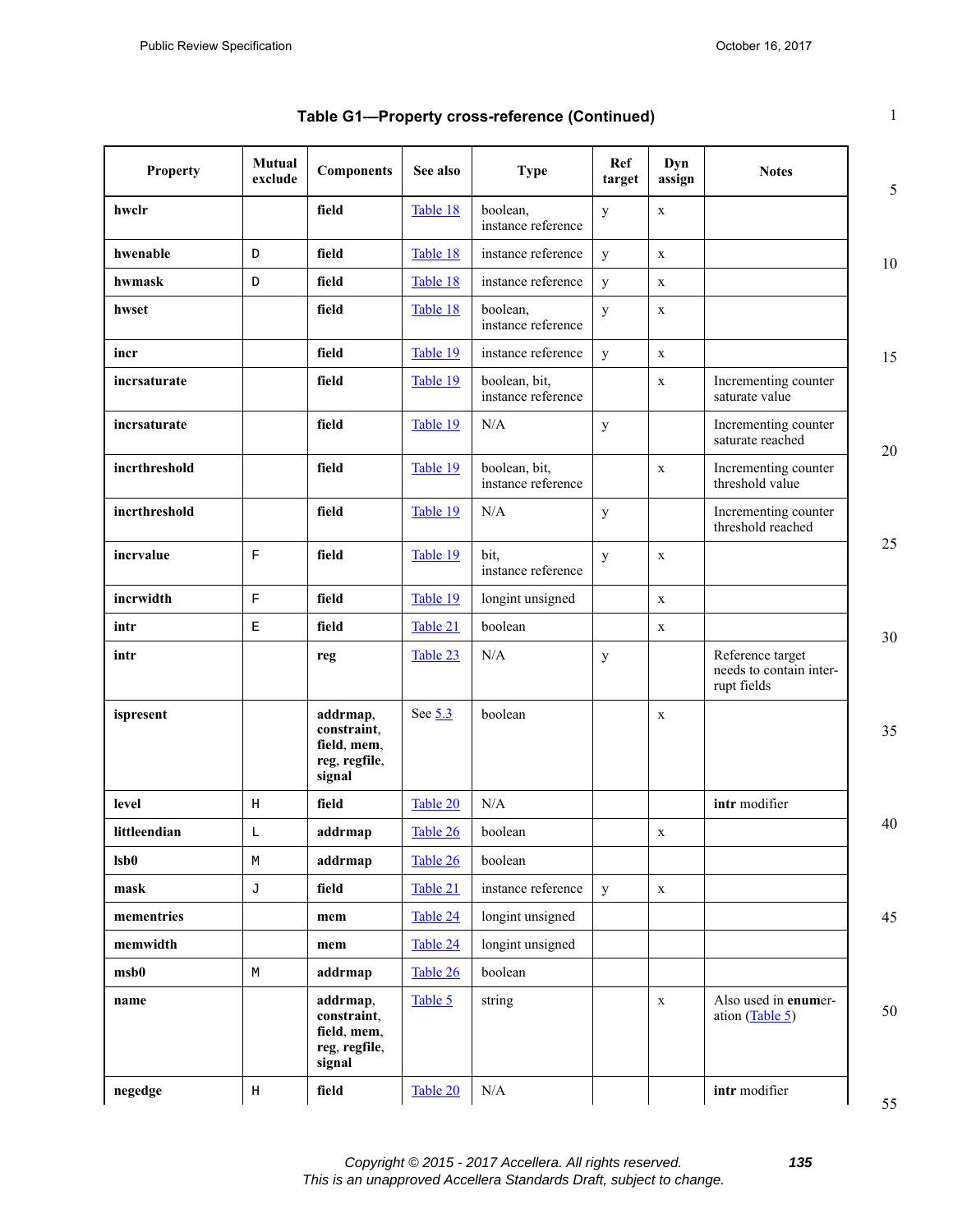**Table G1—Property cross-reference (Continued)**

| Property | Mutual exclude | Components | See also | Type | Ref target | Dyn assign | Notes |
|---|---|---|---|---|---|---|---|
| **hwclr** | | **field** | Table 18 | boolean, instance reference | y | x | |
| **hwenable** | D | **field** | Table 18 | instance reference | y | x | |
| **hwmask** | D | **field** | Table 18 | instance reference | y | x | |
| **hwset** | | **field** | Table 18 | boolean, instance reference | y | x | |
| **incr** | | **field** | Table 19 | instance reference | y | x | |
| **incrsaturate** | | **field** | Table 19 | boolean, bit, instance reference | | x | Incrementing counter saturate value |
| **incrsaturate** | | **field** | Table 19 | N/A | y | | Incrementing counter saturate reached |
| **incrthreshold** | | **field** | Table 19 | boolean, bit, instance reference | | x | Incrementing counter threshold value |
| **incrthreshold** | | **field** | Table 19 | N/A | y | | Incrementing counter threshold reached |
| **incrvalue** | F | **field** | Table 19 | bit, instance reference | y | x | |
| **incrwidth** | F | **field** | Table 19 | longint unsigned | | x | |
| **intr** | E | **field** | Table 21 | boolean | | x | |
| **intr** | | **reg** | Table 23 | N/A | y | | Reference target needs to contain interrupt fields |
| **ispresent** | | **addrmap**, **constraint**, **field**, **mem**, **reg**, **regfile**, **signal** | See 5.3 | boolean | | x | |
| **level** | H | **field** | Table 20 | N/A | | | **intr** modifier |
| **littleendian** | L | **addrmap** | Table 26 | boolean | | x | |
| **lsb0** | M | **addrmap** | Table 26 | boolean | | | |
| **mask** | J | **field** | Table 21 | instance reference | y | x | |
| **mementries** | | **mem** | Table 24 | longint unsigned | | | |
| **memwidth** | | **mem** | Table 24 | longint unsigned | | | |
| **msb0** | M | **addrmap** | Table 26 | boolean | | | |
| **name** | | **addrmap**, **constraint**, **field**, **mem**, **reg**, **regfile**, **signal** | Table 5 | string | | x | Also used in **enumer**ation (Table 5) |
| **negedge** | H | **field** | Table 20 | N/A | | | **intr** modifier |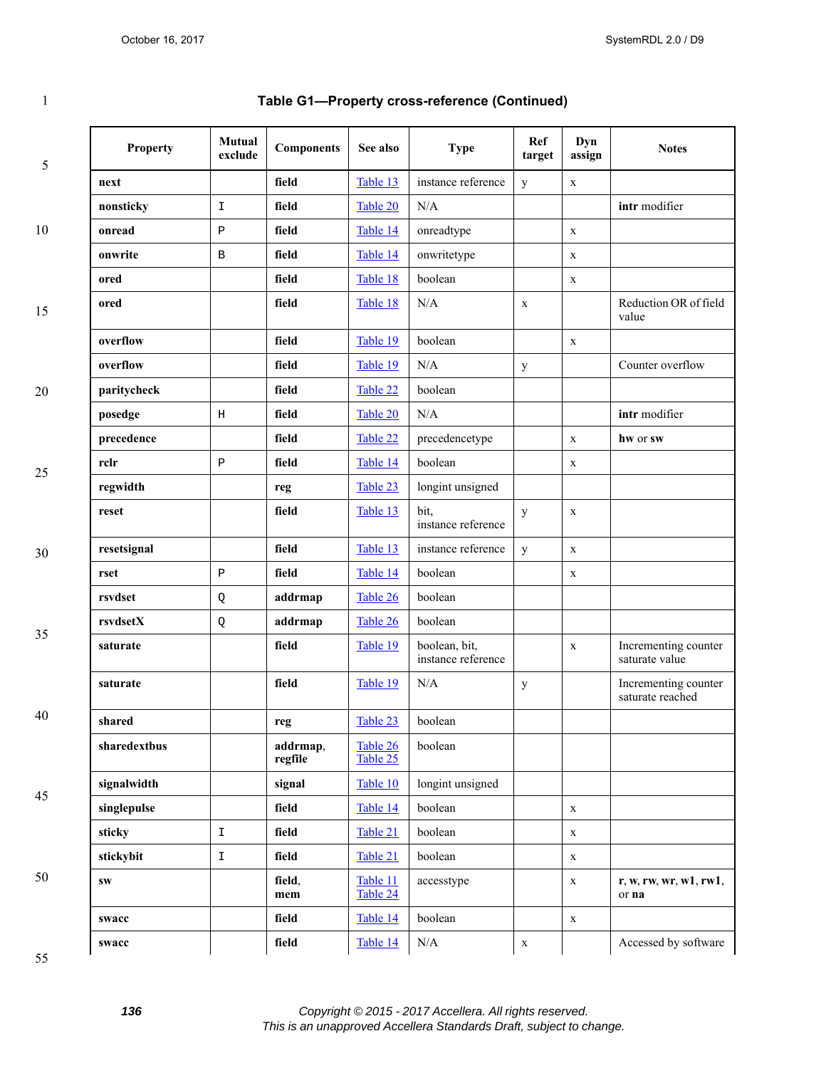### Table G1—Property cross-reference (Continued)

| Property | Mutual exclude | Components | See also | Type | Ref target | Dyn assign | Notes |
|---|---|---|---|---|---|---|---|
| **next** | | **field** | Table 13 | instance reference | y | x | |
| **nonsticky** | I | **field** | Table 20 | N/A | | | **intr** modifier |
| **onread** | P | **field** | Table 14 | onreadtype | | x | |
| **onwrite** | B | **field** | Table 14 | onwritetype | | x | |
| **ored** | | **field** | Table 18 | boolean | | x | |
| **ored** | | **field** | Table 18 | N/A | x | | Reduction OR of field value |
| **overflow** | | **field** | Table 19 | boolean | | x | |
| **overflow** | | **field** | Table 19 | N/A | y | | Counter overflow |
| **paritycheck** | | **field** | Table 22 | boolean | | | |
| **posedge** | H | **field** | Table 20 | N/A | | | **intr** modifier |
| **precedence** | | **field** | Table 22 | precedencetype | | x | **hw** or **sw** |
| **rclr** | P | **field** | Table 14 | boolean | | x | |
| **regwidth** | | **reg** | Table 23 | longint unsigned | | | |
| **reset** | | **field** | Table 13 | bit, instance reference | y | x | |
| **resetsignal** | | **field** | Table 13 | instance reference | y | x | |
| **rset** | P | **field** | Table 14 | boolean | | x | |
| **rsvdset** | Q | **addrmap** | Table 26 | boolean | | | |
| **rsvdsetX** | Q | **addrmap** | Table 26 | boolean | | | |
| **saturate** | | **field** | Table 19 | boolean, bit, instance reference | | x | Incrementing counter saturate value |
| **saturate** | | **field** | Table 19 | N/A | y | | Incrementing counter saturate reached |
| **shared** | | **reg** | Table 23 | boolean | | | |
| **sharedextbus** | | **addrmap**, **regfile** | Table 26 Table 25 | boolean | | | |
| **signalwidth** | | **signal** | Table 10 | longint unsigned | | | |
| **singlepulse** | | **field** | Table 14 | boolean | | x | |
| **sticky** | I | **field** | Table 21 | boolean | | x | |
| **stickybit** | I | **field** | Table 21 | boolean | | x | |
| **sw** | | **field**, **mem** | Table 11 Table 24 | accesstype | | x | **r**, **w**, **rw**, **wr**, **w1**, **rw1**, or **na** |
| **swacc** | | **field** | Table 14 | boolean | | x | |
| **swacc** | | **field** | Table 14 | N/A | x | | Accessed by software |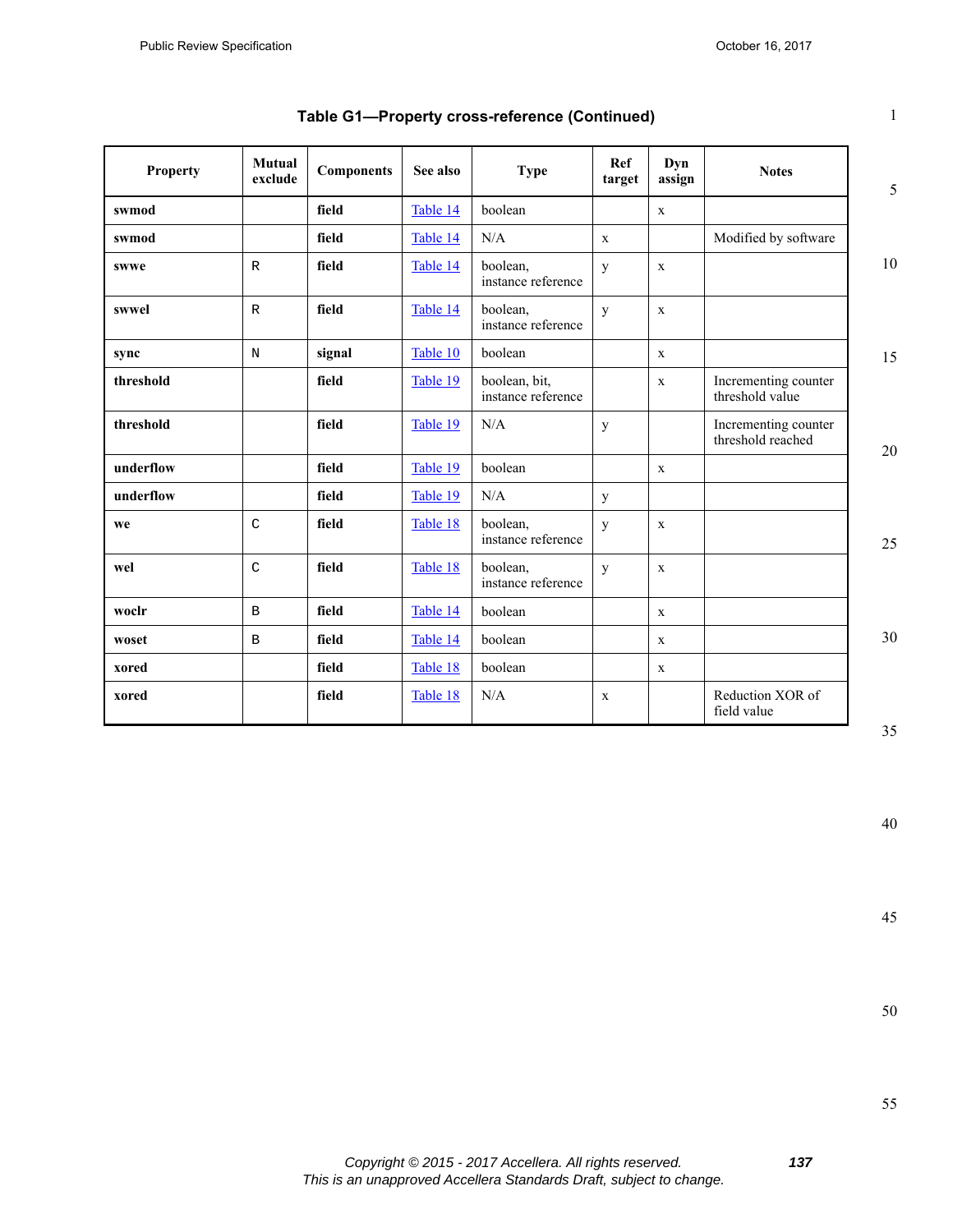**Table G1—Property cross-reference (Continued)**

| Property | Mutual exclude | Components | See also | Type | Ref target | Dyn assign | Notes |
|---|---|---|---|---|---|---|---|
| **swmod** | | **field** | Table 14 | boolean | | x | |
| **swmod** | | **field** | Table 14 | N/A | x | | Modified by software |
| **swwe** | R | **field** | Table 14 | boolean, instance reference | y | x | |
| **swwel** | R | **field** | Table 14 | boolean, instance reference | y | x | |
| **sync** | N | **signal** | Table 10 | boolean | | x | |
| **threshold** | | **field** | Table 19 | boolean, bit, instance reference | | x | Incrementing counter threshold value |
| **threshold** | | **field** | Table 19 | N/A | y | | Incrementing counter threshold reached |
| **underflow** | | **field** | Table 19 | boolean | | x | |
| **underflow** | | **field** | Table 19 | N/A | y | | |
| **we** | C | **field** | Table 18 | boolean, instance reference | y | x | |
| **wel** | C | **field** | Table 18 | boolean, instance reference | y | x | |
| **woclr** | B | **field** | Table 14 | boolean | | x | |
| **woset** | B | **field** | Table 14 | boolean | | x | |
| **xored** | | **field** | Table 18 | boolean | | x | |
| **xored** | | **field** | Table 18 | N/A | x | | Reduction XOR of field value |